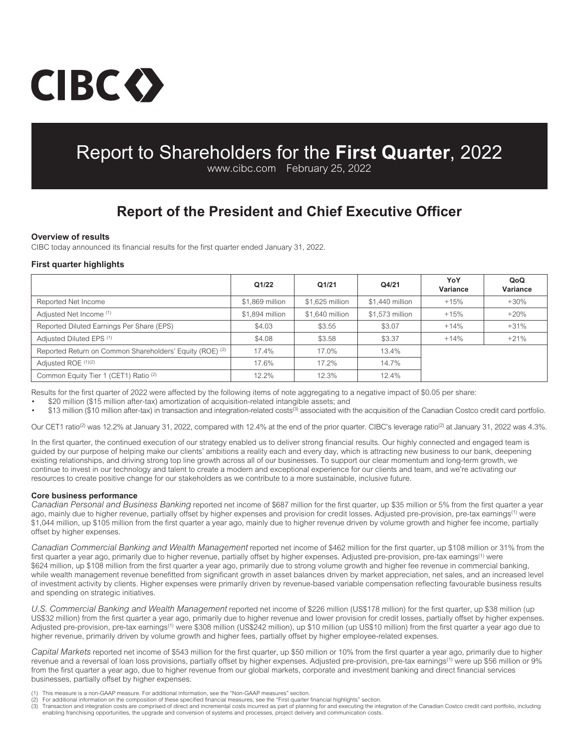# CIBC

## Report to Shareholders for the **First Quarter**, 2022

www.cibc.com February 25, 2022

# Report of the President and Chief Executive Officer

### Overview of results

CIBC today announced its financial results for the first quarter ended January 31, 2022.

### First quarter highlights

| | Q1/22 | Q1/21 | Q4/21 | YoY Variance | QoQ Variance |
|---|---|---|---|---|---|
| Reported Net Income | $1,869 million | $1,625 million | $1,440 million | +15% | +30% |
| Adjusted Net Income (1) | $1,894 million | $1,640 million | $1,573 million | +15% | +20% |
| Reported Diluted Earnings Per Share (EPS) | $4.03 | $3.55 | $3.07 | +14% | +31% |
| Adjusted Diluted EPS (1) | $4.08 | $3.58 | $3.37 | +14% | +21% |
| Reported Return on Common Shareholders' Equity (ROE) (2) | 17.4% | 17.0% | 13.4% | | |
| Adjusted ROE (1)(2) | 17.6% | 17.2% | 14.7% | | |
| Common Equity Tier 1 (CET1) Ratio (2) | 12.2% | 12.3% | 12.4% | | |

Results for the first quarter of 2022 were affected by the following items of note aggregating to a negative impact of $0.05 per share:

- $20 million ($15 million after-tax) amortization of acquisition-related intangible assets; and
- $13 million ($10 million after-tax) in transaction and integration-related costs[3] associated with the acquisition of the Canadian Costco credit card portfolio.

Our CET1 ratio[2] was 12.2% at January 31, 2022, compared with 12.4% at the end of the prior quarter. CIBC's leverage ratio[2] at January 31, 2022 was 4.3%.

In the first quarter, the continued execution of our strategy enabled us to deliver strong financial results. Our highly connected and engaged team is guided by our purpose of helping make our clients' ambitions a reality each and every day, which is attracting new business to our bank, deepening existing relationships, and driving strong top line growth across all of our businesses. To support our clear momentum and long-term growth, we continue to invest in our technology and talent to create a modern and exceptional experience for our clients and team, and we're activating our resources to create positive change for our stakeholders as we contribute to a more sustainable, inclusive future.

### Core business performance

*Canadian Personal and Business Banking* reported net income of $687 million for the first quarter, up $35 million or 5% from the first quarter a year ago, mainly due to higher revenue, partially offset by higher expenses and provision for credit losses. Adjusted pre-provision, pre-tax earnings[1] were $1,044 million, up $105 million from the first quarter a year ago, mainly due to higher revenue driven by volume growth and higher fee income, partially offset by higher expenses.

*Canadian Commercial Banking and Wealth Management* reported net income of $462 million for the first quarter, up $108 million or 31% from the first quarter a year ago, primarily due to higher revenue, partially offset by higher expenses. Adjusted pre-provision, pre-tax earnings[1] were $624 million, up $108 million from the first quarter a year ago, primarily due to strong volume growth and higher fee revenue in commercial banking, while wealth management revenue benefitted from significant growth in asset balances driven by market appreciation, net sales, and an increased level of investment activity by clients. Higher expenses were primarily driven by revenue-based variable compensation reflecting favourable business results and spending on strategic initiatives.

*U.S. Commercial Banking and Wealth Management* reported net income of $226 million (US$178 million) for the first quarter, up $38 million (up US$32 million) from the first quarter a year ago, primarily due to higher revenue and lower provision for credit losses, partially offset by higher expenses. Adjusted pre-provision, pre-tax earnings[1] were $308 million (US$242 million), up $10 million (up US$10 million) from the first quarter a year ago due to higher revenue, primarily driven by volume growth and higher fees, partially offset by higher employee-related expenses.

*Capital Markets* reported net income of $543 million for the first quarter, up $50 million or 10% from the first quarter a year ago, primarily due to higher revenue and a reversal of loan loss provisions, partially offset by higher expenses. Adjusted pre-provision, pre-tax earnings[1] were up $56 million or 9% from the first quarter a year ago, due to higher revenue from our global markets, corporate and investment banking and direct financial services businesses, partially offset by higher expenses.

(1) This measure is a non-GAAP measure. For additional information, see the "Non-GAAP measures" section.
(2) For additional information on the composition of these specified financial measures, see the "First quarter financial highlights" section.
(3) Transaction and integration costs are comprised of direct and incremental costs incurred as part of planning for and executing the integration of the Canadian Costco credit card portfolio, including enabling franchising opportunities, the upgrade and conversion of systems and processes, project delivery and communication costs.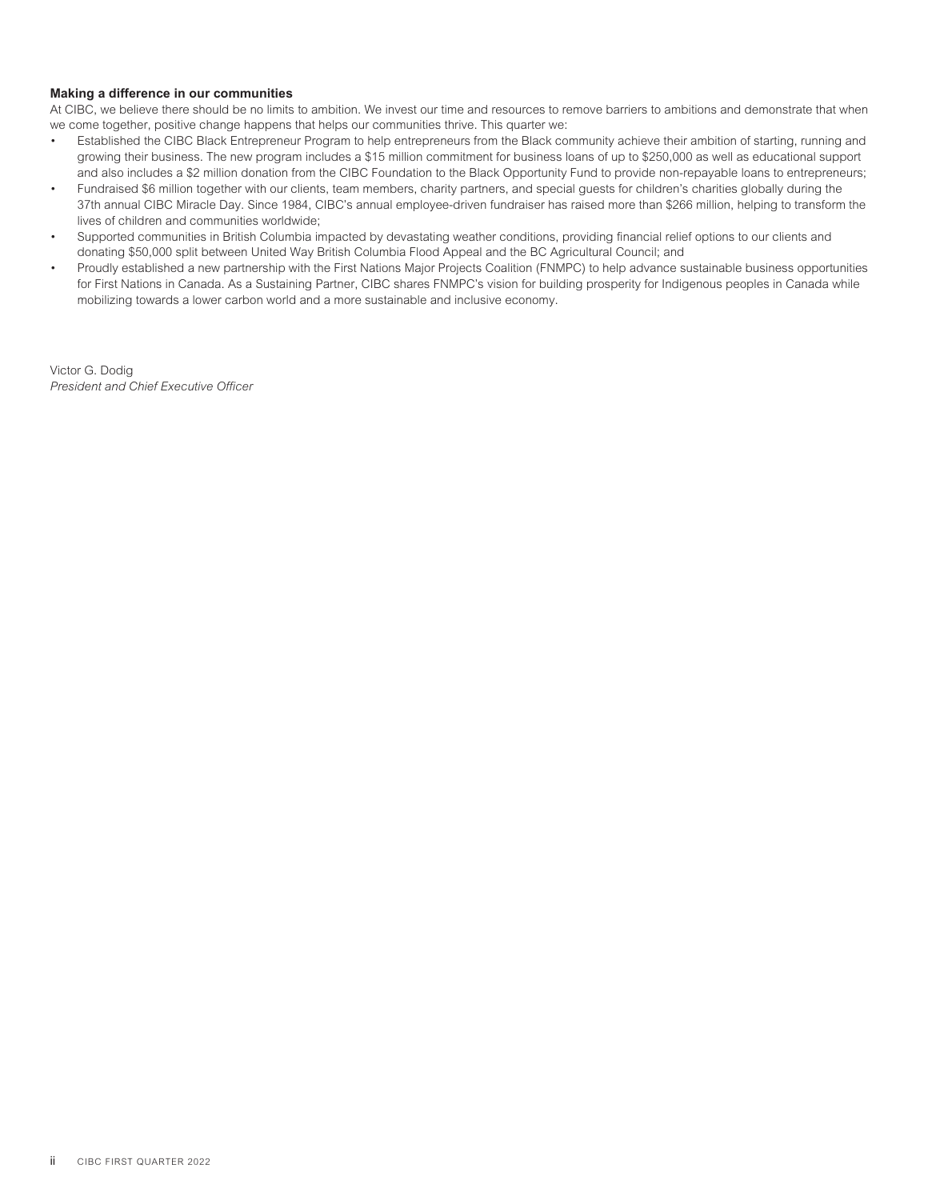**Making a difference in our communities**

At CIBC, we believe there should be no limits to ambition. We invest our time and resources to remove barriers to ambitions and demonstrate that when we come together, positive change happens that helps our communities thrive. This quarter we:

- Established the CIBC Black Entrepreneur Program to help entrepreneurs from the Black community achieve their ambition of starting, running and growing their business. The new program includes a $15 million commitment for business loans of up to $250,000 as well as educational support and also includes a $2 million donation from the CIBC Foundation to the Black Opportunity Fund to provide non-repayable loans to entrepreneurs;
- Fundraised $6 million together with our clients, team members, charity partners, and special guests for children's charities globally during the 37th annual CIBC Miracle Day. Since 1984, CIBC's annual employee-driven fundraiser has raised more than $266 million, helping to transform the lives of children and communities worldwide;
- Supported communities in British Columbia impacted by devastating weather conditions, providing financial relief options to our clients and donating $50,000 split between United Way British Columbia Flood Appeal and the BC Agricultural Council; and
- Proudly established a new partnership with the First Nations Major Projects Coalition (FNMPC) to help advance sustainable business opportunities for First Nations in Canada. As a Sustaining Partner, CIBC shares FNMPC's vision for building prosperity for Indigenous peoples in Canada while mobilizing towards a lower carbon world and a more sustainable and inclusive economy.

Victor G. Dodig
*President and Chief Executive Officer*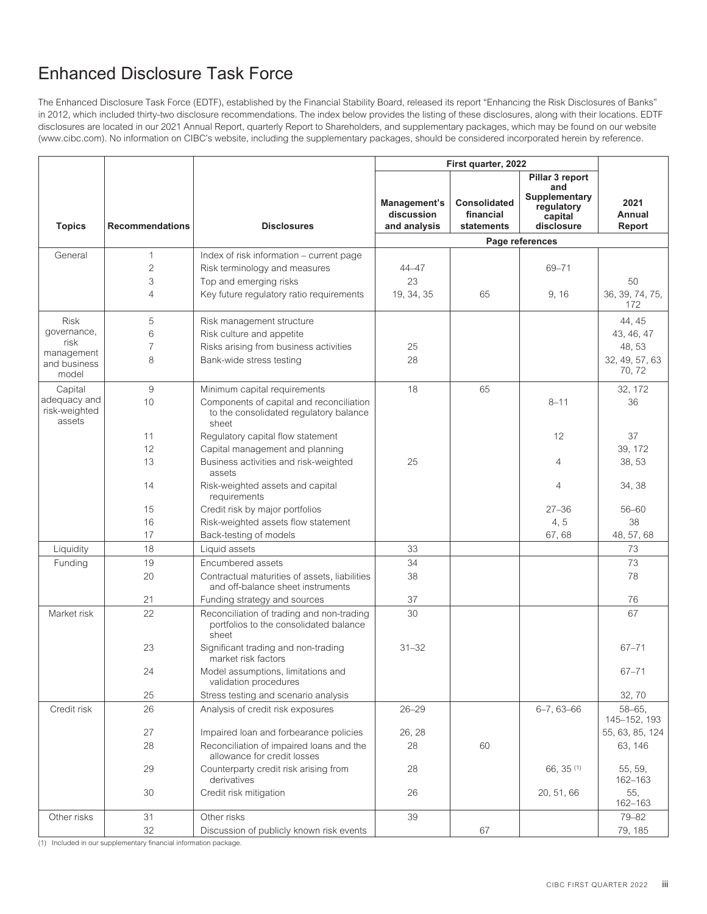# Enhanced Disclosure Task Force

The Enhanced Disclosure Task Force (EDTF), established by the Financial Stability Board, released its report "Enhancing the Risk Disclosures of Banks" in 2012, which included thirty-two disclosure recommendations. The index below provides the listing of these disclosures, along with their locations. EDTF disclosures are located in our 2021 Annual Report, quarterly Report to Shareholders, and supplementary packages, which may be found on our website (www.cibc.com). No information on CIBC's website, including the supplementary packages, should be considered incorporated herein by reference.

| | | | First quarter, 2022 | | | |
|---|---|---|---|---|---|---|
| **Topics** | **Recommendations** | **Disclosures** | **Management's discussion and analysis** | **Consolidated financial statements** | **Pillar 3 report and Supplementary regulatory capital disclosure** | **2021 Annual Report** |
| | | | Page references | | | |
| General | 1 | Index of risk information – current page | | | | |
| | 2 | Risk terminology and measures | 44–47 | | 69–71 | |
| | 3 | Top and emerging risks | 23 | | | 50 |
| | 4 | Key future regulatory ratio requirements | 19, 34, 35 | 65 | 9, 16 | 36, 39, 74, 75, 172 |
| Risk governance, risk management and business model | 5 | Risk management structure | | | | 44, 45 |
| | 6 | Risk culture and appetite | | | | 43, 46, 47 |
| | 7 | Risks arising from business activities | 25 | | | 48, 53 |
| | 8 | Bank-wide stress testing | 28 | | | 32, 49, 57, 63 70, 72 |
| Capital adequacy and risk-weighted assets | 9 | Minimum capital requirements | 18 | 65 | | 32, 172 |
| | 10 | Components of capital and reconciliation to the consolidated regulatory balance sheet | | | 8–11 | 36 |
| | 11 | Regulatory capital flow statement | | | 12 | 37 |
| | 12 | Capital management and planning | | | | 39, 172 |
| | 13 | Business activities and risk-weighted assets | 25 | | 4 | 38, 53 |
| | 14 | Risk-weighted assets and capital requirements | | | 4 | 34, 38 |
| | 15 | Credit risk by major portfolios | | | 27–36 | 56–60 |
| | 16 | Risk-weighted assets flow statement | | | 4, 5 | 38 |
| | 17 | Back-testing of models | | | 67, 68 | 48, 57, 68 |
| Liquidity | 18 | Liquid assets | 33 | | | 73 |
| Funding | 19 | Encumbered assets | 34 | | | 73 |
| | 20 | Contractual maturities of assets, liabilities and off-balance sheet instruments | 38 | | | 78 |
| | 21 | Funding strategy and sources | 37 | | | 76 |
| Market risk | 22 | Reconciliation of trading and non-trading portfolios to the consolidated balance sheet | 30 | | | 67 |
| | 23 | Significant trading and non-trading market risk factors | 31–32 | | | 67–71 |
| | 24 | Model assumptions, limitations and validation procedures | | | | 67–71 |
| | 25 | Stress testing and scenario analysis | | | | 32, 70 |
| Credit risk | 26 | Analysis of credit risk exposures | 26–29 | | 6–7, 63–66 | 58–65, 145–152, 193 |
| | 27 | Impaired loan and forbearance policies | 26, 28 | | | 55, 63, 85, 124 |
| | 28 | Reconciliation of impaired loans and the allowance for credit losses | 28 | 60 | | 63, 146 |
| | 29 | Counterparty credit risk arising from derivatives | 28 | | 66, 35 (1) | 55, 59, 162–163 |
| | 30 | Credit risk mitigation | 26 | | 20, 51, 66 | 55, 162–163 |
| Other risks | 31 | Other risks | 39 | | | 79–82 |
| | 32 | Discussion of publicly known risk events | | 67 | | 79, 185 |

(1) Included in our supplementary financial information package.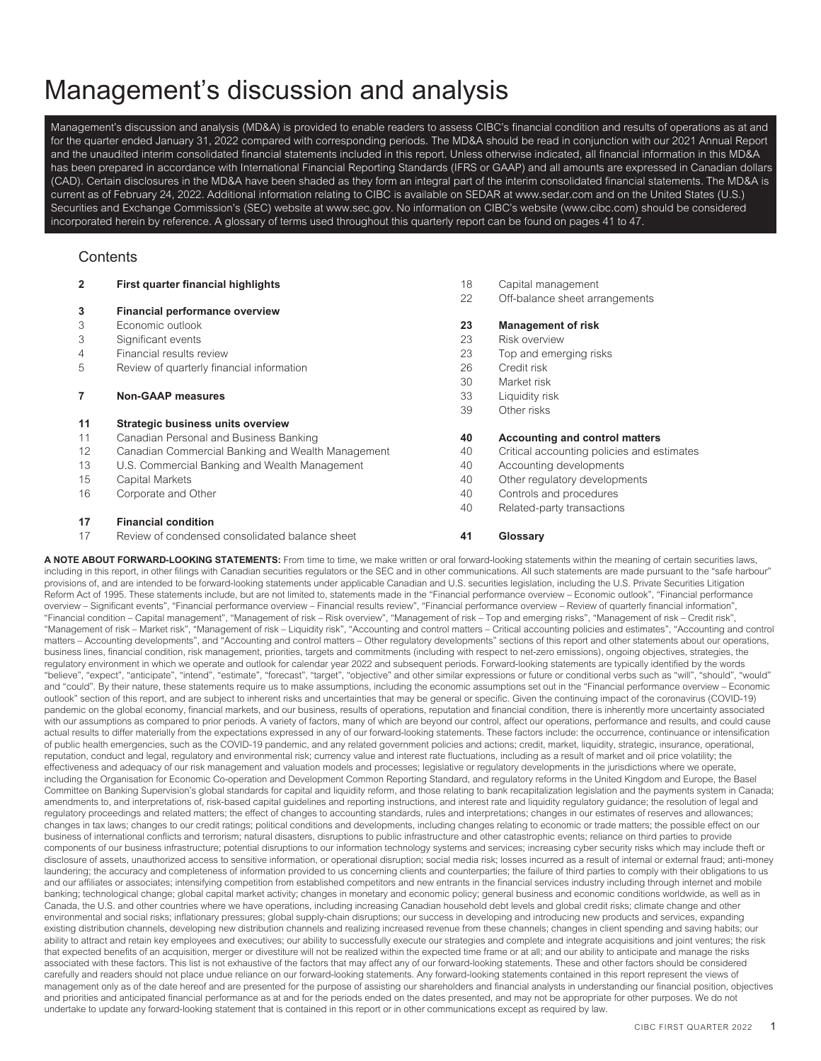# Management's discussion and analysis

Management's discussion and analysis (MD&A) is provided to enable readers to assess CIBC's financial condition and results of operations as at and for the quarter ended January 31, 2022 compared with corresponding periods. The MD&A should be read in conjunction with our 2021 Annual Report and the unaudited interim consolidated financial statements included in this report. Unless otherwise indicated, all financial information in this MD&A has been prepared in accordance with International Financial Reporting Standards (IFRS or GAAP) and all amounts are expressed in Canadian dollars (CAD). Certain disclosures in the MD&A have been shaded as they form an integral part of the interim consolidated financial statements. The MD&A is current as of February 24, 2022. Additional information relating to CIBC is available on SEDAR at www.sedar.com and on the United States (U.S.) Securities and Exchange Commission's (SEC) website at www.sec.gov. No information on CIBC's website (www.cibc.com) should be considered incorporated herein by reference. A glossary of terms used throughout this quarterly report can be found on pages 41 to 47.

## Contents

| | |
|---|---|
| **2** | **First quarter financial highlights** |
| **3** | **Financial performance overview** |
| 3 | Economic outlook |
| 3 | Significant events |
| 4 | Financial results review |
| 5 | Review of quarterly financial information |
| **7** | **Non-GAAP measures** |
| **11** | **Strategic business units overview** |
| 11 | Canadian Personal and Business Banking |
| 12 | Canadian Commercial Banking and Wealth Management |
| 13 | U.S. Commercial Banking and Wealth Management |
| 15 | Capital Markets |
| 16 | Corporate and Other |
| **17** | **Financial condition** |
| 17 | Review of condensed consolidated balance sheet |
| 18 | Capital management |
| 22 | Off-balance sheet arrangements |
| **23** | **Management of risk** |
| 23 | Risk overview |
| 23 | Top and emerging risks |
| 26 | Credit risk |
| 30 | Market risk |
| 33 | Liquidity risk |
| 39 | Other risks |
| **40** | **Accounting and control matters** |
| 40 | Critical accounting policies and estimates |
| 40 | Accounting developments |
| 40 | Other regulatory developments |
| 40 | Controls and procedures |
| 40 | Related-party transactions |
| **41** | **Glossary** |

**A NOTE ABOUT FORWARD-LOOKING STATEMENTS:** From time to time, we make written or oral forward-looking statements within the meaning of certain securities laws, including in this report, in other filings with Canadian securities regulators or the SEC and in other communications. All such statements are made pursuant to the "safe harbour" provisions of, and are intended to be forward-looking statements under applicable Canadian and U.S. securities legislation, including the U.S. Private Securities Litigation Reform Act of 1995. These statements include, but are not limited to, statements made in the "Financial performance overview – Economic outlook", "Financial performance overview – Significant events", "Financial performance overview – Financial results review", "Financial performance overview – Review of quarterly financial information", "Financial condition – Capital management", "Management of risk – Risk overview", "Management of risk – Top and emerging risks", "Management of risk – Credit risk", "Management of risk – Market risk", "Management of risk – Liquidity risk", "Accounting and control matters – Critical accounting policies and estimates", "Accounting and control matters – Accounting developments", and "Accounting and control matters – Other regulatory developments" sections of this report and other statements about our operations, business lines, financial condition, risk management, priorities, targets and commitments (including with respect to net-zero emissions), ongoing objectives, strategies, the regulatory environment in which we operate and outlook for calendar year 2022 and subsequent periods. Forward-looking statements are typically identified by the words "believe", "expect", "anticipate", "intend", "estimate", "forecast", "target", "objective" and other similar expressions or future or conditional verbs such as "will", "should", "would" and "could". By their nature, these statements require us to make assumptions, including the economic assumptions set out in the "Financial performance overview – Economic outlook" section of this report, and are subject to inherent risks and uncertainties that may be general or specific. Given the continuing impact of the coronavirus (COVID-19) pandemic on the global economy, financial markets, and our business, results of operations, reputation and financial condition, there is inherently more uncertainty associated with our assumptions as compared to prior periods. A variety of factors, many of which are beyond our control, affect our operations, performance and results, and could cause actual results to differ materially from the expectations expressed in any of our forward-looking statements. These factors include: the occurrence, continuance or intensification of public health emergencies, such as the COVID-19 pandemic, and any related government policies and actions; credit, market, liquidity, strategic, insurance, operational, reputation, conduct and legal, regulatory and environmental risk; currency value and interest rate fluctuations, including as a result of market and oil price volatility; the effectiveness and adequacy of our risk management and valuation models and processes; legislative or regulatory developments in the jurisdictions where we operate, including the Organisation for Economic Co-operation and Development Common Reporting Standard, and regulatory reforms in the United Kingdom and Europe, the Basel Committee on Banking Supervision's global standards for capital and liquidity reform, and those relating to bank recapitalization legislation and the payments system in Canada; amendments to, and interpretations of, risk-based capital guidelines and reporting instructions, and interest rate and liquidity regulatory guidance; the resolution of legal and regulatory proceedings and related matters; the effect of changes to accounting standards, rules and interpretations; changes in our estimates of reserves and allowances; changes in tax laws; changes to our credit ratings; political conditions and developments, including changes relating to economic or trade matters; the possible effect on our business of international conflicts and terrorism; natural disasters, disruptions to public infrastructure and other catastrophic events; reliance on third parties to provide components of our business infrastructure; potential disruptions to our information technology systems and services; increasing cyber security risks which may include theft or disclosure of assets, unauthorized access to sensitive information, or operational disruption; social media risk; losses incurred as a result of internal or external fraud; anti-money laundering; the accuracy and completeness of information provided to us concerning clients and counterparties; the failure of third parties to comply with their obligations to us and our affiliates or associates; intensifying competition from established competitors and new entrants in the financial services industry including through internet and mobile banking; technological change; global capital market activity; changes in monetary and economic policy; general business and economic conditions worldwide, as well as in Canada, the U.S. and other countries where we have operations, including increasing Canadian household debt levels and global credit risks; climate change and other environmental and social risks; inflationary pressures; global supply-chain disruptions; our success in developing and introducing new products and services, expanding existing distribution channels, developing new distribution channels and realizing increased revenue from these channels; changes in client spending and saving habits; our ability to attract and retain key employees and executives; our ability to successfully execute our strategies and complete and integrate acquisitions and joint ventures; the risk that expected benefits of an acquisition, merger or divestiture will not be realized within the expected time frame or at all; and our ability to anticipate and manage the risks associated with these factors. This list is not exhaustive of the factors that may affect any of our forward-looking statements. These and other factors should be considered carefully and readers should not place undue reliance on our forward-looking statements. Any forward-looking statements contained in this report represent the views of management only as of the date hereof and are presented for the purpose of assisting our shareholders and financial analysts in understanding our financial position, objectives and priorities and anticipated financial performance as at and for the periods ended on the dates presented, and may not be appropriate for other purposes. We do not undertake to update any forward-looking statement that is contained in this report or in other communications except as required by law.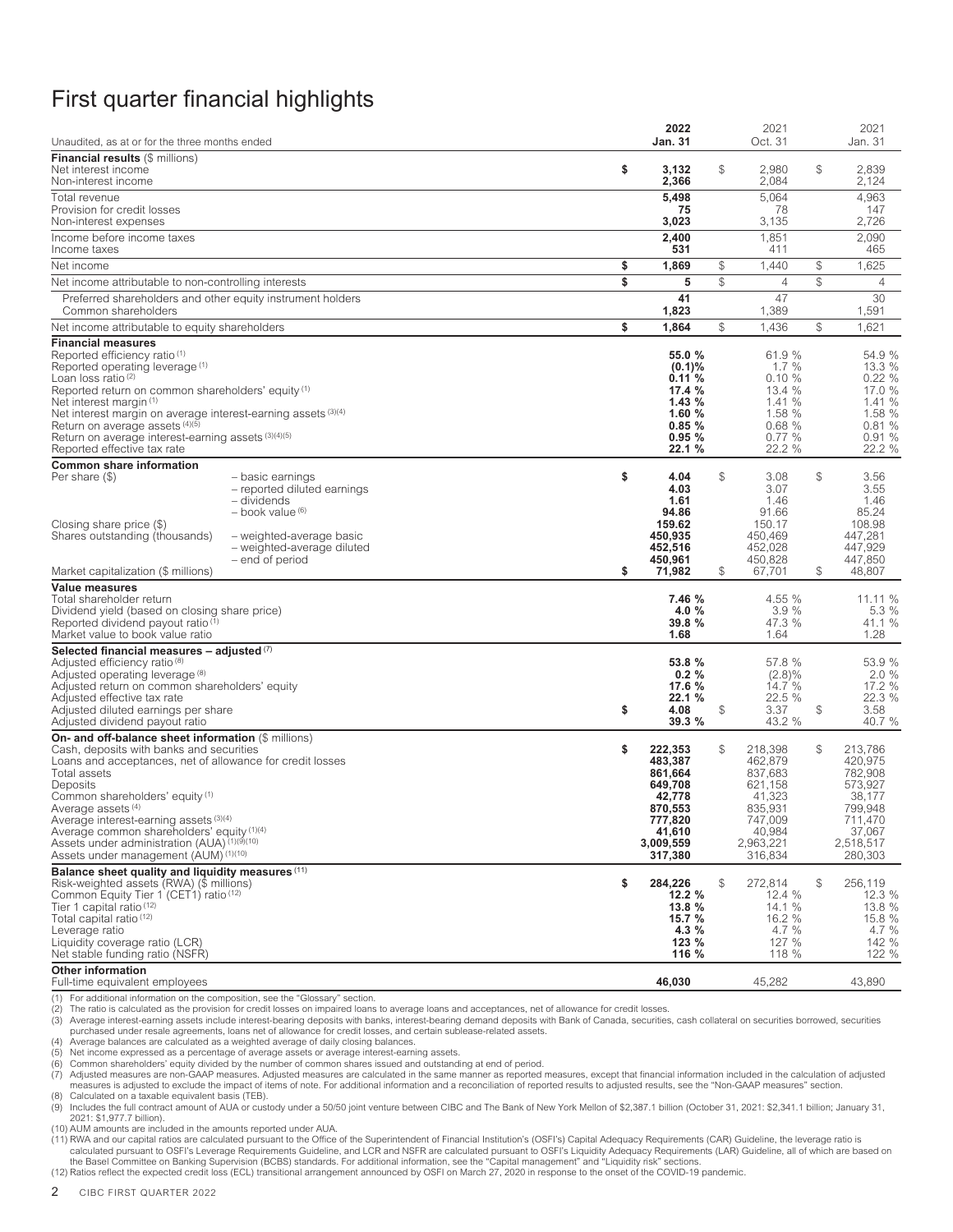# First quarter financial highlights

| Unaudited, as at or for the three months ended | | 2022 Jan. 31 | 2021 Oct. 31 | 2021 Jan. 31 |
|---|---|---|---|---|
| **Financial results** ($ millions) | | | | |
| Net interest income | | $ 3,132 | $ 2,980 | $ 2,839 |
| Non-interest income | | 2,366 | 2,084 | 2,124 |
| Total revenue | | 5,498 | 5,064 | 4,963 |
| Provision for credit losses | | 75 | 78 | 147 |
| Non-interest expenses | | 3,023 | 3,135 | 2,726 |
| Income before income taxes | | 2,400 | 1,851 | 2,090 |
| Income taxes | | 531 | 411 | 465 |
| Net income | | $ 1,869 | $ 1,440 | $ 1,625 |
| Net income attributable to non-controlling interests | | $ 5 | $ 4 | $ 4 |
| Preferred shareholders and other equity instrument holders | | 41 | 47 | 30 |
| Common shareholders | | 1,823 | 1,389 | 1,591 |
| Net income attributable to equity shareholders | | $ 1,864 | $ 1,436 | $ 1,621 |
| **Financial measures** | | | | |
| Reported efficiency ratio [1] | | 55.0 % | 61.9 % | 54.9 % |
| Reported operating leverage [1] | | (0.1)% | 1.7 % | 13.3 % |
| Loan loss ratio [2] | | 0.11 % | 0.10 % | 0.22 % |
| Reported return on common shareholders' equity [1] | | 17.4 % | 13.4 % | 17.0 % |
| Net interest margin [1] | | 1.43 % | 1.41 % | 1.41 % |
| Net interest margin on average interest-earning assets [3][4] | | 1.60 % | 1.58 % | 1.58 % |
| Return on average assets [4][5] | | 0.85 % | 0.68 % | 0.81 % |
| Return on average interest-earning assets [3][4][5] | | 0.95 % | 0.77 % | 0.91 % |
| Reported effective tax rate | | 22.1 % | 22.2 % | 22.2 % |
| **Common share information** | | | | |
| Per share ($) | – basic earnings | $ 4.04 | $ 3.08 | $ 3.56 |
| | – reported diluted earnings | 4.03 | 3.07 | 3.55 |
| | – dividends | 1.61 | 1.46 | 1.46 |
| | – book value [6] | 94.86 | 91.66 | 85.24 |
| Closing share price ($) | | 159.62 | 150.17 | 108.98 |
| Shares outstanding (thousands) | – weighted-average basic | 450,935 | 450,469 | 447,281 |
| | – weighted-average diluted | 452,516 | 452,028 | 447,929 |
| | – end of period | 450,961 | 450,828 | 447,850 |
| Market capitalization ($ millions) | | $ 71,982 | $ 67,701 | $ 48,807 |
| **Value measures** | | | | |
| Total shareholder return | | 7.46 % | 4.55 % | 11.11 % |
| Dividend yield (based on closing share price) | | 4.0 % | 3.9 % | 5.3 % |
| Reported dividend payout ratio [1] | | 39.8 % | 47.3 % | 41.1 % |
| Market value to book value ratio | | 1.68 | 1.64 | 1.28 |
| **Selected financial measures – adjusted** [7] | | | | |
| Adjusted efficiency ratio [8] | | 53.8 % | 57.8 % | 53.9 % |
| Adjusted operating leverage [8] | | 0.2 % | (2.8)% | 2.0 % |
| Adjusted return on common shareholders' equity | | 17.6 % | 14.7 % | 17.2 % |
| Adjusted effective tax rate | | 22.1 % | 22.5 % | 22.3 % |
| Adjusted diluted earnings per share | | $ 4.08 | $ 3.37 | $ 3.58 |
| Adjusted dividend payout ratio | | 39.3 % | 43.2 % | 40.7 % |
| **On- and off-balance sheet information** ($ millions) | | | | |
| Cash, deposits with banks and securities | | $ 222,353 | $ 218,398 | $ 213,786 |
| Loans and acceptances, net of allowance for credit losses | | 483,387 | 462,879 | 420,975 |
| Total assets | | 861,664 | 837,683 | 782,908 |
| Deposits | | 649,708 | 621,158 | 573,927 |
| Common shareholders' equity [1] | | 42,778 | 41,323 | 38,177 |
| Average assets [4] | | 870,553 | 835,931 | 799,948 |
| Average interest-earning assets [3][4] | | 777,820 | 747,009 | 711,470 |
| Average common shareholders' equity [1][4] | | 41,610 | 40,984 | 37,067 |
| Assets under administration (AUA) [1][9][10] | | 3,009,559 | 2,963,221 | 2,518,517 |
| Assets under management (AUM) [1][10] | | 317,380 | 316,834 | 280,303 |
| **Balance sheet quality and liquidity measures** [11] | | | | |
| Risk-weighted assets (RWA) ($ millions) | | $ 284,226 | $ 272,814 | $ 256,119 |
| Common Equity Tier 1 (CET1) ratio [12] | | 12.2 % | 12.4 % | 12.3 % |
| Tier 1 capital ratio [12] | | 13.8 % | 14.1 % | 13.8 % |
| Total capital ratio [12] | | 15.7 % | 16.2 % | 15.8 % |
| Leverage ratio | | 4.3 % | 4.7 % | 4.7 % |
| Liquidity coverage ratio (LCR) | | 123 % | 127 % | 142 % |
| Net stable funding ratio (NSFR) | | 116 % | 118 % | 122 % |
| **Other information** | | | | |
| Full-time equivalent employees | | 46,030 | 45,282 | 43,890 |

(1) For additional information on the composition, see the "Glossary" section.
(2) The ratio is calculated as the provision for credit losses on impaired loans to average loans and acceptances, net of allowance for credit losses.
(3) Average interest-earning assets include interest-bearing deposits with banks, interest-bearing demand deposits with Bank of Canada, securities, cash collateral on securities borrowed, securities purchased under resale agreements, loans net of allowance for credit losses, and certain sublease-related assets.
(4) Average balances are calculated as a weighted average of daily closing balances.
(5) Net income expressed as a percentage of average assets or average interest-earning assets.
(6) Common shareholders' equity divided by the number of common shares issued and outstanding at end of period.
(7) Adjusted measures are non-GAAP measures. Adjusted measures are calculated in the same manner as reported measures, except that financial information included in the calculation of adjusted measures is adjusted to exclude the impact of items of note. For additional information and a reconciliation of reported results to adjusted results, see the "Non-GAAP measures" section.
(8) Calculated on a taxable equivalent basis (TEB).
(9) Includes the full contract amount of AUA or custody under a 50/50 joint venture between CIBC and The Bank of New York Mellon of $2,387.1 billion (October 31, 2021: $2,341.1 billion; January 31, 2021: $1,977.7 billion).
(10) AUM amounts are included in the amounts reported under AUA.
(11) RWA and our capital ratios are calculated pursuant to the Office of the Superintendent of Financial Institution's (OSFI's) Capital Adequacy Requirements (CAR) Guideline, the leverage ratio is calculated pursuant to OSFI's Leverage Requirements Guideline, and LCR and NSFR are calculated pursuant to OSFI's Liquidity Adequacy Requirements (LAR) Guideline, all of which are based on the Basel Committee on Banking Supervision (BCBS) standards. For additional information, see the "Capital management" and "Liquidity risk" sections.
(12) Ratios reflect the expected credit loss (ECL) transitional arrangement announced by OSFI on March 27, 2020 in response to the onset of the COVID-19 pandemic.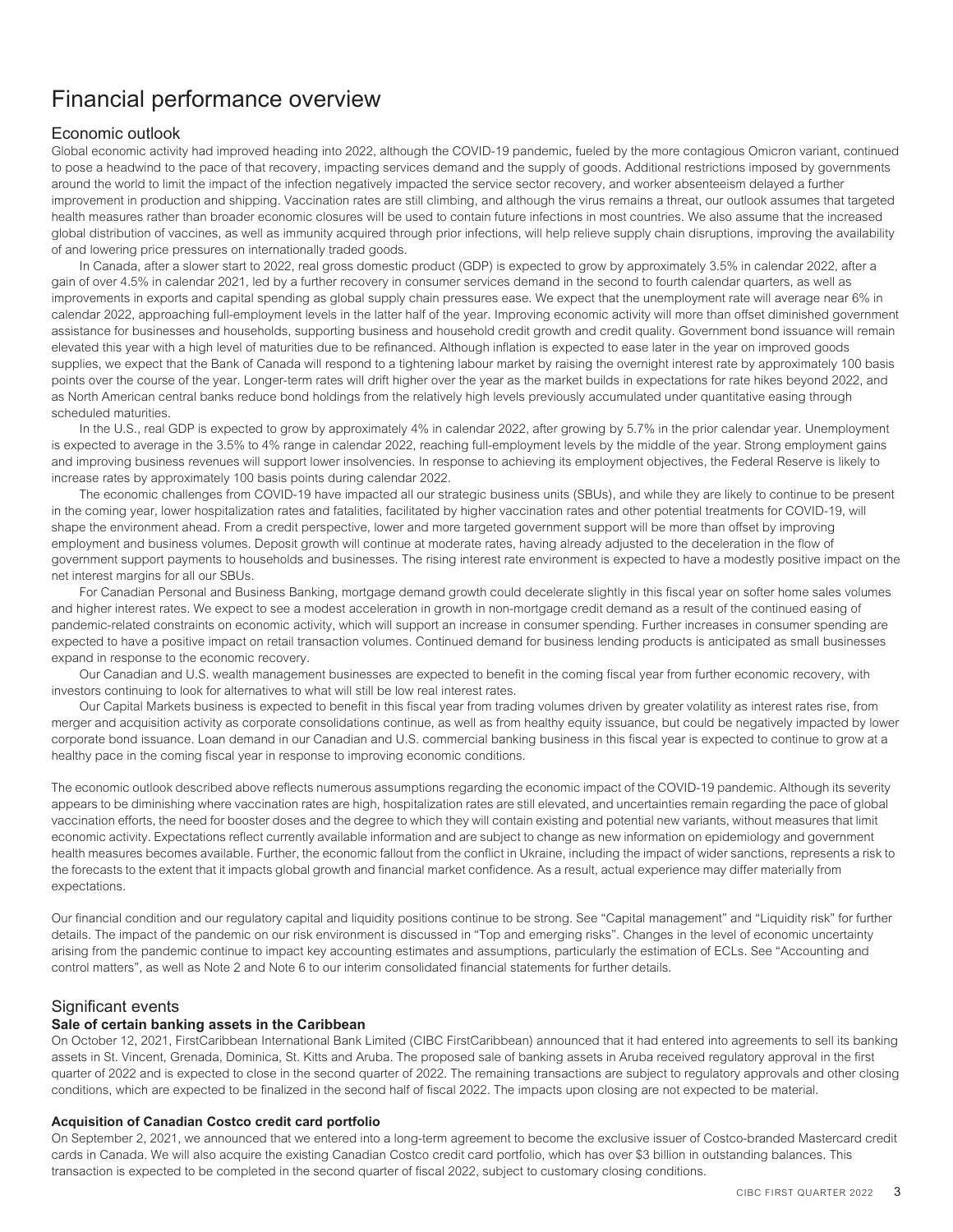# Financial performance overview

## Economic outlook

Global economic activity had improved heading into 2022, although the COVID-19 pandemic, fueled by the more contagious Omicron variant, continued to pose a headwind to the pace of that recovery, impacting services demand and the supply of goods. Additional restrictions imposed by governments around the world to limit the impact of the infection negatively impacted the service sector recovery, and worker absenteeism delayed a further improvement in production and shipping. Vaccination rates are still climbing, and although the virus remains a threat, our outlook assumes that targeted health measures rather than broader economic closures will be used to contain future infections in most countries. We also assume that the increased global distribution of vaccines, as well as immunity acquired through prior infections, will help relieve supply chain disruptions, improving the availability of and lowering price pressures on internationally traded goods.

In Canada, after a slower start to 2022, real gross domestic product (GDP) is expected to grow by approximately 3.5% in calendar 2022, after a gain of over 4.5% in calendar 2021, led by a further recovery in consumer services demand in the second to fourth calendar quarters, as well as improvements in exports and capital spending as global supply chain pressures ease. We expect that the unemployment rate will average near 6% in calendar 2022, approaching full-employment levels in the latter half of the year. Improving economic activity will more than offset diminished government assistance for businesses and households, supporting business and household credit growth and credit quality. Government bond issuance will remain elevated this year with a high level of maturities due to be refinanced. Although inflation is expected to ease later in the year on improved goods supplies, we expect that the Bank of Canada will respond to a tightening labour market by raising the overnight interest rate by approximately 100 basis points over the course of the year. Longer-term rates will drift higher over the year as the market builds in expectations for rate hikes beyond 2022, and as North American central banks reduce bond holdings from the relatively high levels previously accumulated under quantitative easing through scheduled maturities.

In the U.S., real GDP is expected to grow by approximately 4% in calendar 2022, after growing by 5.7% in the prior calendar year. Unemployment is expected to average in the 3.5% to 4% range in calendar 2022, reaching full-employment levels by the middle of the year. Strong employment gains and improving business revenues will support lower insolvencies. In response to achieving its employment objectives, the Federal Reserve is likely to increase rates by approximately 100 basis points during calendar 2022.

The economic challenges from COVID-19 have impacted all our strategic business units (SBUs), and while they are likely to continue to be present in the coming year, lower hospitalization rates and fatalities, facilitated by higher vaccination rates and other potential treatments for COVID-19, will shape the environment ahead. From a credit perspective, lower and more targeted government support will be more than offset by improving employment and business volumes. Deposit growth will continue at moderate rates, having already adjusted to the deceleration in the flow of government support payments to households and businesses. The rising interest rate environment is expected to have a modestly positive impact on the net interest margins for all our SBUs.

For Canadian Personal and Business Banking, mortgage demand growth could decelerate slightly in this fiscal year on softer home sales volumes and higher interest rates. We expect to see a modest acceleration in growth in non-mortgage credit demand as a result of the continued easing of pandemic-related constraints on economic activity, which will support an increase in consumer spending. Further increases in consumer spending are expected to have a positive impact on retail transaction volumes. Continued demand for business lending products is anticipated as small businesses expand in response to the economic recovery.

Our Canadian and U.S. wealth management businesses are expected to benefit in the coming fiscal year from further economic recovery, with investors continuing to look for alternatives to what will still be low real interest rates.

Our Capital Markets business is expected to benefit in this fiscal year from trading volumes driven by greater volatility as interest rates rise, from merger and acquisition activity as corporate consolidations continue, as well as from healthy equity issuance, but could be negatively impacted by lower corporate bond issuance. Loan demand in our Canadian and U.S. commercial banking business in this fiscal year is expected to continue to grow at a healthy pace in the coming fiscal year in response to improving economic conditions.

The economic outlook described above reflects numerous assumptions regarding the economic impact of the COVID-19 pandemic. Although its severity appears to be diminishing where vaccination rates are high, hospitalization rates are still elevated, and uncertainties remain regarding the pace of global vaccination efforts, the need for booster doses and the degree to which they will contain existing and potential new variants, without measures that limit economic activity. Expectations reflect currently available information and are subject to change as new information on epidemiology and government health measures becomes available. Further, the economic fallout from the conflict in Ukraine, including the impact of wider sanctions, represents a risk to the forecasts to the extent that it impacts global growth and financial market confidence. As a result, actual experience may differ materially from expectations.

Our financial condition and our regulatory capital and liquidity positions continue to be strong. See "Capital management" and "Liquidity risk" for further details. The impact of the pandemic on our risk environment is discussed in "Top and emerging risks". Changes in the level of economic uncertainty arising from the pandemic continue to impact key accounting estimates and assumptions, particularly the estimation of ECLs. See "Accounting and control matters", as well as Note 2 and Note 6 to our interim consolidated financial statements for further details.

## Significant events

### Sale of certain banking assets in the Caribbean

On October 12, 2021, FirstCaribbean International Bank Limited (CIBC FirstCaribbean) announced that it had entered into agreements to sell its banking assets in St. Vincent, Grenada, Dominica, St. Kitts and Aruba. The proposed sale of banking assets in Aruba received regulatory approval in the first quarter of 2022 and is expected to close in the second quarter of 2022. The remaining transactions are subject to regulatory approvals and other closing conditions, which are expected to be finalized in the second half of fiscal 2022. The impacts upon closing are not expected to be material.

### Acquisition of Canadian Costco credit card portfolio

On September 2, 2021, we announced that we entered into a long-term agreement to become the exclusive issuer of Costco-branded Mastercard credit cards in Canada. We will also acquire the existing Canadian Costco credit card portfolio, which has over $3 billion in outstanding balances. This transaction is expected to be completed in the second quarter of fiscal 2022, subject to customary closing conditions.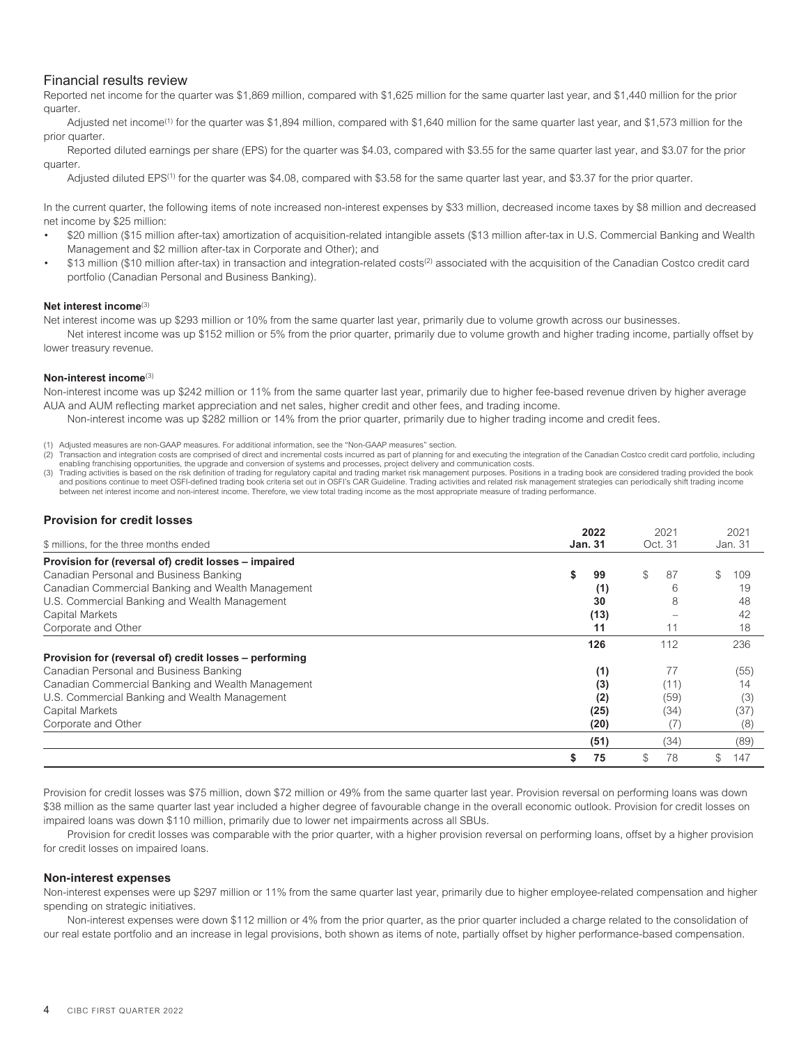## Financial results review

Reported net income for the quarter was $1,869 million, compared with $1,625 million for the same quarter last year, and $1,440 million for the prior quarter.

Adjusted net income[1] for the quarter was $1,894 million, compared with $1,640 million for the same quarter last year, and $1,573 million for the prior quarter.

Reported diluted earnings per share (EPS) for the quarter was $4.03, compared with $3.55 for the same quarter last year, and $3.07 for the prior quarter.

Adjusted diluted EPS[1] for the quarter was $4.08, compared with $3.58 for the same quarter last year, and $3.37 for the prior quarter.

In the current quarter, the following items of note increased non-interest expenses by $33 million, decreased income taxes by $8 million and decreased net income by $25 million:

- $20 million ($15 million after-tax) amortization of acquisition-related intangible assets ($13 million after-tax in U.S. Commercial Banking and Wealth Management and $2 million after-tax in Corporate and Other); and
- $13 million ($10 million after-tax) in transaction and integration-related costs[2] associated with the acquisition of the Canadian Costco credit card portfolio (Canadian Personal and Business Banking).

**Net interest income**[3]

Net interest income was up $293 million or 10% from the same quarter last year, primarily due to volume growth across our businesses.

Net interest income was up $152 million or 5% from the prior quarter, primarily due to volume growth and higher trading income, partially offset by lower treasury revenue.

**Non-interest income**[3]

Non-interest income was up $242 million or 11% from the same quarter last year, primarily due to higher fee-based revenue driven by higher average AUA and AUM reflecting market appreciation and net sales, higher credit and other fees, and trading income.

Non-interest income was up $282 million or 14% from the prior quarter, primarily due to higher trading income and credit fees.

(1) Adjusted measures are non-GAAP measures. For additional information, see the "Non-GAAP measures" section.
(2) Transaction and integration costs are comprised of direct and incremental costs incurred as part of planning for and executing the integration of the Canadian Costco credit card portfolio, including enabling franchising opportunities, the upgrade and conversion of systems and processes, project delivery and communication costs.
(3) Trading activities is based on the risk definition of trading for regulatory capital and trading market risk management purposes. Positions in a trading book are considered trading provided the book and positions continue to meet OSFI-defined trading book criteria set out in OSFI's CAR Guideline. Trading activities and related risk management strategies can periodically shift trading income between net interest income and non-interest income. Therefore, we view total trading income as the most appropriate measure of trading performance.

### Provision for credit losses

| $ millions, for the three months ended | **2022 Jan. 31** | 2021 Oct. 31 | 2021 Jan. 31 |
|---|---|---|---|
| **Provision for (reversal of) credit losses – impaired** | | | |
| Canadian Personal and Business Banking | **$ 99** | $ 87 | $ 109 |
| Canadian Commercial Banking and Wealth Management | **(1)** | 6 | 19 |
| U.S. Commercial Banking and Wealth Management | **30** | 8 | 48 |
| Capital Markets | **(13)** | – | 42 |
| Corporate and Other | **11** | 11 | 18 |
| | **126** | 112 | 236 |
| **Provision for (reversal of) credit losses – performing** | | | |
| Canadian Personal and Business Banking | **(1)** | 77 | (55) |
| Canadian Commercial Banking and Wealth Management | **(3)** | (11) | 14 |
| U.S. Commercial Banking and Wealth Management | **(2)** | (59) | (3) |
| Capital Markets | **(25)** | (34) | (37) |
| Corporate and Other | **(20)** | (7) | (8) |
| | **(51)** | (34) | (89) |
| | **$ 75** | $ 78 | $ 147 |

Provision for credit losses was $75 million, down $72 million or 49% from the same quarter last year. Provision reversal on performing loans was down $38 million as the same quarter last year included a higher degree of favourable change in the overall economic outlook. Provision for credit losses on impaired loans was down $110 million, primarily due to lower net impairments across all SBUs.

Provision for credit losses was comparable with the prior quarter, with a higher provision reversal on performing loans, offset by a higher provision for credit losses on impaired loans.

### Non-interest expenses

Non-interest expenses were up $297 million or 11% from the same quarter last year, primarily due to higher employee-related compensation and higher spending on strategic initiatives.

Non-interest expenses were down $112 million or 4% from the prior quarter, as the prior quarter included a charge related to the consolidation of our real estate portfolio and an increase in legal provisions, both shown as items of note, partially offset by higher performance-based compensation.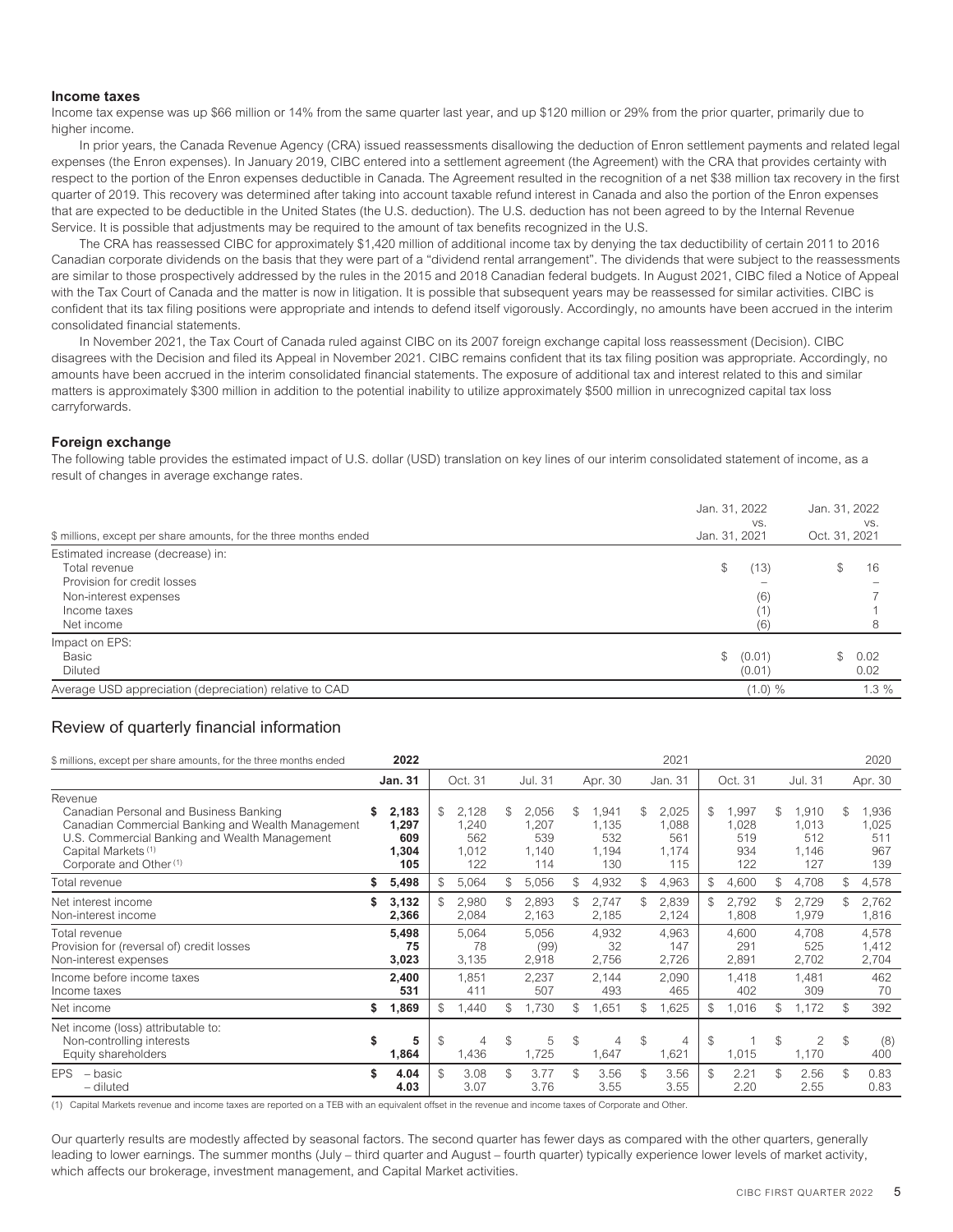### Income taxes

Income tax expense was up $66 million or 14% from the same quarter last year, and up $120 million or 29% from the prior quarter, primarily due to higher income.

In prior years, the Canada Revenue Agency (CRA) issued reassessments disallowing the deduction of Enron settlement payments and related legal expenses (the Enron expenses). In January 2019, CIBC entered into a settlement agreement (the Agreement) with the CRA that provides certainty with respect to the portion of the Enron expenses deductible in Canada. The Agreement resulted in the recognition of a net $38 million tax recovery in the first quarter of 2019. This recovery was determined after taking into account taxable refund interest in Canada and also the portion of the Enron expenses that are expected to be deductible in the United States (the U.S. deduction). The U.S. deduction has not been agreed to by the Internal Revenue Service. It is possible that adjustments may be required to the amount of tax benefits recognized in the U.S.

The CRA has reassessed CIBC for approximately $1,420 million of additional income tax by denying the tax deductibility of certain 2011 to 2016 Canadian corporate dividends on the basis that they were part of a "dividend rental arrangement". The dividends that were subject to the reassessments are similar to those prospectively addressed by the rules in the 2015 and 2018 Canadian federal budgets. In August 2021, CIBC filed a Notice of Appeal with the Tax Court of Canada and the matter is now in litigation. It is possible that subsequent years may be reassessed for similar activities. CIBC is confident that its tax filing positions were appropriate and intends to defend itself vigorously. Accordingly, no amounts have been accrued in the interim consolidated financial statements.

In November 2021, the Tax Court of Canada ruled against CIBC on its 2007 foreign exchange capital loss reassessment (Decision). CIBC disagrees with the Decision and filed its Appeal in November 2021. CIBC remains confident that its tax filing position was appropriate. Accordingly, no amounts have been accrued in the interim consolidated financial statements. The exposure of additional tax and interest related to this and similar matters is approximately $300 million in addition to the potential inability to utilize approximately $500 million in unrecognized capital tax loss carryforwards.

### Foreign exchange

The following table provides the estimated impact of U.S. dollar (USD) translation on key lines of our interim consolidated statement of income, as a result of changes in average exchange rates.

| $ millions, except per share amounts, for the three months ended | Jan. 31, 2022 vs. Jan. 31, 2021 | Jan. 31, 2022 vs. Oct. 31, 2021 |
|---|---|---|
| Estimated increase (decrease) in: | | |
| Total revenue | $ (13) | $ 16 |
| Provision for credit losses | – | – |
| Non-interest expenses | (6) | 7 |
| Income taxes | (1) | 1 |
| Net income | (6) | 8 |
| Impact on EPS: | | |
| Basic | $ (0.01) | $ 0.02 |
| Diluted | (0.01) | 0.02 |
| Average USD appreciation (depreciation) relative to CAD | (1.0) % | 1.3 % |

## Review of quarterly financial information

| $ millions, except per share amounts, for the three months ended | 2022 Jan. 31 | 2021 Oct. 31 | 2021 Jul. 31 | 2021 Apr. 30 | 2021 Jan. 31 | 2020 Oct. 31 | 2020 Jul. 31 | 2020 Apr. 30 |
|---|---|---|---|---|---|---|---|---|
| Revenue | | | | | | | | |
| Canadian Personal and Business Banking | **$ 2,183** | $ 2,128 | $ 2,056 | $ 1,941 | $ 2,025 | $ 1,997 | $ 1,910 | $ 1,936 |
| Canadian Commercial Banking and Wealth Management | **1,297** | 1,240 | 1,207 | 1,135 | 1,088 | 1,028 | 1,013 | 1,025 |
| U.S. Commercial Banking and Wealth Management | **609** | 562 | 539 | 532 | 561 | 519 | 512 | 511 |
| Capital Markets [(1)] | **1,304** | 1,012 | 1,140 | 1,194 | 1,174 | 934 | 1,146 | 967 |
| Corporate and Other [(1)] | **105** | 122 | 114 | 130 | 115 | 122 | 127 | 139 |
| Total revenue | **$ 5,498** | $ 5,064 | $ 5,056 | $ 4,932 | $ 4,963 | $ 4,600 | $ 4,708 | $ 4,578 |
| Net interest income | **$ 3,132** | $ 2,980 | $ 2,893 | $ 2,747 | $ 2,839 | $ 2,792 | $ 2,729 | $ 2,762 |
| Non-interest income | **2,366** | 2,084 | 2,163 | 2,185 | 2,124 | 1,808 | 1,979 | 1,816 |
| Total revenue | **5,498** | 5,064 | 5,056 | 4,932 | 4,963 | 4,600 | 4,708 | 4,578 |
| Provision for (reversal of) credit losses | **75** | 78 | (99) | 32 | 147 | 291 | 525 | 1,412 |
| Non-interest expenses | **3,023** | 3,135 | 2,918 | 2,756 | 2,726 | 2,891 | 2,702 | 2,704 |
| Income before income taxes | **2,400** | 1,851 | 2,237 | 2,144 | 2,090 | 1,418 | 1,481 | 462 |
| Income taxes | **531** | 411 | 507 | 493 | 465 | 402 | 309 | 70 |
| Net income | **$ 1,869** | $ 1,440 | $ 1,730 | $ 1,651 | $ 1,625 | $ 1,016 | $ 1,172 | $ 392 |
| Net income (loss) attributable to: | | | | | | | | |
| Non-controlling interests | **$ 5** | $ 4 | $ 5 | $ 4 | $ 4 | $ 1 | $ 2 | $ (8) |
| Equity shareholders | **1,864** | 1,436 | 1,725 | 1,647 | 1,621 | 1,015 | 1,170 | 400 |
| EPS – basic | **$ 4.04** | $ 3.08 | $ 3.77 | $ 3.56 | $ 3.56 | $ 2.21 | $ 2.56 | $ 0.83 |
| – diluted | **4.03** | 3.07 | 3.76 | 3.55 | 3.55 | 2.20 | 2.55 | 0.83 |

(1) Capital Markets revenue and income taxes are reported on a TEB with an equivalent offset in the revenue and income taxes of Corporate and Other.

Our quarterly results are modestly affected by seasonal factors. The second quarter has fewer days as compared with the other quarters, generally leading to lower earnings. The summer months (July – third quarter and August – fourth quarter) typically experience lower levels of market activity, which affects our brokerage, investment management, and Capital Market activities.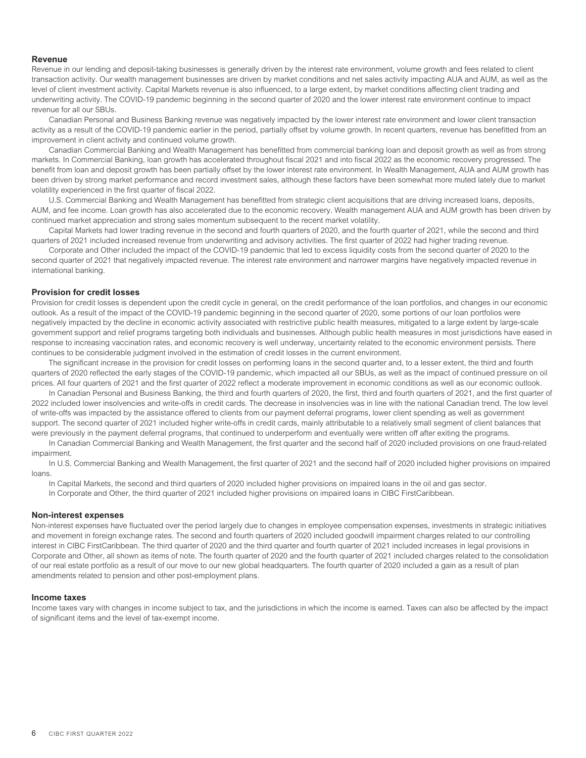### Revenue

Revenue in our lending and deposit-taking businesses is generally driven by the interest rate environment, volume growth and fees related to client transaction activity. Our wealth management businesses are driven by market conditions and net sales activity impacting AUA and AUM, as well as the level of client investment activity. Capital Markets revenue is also influenced, to a large extent, by market conditions affecting client trading and underwriting activity. The COVID-19 pandemic beginning in the second quarter of 2020 and the lower interest rate environment continue to impact revenue for all our SBUs.

Canadian Personal and Business Banking revenue was negatively impacted by the lower interest rate environment and lower client transaction activity as a result of the COVID-19 pandemic earlier in the period, partially offset by volume growth. In recent quarters, revenue has benefitted from an improvement in client activity and continued volume growth.

Canadian Commercial Banking and Wealth Management has benefitted from commercial banking loan and deposit growth as well as from strong markets. In Commercial Banking, loan growth has accelerated throughout fiscal 2021 and into fiscal 2022 as the economic recovery progressed. The benefit from loan and deposit growth has been partially offset by the lower interest rate environment. In Wealth Management, AUA and AUM growth has been driven by strong market performance and record investment sales, although these factors have been somewhat more muted lately due to market volatility experienced in the first quarter of fiscal 2022.

U.S. Commercial Banking and Wealth Management has benefitted from strategic client acquisitions that are driving increased loans, deposits, AUM, and fee income. Loan growth has also accelerated due to the economic recovery. Wealth management AUA and AUM growth has been driven by continued market appreciation and strong sales momentum subsequent to the recent market volatility.

Capital Markets had lower trading revenue in the second and fourth quarters of 2020, and the fourth quarter of 2021, while the second and third quarters of 2021 included increased revenue from underwriting and advisory activities. The first quarter of 2022 had higher trading revenue.

Corporate and Other included the impact of the COVID-19 pandemic that led to excess liquidity costs from the second quarter of 2020 to the second quarter of 2021 that negatively impacted revenue. The interest rate environment and narrower margins have negatively impacted revenue in international banking.

### Provision for credit losses

Provision for credit losses is dependent upon the credit cycle in general, on the credit performance of the loan portfolios, and changes in our economic outlook. As a result of the impact of the COVID-19 pandemic beginning in the second quarter of 2020, some portions of our loan portfolios were negatively impacted by the decline in economic activity associated with restrictive public health measures, mitigated to a large extent by large-scale government support and relief programs targeting both individuals and businesses. Although public health measures in most jurisdictions have eased in response to increasing vaccination rates, and economic recovery is well underway, uncertainty related to the economic environment persists. There continues to be considerable judgment involved in the estimation of credit losses in the current environment.

The significant increase in the provision for credit losses on performing loans in the second quarter and, to a lesser extent, the third and fourth quarters of 2020 reflected the early stages of the COVID-19 pandemic, which impacted all our SBUs, as well as the impact of continued pressure on oil prices. All four quarters of 2021 and the first quarter of 2022 reflect a moderate improvement in economic conditions as well as our economic outlook.

In Canadian Personal and Business Banking, the third and fourth quarters of 2020, the first, third and fourth quarters of 2021, and the first quarter of 2022 included lower insolvencies and write-offs in credit cards. The decrease in insolvencies was in line with the national Canadian trend. The low level of write-offs was impacted by the assistance offered to clients from our payment deferral programs, lower client spending as well as government support. The second quarter of 2021 included higher write-offs in credit cards, mainly attributable to a relatively small segment of client balances that were previously in the payment deferral programs, that continued to underperform and eventually were written off after exiting the programs.

In Canadian Commercial Banking and Wealth Management, the first quarter and the second half of 2020 included provisions on one fraud-related impairment.

In U.S. Commercial Banking and Wealth Management, the first quarter of 2021 and the second half of 2020 included higher provisions on impaired loans.

In Capital Markets, the second and third quarters of 2020 included higher provisions on impaired loans in the oil and gas sector.

In Corporate and Other, the third quarter of 2021 included higher provisions on impaired loans in CIBC FirstCaribbean.

### Non-interest expenses

Non-interest expenses have fluctuated over the period largely due to changes in employee compensation expenses, investments in strategic initiatives and movement in foreign exchange rates. The second and fourth quarters of 2020 included goodwill impairment charges related to our controlling interest in CIBC FirstCaribbean. The third quarter of 2020 and the third quarter and fourth quarter of 2021 included increases in legal provisions in Corporate and Other, all shown as items of note. The fourth quarter of 2020 and the fourth quarter of 2021 included charges related to the consolidation of our real estate portfolio as a result of our move to our new global headquarters. The fourth quarter of 2020 included a gain as a result of plan amendments related to pension and other post-employment plans.

### Income taxes

Income taxes vary with changes in income subject to tax, and the jurisdictions in which the income is earned. Taxes can also be affected by the impact of significant items and the level of tax-exempt income.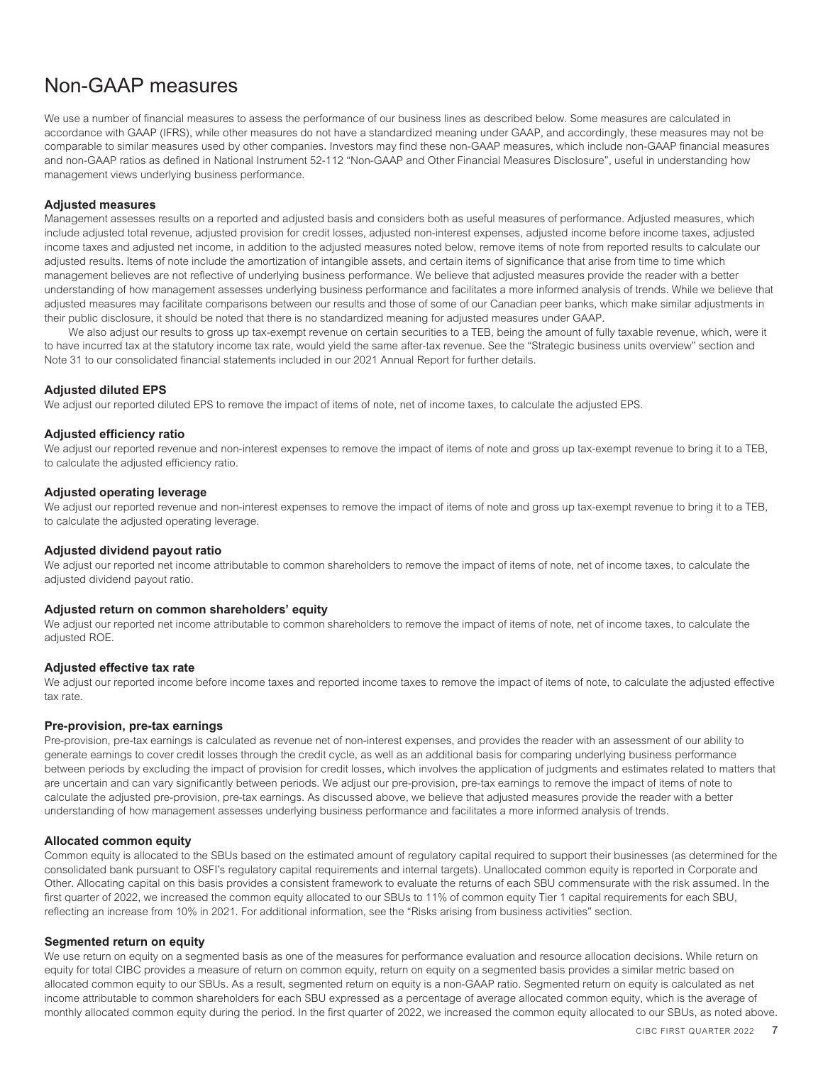# Non-GAAP measures

We use a number of financial measures to assess the performance of our business lines as described below. Some measures are calculated in accordance with GAAP (IFRS), while other measures do not have a standardized meaning under GAAP, and accordingly, these measures may not be comparable to similar measures used by other companies. Investors may find these non-GAAP measures, which include non-GAAP financial measures and non-GAAP ratios as defined in National Instrument 52-112 "Non-GAAP and Other Financial Measures Disclosure", useful in understanding how management views underlying business performance.

### Adjusted measures

Management assesses results on a reported and adjusted basis and considers both as useful measures of performance. Adjusted measures, which include adjusted total revenue, adjusted provision for credit losses, adjusted non-interest expenses, adjusted income before income taxes, adjusted income taxes and adjusted net income, in addition to the adjusted measures noted below, remove items of note from reported results to calculate our adjusted results. Items of note include the amortization of intangible assets, and certain items of significance that arise from time to time which management believes are not reflective of underlying business performance. We believe that adjusted measures provide the reader with a better understanding of how management assesses underlying business performance and facilitates a more informed analysis of trends. While we believe that adjusted measures may facilitate comparisons between our results and those of some of our Canadian peer banks, which make similar adjustments in their public disclosure, it should be noted that there is no standardized meaning for adjusted measures under GAAP.

We also adjust our results to gross up tax-exempt revenue on certain securities to a TEB, being the amount of fully taxable revenue, which, were it to have incurred tax at the statutory income tax rate, would yield the same after-tax revenue. See the "Strategic business units overview" section and Note 31 to our consolidated financial statements included in our 2021 Annual Report for further details.

### Adjusted diluted EPS

We adjust our reported diluted EPS to remove the impact of items of note, net of income taxes, to calculate the adjusted EPS.

### Adjusted efficiency ratio

We adjust our reported revenue and non-interest expenses to remove the impact of items of note and gross up tax-exempt revenue to bring it to a TEB, to calculate the adjusted efficiency ratio.

### Adjusted operating leverage

We adjust our reported revenue and non-interest expenses to remove the impact of items of note and gross up tax-exempt revenue to bring it to a TEB, to calculate the adjusted operating leverage.

### Adjusted dividend payout ratio

We adjust our reported net income attributable to common shareholders to remove the impact of items of note, net of income taxes, to calculate the adjusted dividend payout ratio.

### Adjusted return on common shareholders' equity

We adjust our reported net income attributable to common shareholders to remove the impact of items of note, net of income taxes, to calculate the adjusted ROE.

### Adjusted effective tax rate

We adjust our reported income before income taxes and reported income taxes to remove the impact of items of note, to calculate the adjusted effective tax rate.

### Pre-provision, pre-tax earnings

Pre-provision, pre-tax earnings is calculated as revenue net of non-interest expenses, and provides the reader with an assessment of our ability to generate earnings to cover credit losses through the credit cycle, as well as an additional basis for comparing underlying business performance between periods by excluding the impact of provision for credit losses, which involves the application of judgments and estimates related to matters that are uncertain and can vary significantly between periods. We adjust our pre-provision, pre-tax earnings to remove the impact of items of note to calculate the adjusted pre-provision, pre-tax earnings. As discussed above, we believe that adjusted measures provide the reader with a better understanding of how management assesses underlying business performance and facilitates a more informed analysis of trends.

### Allocated common equity

Common equity is allocated to the SBUs based on the estimated amount of regulatory capital required to support their businesses (as determined for the consolidated bank pursuant to OSFI's regulatory capital requirements and internal targets). Unallocated common equity is reported in Corporate and Other. Allocating capital on this basis provides a consistent framework to evaluate the returns of each SBU commensurate with the risk assumed. In the first quarter of 2022, we increased the common equity allocated to our SBUs to 11% of common equity Tier 1 capital requirements for each SBU, reflecting an increase from 10% in 2021. For additional information, see the "Risks arising from business activities" section.

### Segmented return on equity

We use return on equity on a segmented basis as one of the measures for performance evaluation and resource allocation decisions. While return on equity for total CIBC provides a measure of return on common equity, return on equity on a segmented basis provides a similar metric based on allocated common equity to our SBUs. As a result, segmented return on equity is a non-GAAP ratio. Segmented return on equity is calculated as net income attributable to common shareholders for each SBU expressed as a percentage of average allocated common equity, which is the average of monthly allocated common equity during the period. In the first quarter of 2022, we increased the common equity allocated to our SBUs, as noted above.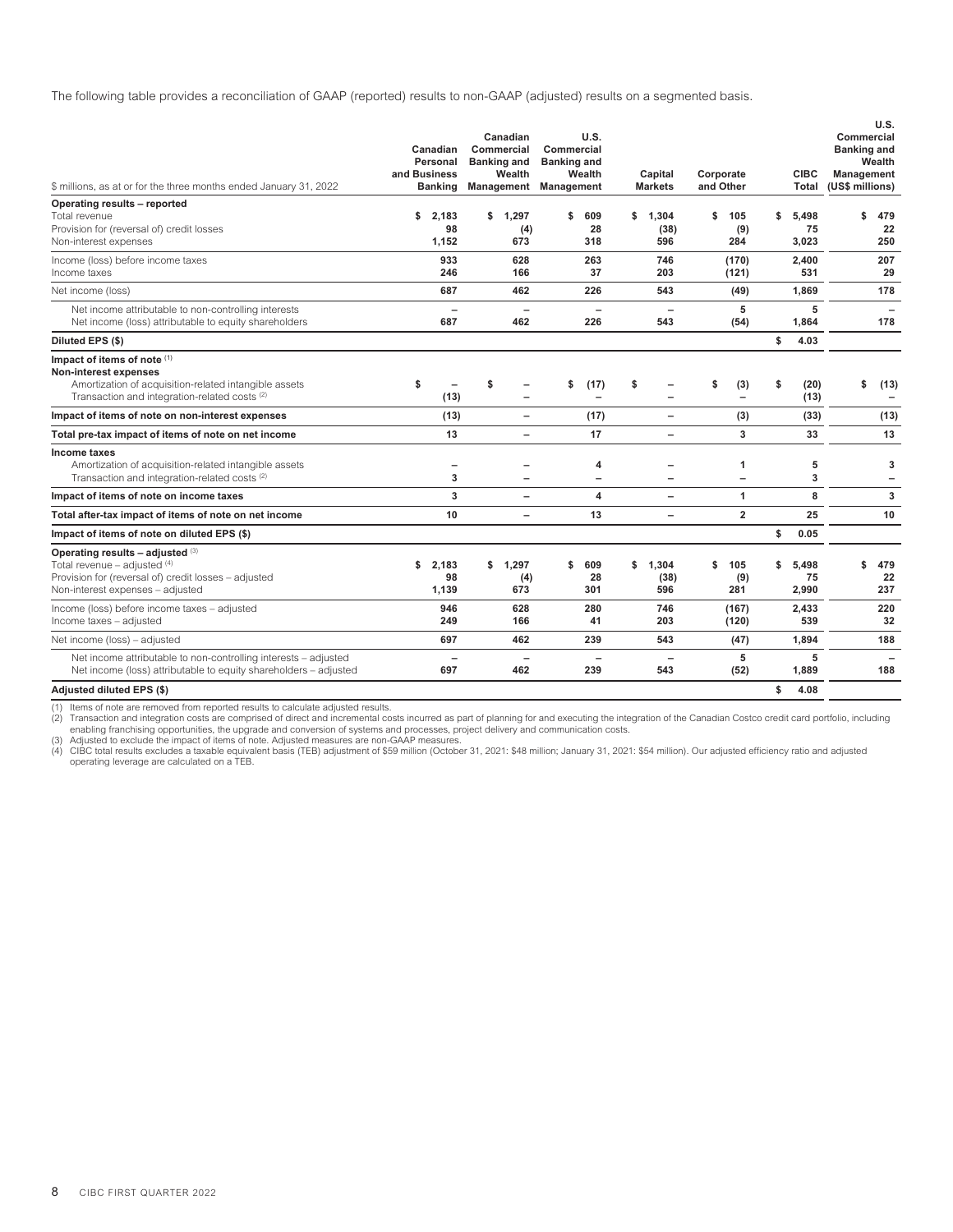The following table provides a reconciliation of GAAP (reported) results to non-GAAP (adjusted) results on a segmented basis.

| $ millions, as at or for the three months ended January 31, 2022 | Canadian Personal and Business Banking | Canadian Commercial Banking and Wealth Management | U.S. Commercial Banking and Wealth Management | Capital Markets | Corporate and Other | CIBC Total | U.S. Commercial Banking and Wealth Management (US$ millions) |
|---|---|---|---|---|---|---|---|
| **Operating results – reported** | | | | | | | |
| Total revenue | $ 2,183 | $ 1,297 | $ 609 | $ 1,304 | $ 105 | $ 5,498 | $ 479 |
| Provision for (reversal of) credit losses | 98 | (4) | 28 | (38) | (9) | 75 | 22 |
| Non-interest expenses | 1,152 | 673 | 318 | 596 | 284 | 3,023 | 250 |
| Income (loss) before income taxes | 933 | 628 | 263 | 746 | (170) | 2,400 | 207 |
| Income taxes | 246 | 166 | 37 | 203 | (121) | 531 | 29 |
| Net income (loss) | 687 | 462 | 226 | 543 | (49) | 1,869 | 178 |
| Net income attributable to non-controlling interests | – | – | – | – | 5 | 5 | – |
| Net income (loss) attributable to equity shareholders | 687 | 462 | 226 | 543 | (54) | 1,864 | 178 |
| **Diluted EPS ($)** | | | | | | $ 4.03 | |
| **Impact of items of note** [1] | | | | | | | |
| **Non-interest expenses** | | | | | | | |
| Amortization of acquisition-related intangible assets | $ – | $ – | $ (17) | $ – | $ (3) | $ (20) | $ (13) |
| Transaction and integration-related costs [2] | (13) | – | – | – | – | (13) | – |
| **Impact of items of note on non-interest expenses** | (13) | – | (17) | – | (3) | (33) | (13) |
| **Total pre-tax impact of items of note on net income** | 13 | – | 17 | – | 3 | 33 | 13 |
| **Income taxes** | | | | | | | |
| Amortization of acquisition-related intangible assets | – | – | 4 | – | 1 | 5 | 3 |
| Transaction and integration-related costs [2] | 3 | – | – | – | – | 3 | – |
| **Impact of items of note on income taxes** | 3 | – | 4 | – | 1 | 8 | 3 |
| **Total after-tax impact of items of note on net income** | 10 | – | 13 | – | 2 | 25 | 10 |
| **Impact of items of note on diluted EPS ($)** | | | | | | $ 0.05 | |
| **Operating results – adjusted** [3] | | | | | | | |
| Total revenue – adjusted [4] | $ 2,183 | $ 1,297 | $ 609 | $ 1,304 | $ 105 | $ 5,498 | $ 479 |
| Provision for (reversal of) credit losses – adjusted | 98 | (4) | 28 | (38) | (9) | 75 | 22 |
| Non-interest expenses – adjusted | 1,139 | 673 | 301 | 596 | 281 | 2,990 | 237 |
| Income (loss) before income taxes – adjusted | 946 | 628 | 280 | 746 | (167) | 2,433 | 220 |
| Income taxes – adjusted | 249 | 166 | 41 | 203 | (120) | 539 | 32 |
| Net income (loss) – adjusted | 697 | 462 | 239 | 543 | (47) | 1,894 | 188 |
| Net income attributable to non-controlling interests – adjusted | – | – | – | – | 5 | 5 | – |
| Net income (loss) attributable to equity shareholders – adjusted | 697 | 462 | 239 | 543 | (52) | 1,889 | 188 |
| **Adjusted diluted EPS ($)** | | | | | | $ 4.08 | |

(1) Items of note are removed from reported results to calculate adjusted results.
(2) Transaction and integration costs are comprised of direct and incremental costs incurred as part of planning for and executing the integration of the Canadian Costco credit card portfolio, including enabling franchising opportunities, the upgrade and conversion of systems and processes, project delivery and communication costs.
(3) Adjusted to exclude the impact of items of note. Adjusted measures are non-GAAP measures.
(4) CIBC total results excludes a taxable equivalent basis (TEB) adjustment of $59 million (October 31, 2021: $48 million; January 31, 2021: $54 million). Our adjusted efficiency ratio and adjusted operating leverage are calculated on a TEB.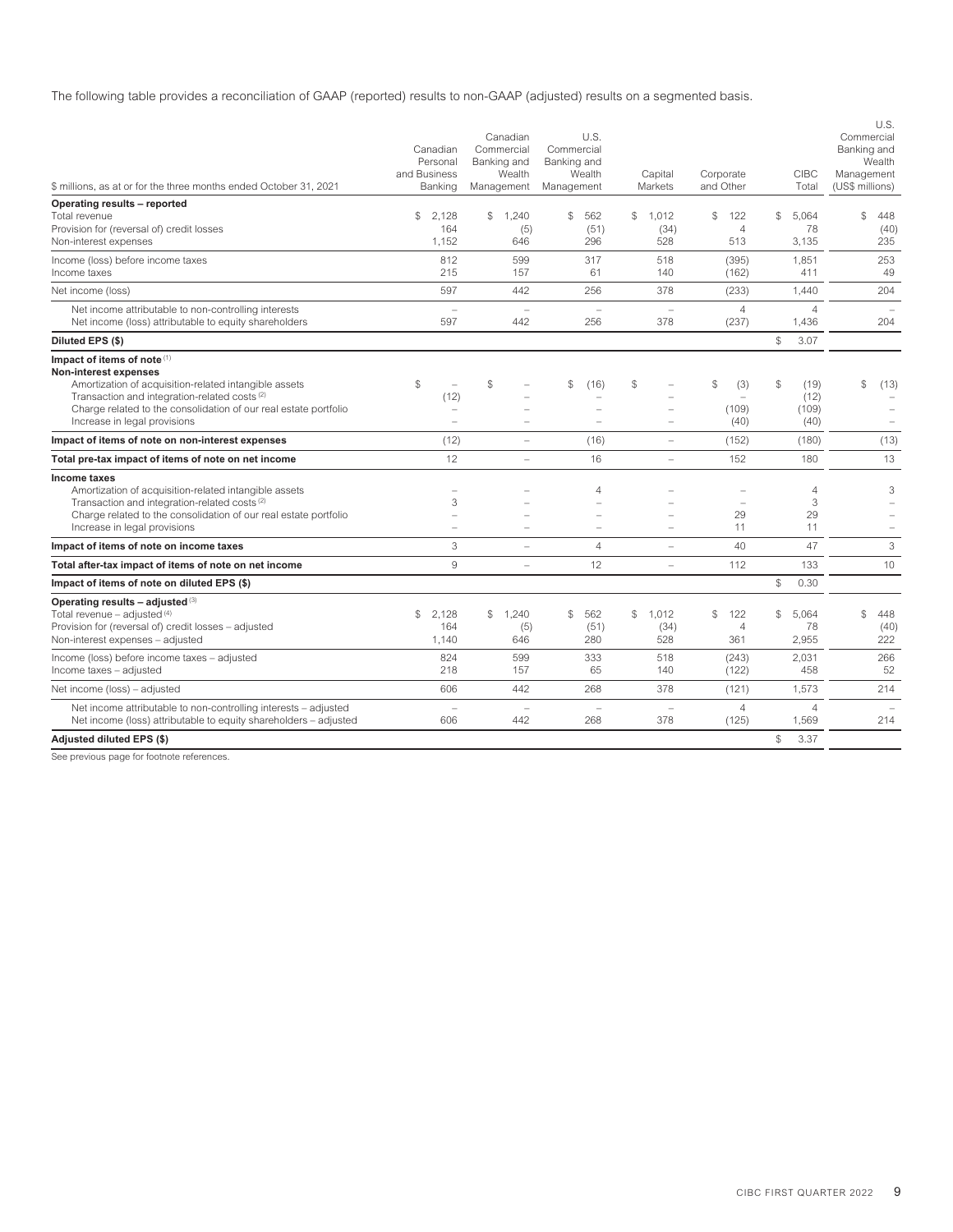The following table provides a reconciliation of GAAP (reported) results to non-GAAP (adjusted) results on a segmented basis.

| $ millions, as at or for the three months ended October 31, 2021 | Canadian Personal and Business Banking | Canadian Commercial Banking and Wealth Management | U.S. Commercial Banking and Wealth Management | Capital Markets | Corporate and Other | CIBC Total | U.S. Commercial Banking and Wealth Management (US$ millions) |
|---|---|---|---|---|---|---|---|
| **Operating results – reported** | | | | | | | |
| Total revenue | $ 2,128 | $ 1,240 | $ 562 | $ 1,012 | $ 122 | $ 5,064 | $ 448 |
| Provision for (reversal of) credit losses | 164 | (5) | (51) | (34) | 4 | 78 | (40) |
| Non-interest expenses | 1,152 | 646 | 296 | 528 | 513 | 3,135 | 235 |
| Income (loss) before income taxes | 812 | 599 | 317 | 518 | (395) | 1,851 | 253 |
| Income taxes | 215 | 157 | 61 | 140 | (162) | 411 | 49 |
| Net income (loss) | 597 | 442 | 256 | 378 | (233) | 1,440 | 204 |
| Net income attributable to non-controlling interests | – | – | – | – | 4 | 4 | – |
| Net income (loss) attributable to equity shareholders | 597 | 442 | 256 | 378 | (237) | 1,436 | 204 |
| **Diluted EPS ($)** | | | | | | $ 3.07 | |
| **Impact of items of note** [1] | | | | | | | |
| **Non-interest expenses** | | | | | | | |
| Amortization of acquisition-related intangible assets | $ – | $ – | $ (16) | $ – | $ (3) | $ (19) | $ (13) |
| Transaction and integration-related costs [2] | (12) | – | – | – | – | (12) | – |
| Charge related to the consolidation of our real estate portfolio | – | – | – | – | (109) | (109) | – |
| Increase in legal provisions | – | – | – | – | (40) | (40) | – |
| **Impact of items of note on non-interest expenses** | (12) | – | (16) | – | (152) | (180) | (13) |
| **Total pre-tax impact of items of note on net income** | 12 | – | 16 | – | 152 | 180 | 13 |
| **Income taxes** | | | | | | | |
| Amortization of acquisition-related intangible assets | – | – | 4 | – | – | 4 | 3 |
| Transaction and integration-related costs [2] | 3 | – | – | – | – | 3 | – |
| Charge related to the consolidation of our real estate portfolio | – | – | – | – | 29 | 29 | – |
| Increase in legal provisions | – | – | – | – | 11 | 11 | – |
| **Impact of items of note on income taxes** | 3 | – | 4 | – | 40 | 47 | 3 |
| **Total after-tax impact of items of note on net income** | 9 | – | 12 | – | 112 | 133 | 10 |
| **Impact of items of note on diluted EPS ($)** | | | | | | $ 0.30 | |
| **Operating results – adjusted** [3] | | | | | | | |
| Total revenue – adjusted [4] | $ 2,128 | $ 1,240 | $ 562 | $ 1,012 | $ 122 | $ 5,064 | $ 448 |
| Provision for (reversal of) credit losses – adjusted | 164 | (5) | (51) | (34) | 4 | 78 | (40) |
| Non-interest expenses – adjusted | 1,140 | 646 | 280 | 528 | 361 | 2,955 | 222 |
| Income (loss) before income taxes – adjusted | 824 | 599 | 333 | 518 | (243) | 2,031 | 266 |
| Income taxes – adjusted | 218 | 157 | 65 | 140 | (122) | 458 | 52 |
| Net income (loss) – adjusted | 606 | 442 | 268 | 378 | (121) | 1,573 | 214 |
| Net income attributable to non-controlling interests – adjusted | – | – | – | – | 4 | 4 | – |
| Net income (loss) attributable to equity shareholders – adjusted | 606 | 442 | 268 | 378 | (125) | 1,569 | 214 |
| **Adjusted diluted EPS ($)** | | | | | | $ 3.37 | |

See previous page for footnote references.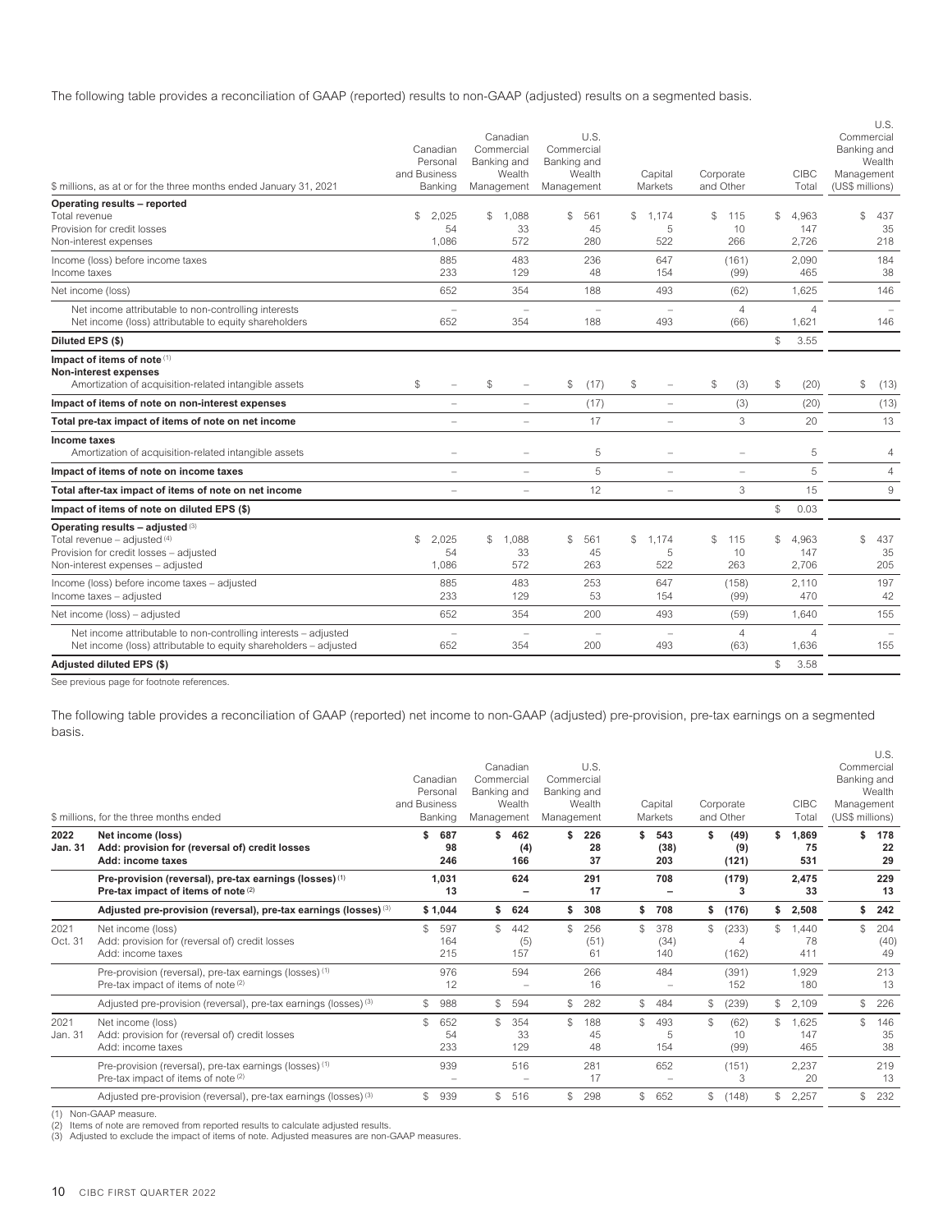The following table provides a reconciliation of GAAP (reported) results to non-GAAP (adjusted) results on a segmented basis.

| $ millions, as at or for the three months ended January 31, 2021 | Canadian Personal and Business Banking | Canadian Commercial Banking and Wealth Management | U.S. Commercial Banking and Wealth Management | Capital Markets | Corporate and Other | CIBC Total | U.S. Commercial Banking and Wealth Management (US$ millions) |
|---|---|---|---|---|---|---|---|
| **Operating results – reported** | | | | | | | |
| Total revenue | $ 2,025 | $ 1,088 | $ 561 | $ 1,174 | $ 115 | $ 4,963 | $ 437 |
| Provision for credit losses | 54 | 33 | 45 | 5 | 10 | 147 | 35 |
| Non-interest expenses | 1,086 | 572 | 280 | 522 | 266 | 2,726 | 218 |
| Income (loss) before income taxes | 885 | 483 | 236 | 647 | (161) | 2,090 | 184 |
| Income taxes | 233 | 129 | 48 | 154 | (99) | 465 | 38 |
| Net income (loss) | 652 | 354 | 188 | 493 | (62) | 1,625 | 146 |
| Net income attributable to non-controlling interests | – | – | – | – | 4 | 4 | – |
| Net income (loss) attributable to equity shareholders | 652 | 354 | 188 | 493 | (66) | 1,621 | 146 |
| **Diluted EPS ($)** | | | | | | $ 3.55 | |
| **Impact of items of note** (1) | | | | | | | |
| **Non-interest expenses** | | | | | | | |
| Amortization of acquisition-related intangible assets | $ – | $ – | $ (17) | $ – | $ (3) | $ (20) | $ (13) |
| **Impact of items of note on non-interest expenses** | – | – | (17) | – | (3) | (20) | (13) |
| **Total pre-tax impact of items of note on net income** | – | – | 17 | – | 3 | 20 | 13 |
| **Income taxes** | | | | | | | |
| Amortization of acquisition-related intangible assets | – | – | 5 | – | – | 5 | 4 |
| **Impact of items of note on income taxes** | – | – | 5 | – | – | 5 | 4 |
| **Total after-tax impact of items of note on net income** | – | – | 12 | – | 3 | 15 | 9 |
| **Impact of items of note on diluted EPS ($)** | | | | | | $ 0.03 | |
| **Operating results – adjusted** (3) | | | | | | | |
| Total revenue – adjusted (4) | $ 2,025 | $ 1,088 | $ 561 | $ 1,174 | $ 115 | $ 4,963 | $ 437 |
| Provision for credit losses – adjusted | 54 | 33 | 45 | 5 | 10 | 147 | 35 |
| Non-interest expenses – adjusted | 1,086 | 572 | 263 | 522 | 263 | 2,706 | 205 |
| Income (loss) before income taxes – adjusted | 885 | 483 | 253 | 647 | (158) | 2,110 | 197 |
| Income taxes – adjusted | 233 | 129 | 53 | 154 | (99) | 470 | 42 |
| Net income (loss) – adjusted | 652 | 354 | 200 | 493 | (59) | 1,640 | 155 |
| Net income attributable to non-controlling interests – adjusted | – | – | – | – | 4 | 4 | – |
| Net income (loss) attributable to equity shareholders – adjusted | 652 | 354 | 200 | 493 | (63) | 1,636 | 155 |
| **Adjusted diluted EPS ($)** | | | | | | $ 3.58 | |

See previous page for footnote references.

The following table provides a reconciliation of GAAP (reported) net income to non-GAAP (adjusted) pre-provision, pre-tax earnings on a segmented basis.

| | $ millions, for the three months ended | Canadian Personal and Business Banking | Canadian Commercial Banking and Wealth Management | U.S. Commercial Banking and Wealth Management | Capital Markets | Corporate and Other | CIBC Total | U.S. Commercial Banking and Wealth Management (US$ millions) |
|---|---|---|---|---|---|---|---|---|
| **2022 Jan. 31** | **Net income (loss)** | **$ 687** | **$ 462** | **$ 226** | **$ 543** | **$ (49)** | **$ 1,869** | **$ 178** |
| | **Add: provision for (reversal of) credit losses** | **98** | **(4)** | **28** | **(38)** | **(9)** | **75** | **22** |
| | **Add: income taxes** | **246** | **166** | **37** | **203** | **(121)** | **531** | **29** |
| | **Pre-provision (reversal), pre-tax earnings (losses)** (1) | **1,031** | **624** | **291** | **708** | **(179)** | **2,475** | **229** |
| | **Pre-tax impact of items of note** (2) | **13** | **–** | **17** | **–** | **3** | **33** | **13** |
| | **Adjusted pre-provision (reversal), pre-tax earnings (losses)** (3) | **$ 1,044** | **$ 624** | **$ 308** | **$ 708** | **$ (176)** | **$ 2,508** | **$ 242** |
| 2021 Oct. 31 | Net income (loss) | $ 597 | $ 442 | $ 256 | $ 378 | $ (233) | $ 1,440 | $ 204 |
| | Add: provision for (reversal of) credit losses | 164 | (5) | (51) | (34) | 4 | 78 | (40) |
| | Add: income taxes | 215 | 157 | 61 | 140 | (162) | 411 | 49 |
| | Pre-provision (reversal), pre-tax earnings (losses) (1) | 976 | 594 | 266 | 484 | (391) | 1,929 | 213 |
| | Pre-tax impact of items of note (2) | 12 | – | 16 | – | 152 | 180 | 13 |
| | Adjusted pre-provision (reversal), pre-tax earnings (losses) (3) | $ 988 | $ 594 | $ 282 | $ 484 | $ (239) | $ 2,109 | $ 226 |
| 2021 Jan. 31 | Net income (loss) | $ 652 | $ 354 | $ 188 | $ 493 | $ (62) | $ 1,625 | $ 146 |
| | Add: provision for (reversal of) credit losses | 54 | 33 | 45 | 5 | 10 | 147 | 35 |
| | Add: income taxes | 233 | 129 | 48 | 154 | (99) | 465 | 38 |
| | Pre-provision (reversal), pre-tax earnings (losses) (1) | 939 | 516 | 281 | 652 | (151) | 2,237 | 219 |
| | Pre-tax impact of items of note (2) | – | – | 17 | – | 3 | 20 | 13 |
| | Adjusted pre-provision (reversal), pre-tax earnings (losses) (3) | $ 939 | $ 516 | $ 298 | $ 652 | $ (148) | $ 2,257 | $ 232 |

(1) Non-GAAP measure.
(2) Items of note are removed from reported results to calculate adjusted results.
(3) Adjusted to exclude the impact of items of note. Adjusted measures are non-GAAP measures.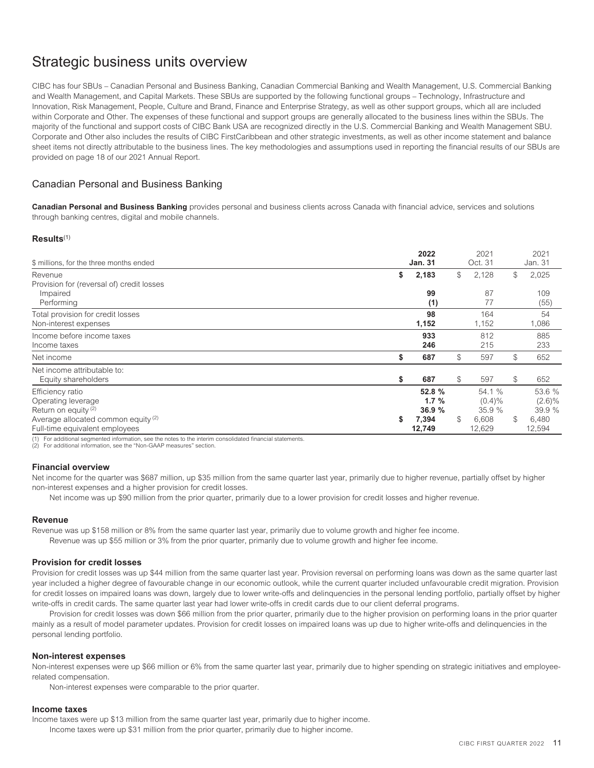# Strategic business units overview

CIBC has four SBUs – Canadian Personal and Business Banking, Canadian Commercial Banking and Wealth Management, U.S. Commercial Banking and Wealth Management, and Capital Markets. These SBUs are supported by the following functional groups – Technology, Infrastructure and Innovation, Risk Management, People, Culture and Brand, Finance and Enterprise Strategy, as well as other support groups, which all are included within Corporate and Other. The expenses of these functional and support groups are generally allocated to the business lines within the SBUs. The majority of the functional and support costs of CIBC Bank USA are recognized directly in the U.S. Commercial Banking and Wealth Management SBU. Corporate and Other also includes the results of CIBC FirstCaribbean and other strategic investments, as well as other income statement and balance sheet items not directly attributable to the business lines. The key methodologies and assumptions used in reporting the financial results of our SBUs are provided on page 18 of our 2021 Annual Report.

## Canadian Personal and Business Banking

**Canadian Personal and Business Banking** provides personal and business clients across Canada with financial advice, services and solutions through banking centres, digital and mobile channels.

### Results[1]

| $ millions, for the three months ended | 2022 Jan. 31 | 2021 Oct. 31 | 2021 Jan. 31 |
|---|---|---|---|
| Revenue | $ 2,183 | $ 2,128 | $ 2,025 |
| Provision for (reversal of) credit losses | | | |
| Impaired | 99 | 87 | 109 |
| Performing | (1) | 77 | (55) |
| Total provision for credit losses | 98 | 164 | 54 |
| Non-interest expenses | 1,152 | 1,152 | 1,086 |
| Income before income taxes | 933 | 812 | 885 |
| Income taxes | 246 | 215 | 233 |
| Net income | $ 687 | $ 597 | $ 652 |
| Net income attributable to: | | | |
| Equity shareholders | $ 687 | $ 597 | $ 652 |
| Efficiency ratio | 52.8 % | 54.1 % | 53.6 % |
| Operating leverage | 1.7 % | (0.4)% | (2.6)% |
| Return on equity[2] | 36.9 % | 35.9 % | 39.9 % |
| Average allocated common equity[2] | $ 7,394 | $ 6,608 | $ 6,480 |
| Full-time equivalent employees | 12,749 | 12,629 | 12,594 |

(1) For additional segmented information, see the notes to the interim consolidated financial statements.
(2) For additional information, see the "Non-GAAP measures" section.

### Financial overview

Net income for the quarter was $687 million, up $35 million from the same quarter last year, primarily due to higher revenue, partially offset by higher non-interest expenses and a higher provision for credit losses.

Net income was up $90 million from the prior quarter, primarily due to a lower provision for credit losses and higher revenue.

### Revenue

Revenue was up $158 million or 8% from the same quarter last year, primarily due to volume growth and higher fee income.

Revenue was up $55 million or 3% from the prior quarter, primarily due to volume growth and higher fee income.

### Provision for credit losses

Provision for credit losses was up $44 million from the same quarter last year. Provision reversal on performing loans was down as the same quarter last year included a higher degree of favourable change in our economic outlook, while the current quarter included unfavourable credit migration. Provision for credit losses on impaired loans was down, largely due to lower write-offs and delinquencies in the personal lending portfolio, partially offset by higher write-offs in credit cards. The same quarter last year had lower write-offs in credit cards due to our client deferral programs.

Provision for credit losses was down $66 million from the prior quarter, primarily due to the higher provision on performing loans in the prior quarter mainly as a result of model parameter updates. Provision for credit losses on impaired loans was up due to higher write-offs and delinquencies in the personal lending portfolio.

### Non-interest expenses

Non-interest expenses were up $66 million or 6% from the same quarter last year, primarily due to higher spending on strategic initiatives and employee-related compensation.

Non-interest expenses were comparable to the prior quarter.

### Income taxes

Income taxes were up $13 million from the same quarter last year, primarily due to higher income.

Income taxes were up $31 million from the prior quarter, primarily due to higher income.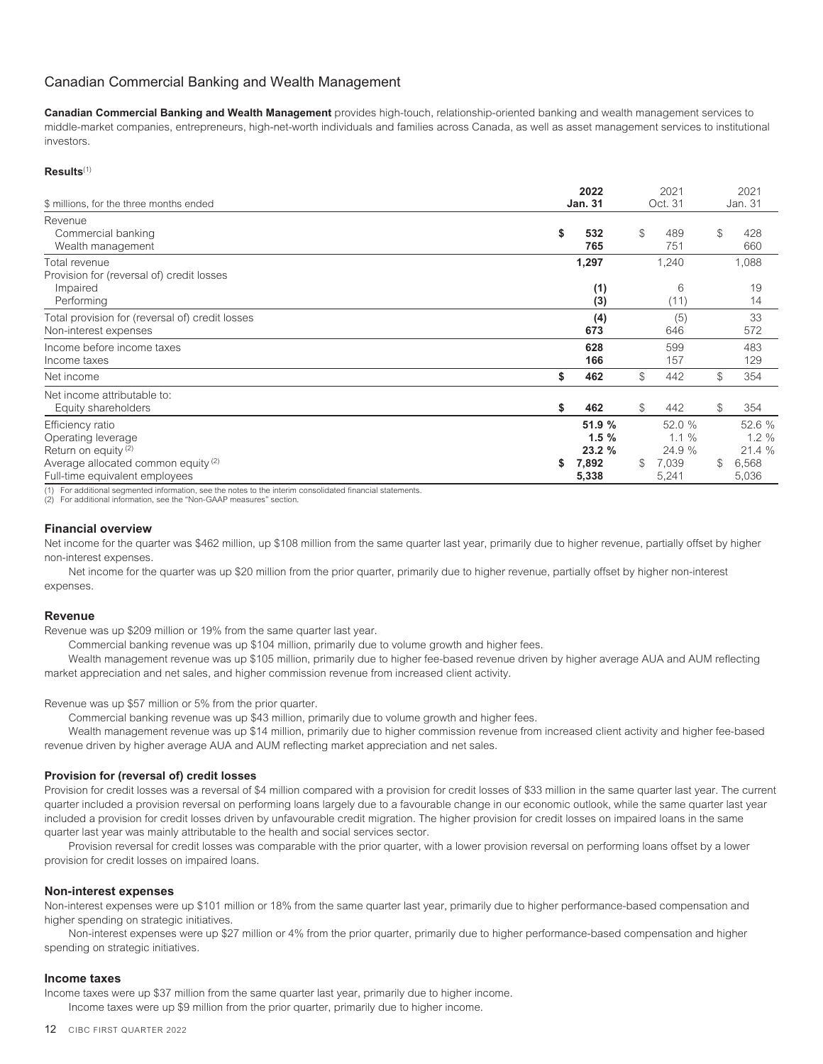## Canadian Commercial Banking and Wealth Management

**Canadian Commercial Banking and Wealth Management** provides high-touch, relationship-oriented banking and wealth management services to middle-market companies, entrepreneurs, high-net-worth individuals and families across Canada, as well as asset management services to institutional investors.

**Results**[1]

| $ millions, for the three months ended | **2022 Jan. 31** | 2021 Oct. 31 | 2021 Jan. 31 |
|---|---|---|---|
| Revenue | | | |
| Commercial banking | **$ 532** | $ 489 | $ 428 |
| Wealth management | **765** | 751 | 660 |
| Total revenue | **1,297** | 1,240 | 1,088 |
| Provision for (reversal of) credit losses | | | |
| Impaired | **(1)** | 6 | 19 |
| Performing | **(3)** | (11) | 14 |
| Total provision for (reversal of) credit losses | **(4)** | (5) | 33 |
| Non-interest expenses | **673** | 646 | 572 |
| Income before income taxes | **628** | 599 | 483 |
| Income taxes | **166** | 157 | 129 |
| Net income | **$ 462** | $ 442 | $ 354 |
| Net income attributable to: | | | |
| Equity shareholders | **$ 462** | $ 442 | $ 354 |
| Efficiency ratio | **51.9 %** | 52.0 % | 52.6 % |
| Operating leverage | **1.5 %** | 1.1 % | 1.2 % |
| Return on equity [2] | **23.2 %** | 24.9 % | 21.4 % |
| Average allocated common equity [2] | **$ 7,892** | $ 7,039 | $ 6,568 |
| Full-time equivalent employees | **5,338** | 5,241 | 5,036 |

(1) For additional segmented information, see the notes to the interim consolidated financial statements.
(2) For additional information, see the "Non-GAAP measures" section.

### Financial overview

Net income for the quarter was $462 million, up $108 million from the same quarter last year, primarily due to higher revenue, partially offset by higher non-interest expenses.

Net income for the quarter was up $20 million from the prior quarter, primarily due to higher revenue, partially offset by higher non-interest expenses.

### Revenue

Revenue was up $209 million or 19% from the same quarter last year.

Commercial banking revenue was up $104 million, primarily due to volume growth and higher fees.

Wealth management revenue was up $105 million, primarily due to higher fee-based revenue driven by higher average AUA and AUM reflecting market appreciation and net sales, and higher commission revenue from increased client activity.

Revenue was up $57 million or 5% from the prior quarter.

Commercial banking revenue was up $43 million, primarily due to volume growth and higher fees.

Wealth management revenue was up $14 million, primarily due to higher commission revenue from increased client activity and higher fee-based revenue driven by higher average AUA and AUM reflecting market appreciation and net sales.

### Provision for (reversal of) credit losses

Provision for credit losses was a reversal of $4 million compared with a provision for credit losses of $33 million in the same quarter last year. The current quarter included a provision reversal on performing loans largely due to a favourable change in our economic outlook, while the same quarter last year included a provision for credit losses driven by unfavourable credit migration. The higher provision for credit losses on impaired loans in the same quarter last year was mainly attributable to the health and social services sector.

Provision reversal for credit losses was comparable with the prior quarter, with a lower provision reversal on performing loans offset by a lower provision for credit losses on impaired loans.

### Non-interest expenses

Non-interest expenses were up $101 million or 18% from the same quarter last year, primarily due to higher performance-based compensation and higher spending on strategic initiatives.

Non-interest expenses were up $27 million or 4% from the prior quarter, primarily due to higher performance-based compensation and higher spending on strategic initiatives.

### Income taxes

Income taxes were up $37 million from the same quarter last year, primarily due to higher income.

Income taxes were up $9 million from the prior quarter, primarily due to higher income.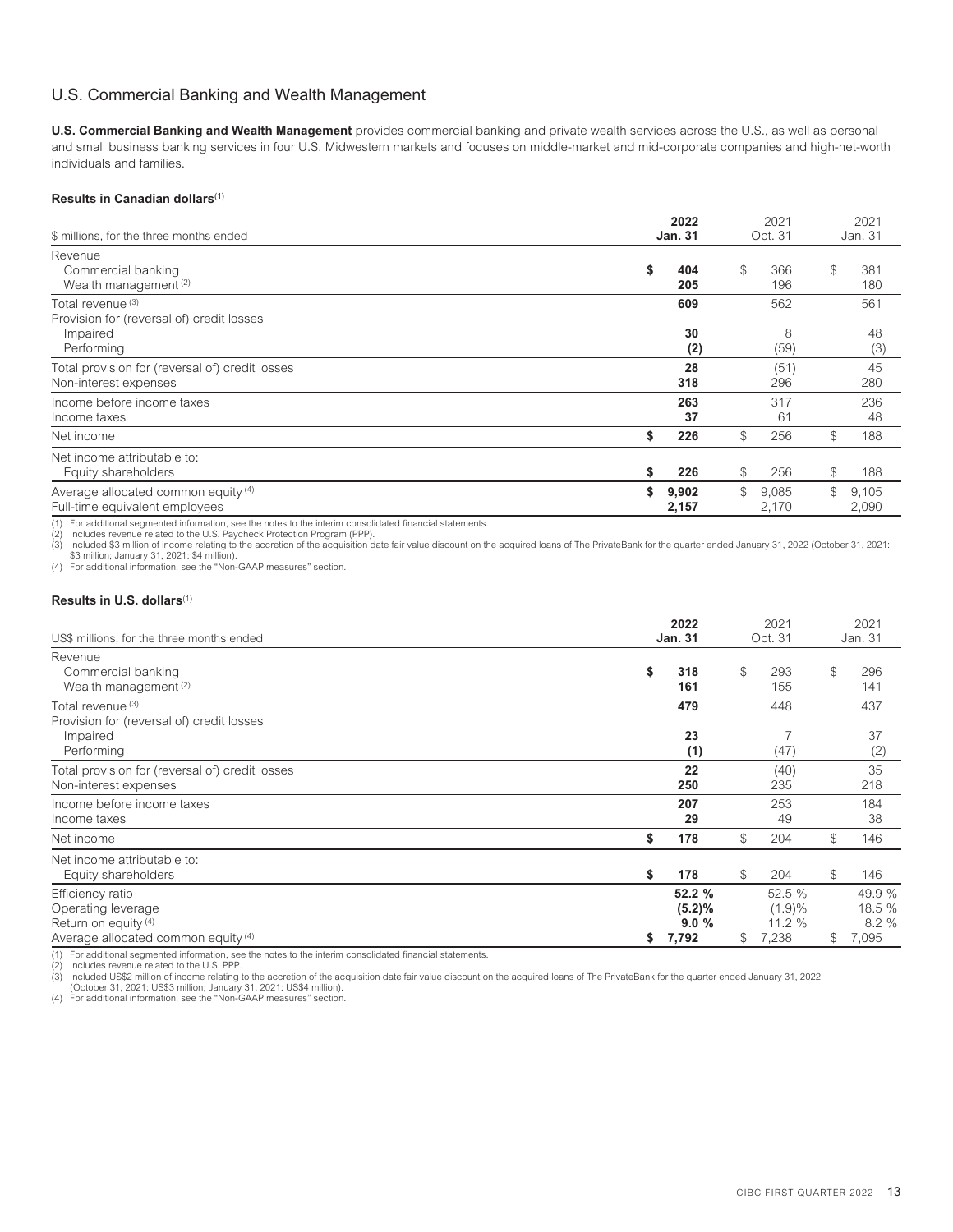## U.S. Commercial Banking and Wealth Management

**U.S. Commercial Banking and Wealth Management** provides commercial banking and private wealth services across the U.S., as well as personal and small business banking services in four U.S. Midwestern markets and focuses on middle-market and mid-corporate companies and high-net-worth individuals and families.

**Results in Canadian dollars**[(1)]

| $ millions, for the three months ended | 2022 Jan. 31 | 2021 Oct. 31 | 2021 Jan. 31 |
|---|---|---|---|
| Revenue | | | |
| Commercial banking | $ 404 | $ 366 | $ 381 |
| Wealth management [(2)] | 205 | 196 | 180 |
| Total revenue [(3)] | 609 | 562 | 561 |
| Provision for (reversal of) credit losses | | | |
| Impaired | 30 | 8 | 48 |
| Performing | (2) | (59) | (3) |
| Total provision for (reversal of) credit losses | 28 | (51) | 45 |
| Non-interest expenses | 318 | 296 | 280 |
| Income before income taxes | 263 | 317 | 236 |
| Income taxes | 37 | 61 | 48 |
| Net income | $ 226 | $ 256 | $ 188 |
| Net income attributable to: | | | |
| Equity shareholders | $ 226 | $ 256 | $ 188 |
| Average allocated common equity [(4)] | $ 9,902 | $ 9,085 | $ 9,105 |
| Full-time equivalent employees | 2,157 | 2,170 | 2,090 |

(1) For additional segmented information, see the notes to the interim consolidated financial statements.
(2) Includes revenue related to the U.S. Paycheck Protection Program (PPP).
(3) Included $3 million of income relating to the accretion of the acquisition date fair value discount on the acquired loans of The PrivateBank for the quarter ended January 31, 2022 (October 31, 2021: $3 million; January 31, 2021: $4 million).
(4) For additional information, see the "Non-GAAP measures" section.

**Results in U.S. dollars**[(1)]

| US$ millions, for the three months ended | 2022 Jan. 31 | 2021 Oct. 31 | 2021 Jan. 31 |
|---|---|---|---|
| Revenue | | | |
| Commercial banking | $ 318 | $ 293 | $ 296 |
| Wealth management [(2)] | 161 | 155 | 141 |
| Total revenue [(3)] | 479 | 448 | 437 |
| Provision for (reversal of) credit losses | | | |
| Impaired | 23 | 7 | 37 |
| Performing | (1) | (47) | (2) |
| Total provision for (reversal of) credit losses | 22 | (40) | 35 |
| Non-interest expenses | 250 | 235 | 218 |
| Income before income taxes | 207 | 253 | 184 |
| Income taxes | 29 | 49 | 38 |
| Net income | $ 178 | $ 204 | $ 146 |
| Net income attributable to: | | | |
| Equity shareholders | $ 178 | $ 204 | $ 146 |
| Efficiency ratio | 52.2 % | 52.5 % | 49.9 % |
| Operating leverage | (5.2)% | (1.9)% | 18.5 % |
| Return on equity [(4)] | 9.0 % | 11.2 % | 8.2 % |
| Average allocated common equity [(4)] | $ 7,792 | $ 7,238 | $ 7,095 |

(1) For additional segmented information, see the notes to the interim consolidated financial statements.
(2) Includes revenue related to the U.S. PPP.
(3) Included US$2 million of income relating to the accretion of the acquisition date fair value discount on the acquired loans of The PrivateBank for the quarter ended January 31, 2022 (October 31, 2021: US$3 million; January 31, 2021: US$4 million).
(4) For additional information, see the "Non-GAAP measures" section.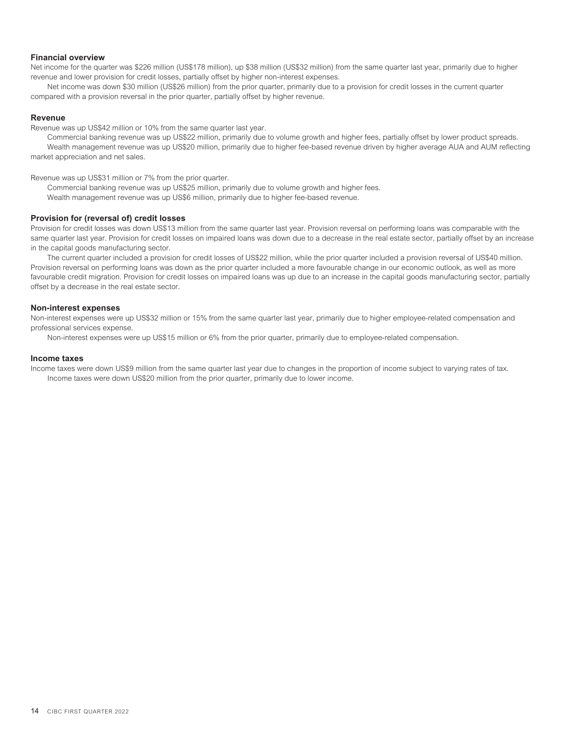### Financial overview

Net income for the quarter was $226 million (US$178 million), up $38 million (US$32 million) from the same quarter last year, primarily due to higher revenue and lower provision for credit losses, partially offset by higher non-interest expenses.

Net income was down $30 million (US$26 million) from the prior quarter, primarily due to a provision for credit losses in the current quarter compared with a provision reversal in the prior quarter, partially offset by higher revenue.

### Revenue

Revenue was up US$42 million or 10% from the same quarter last year.

Commercial banking revenue was up US$22 million, primarily due to volume growth and higher fees, partially offset by lower product spreads.

Wealth management revenue was up US$20 million, primarily due to higher fee-based revenue driven by higher average AUA and AUM reflecting market appreciation and net sales.

Revenue was up US$31 million or 7% from the prior quarter.

Commercial banking revenue was up US$25 million, primarily due to volume growth and higher fees.

Wealth management revenue was up US$6 million, primarily due to higher fee-based revenue.

### Provision for (reversal of) credit losses

Provision for credit losses was down US$13 million from the same quarter last year. Provision reversal on performing loans was comparable with the same quarter last year. Provision for credit losses on impaired loans was down due to a decrease in the real estate sector, partially offset by an increase in the capital goods manufacturing sector.

The current quarter included a provision for credit losses of US$22 million, while the prior quarter included a provision reversal of US$40 million. Provision reversal on performing loans was down as the prior quarter included a more favourable change in our economic outlook, as well as more favourable credit migration. Provision for credit losses on impaired loans was up due to an increase in the capital goods manufacturing sector, partially offset by a decrease in the real estate sector.

### Non-interest expenses

Non-interest expenses were up US$32 million or 15% from the same quarter last year, primarily due to higher employee-related compensation and professional services expense.

Non-interest expenses were up US$15 million or 6% from the prior quarter, primarily due to employee-related compensation.

### Income taxes

Income taxes were down US$9 million from the same quarter last year due to changes in the proportion of income subject to varying rates of tax.

Income taxes were down US$20 million from the prior quarter, primarily due to lower income.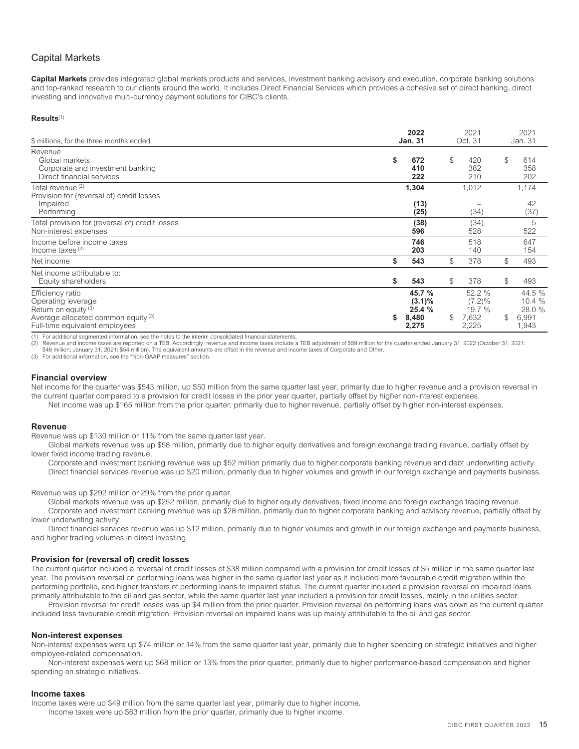## Capital Markets

**Capital Markets** provides integrated global markets products and services, investment banking advisory and execution, corporate banking solutions and top-ranked research to our clients around the world. It includes Direct Financial Services which provides a cohesive set of direct banking, direct investing and innovative multi-currency payment solutions for CIBC's clients.

**Results**[1]

| $ millions, for the three months ended | **2022 Jan. 31** | 2021 Oct. 31 | 2021 Jan. 31 |
|---|---|---|---|
| Revenue | | | |
| Global markets | **$ 672** | $ 420 | $ 614 |
| Corporate and investment banking | **410** | 382 | 358 |
| Direct financial services | **222** | 210 | 202 |
| Total revenue [2] | **1,304** | 1,012 | 1,174 |
| Provision for (reversal of) credit losses | | | |
| Impaired | **(13)** | – | 42 |
| Performing | **(25)** | (34) | (37) |
| Total provision for (reversal of) credit losses | **(38)** | (34) | 5 |
| Non-interest expenses | **596** | 528 | 522 |
| Income before income taxes | **746** | 518 | 647 |
| Income taxes [2] | **203** | 140 | 154 |
| Net income | **$ 543** | $ 378 | $ 493 |
| Net income attributable to: | | | |
| Equity shareholders | **$ 543** | $ 378 | $ 493 |
| Efficiency ratio | **45.7 %** | 52.2 % | 44.5 % |
| Operating leverage | **(3.1)%** | (7.2)% | 10.4 % |
| Return on equity [3] | **25.4 %** | 19.7 % | 28.0 % |
| Average allocated common equity [3] | **$ 8,480** | $ 7,632 | $ 6,991 |
| Full-time equivalent employees | **2,275** | 2,225 | 1,943 |

(1) For additional segmented information, see the notes to the interim consolidated financial statements.
(2) Revenue and income taxes are reported on a TEB. Accordingly, revenue and income taxes include a TEB adjustment of $59 million for the quarter ended January 31, 2022 (October 31, 2021: $48 million; January 31, 2021: $54 million). The equivalent amounts are offset in the revenue and income taxes of Corporate and Other.
(3) For additional information, see the "Non-GAAP measures" section.

### Financial overview

Net income for the quarter was $543 million, up $50 million from the same quarter last year, primarily due to higher revenue and a provision reversal in the current quarter compared to a provision for credit losses in the prior year quarter, partially offset by higher non-interest expenses.

Net income was up $165 million from the prior quarter, primarily due to higher revenue, partially offset by higher non-interest expenses.

### Revenue

Revenue was up $130 million or 11% from the same quarter last year.

Global markets revenue was up $58 million, primarily due to higher equity derivatives and foreign exchange trading revenue, partially offset by lower fixed income trading revenue.

Corporate and investment banking revenue was up $52 million primarily due to higher corporate banking revenue and debt underwriting activity.

Direct financial services revenue was up $20 million, primarily due to higher volumes and growth in our foreign exchange and payments business.

Revenue was up $292 million or 29% from the prior quarter.

Global markets revenue was up $252 million, primarily due to higher equity derivatives, fixed income and foreign exchange trading revenue.

Corporate and investment banking revenue was up $28 million, primarily due to higher corporate banking and advisory revenue, partially offset by lower underwriting activity.

Direct financial services revenue was up $12 million, primarily due to higher volumes and growth in our foreign exchange and payments business, and higher trading volumes in direct investing.

### Provision for (reversal of) credit losses

The current quarter included a reversal of credit losses of $38 million compared with a provision for credit losses of $5 million in the same quarter last year. The provision reversal on performing loans was higher in the same quarter last year as it included more favourable credit migration within the performing portfolio, and higher transfers of performing loans to impaired status. The current quarter included a provision reversal on impaired loans primarily attributable to the oil and gas sector, while the same quarter last year included a provision for credit losses, mainly in the utilities sector.

Provision reversal for credit losses was up $4 million from the prior quarter. Provision reversal on performing loans was down as the current quarter included less favourable credit migration. Provision reversal on impaired loans was up mainly attributable to the oil and gas sector.

### Non-interest expenses

Non-interest expenses were up $74 million or 14% from the same quarter last year, primarily due to higher spending on strategic initiatives and higher employee-related compensation.

Non-interest expenses were up $68 million or 13% from the prior quarter, primarily due to higher performance-based compensation and higher spending on strategic initiatives.

### Income taxes

Income taxes were up $49 million from the same quarter last year, primarily due to higher income.

Income taxes were up $63 million from the prior quarter, primarily due to higher income.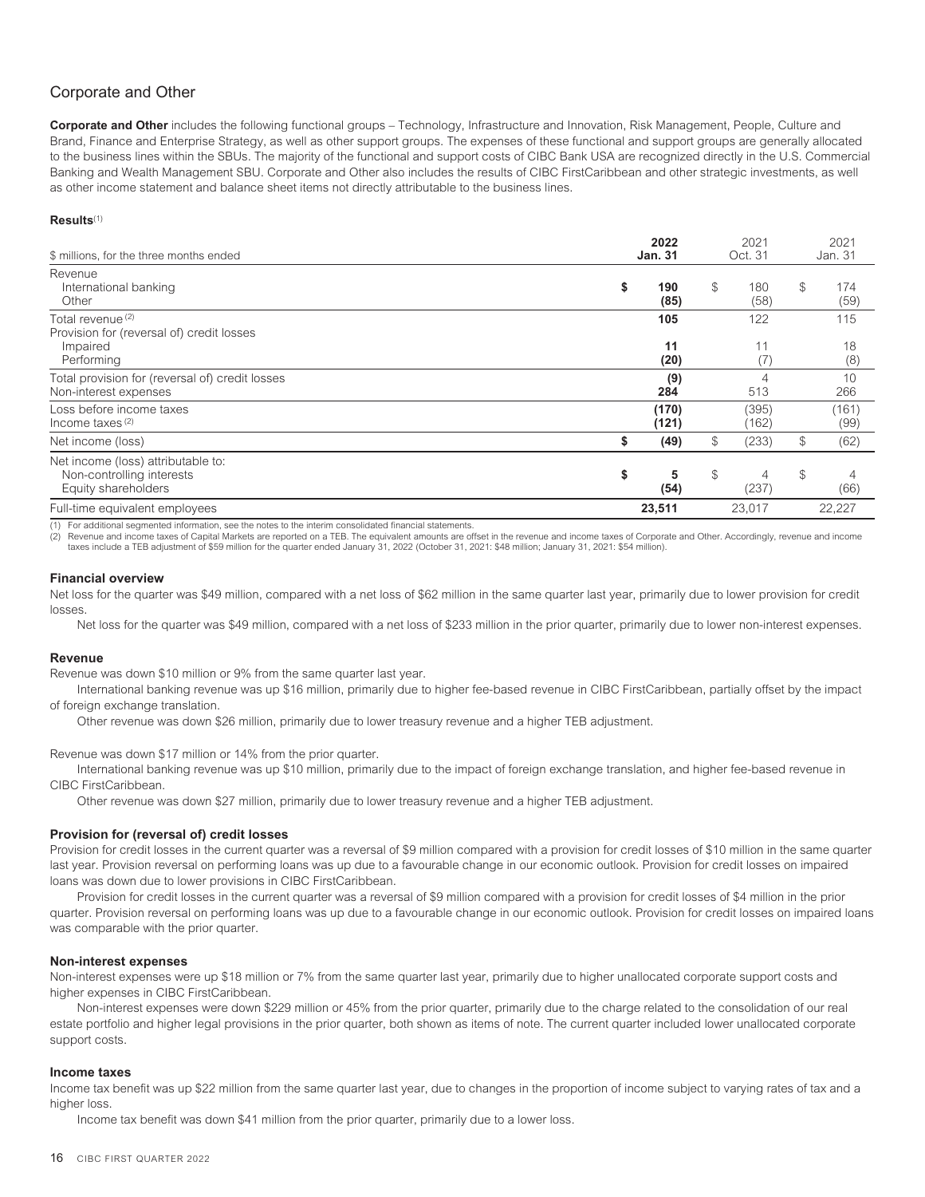## Corporate and Other

**Corporate and Other** includes the following functional groups – Technology, Infrastructure and Innovation, Risk Management, People, Culture and Brand, Finance and Enterprise Strategy, as well as other support groups. The expenses of these functional and support groups are generally allocated to the business lines within the SBUs. The majority of the functional and support costs of CIBC Bank USA are recognized directly in the U.S. Commercial Banking and Wealth Management SBU. Corporate and Other also includes the results of CIBC FirstCaribbean and other strategic investments, as well as other income statement and balance sheet items not directly attributable to the business lines.

**Results**[1]

| $ millions, for the three months ended | 2022 Jan. 31 | 2021 Oct. 31 | 2021 Jan. 31 |
|---|---|---|---|
| Revenue | | | |
| International banking | **$ 190** | $ 180 | $ 174 |
| Other | **(85)** | (58) | (59) |
| Total revenue [2] | **105** | 122 | 115 |
| Provision for (reversal of) credit losses | | | |
| Impaired | **11** | 11 | 18 |
| Performing | **(20)** | (7) | (8) |
| Total provision for (reversal of) credit losses | **(9)** | 4 | 10 |
| Non-interest expenses | **284** | 513 | 266 |
| Loss before income taxes | **(170)** | (395) | (161) |
| Income taxes [2] | **(121)** | (162) | (99) |
| Net income (loss) | **$ (49)** | $ (233) | $ (62) |
| Net income (loss) attributable to: | | | |
| Non-controlling interests | **$ 5** | $ 4 | $ 4 |
| Equity shareholders | **(54)** | (237) | (66) |
| Full-time equivalent employees | **23,511** | 23,017 | 22,227 |

(1) For additional segmented information, see the notes to the interim consolidated financial statements.
(2) Revenue and income taxes of Capital Markets are reported on a TEB. The equivalent amounts are offset in the revenue and income taxes of Corporate and Other. Accordingly, revenue and income taxes include a TEB adjustment of $59 million for the quarter ended January 31, 2022 (October 31, 2021: $48 million; January 31, 2021: $54 million).

### Financial overview

Net loss for the quarter was $49 million, compared with a net loss of $62 million in the same quarter last year, primarily due to lower provision for credit losses.

Net loss for the quarter was $49 million, compared with a net loss of $233 million in the prior quarter, primarily due to lower non-interest expenses.

### Revenue

Revenue was down $10 million or 9% from the same quarter last year.

International banking revenue was up $16 million, primarily due to higher fee-based revenue in CIBC FirstCaribbean, partially offset by the impact of foreign exchange translation.

Other revenue was down $26 million, primarily due to lower treasury revenue and a higher TEB adjustment.

Revenue was down $17 million or 14% from the prior quarter.

International banking revenue was up $10 million, primarily due to the impact of foreign exchange translation, and higher fee-based revenue in CIBC FirstCaribbean.

Other revenue was down $27 million, primarily due to lower treasury revenue and a higher TEB adjustment.

### Provision for (reversal of) credit losses

Provision for credit losses in the current quarter was a reversal of $9 million compared with a provision for credit losses of $10 million in the same quarter last year. Provision reversal on performing loans was up due to a favourable change in our economic outlook. Provision for credit losses on impaired loans was down due to lower provisions in CIBC FirstCaribbean.

Provision for credit losses in the current quarter was a reversal of $9 million compared with a provision for credit losses of $4 million in the prior quarter. Provision reversal on performing loans was up due to a favourable change in our economic outlook. Provision for credit losses on impaired loans was comparable with the prior quarter.

### Non-interest expenses

Non-interest expenses were up $18 million or 7% from the same quarter last year, primarily due to higher unallocated corporate support costs and higher expenses in CIBC FirstCaribbean.

Non-interest expenses were down $229 million or 45% from the prior quarter, primarily due to the charge related to the consolidation of our real estate portfolio and higher legal provisions in the prior quarter, both shown as items of note. The current quarter included lower unallocated corporate support costs.

### Income taxes

Income tax benefit was up $22 million from the same quarter last year, due to changes in the proportion of income subject to varying rates of tax and a higher loss.

Income tax benefit was down $41 million from the prior quarter, primarily due to a lower loss.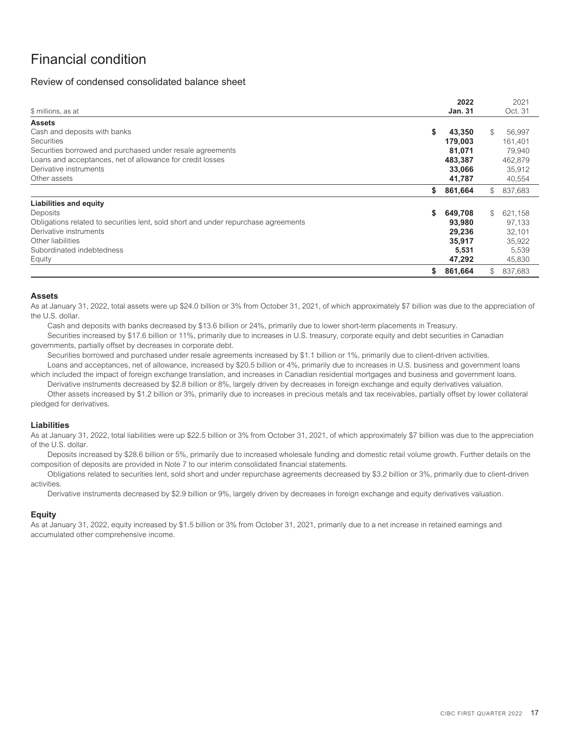# Financial condition

## Review of condensed consolidated balance sheet

| $ millions, as at | 2022 Jan. 31 | 2021 Oct. 31 |
|---|---|---|
| **Assets** | | |
| Cash and deposits with banks | $ 43,350 | $ 56,997 |
| Securities | 179,003 | 161,401 |
| Securities borrowed and purchased under resale agreements | 81,071 | 79,940 |
| Loans and acceptances, net of allowance for credit losses | 483,387 | 462,879 |
| Derivative instruments | 33,066 | 35,912 |
| Other assets | 41,787 | 40,554 |
| | $ 861,664 | $ 837,683 |
| **Liabilities and equity** | | |
| Deposits | $ 649,708 | $ 621,158 |
| Obligations related to securities lent, sold short and under repurchase agreements | 93,980 | 97,133 |
| Derivative instruments | 29,236 | 32,101 |
| Other liabilities | 35,917 | 35,922 |
| Subordinated indebtedness | 5,531 | 5,539 |
| Equity | 47,292 | 45,830 |
| | $ 861,664 | $ 837,683 |

### Assets

As at January 31, 2022, total assets were up $24.0 billion or 3% from October 31, 2021, of which approximately $7 billion was due to the appreciation of the U.S. dollar.

Cash and deposits with banks decreased by $13.6 billion or 24%, primarily due to lower short-term placements in Treasury.

Securities increased by $17.6 billion or 11%, primarily due to increases in U.S. treasury, corporate equity and debt securities in Canadian governments, partially offset by decreases in corporate debt.

Securities borrowed and purchased under resale agreements increased by $1.1 billion or 1%, primarily due to client-driven activities.

Loans and acceptances, net of allowance, increased by $20.5 billion or 4%, primarily due to increases in U.S. business and government loans which included the impact of foreign exchange translation, and increases in Canadian residential mortgages and business and government loans.

Derivative instruments decreased by $2.8 billion or 8%, largely driven by decreases in foreign exchange and equity derivatives valuation.

Other assets increased by $1.2 billion or 3%, primarily due to increases in precious metals and tax receivables, partially offset by lower collateral pledged for derivatives.

### Liabilities

As at January 31, 2022, total liabilities were up $22.5 billion or 3% from October 31, 2021, of which approximately $7 billion was due to the appreciation of the U.S. dollar.

Deposits increased by $28.6 billion or 5%, primarily due to increased wholesale funding and domestic retail volume growth. Further details on the composition of deposits are provided in Note 7 to our interim consolidated financial statements.

Obligations related to securities lent, sold short and under repurchase agreements decreased by $3.2 billion or 3%, primarily due to client-driven activities.

Derivative instruments decreased by $2.9 billion or 9%, largely driven by decreases in foreign exchange and equity derivatives valuation.

### Equity

As at January 31, 2022, equity increased by $1.5 billion or 3% from October 31, 2021, primarily due to a net increase in retained earnings and accumulated other comprehensive income.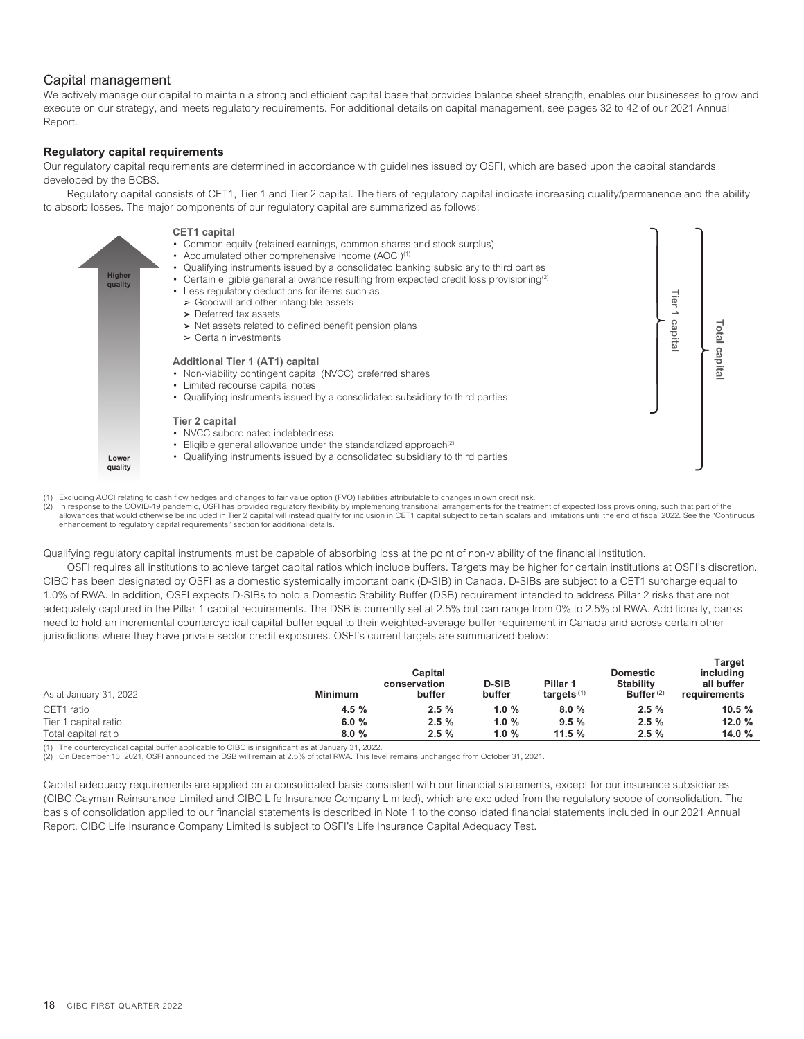## Capital management

We actively manage our capital to maintain a strong and efficient capital base that provides balance sheet strength, enables our businesses to grow and execute on our strategy, and meets regulatory requirements. For additional details on capital management, see pages 32 to 42 of our 2021 Annual Report.

### Regulatory capital requirements

Our regulatory capital requirements are determined in accordance with guidelines issued by OSFI, which are based upon the capital standards developed by the BCBS.

Regulatory capital consists of CET1, Tier 1 and Tier 2 capital. The tiers of regulatory capital indicate increasing quality/permanence and the ability to absorb losses. The major components of our regulatory capital are summarized as follows:

Higher quality

**CET1 capital**
- Common equity (retained earnings, common shares and stock surplus)
- Accumulated other comprehensive income (AOCI)[(1)]
- Qualifying instruments issued by a consolidated banking subsidiary to third parties
- Certain eligible general allowance resulting from expected credit loss provisioning[(2)]
- Less regulatory deductions for items such as:
  - Goodwill and other intangible assets
  - Deferred tax assets
  - Net assets related to defined benefit pension plans
  - Certain investments

**Additional Tier 1 (AT1) capital**
- Non-viability contingent capital (NVCC) preferred shares
- Limited recourse capital notes
- Qualifying instruments issued by a consolidated subsidiary to third parties

(CET1 capital and AT1 capital together: Tier 1 capital)

**Tier 2 capital**
- NVCC subordinated indebtedness
- Eligible general allowance under the standardized approach[(2)]
- Qualifying instruments issued by a consolidated subsidiary to third parties

(Tier 1 capital and Tier 2 capital together: Total capital)

Lower quality

(1) Excluding AOCI relating to cash flow hedges and changes to fair value option (FVO) liabilities attributable to changes in own credit risk.
(2) In response to the COVID-19 pandemic, OSFI has provided regulatory flexibility by implementing transitional arrangements for the treatment of expected loss provisioning, such that part of the allowances that would otherwise be included in Tier 2 capital will instead qualify for inclusion in CET1 capital subject to certain scalars and limitations until the end of fiscal 2022. See the "Continuous enhancement to regulatory capital requirements" section for additional details.

Qualifying regulatory capital instruments must be capable of absorbing loss at the point of non-viability of the financial institution.

OSFI requires all institutions to achieve target capital ratios which include buffers. Targets may be higher for certain institutions at OSFI's discretion. CIBC has been designated by OSFI as a domestic systemically important bank (D-SIB) in Canada. D-SIBs are subject to a CET1 surcharge equal to 1.0% of RWA. In addition, OSFI expects D-SIBs to hold a Domestic Stability Buffer (DSB) requirement intended to address Pillar 2 risks that are not adequately captured in the Pillar 1 capital requirements. The DSB is currently set at 2.5% but can range from 0% to 2.5% of RWA. Additionally, banks need to hold an incremental countercyclical capital buffer equal to their weighted-average buffer requirement in Canada and across certain other jurisdictions where they have private sector credit exposures. OSFI's current targets are summarized below:

| As at January 31, 2022 | Minimum | Capital conservation buffer | D-SIB buffer | Pillar 1 targets[(1)] | Domestic Stability Buffer[(2)] | Target including all buffer requirements |
|---|---|---|---|---|---|---|
| CET1 ratio | 4.5 % | 2.5 % | 1.0 % | 8.0 % | 2.5 % | 10.5 % |
| Tier 1 capital ratio | 6.0 % | 2.5 % | 1.0 % | 9.5 % | 2.5 % | 12.0 % |
| Total capital ratio | 8.0 % | 2.5 % | 1.0 % | 11.5 % | 2.5 % | 14.0 % |

(1) The countercyclical capital buffer applicable to CIBC is insignificant as at January 31, 2022.
(2) On December 10, 2021, OSFI announced the DSB will remain at 2.5% of total RWA. This level remains unchanged from October 31, 2021.

Capital adequacy requirements are applied on a consolidated basis consistent with our financial statements, except for our insurance subsidiaries (CIBC Cayman Reinsurance Limited and CIBC Life Insurance Company Limited), which are excluded from the regulatory scope of consolidation. The basis of consolidation applied to our financial statements is described in Note 1 to the consolidated financial statements included in our 2021 Annual Report. CIBC Life Insurance Company Limited is subject to OSFI's Life Insurance Capital Adequacy Test.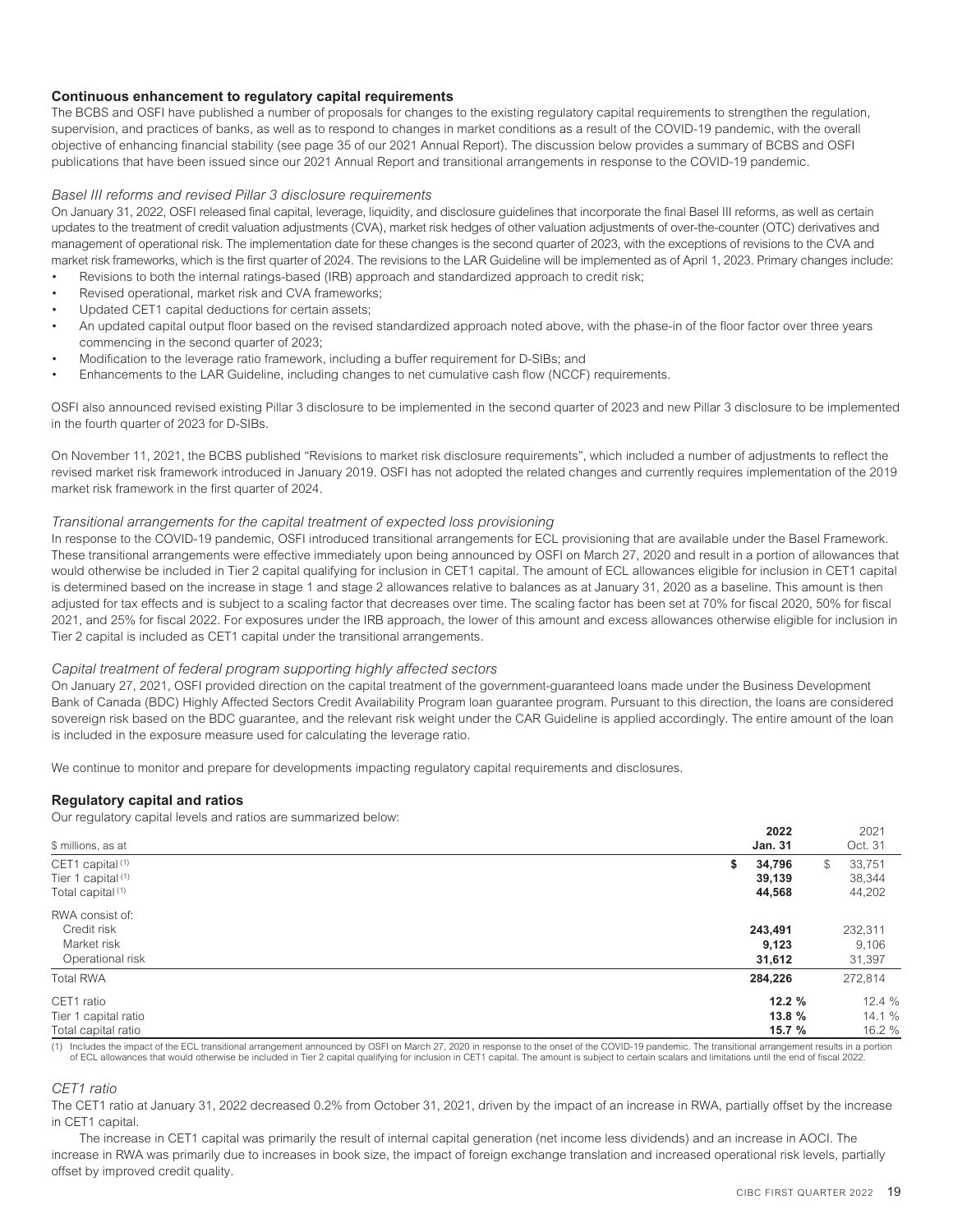### Continuous enhancement to regulatory capital requirements

The BCBS and OSFI have published a number of proposals for changes to the existing regulatory capital requirements to strengthen the regulation, supervision, and practices of banks, as well as to respond to changes in market conditions as a result of the COVID-19 pandemic, with the overall objective of enhancing financial stability (see page 35 of our 2021 Annual Report). The discussion below provides a summary of BCBS and OSFI publications that have been issued since our 2021 Annual Report and transitional arrangements in response to the COVID-19 pandemic.

*Basel III reforms and revised Pillar 3 disclosure requirements*

On January 31, 2022, OSFI released final capital, leverage, liquidity, and disclosure guidelines that incorporate the final Basel III reforms, as well as certain updates to the treatment of credit valuation adjustments (CVA), market risk hedges of other valuation adjustments of over-the-counter (OTC) derivatives and management of operational risk. The implementation date for these changes is the second quarter of 2023, with the exceptions of revisions to the CVA and market risk frameworks, which is the first quarter of 2024. The revisions to the LAR Guideline will be implemented as of April 1, 2023. Primary changes include:

- Revisions to both the internal ratings-based (IRB) approach and standardized approach to credit risk;
- Revised operational, market risk and CVA frameworks;
- Updated CET1 capital deductions for certain assets;
- An updated capital output floor based on the revised standardized approach noted above, with the phase-in of the floor factor over three years commencing in the second quarter of 2023;
- Modification to the leverage ratio framework, including a buffer requirement for D-SIBs; and
- Enhancements to the LAR Guideline, including changes to net cumulative cash flow (NCCF) requirements.

OSFI also announced revised existing Pillar 3 disclosure to be implemented in the second quarter of 2023 and new Pillar 3 disclosure to be implemented in the fourth quarter of 2023 for D-SIBs.

On November 11, 2021, the BCBS published “Revisions to market risk disclosure requirements”, which included a number of adjustments to reflect the revised market risk framework introduced in January 2019. OSFI has not adopted the related changes and currently requires implementation of the 2019 market risk framework in the first quarter of 2024.

*Transitional arrangements for the capital treatment of expected loss provisioning*

In response to the COVID-19 pandemic, OSFI introduced transitional arrangements for ECL provisioning that are available under the Basel Framework. These transitional arrangements were effective immediately upon being announced by OSFI on March 27, 2020 and result in a portion of allowances that would otherwise be included in Tier 2 capital qualifying for inclusion in CET1 capital. The amount of ECL allowances eligible for inclusion in CET1 capital is determined based on the increase in stage 1 and stage 2 allowances relative to balances as at January 31, 2020 as a baseline. This amount is then adjusted for tax effects and is subject to a scaling factor that decreases over time. The scaling factor has been set at 70% for fiscal 2020, 50% for fiscal 2021, and 25% for fiscal 2022. For exposures under the IRB approach, the lower of this amount and excess allowances otherwise eligible for inclusion in Tier 2 capital is included as CET1 capital under the transitional arrangements.

*Capital treatment of federal program supporting highly affected sectors*

On January 27, 2021, OSFI provided direction on the capital treatment of the government-guaranteed loans made under the Business Development Bank of Canada (BDC) Highly Affected Sectors Credit Availability Program loan guarantee program. Pursuant to this direction, the loans are considered sovereign risk based on the BDC guarantee, and the relevant risk weight under the CAR Guideline is applied accordingly. The entire amount of the loan is included in the exposure measure used for calculating the leverage ratio.

We continue to monitor and prepare for developments impacting regulatory capital requirements and disclosures.

### Regulatory capital and ratios

Our regulatory capital levels and ratios are summarized below:

| $ millions, as at | **2022 Jan. 31** | 2021 Oct. 31 |
|---|---|---|
| CET1 capital [(1)] | **$ 34,796** | $ 33,751 |
| Tier 1 capital [(1)] | **39,139** | 38,344 |
| Total capital [(1)] | **44,568** | 44,202 |
| RWA consist of: | | |
| Credit risk | **243,491** | 232,311 |
| Market risk | **9,123** | 9,106 |
| Operational risk | **31,612** | 31,397 |
| Total RWA | **284,226** | 272,814 |
| CET1 ratio | **12.2 %** | 12.4 % |
| Tier 1 capital ratio | **13.8 %** | 14.1 % |
| Total capital ratio | **15.7 %** | 16.2 % |

(1) Includes the impact of the ECL transitional arrangement announced by OSFI on March 27, 2020 in response to the onset of the COVID-19 pandemic. The transitional arrangement results in a portion of ECL allowances that would otherwise be included in Tier 2 capital qualifying for inclusion in CET1 capital. The amount is subject to certain scalars and limitations until the end of fiscal 2022.

*CET1 ratio*

The CET1 ratio at January 31, 2022 decreased 0.2% from October 31, 2021, driven by the impact of an increase in RWA, partially offset by the increase in CET1 capital.

The increase in CET1 capital was primarily the result of internal capital generation (net income less dividends) and an increase in AOCI. The increase in RWA was primarily due to increases in book size, the impact of foreign exchange translation and increased operational risk levels, partially offset by improved credit quality.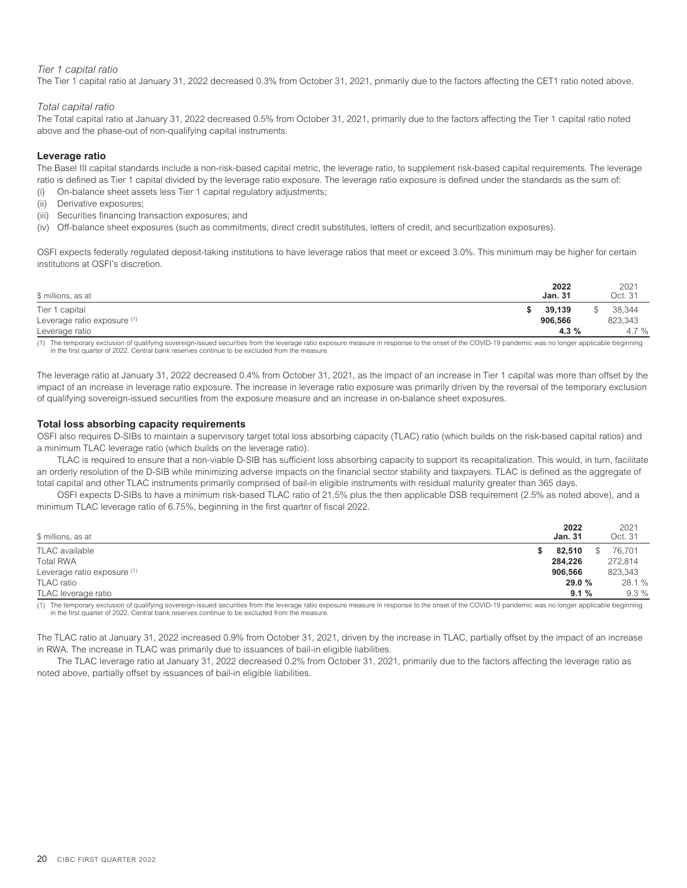*Tier 1 capital ratio*

The Tier 1 capital ratio at January 31, 2022 decreased 0.3% from October 31, 2021, primarily due to the factors affecting the CET1 ratio noted above.

*Total capital ratio*

The Total capital ratio at January 31, 2022 decreased 0.5% from October 31, 2021, primarily due to the factors affecting the Tier 1 capital ratio noted above and the phase-out of non-qualifying capital instruments.

### Leverage ratio

The Basel III capital standards include a non-risk-based capital metric, the leverage ratio, to supplement risk-based capital requirements. The leverage ratio is defined as Tier 1 capital divided by the leverage ratio exposure. The leverage ratio exposure is defined under the standards as the sum of:

(i) On-balance sheet assets less Tier 1 capital regulatory adjustments;
(ii) Derivative exposures;
(iii) Securities financing transaction exposures; and
(iv) Off-balance sheet exposures (such as commitments, direct credit substitutes, letters of credit, and securitization exposures).

OSFI expects federally regulated deposit-taking institutions to have leverage ratios that meet or exceed 3.0%. This minimum may be higher for certain institutions at OSFI's discretion.

| $ millions, as at | **2022 Jan. 31** | 2021 Oct. 31 |
|---|---|---|
| Tier 1 capital | **$ 39,139** | $ 38,344 |
| Leverage ratio exposure (1) | **906,566** | 823,343 |
| Leverage ratio | **4.3 %** | 4.7 % |

(1) The temporary exclusion of qualifying sovereign-issued securities from the leverage ratio exposure measure in response to the onset of the COVID-19 pandemic was no longer applicable beginning in the first quarter of 2022. Central bank reserves continue to be excluded from the measure.

The leverage ratio at January 31, 2022 decreased 0.4% from October 31, 2021, as the impact of an increase in Tier 1 capital was more than offset by the impact of an increase in leverage ratio exposure. The increase in leverage ratio exposure was primarily driven by the reversal of the temporary exclusion of qualifying sovereign-issued securities from the exposure measure and an increase in on-balance sheet exposures.

### Total loss absorbing capacity requirements

OSFI also requires D-SIBs to maintain a supervisory target total loss absorbing capacity (TLAC) ratio (which builds on the risk-based capital ratios) and a minimum TLAC leverage ratio (which builds on the leverage ratio).

TLAC is required to ensure that a non-viable D-SIB has sufficient loss absorbing capacity to support its recapitalization. This would, in turn, facilitate an orderly resolution of the D-SIB while minimizing adverse impacts on the financial sector stability and taxpayers. TLAC is defined as the aggregate of total capital and other TLAC instruments primarily comprised of bail-in eligible instruments with residual maturity greater than 365 days.

OSFI expects D-SIBs to have a minimum risk-based TLAC ratio of 21.5% plus the then applicable DSB requirement (2.5% as noted above), and a minimum TLAC leverage ratio of 6.75%, beginning in the first quarter of fiscal 2022.

| $ millions, as at | **2022 Jan. 31** | 2021 Oct. 31 |
|---|---|---|
| TLAC available | **$ 82,510** | $ 76,701 |
| Total RWA | **284,226** | 272,814 |
| Leverage ratio exposure (1) | **906,566** | 823,343 |
| TLAC ratio | **29.0 %** | 28.1 % |
| TLAC leverage ratio | **9.1 %** | 9.3 % |

(1) The temporary exclusion of qualifying sovereign-issued securities from the leverage ratio exposure measure in response to the onset of the COVID-19 pandemic was no longer applicable beginning in the first quarter of 2022. Central bank reserves continue to be excluded from the measure.

The TLAC ratio at January 31, 2022 increased 0.9% from October 31, 2021, driven by the increase in TLAC, partially offset by the impact of an increase in RWA. The increase in TLAC was primarily due to issuances of bail-in eligible liabilities.

The TLAC leverage ratio at January 31, 2022 decreased 0.2% from October 31, 2021, primarily due to the factors affecting the leverage ratio as noted above, partially offset by issuances of bail-in eligible liabilities.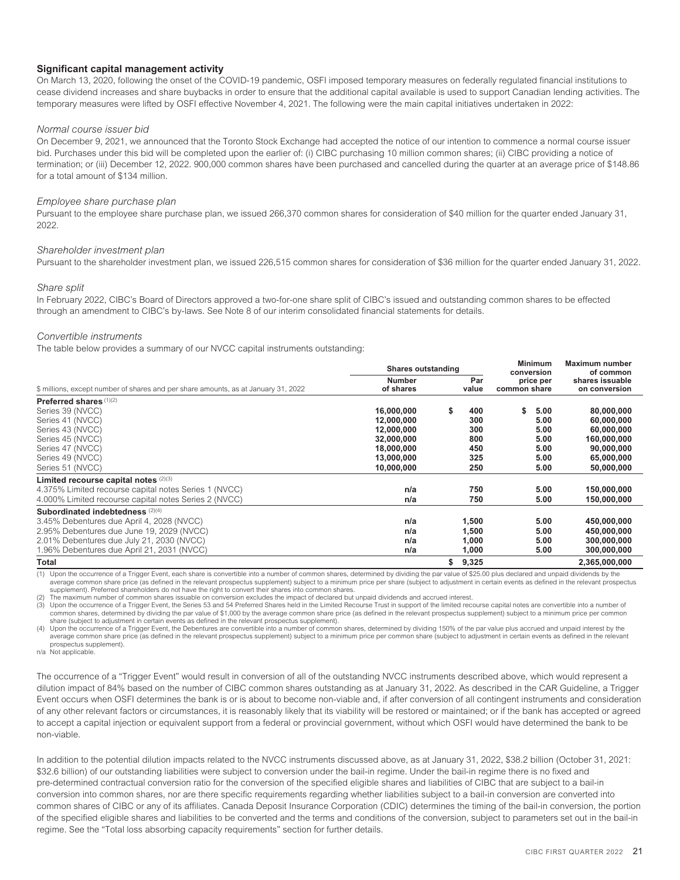### Significant capital management activity

On March 13, 2020, following the onset of the COVID-19 pandemic, OSFI imposed temporary measures on federally regulated financial institutions to cease dividend increases and share buybacks in order to ensure that the additional capital available is used to support Canadian lending activities. The temporary measures were lifted by OSFI effective November 4, 2021. The following were the main capital initiatives undertaken in 2022:

*Normal course issuer bid*

On December 9, 2021, we announced that the Toronto Stock Exchange had accepted the notice of our intention to commence a normal course issuer bid. Purchases under this bid will be completed upon the earlier of: (i) CIBC purchasing 10 million common shares; (ii) CIBC providing a notice of termination; or (iii) December 12, 2022. 900,000 common shares have been purchased and cancelled during the quarter at an average price of $148.86 for a total amount of $134 million.

*Employee share purchase plan*

Pursuant to the employee share purchase plan, we issued 266,370 common shares for consideration of $40 million for the quarter ended January 31, 2022.

*Shareholder investment plan*

Pursuant to the shareholder investment plan, we issued 226,515 common shares for consideration of $36 million for the quarter ended January 31, 2022.

*Share split*

In February 2022, CIBC's Board of Directors approved a two-for-one share split of CIBC's issued and outstanding common shares to be effected through an amendment to CIBC's by-laws. See Note 8 of our interim consolidated financial statements for details.

*Convertible instruments*

The table below provides a summary of our NVCC capital instruments outstanding:

| $ millions, except number of shares and per share amounts, as at January 31, 2022 | Shares outstanding | | Minimum conversion price per common share | Maximum number of common shares issuable on conversion |
|---|---|---|---|---|
| | Number of shares | Par value | | |
| **Preferred shares** [1][2] | | | | |
| Series 39 (NVCC) | **16,000,000** | **$ 400** | **$ 5.00** | **80,000,000** |
| Series 41 (NVCC) | **12,000,000** | **300** | **5.00** | **60,000,000** |
| Series 43 (NVCC) | **12,000,000** | **300** | **5.00** | **60,000,000** |
| Series 45 (NVCC) | **32,000,000** | **800** | **5.00** | **160,000,000** |
| Series 47 (NVCC) | **18,000,000** | **450** | **5.00** | **90,000,000** |
| Series 49 (NVCC) | **13,000,000** | **325** | **5.00** | **65,000,000** |
| Series 51 (NVCC) | **10,000,000** | **250** | **5.00** | **50,000,000** |
| **Limited recourse capital notes** [2][3] | | | | |
| 4.375% Limited recourse capital notes Series 1 (NVCC) | **n/a** | **750** | **5.00** | **150,000,000** |
| 4.000% Limited recourse capital notes Series 2 (NVCC) | **n/a** | **750** | **5.00** | **150,000,000** |
| **Subordinated indebtedness** [2][4] | | | | |
| 3.45% Debentures due April 4, 2028 (NVCC) | **n/a** | **1,500** | **5.00** | **450,000,000** |
| 2.95% Debentures due June 19, 2029 (NVCC) | **n/a** | **1,500** | **5.00** | **450,000,000** |
| 2.01% Debentures due July 21, 2030 (NVCC) | **n/a** | **1,000** | **5.00** | **300,000,000** |
| 1.96% Debentures due April 21, 2031 (NVCC) | **n/a** | **1,000** | **5.00** | **300,000,000** |
| **Total** | | **$ 9,325** | | **2,365,000,000** |

(1) Upon the occurrence of a Trigger Event, each share is convertible into a number of common shares, determined by dividing the par value of $25.00 plus declared and unpaid dividends by the average common share price (as defined in the relevant prospectus supplement) subject to a minimum price per share (subject to adjustment in certain events as defined in the relevant prospectus supplement). Preferred shareholders do not have the right to convert their shares into common shares.

(2) The maximum number of common shares issuable on conversion excludes the impact of declared but unpaid dividends and accrued interest.

(3) Upon the occurrence of a Trigger Event, the Series 53 and 54 Preferred Shares held in the Limited Recourse Trust in support of the limited recourse capital notes are convertible into a number of common shares, determined by dividing the par value of $1,000 by the average common share price (as defined in the relevant prospectus supplement) subject to a minimum price per common share (subject to adjustment in certain events as defined in the relevant prospectus supplement).

(4) Upon the occurrence of a Trigger Event, the Debentures are convertible into a number of common shares, determined by dividing 150% of the par value plus accrued and unpaid interest by the average common share price (as defined in the relevant prospectus supplement) subject to a minimum price per common share (subject to adjustment in certain events as defined in the relevant prospectus supplement).

n/a Not applicable.

The occurrence of a "Trigger Event" would result in conversion of all of the outstanding NVCC instruments described above, which would represent a dilution impact of 84% based on the number of CIBC common shares outstanding as at January 31, 2022. As described in the CAR Guideline, a Trigger Event occurs when OSFI determines the bank is or is about to become non-viable and, if after conversion of all contingent instruments and consideration of any other relevant factors or circumstances, it is reasonably likely that its viability will be restored or maintained; or if the bank has accepted or agreed to accept a capital injection or equivalent support from a federal or provincial government, without which OSFI would have determined the bank to be non-viable.

In addition to the potential dilution impacts related to the NVCC instruments discussed above, as at January 31, 2022, $38.2 billion (October 31, 2021: $32.6 billion) of our outstanding liabilities were subject to conversion under the bail-in regime. Under the bail-in regime there is no fixed and pre-determined contractual conversion ratio for the conversion of the specified eligible shares and liabilities of CIBC that are subject to a bail-in conversion into common shares, nor are there specific requirements regarding whether liabilities subject to a bail-in conversion are converted into common shares of CIBC or any of its affiliates. Canada Deposit Insurance Corporation (CDIC) determines the timing of the bail-in conversion, the portion of the specified eligible shares and liabilities to be converted and the terms and conditions of the conversion, subject to parameters set out in the bail-in regime. See the "Total loss absorbing capacity requirements" section for further details.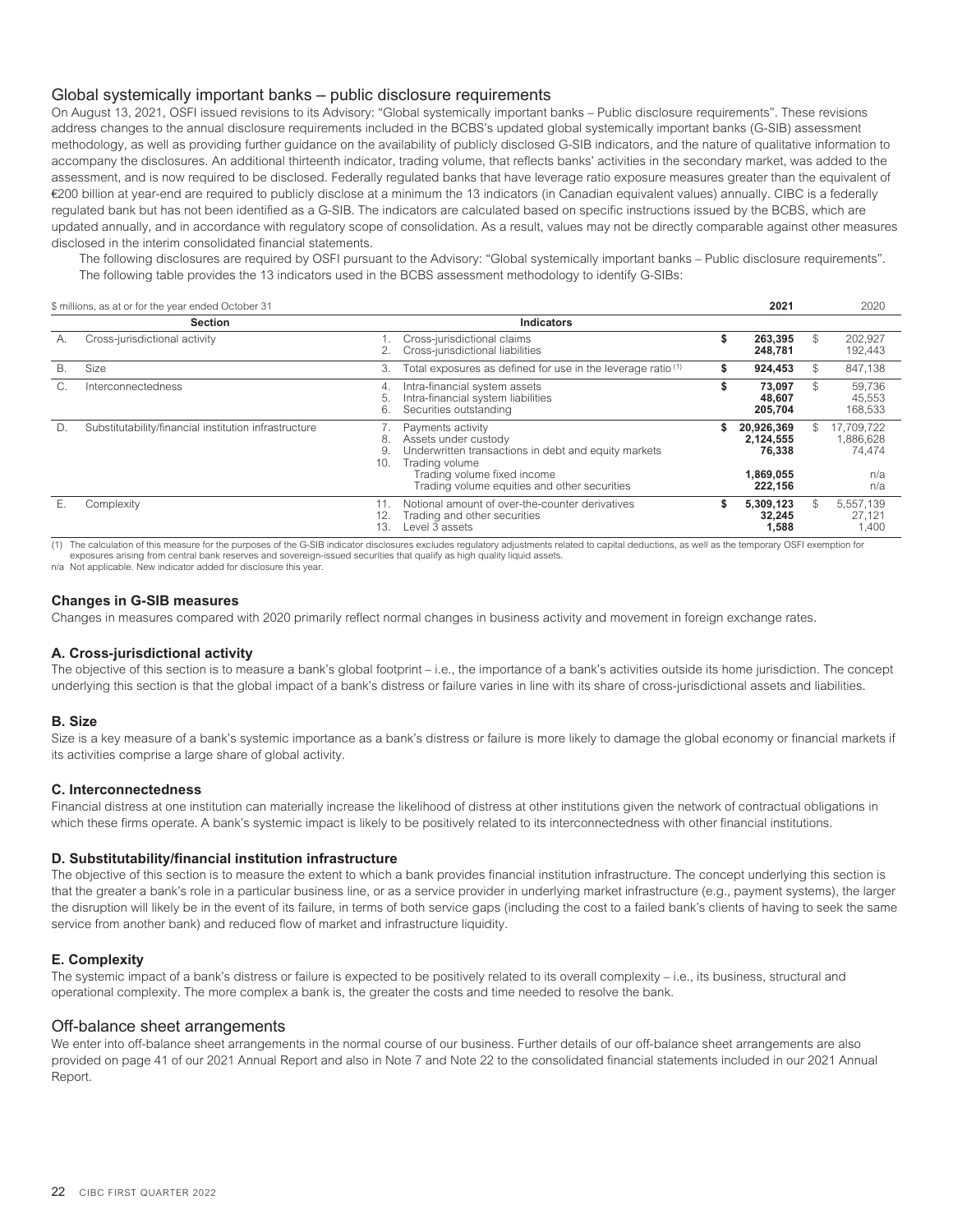## Global systemically important banks – public disclosure requirements

On August 13, 2021, OSFI issued revisions to its Advisory: "Global systemically important banks – Public disclosure requirements". These revisions address changes to the annual disclosure requirements included in the BCBS's updated global systemically important banks (G-SIB) assessment methodology, as well as providing further guidance on the availability of publicly disclosed G-SIB indicators, and the nature of qualitative information to accompany the disclosures. An additional thirteenth indicator, trading volume, that reflects banks' activities in the secondary market, was added to the assessment, and is now required to be disclosed. Federally regulated banks that have leverage ratio exposure measures greater than the equivalent of €200 billion at year-end are required to publicly disclose at a minimum the 13 indicators (in Canadian equivalent values) annually. CIBC is a federally regulated bank but has not been identified as a G-SIB. The indicators are calculated based on specific instructions issued by the BCBS, which are updated annually, and in accordance with regulatory scope of consolidation. As a result, values may not be directly comparable against other measures disclosed in the interim consolidated financial statements.

The following disclosures are required by OSFI pursuant to the Advisory: "Global systemically important banks – Public disclosure requirements". The following table provides the 13 indicators used in the BCBS assessment methodology to identify G-SIBs:

| $ millions, as at or for the year ended October 31 | | | | **2021** | 2020 |
|---|---|---|---|---|---|
| | **Section** | | **Indicators** | | |
| A. | Cross-jurisdictional activity | 1. | Cross-jurisdictional claims | **$ 263,395** | $ 202,927 |
| | | 2. | Cross-jurisdictional liabilities | **248,781** | 192,443 |
| B. | Size | 3. | Total exposures as defined for use in the leverage ratio (1) | **$ 924,453** | $ 847,138 |
| C. | Interconnectedness | 4. | Intra-financial system assets | **$ 73,097** | $ 59,736 |
| | | 5. | Intra-financial system liabilities | **48,607** | 45,553 |
| | | 6. | Securities outstanding | **205,704** | 168,533 |
| D. | Substitutability/financial institution infrastructure | 7. | Payments activity | **$ 20,926,369** | $ 17,709,722 |
| | | 8. | Assets under custody | **2,124,555** | 1,886,628 |
| | | 9. | Underwritten transactions in debt and equity markets | **76,338** | 74,474 |
| | | 10. | Trading volume | | |
| | | | Trading volume fixed income | **1,869,055** | n/a |
| | | | Trading volume equities and other securities | **222,156** | n/a |
| E. | Complexity | 11. | Notional amount of over-the-counter derivatives | **$ 5,309,123** | $ 5,557,139 |
| | | 12. | Trading and other securities | **32,245** | 27,121 |
| | | 13. | Level 3 assets | **1,588** | 1,400 |

(1) The calculation of this measure for the purposes of the G-SIB indicator disclosures excludes regulatory adjustments related to capital deductions, as well as the temporary OSFI exemption for exposures arising from central bank reserves and sovereign-issued securities that qualify as high quality liquid assets.

n/a Not applicable. New indicator added for disclosure this year.

### Changes in G-SIB measures

Changes in measures compared with 2020 primarily reflect normal changes in business activity and movement in foreign exchange rates.

### A. Cross-jurisdictional activity

The objective of this section is to measure a bank's global footprint – i.e., the importance of a bank's activities outside its home jurisdiction. The concept underlying this section is that the global impact of a bank's distress or failure varies in line with its share of cross-jurisdictional assets and liabilities.

### B. Size

Size is a key measure of a bank's systemic importance as a bank's distress or failure is more likely to damage the global economy or financial markets if its activities comprise a large share of global activity.

### C. Interconnectedness

Financial distress at one institution can materially increase the likelihood of distress at other institutions given the network of contractual obligations in which these firms operate. A bank's systemic impact is likely to be positively related to its interconnectedness with other financial institutions.

### D. Substitutability/financial institution infrastructure

The objective of this section is to measure the extent to which a bank provides financial institution infrastructure. The concept underlying this section is that the greater a bank's role in a particular business line, or as a service provider in underlying market infrastructure (e.g., payment systems), the larger the disruption will likely be in the event of its failure, in terms of both service gaps (including the cost to a failed bank's clients of having to seek the same service from another bank) and reduced flow of market and infrastructure liquidity.

### E. Complexity

The systemic impact of a bank's distress or failure is expected to be positively related to its overall complexity – i.e., its business, structural and operational complexity. The more complex a bank is, the greater the costs and time needed to resolve the bank.

## Off-balance sheet arrangements

We enter into off-balance sheet arrangements in the normal course of our business. Further details of our off-balance sheet arrangements are also provided on page 41 of our 2021 Annual Report and also in Note 7 and Note 22 to the consolidated financial statements included in our 2021 Annual Report.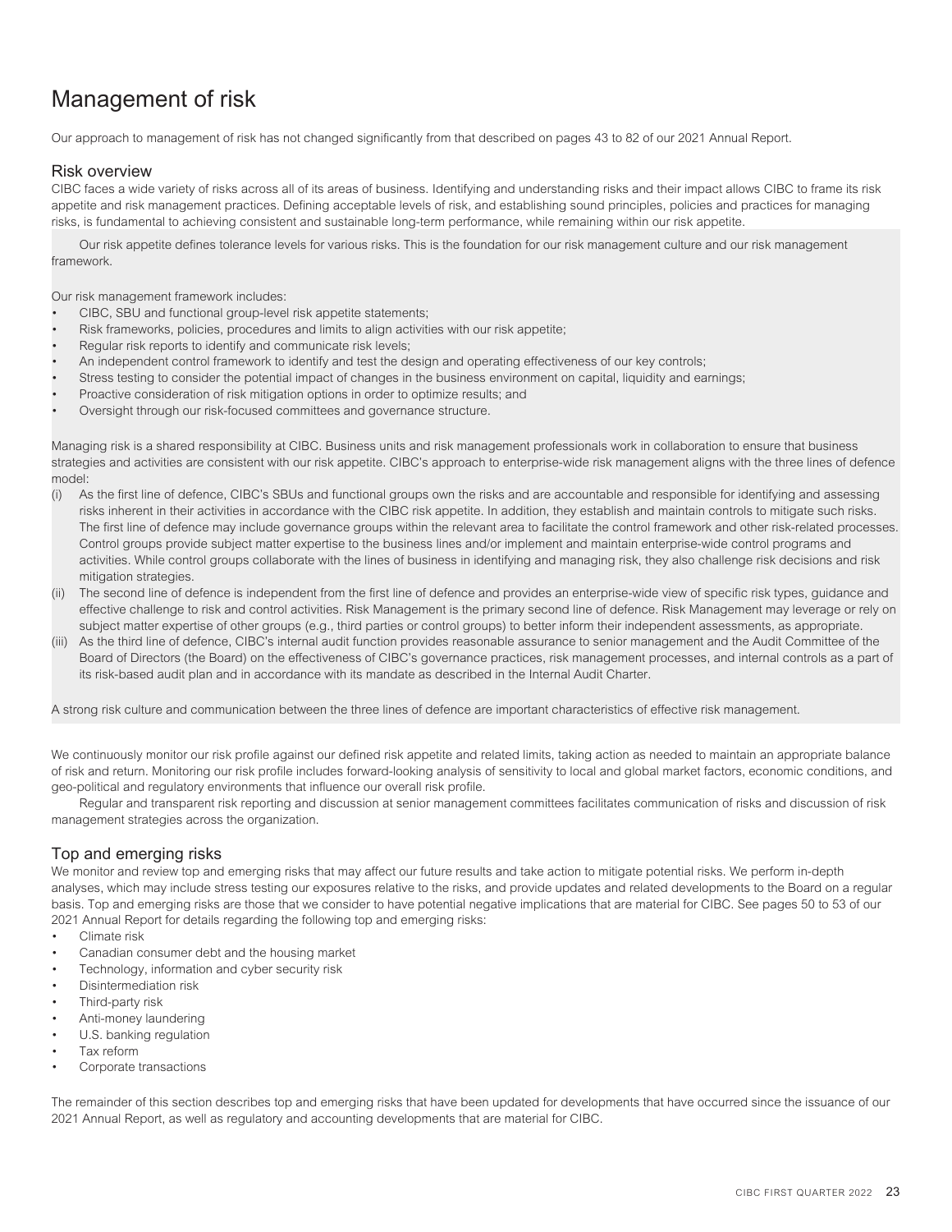# Management of risk

Our approach to management of risk has not changed significantly from that described on pages 43 to 82 of our 2021 Annual Report.

## Risk overview

CIBC faces a wide variety of risks across all of its areas of business. Identifying and understanding risks and their impact allows CIBC to frame its risk appetite and risk management practices. Defining acceptable levels of risk, and establishing sound principles, policies and practices for managing risks, is fundamental to achieving consistent and sustainable long-term performance, while remaining within our risk appetite.

Our risk appetite defines tolerance levels for various risks. This is the foundation for our risk management culture and our risk management framework.

Our risk management framework includes:

- CIBC, SBU and functional group-level risk appetite statements;
- Risk frameworks, policies, procedures and limits to align activities with our risk appetite;
- Regular risk reports to identify and communicate risk levels;
- An independent control framework to identify and test the design and operating effectiveness of our key controls;
- Stress testing to consider the potential impact of changes in the business environment on capital, liquidity and earnings;
- Proactive consideration of risk mitigation options in order to optimize results; and
- Oversight through our risk-focused committees and governance structure.

Managing risk is a shared responsibility at CIBC. Business units and risk management professionals work in collaboration to ensure that business strategies and activities are consistent with our risk appetite. CIBC's approach to enterprise-wide risk management aligns with the three lines of defence model:

(i) As the first line of defence, CIBC's SBUs and functional groups own the risks and are accountable and responsible for identifying and assessing risks inherent in their activities in accordance with the CIBC risk appetite. In addition, they establish and maintain controls to mitigate such risks. The first line of defence may include governance groups within the relevant area to facilitate the control framework and other risk-related processes. Control groups provide subject matter expertise to the business lines and/or implement and maintain enterprise-wide control programs and activities. While control groups collaborate with the lines of business in identifying and managing risk, they also challenge risk decisions and risk mitigation strategies.

(ii) The second line of defence is independent from the first line of defence and provides an enterprise-wide view of specific risk types, guidance and effective challenge to risk and control activities. Risk Management is the primary second line of defence. Risk Management may leverage or rely on subject matter expertise of other groups (e.g., third parties or control groups) to better inform their independent assessments, as appropriate.

(iii) As the third line of defence, CIBC's internal audit function provides reasonable assurance to senior management and the Audit Committee of the Board of Directors (the Board) on the effectiveness of CIBC's governance practices, risk management processes, and internal controls as a part of its risk-based audit plan and in accordance with its mandate as described in the Internal Audit Charter.

A strong risk culture and communication between the three lines of defence are important characteristics of effective risk management.

We continuously monitor our risk profile against our defined risk appetite and related limits, taking action as needed to maintain an appropriate balance of risk and return. Monitoring our risk profile includes forward-looking analysis of sensitivity to local and global market factors, economic conditions, and geo-political and regulatory environments that influence our overall risk profile.

Regular and transparent risk reporting and discussion at senior management committees facilitates communication of risks and discussion of risk management strategies across the organization.

## Top and emerging risks

We monitor and review top and emerging risks that may affect our future results and take action to mitigate potential risks. We perform in-depth analyses, which may include stress testing our exposures relative to the risks, and provide updates and related developments to the Board on a regular basis. Top and emerging risks are those that we consider to have potential negative implications that are material for CIBC. See pages 50 to 53 of our 2021 Annual Report for details regarding the following top and emerging risks:

- Climate risk
- Canadian consumer debt and the housing market
- Technology, information and cyber security risk
- Disintermediation risk
- Third-party risk
- Anti-money laundering
- U.S. banking regulation
- Tax reform
- Corporate transactions

The remainder of this section describes top and emerging risks that have been updated for developments that have occurred since the issuance of our 2021 Annual Report, as well as regulatory and accounting developments that are material for CIBC.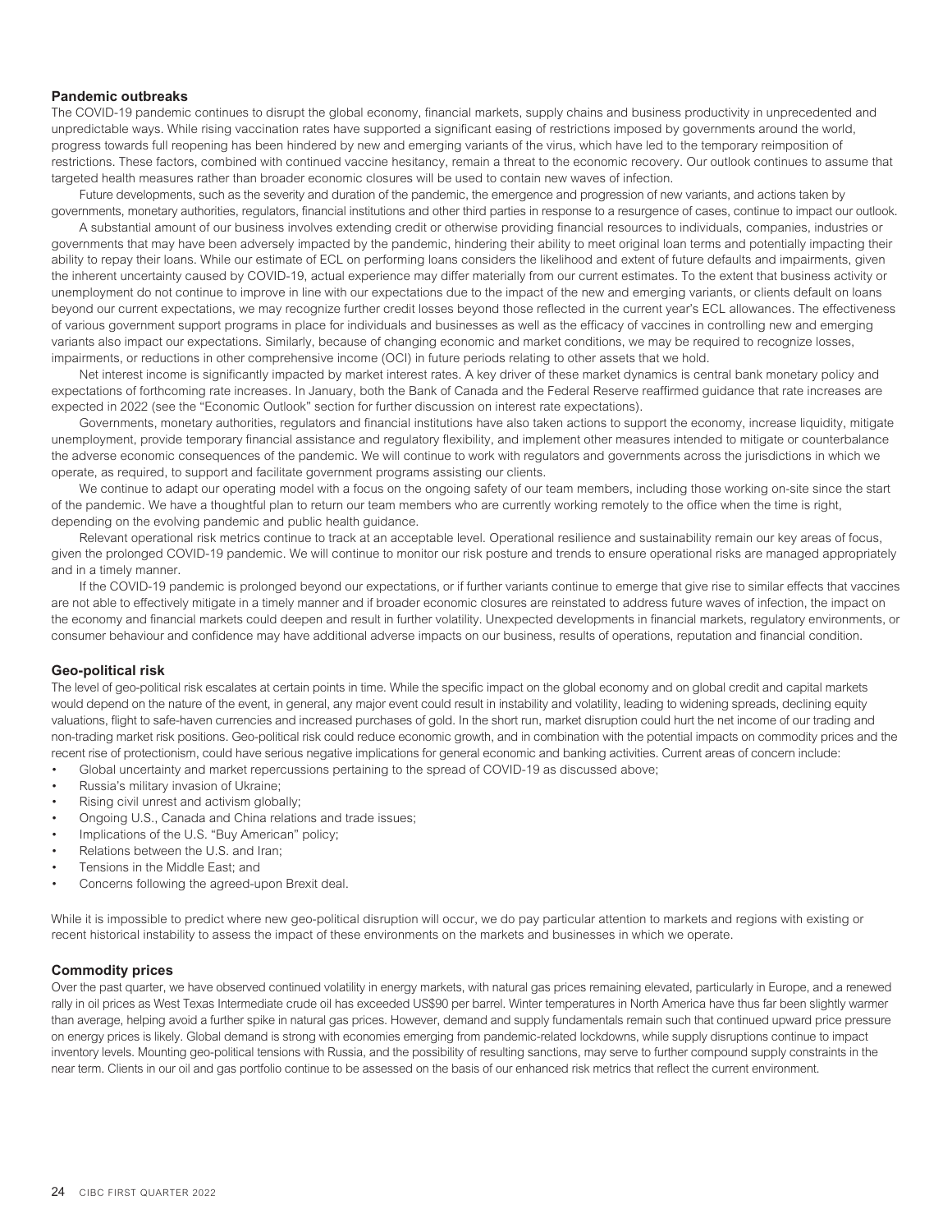### Pandemic outbreaks

The COVID-19 pandemic continues to disrupt the global economy, financial markets, supply chains and business productivity in unprecedented and unpredictable ways. While rising vaccination rates have supported a significant easing of restrictions imposed by governments around the world, progress towards full reopening has been hindered by new and emerging variants of the virus, which have led to the temporary reimposition of restrictions. These factors, combined with continued vaccine hesitancy, remain a threat to the economic recovery. Our outlook continues to assume that targeted health measures rather than broader economic closures will be used to contain new waves of infection.

Future developments, such as the severity and duration of the pandemic, the emergence and progression of new variants, and actions taken by governments, monetary authorities, regulators, financial institutions and other third parties in response to a resurgence of cases, continue to impact our outlook.

A substantial amount of our business involves extending credit or otherwise providing financial resources to individuals, companies, industries or governments that may have been adversely impacted by the pandemic, hindering their ability to meet original loan terms and potentially impacting their ability to repay their loans. While our estimate of ECL on performing loans considers the likelihood and extent of future defaults and impairments, given the inherent uncertainty caused by COVID-19, actual experience may differ materially from our current estimates. To the extent that business activity or unemployment do not continue to improve in line with our expectations due to the impact of the new and emerging variants, or clients default on loans beyond our current expectations, we may recognize further credit losses beyond those reflected in the current year's ECL allowances. The effectiveness of various government support programs in place for individuals and businesses as well as the efficacy of vaccines in controlling new and emerging variants also impact our expectations. Similarly, because of changing economic and market conditions, we may be required to recognize losses, impairments, or reductions in other comprehensive income (OCI) in future periods relating to other assets that we hold.

Net interest income is significantly impacted by market interest rates. A key driver of these market dynamics is central bank monetary policy and expectations of forthcoming rate increases. In January, both the Bank of Canada and the Federal Reserve reaffirmed guidance that rate increases are expected in 2022 (see the "Economic Outlook" section for further discussion on interest rate expectations).

Governments, monetary authorities, regulators and financial institutions have also taken actions to support the economy, increase liquidity, mitigate unemployment, provide temporary financial assistance and regulatory flexibility, and implement other measures intended to mitigate or counterbalance the adverse economic consequences of the pandemic. We will continue to work with regulators and governments across the jurisdictions in which we operate, as required, to support and facilitate government programs assisting our clients.

We continue to adapt our operating model with a focus on the ongoing safety of our team members, including those working on-site since the start of the pandemic. We have a thoughtful plan to return our team members who are currently working remotely to the office when the time is right, depending on the evolving pandemic and public health guidance.

Relevant operational risk metrics continue to track at an acceptable level. Operational resilience and sustainability remain our key areas of focus, given the prolonged COVID-19 pandemic. We will continue to monitor our risk posture and trends to ensure operational risks are managed appropriately and in a timely manner.

If the COVID-19 pandemic is prolonged beyond our expectations, or if further variants continue to emerge that give rise to similar effects that vaccines are not able to effectively mitigate in a timely manner and if broader economic closures are reinstated to address future waves of infection, the impact on the economy and financial markets could deepen and result in further volatility. Unexpected developments in financial markets, regulatory environments, or consumer behaviour and confidence may have additional adverse impacts on our business, results of operations, reputation and financial condition.

### Geo-political risk

The level of geo-political risk escalates at certain points in time. While the specific impact on the global economy and on global credit and capital markets would depend on the nature of the event, in general, any major event could result in instability and volatility, leading to widening spreads, declining equity valuations, flight to safe-haven currencies and increased purchases of gold. In the short run, market disruption could hurt the net income of our trading and non-trading market risk positions. Geo-political risk could reduce economic growth, and in combination with the potential impacts on commodity prices and the recent rise of protectionism, could have serious negative implications for general economic and banking activities. Current areas of concern include:

- Global uncertainty and market repercussions pertaining to the spread of COVID-19 as discussed above;
- Russia's military invasion of Ukraine;
- Rising civil unrest and activism globally;
- Ongoing U.S., Canada and China relations and trade issues;
- Implications of the U.S. "Buy American" policy;
- Relations between the U.S. and Iran;
- Tensions in the Middle East; and
- Concerns following the agreed-upon Brexit deal.

While it is impossible to predict where new geo-political disruption will occur, we do pay particular attention to markets and regions with existing or recent historical instability to assess the impact of these environments on the markets and businesses in which we operate.

### Commodity prices

Over the past quarter, we have observed continued volatility in energy markets, with natural gas prices remaining elevated, particularly in Europe, and a renewed rally in oil prices as West Texas Intermediate crude oil has exceeded US$90 per barrel. Winter temperatures in North America have thus far been slightly warmer than average, helping avoid a further spike in natural gas prices. However, demand and supply fundamentals remain such that continued upward price pressure on energy prices is likely. Global demand is strong with economies emerging from pandemic-related lockdowns, while supply disruptions continue to impact inventory levels. Mounting geo-political tensions with Russia, and the possibility of resulting sanctions, may serve to further compound supply constraints in the near term. Clients in our oil and gas portfolio continue to be assessed on the basis of our enhanced risk metrics that reflect the current environment.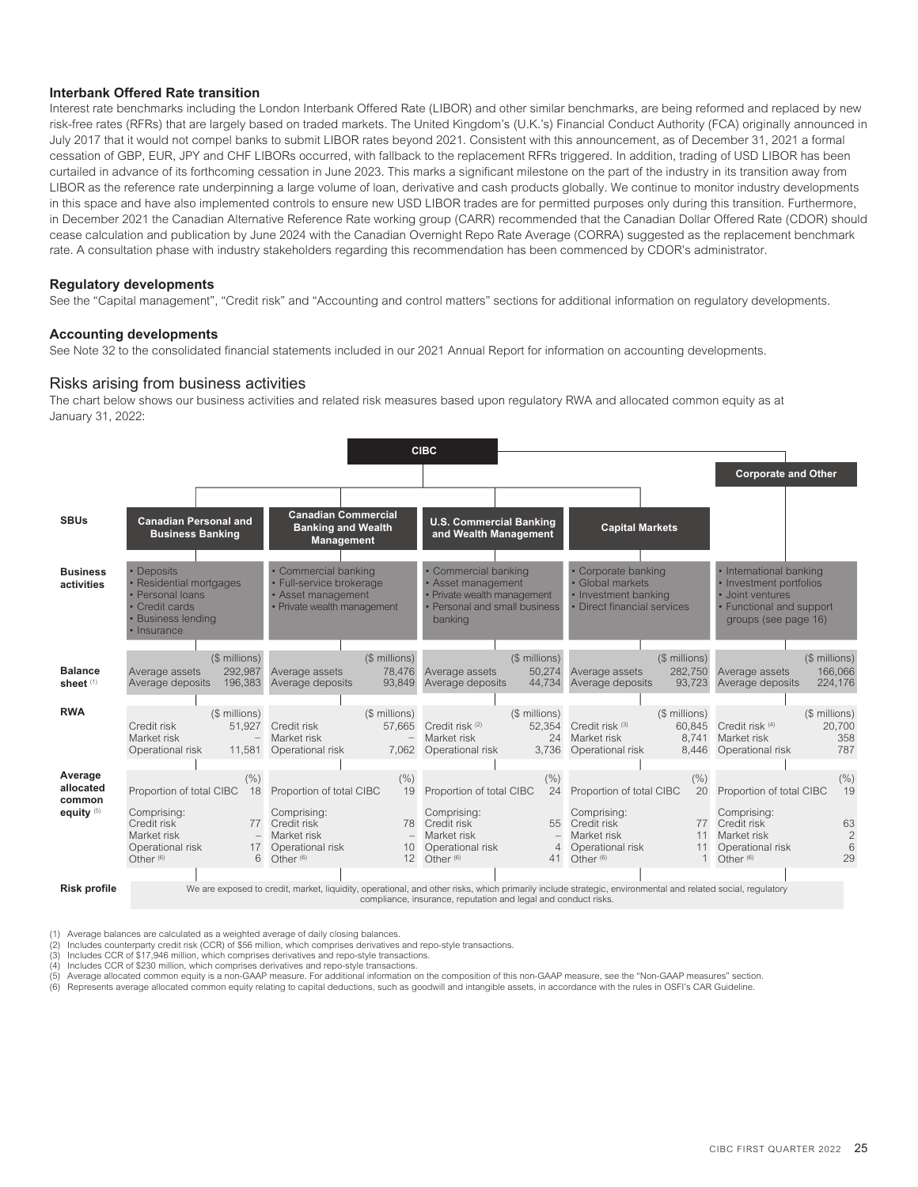### Interbank Offered Rate transition

Interest rate benchmarks including the London Interbank Offered Rate (LIBOR) and other similar benchmarks, are being reformed and replaced by new risk-free rates (RFRs) that are largely based on traded markets. The United Kingdom's (U.K.'s) Financial Conduct Authority (FCA) originally announced in July 2017 that it would not compel banks to submit LIBOR rates beyond 2021. Consistent with this announcement, as of December 31, 2021 a formal cessation of GBP, EUR, JPY and CHF LIBORs occurred, with fallback to the replacement RFRs triggered. In addition, trading of USD LIBOR has been curtailed in advance of its forthcoming cessation in June 2023. This marks a significant milestone on the part of the industry in its transition away from LIBOR as the reference rate underpinning a large volume of loan, derivative and cash products globally. We continue to monitor industry developments in this space and have also implemented controls to ensure new USD LIBOR trades are for permitted purposes only during this transition. Furthermore, in December 2021 the Canadian Alternative Reference Rate working group (CARR) recommended that the Canadian Dollar Offered Rate (CDOR) should cease calculation and publication by June 2024 with the Canadian Overnight Repo Rate Average (CORRA) suggested as the replacement benchmark rate. A consultation phase with industry stakeholders regarding this recommendation has been commenced by CDOR's administrator.

### Regulatory developments

See the "Capital management", "Credit risk" and "Accounting and control matters" sections for additional information on regulatory developments.

### Accounting developments

See Note 32 to the consolidated financial statements included in our 2021 Annual Report for information on accounting developments.

## Risks arising from business activities

The chart below shows our business activities and related risk measures based upon regulatory RWA and allocated common equity as at January 31, 2022:

**CIBC**

| | Canadian Personal and Business Banking | Canadian Commercial Banking and Wealth Management | U.S. Commercial Banking and Wealth Management | Capital Markets | Corporate and Other |
|---|---|---|---|---|---|
| **Business activities** | • Deposits<br>• Residential mortgages<br>• Personal loans<br>• Credit cards<br>• Business lending<br>• Insurance | • Commercial banking<br>• Full-service brokerage<br>• Asset management<br>• Private wealth management | • Commercial banking<br>• Asset management<br>• Private wealth management<br>• Personal and small business banking | • Corporate banking<br>• Global markets<br>• Investment banking<br>• Direct financial services | • International banking<br>• Investment portfolios<br>• Joint ventures<br>• Functional and support groups (see page 16) |
| **Balance sheet** [(1)] ($ millions) | | | | | |
| Average assets | 292,987 | 78,476 | 50,274 | 282,750 | 166,066 |
| Average deposits | 196,383 | 93,849 | 44,734 | 93,723 | 224,176 |
| **RWA** ($ millions) | | | | | |
| Credit risk | 51,927 | 57,665 | 52,354 [(2)] | 60,845 [(3)] | 20,700 [(4)] |
| Market risk | – | – | 24 | 8,741 | 358 |
| Operational risk | 11,581 | 7,062 | 3,736 | 8,446 | 787 |
| **Average allocated common equity** [(5)] (%) | | | | | |
| Proportion of total CIBC | 18 | 19 | 24 | 20 | 19 |
| Comprising: | | | | | |
| Credit risk | 77 | 78 | 55 | 77 | 63 |
| Market risk | – | – | – | 11 | 2 |
| Operational risk | 17 | 10 | 4 | 11 | 6 |
| Other [(6)] | 6 | 12 | 41 | 1 | 29 |

**Risk profile**

We are exposed to credit, market, liquidity, operational, and other risks, which primarily include strategic, environmental and related social, regulatory compliance, insurance, reputation and legal and conduct risks.

(1) Average balances are calculated as a weighted average of daily closing balances.
(2) Includes counterparty credit risk (CCR) of $56 million, which comprises derivatives and repo-style transactions.
(3) Includes CCR of $17,946 million, which comprises derivatives and repo-style transactions.
(4) Includes CCR of $230 million, which comprises derivatives and repo-style transactions.
(5) Average allocated common equity is a non-GAAP measure. For additional information on the composition of this non-GAAP measure, see the "Non-GAAP measures" section.
(6) Represents average allocated common equity relating to capital deductions, such as goodwill and intangible assets, in accordance with the rules in OSFI's CAR Guideline.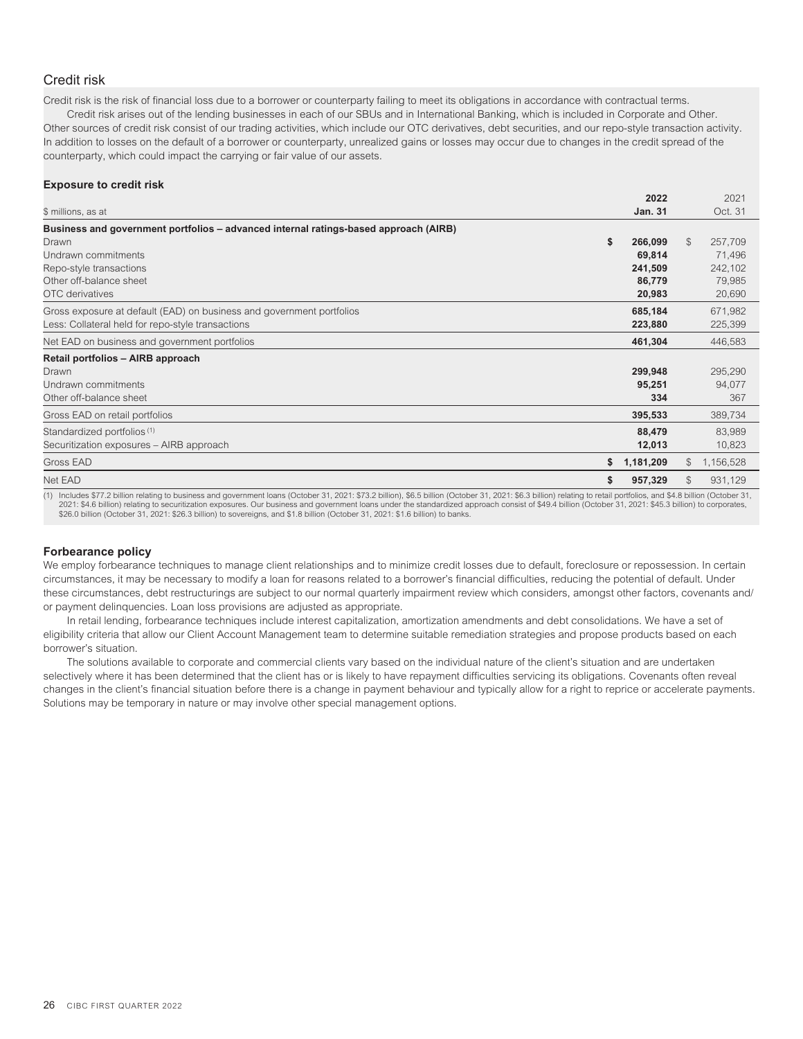## Credit risk

Credit risk is the risk of financial loss due to a borrower or counterparty failing to meet its obligations in accordance with contractual terms.

Credit risk arises out of the lending businesses in each of our SBUs and in International Banking, which is included in Corporate and Other. Other sources of credit risk consist of our trading activities, which include our OTC derivatives, debt securities, and our repo-style transaction activity. In addition to losses on the default of a borrower or counterparty, unrealized gains or losses may occur due to changes in the credit spread of the counterparty, which could impact the carrying or fair value of our assets.

### Exposure to credit risk

| \$ millions, as at | 2022 Jan. 31 | 2021 Oct. 31 |
|---|---|---|
| **Business and government portfolios – advanced internal ratings-based approach (AIRB)** | | |
| Drawn | $ 266,099 | $ 257,709 |
| Undrawn commitments | 69,814 | 71,496 |
| Repo-style transactions | 241,509 | 242,102 |
| Other off-balance sheet | 86,779 | 79,985 |
| OTC derivatives | 20,983 | 20,690 |
| Gross exposure at default (EAD) on business and government portfolios | 685,184 | 671,982 |
| Less: Collateral held for repo-style transactions | 223,880 | 225,399 |
| Net EAD on business and government portfolios | 461,304 | 446,583 |
| **Retail portfolios – AIRB approach** | | |
| Drawn | 299,948 | 295,290 |
| Undrawn commitments | 95,251 | 94,077 |
| Other off-balance sheet | 334 | 367 |
| Gross EAD on retail portfolios | 395,533 | 389,734 |
| Standardized portfolios [1] | 88,479 | 83,989 |
| Securitization exposures – AIRB approach | 12,013 | 10,823 |
| Gross EAD | $ 1,181,209 | $ 1,156,528 |
| Net EAD | $ 957,329 | $ 931,129 |

(1) Includes \$77.2 billion relating to business and government loans (October 31, 2021: \$73.2 billion), \$6.5 billion (October 31, 2021: \$6.3 billion) relating to retail portfolios, and \$4.8 billion (October 31, 2021: \$4.6 billion) relating to securitization exposures. Our business and government loans under the standardized approach consist of \$49.4 billion (October 31, 2021: \$45.3 billion) to corporates, \$26.0 billion (October 31, 2021: \$26.3 billion) to sovereigns, and \$1.8 billion (October 31, 2021: \$1.6 billion) to banks.

### Forbearance policy

We employ forbearance techniques to manage client relationships and to minimize credit losses due to default, foreclosure or repossession. In certain circumstances, it may be necessary to modify a loan for reasons related to a borrower's financial difficulties, reducing the potential of default. Under these circumstances, debt restructurings are subject to our normal quarterly impairment review which considers, amongst other factors, covenants and/or payment delinquencies. Loan loss provisions are adjusted as appropriate.

In retail lending, forbearance techniques include interest capitalization, amortization amendments and debt consolidations. We have a set of eligibility criteria that allow our Client Account Management team to determine suitable remediation strategies and propose products based on each borrower's situation.

The solutions available to corporate and commercial clients vary based on the individual nature of the client's situation and are undertaken selectively where it has been determined that the client has or is likely to have repayment difficulties servicing its obligations. Covenants often reveal changes in the client's financial situation before there is a change in payment behaviour and typically allow for a right to reprice or accelerate payments. Solutions may be temporary in nature or may involve other special management options.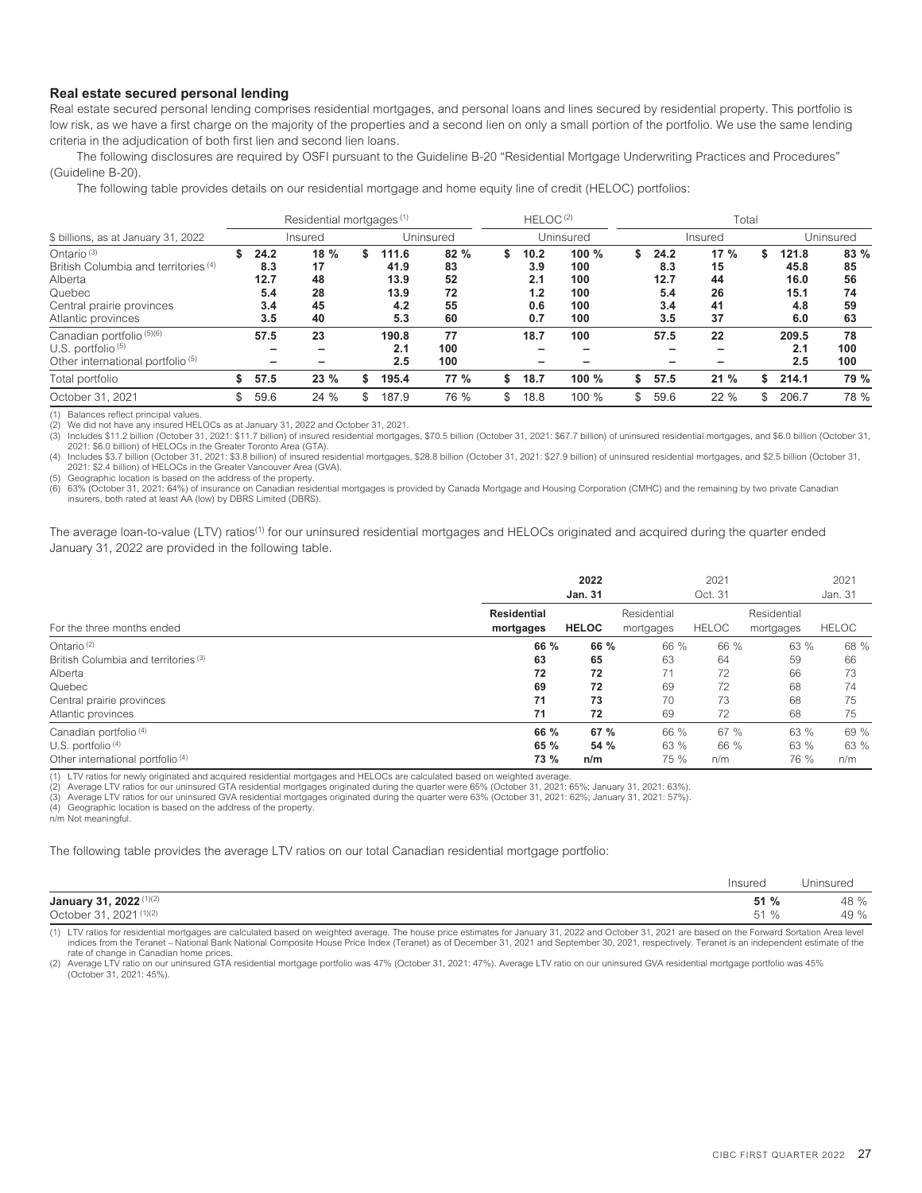### Real estate secured personal lending

Real estate secured personal lending comprises residential mortgages, and personal loans and lines secured by residential property. This portfolio is low risk, as we have a first charge on the majority of the properties and a second lien on only a small portion of the portfolio. We use the same lending criteria in the adjudication of both first lien and second lien loans.

The following disclosures are required by OSFI pursuant to the Guideline B-20 "Residential Mortgage Underwriting Practices and Procedures" (Guideline B-20).

The following table provides details on our residential mortgage and home equity line of credit (HELOC) portfolios:

| $ billions, as at January 31, 2022 | Residential mortgages [1] | | | | HELOC [2] | | Total | | | |
|---|---|---|---|---|---|---|---|---|---|---|
| | Insured | | Uninsured | | Uninsured | | Insured | | Uninsured | |
| Ontario [3] | $ 24.2 | 18 % | $ 111.6 | 82 % | $ 10.2 | 100 % | $ 24.2 | 17 % | $ 121.8 | 83 % |
| British Columbia and territories [4] | 8.3 | 17 | 41.9 | 83 | 3.9 | 100 | 8.3 | 15 | 45.8 | 85 |
| Alberta | 12.7 | 48 | 13.9 | 52 | 2.1 | 100 | 12.7 | 44 | 16.0 | 56 |
| Quebec | 5.4 | 28 | 13.9 | 72 | 1.2 | 100 | 5.4 | 26 | 15.1 | 74 |
| Central prairie provinces | 3.4 | 45 | 4.2 | 55 | 0.6 | 100 | 3.4 | 41 | 4.8 | 59 |
| Atlantic provinces | 3.5 | 40 | 5.3 | 60 | 0.7 | 100 | 3.5 | 37 | 6.0 | 63 |
| Canadian portfolio [5][6] | 57.5 | 23 | 190.8 | 77 | 18.7 | 100 | 57.5 | 22 | 209.5 | 78 |
| U.S. portfolio [5] | – | – | 2.1 | 100 | – | – | – | – | 2.1 | 100 |
| Other international portfolio [5] | – | – | 2.5 | 100 | – | – | – | – | 2.5 | 100 |
| Total portfolio | $ 57.5 | 23 % | $ 195.4 | 77 % | $ 18.7 | 100 % | $ 57.5 | 21 % | $ 214.1 | 79 % |
| October 31, 2021 | $ 59.6 | 24 % | $ 187.9 | 76 % | $ 18.8 | 100 % | $ 59.6 | 22 % | $ 206.7 | 78 % |

(1) Balances reflect principal values.
(2) We did not have any insured HELOCs as at January 31, 2022 and October 31, 2021.
(3) Includes $11.2 billion (October 31, 2021: $11.7 billion) of insured residential mortgages, $70.5 billion (October 31, 2021: $67.7 billion) of uninsured residential mortgages, and $6.0 billion (October 31, 2021: $6.0 billion) of HELOCs in the Greater Toronto Area (GTA).
(4) Includes $3.7 billion (October 31, 2021: $3.8 billion) of insured residential mortgages, $28.8 billion (October 31, 2021: $27.9 billion) of uninsured residential mortgages, and $2.5 billion (October 31, 2021: $2.4 billion) of HELOCs in the Greater Vancouver Area (GVA).
(5) Geographic location is based on the address of the property.
(6) 63% (October 31, 2021: 64%) of insurance on Canadian residential mortgages is provided by Canada Mortgage and Housing Corporation (CMHC) and the remaining by two private Canadian insurers, both rated at least AA (low) by DBRS Limited (DBRS).

The average loan-to-value (LTV) ratios[1] for our uninsured residential mortgages and HELOCs originated and acquired during the quarter ended January 31, 2022 are provided in the following table.

| For the three months ended | 2022 Jan. 31 | | 2021 Oct. 31 | | 2021 Jan. 31 | |
|---|---|---|---|---|---|---|
| | Residential mortgages | HELOC | Residential mortgages | HELOC | Residential mortgages | HELOC |
| Ontario [2] | 66 % | 66 % | 66 % | 66 % | 63 % | 68 % |
| British Columbia and territories [3] | 63 | 65 | 63 | 64 | 59 | 66 |
| Alberta | 72 | 72 | 71 | 72 | 66 | 73 |
| Quebec | 69 | 72 | 69 | 72 | 68 | 74 |
| Central prairie provinces | 71 | 73 | 70 | 73 | 68 | 75 |
| Atlantic provinces | 71 | 72 | 69 | 72 | 68 | 75 |
| Canadian portfolio [4] | 66 % | 67 % | 66 % | 67 % | 63 % | 69 % |
| U.S. portfolio [4] | 65 % | 54 % | 63 % | 66 % | 63 % | 63 % |
| Other international portfolio [4] | 73 % | n/m | 75 % | n/m | 76 % | n/m |

(1) LTV ratios for newly originated and acquired residential mortgages and HELOCs are calculated based on weighted average.
(2) Average LTV ratios for our uninsured GTA residential mortgages originated during the quarter were 65% (October 31, 2021: 65%; January 31, 2021: 63%).
(3) Average LTV ratios for our uninsured GVA residential mortgages originated during the quarter were 63% (October 31, 2021: 62%; January 31, 2021: 57%).
(4) Geographic location is based on the address of the property.
n/m Not meaningful.

The following table provides the average LTV ratios on our total Canadian residential mortgage portfolio:

| | Insured | Uninsured |
|---|---|---|
| **January 31, 2022** [1][2] | **51 %** | 48 % |
| October 31, 2021 [1][2] | 51 % | 49 % |

(1) LTV ratios for residential mortgages are calculated based on weighted average. The house price estimates for January 31, 2022 and October 31, 2021 are based on the Forward Sortation Area level indices from the Teranet – National Bank National Composite House Price Index (Teranet) as of December 31, 2021 and September 30, 2021, respectively. Teranet is an independent estimate of the rate of change in Canadian home prices.
(2) Average LTV ratio on our uninsured GTA residential mortgage portfolio was 47% (October 31, 2021: 47%). Average LTV ratio on our uninsured GVA residential mortgage portfolio was 45% (October 31, 2021: 45%).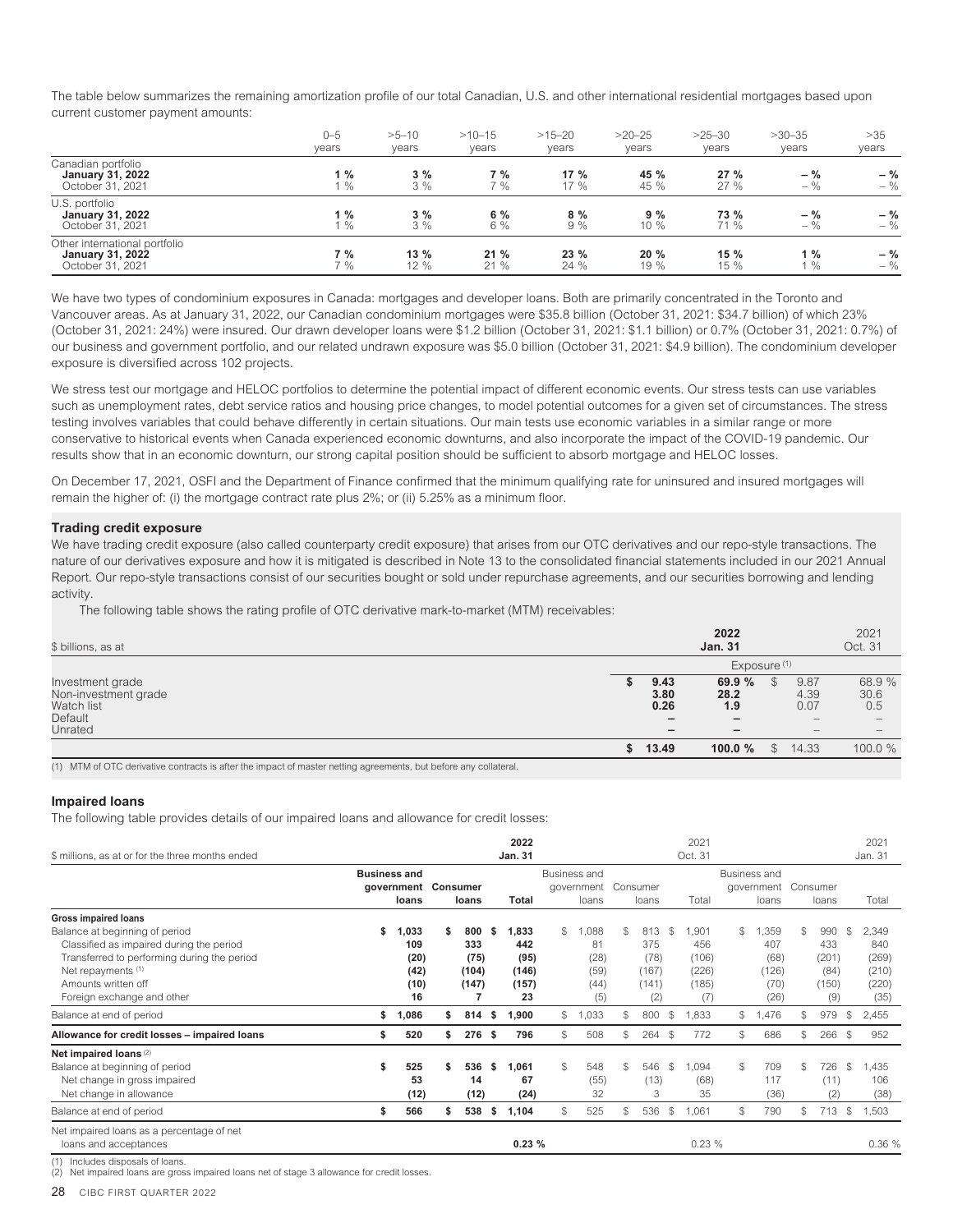The table below summarizes the remaining amortization profile of our total Canadian, U.S. and other international residential mortgages based upon current customer payment amounts:

| | 0–5 years | >5–10 years | >10–15 years | >15–20 years | >20–25 years | >25–30 years | >30–35 years | >35 years |
|---|---|---|---|---|---|---|---|---|
| Canadian portfolio | | | | | | | | |
| **January 31, 2022** | **1 %** | **3 %** | **7 %** | **17 %** | **45 %** | **27 %** | **– %** | **– %** |
| October 31, 2021 | 1 % | 3 % | 7 % | 17 % | 45 % | 27 % | – % | – % |
| U.S. portfolio | | | | | | | | |
| **January 31, 2022** | **1 %** | **3 %** | **6 %** | **8 %** | **9 %** | **73 %** | **– %** | **– %** |
| October 31, 2021 | 1 % | 3 % | 6 % | 9 % | 10 % | 71 % | – % | – % |
| Other international portfolio | | | | | | | | |
| **January 31, 2022** | **7 %** | **13 %** | **21 %** | **23 %** | **20 %** | **15 %** | **1 %** | **– %** |
| October 31, 2021 | 7 % | 12 % | 21 % | 24 % | 19 % | 15 % | 1 % | – % |

We have two types of condominium exposures in Canada: mortgages and developer loans. Both are primarily concentrated in the Toronto and Vancouver areas. As at January 31, 2022, our Canadian condominium mortgages were $35.8 billion (October 31, 2021: $34.7 billion) of which 23% (October 31, 2021: 24%) were insured. Our drawn developer loans were $1.2 billion (October 31, 2021: $1.1 billion) or 0.7% (October 31, 2021: 0.7%) of our business and government portfolio, and our related undrawn exposure was $5.0 billion (October 31, 2021: $4.9 billion). The condominium developer exposure is diversified across 102 projects.

We stress test our mortgage and HELOC portfolios to determine the potential impact of different economic events. Our stress tests can use variables such as unemployment rates, debt service ratios and housing price changes, to model potential outcomes for a given set of circumstances. The stress testing involves variables that could behave differently in certain situations. Our main tests use economic variables in a similar range or more conservative to historical events when Canada experienced economic downturns, and also incorporate the impact of the COVID-19 pandemic. Our results show that in an economic downturn, our strong capital position should be sufficient to absorb mortgage and HELOC losses.

On December 17, 2021, OSFI and the Department of Finance confirmed that the minimum qualifying rate for uninsured and insured mortgages will remain the higher of: (i) the mortgage contract rate plus 2%; or (ii) 5.25% as a minimum floor.

### Trading credit exposure

We have trading credit exposure (also called counterparty credit exposure) that arises from our OTC derivatives and our repo-style transactions. The nature of our derivatives exposure and how it is mitigated is described in Note 13 to the consolidated financial statements included in our 2021 Annual Report. Our repo-style transactions consist of our securities bought or sold under repurchase agreements, and our securities borrowing and lending activity.

The following table shows the rating profile of OTC derivative mark-to-market (MTM) receivables:

| $ billions, as at | **2022 Jan. 31** | | 2021 Oct. 31 | |
|---|---|---|---|---|
| | Exposure [(1)] | | | |
| Investment grade | **$ 9.43** | **69.9 %** | $ 9.87 | 68.9 % |
| Non-investment grade | **3.80** | **28.2** | 4.39 | 30.6 |
| Watch list | **0.26** | **1.9** | 0.07 | 0.5 |
| Default | **–** | **–** | – | – |
| Unrated | **–** | **–** | – | – |
| | **$ 13.49** | **100.0 %** | $ 14.33 | 100.0 % |

(1) MTM of OTC derivative contracts is after the impact of master netting agreements, but before any collateral.

### Impaired loans

The following table provides details of our impaired loans and allowance for credit losses:

| $ millions, as at or for the three months ended | | | **2022 Jan. 31** | | | 2021 Oct. 31 | | | 2021 Jan. 31 |
|---|---|---|---|---|---|---|---|---|---|
| | **Business and government loans** | **Consumer loans** | **Total** | Business and government loans | Consumer loans | Total | Business and government loans | Consumer loans | Total |
| **Gross impaired loans** | | | | | | | | | |
| Balance at beginning of period | **$ 1,033** | **$ 800** | **$ 1,833** | $ 1,088 | $ 813 | $ 1,901 | $ 1,359 | $ 990 | $ 2,349 |
| Classified as impaired during the period | **109** | **333** | **442** | 81 | 375 | 456 | 407 | 433 | 840 |
| Transferred to performing during the period | **(20)** | **(75)** | **(95)** | (28) | (78) | (106) | (68) | (201) | (269) |
| Net repayments [(1)] | **(42)** | **(104)** | **(146)** | (59) | (167) | (226) | (126) | (84) | (210) |
| Amounts written off | **(10)** | **(147)** | **(157)** | (44) | (141) | (185) | (70) | (150) | (220) |
| Foreign exchange and other | **16** | **7** | **23** | (5) | (2) | (7) | (26) | (9) | (35) |
| Balance at end of period | **$ 1,086** | **$ 814** | **$ 1,900** | $ 1,033 | $ 800 | $ 1,833 | $ 1,476 | $ 979 | $ 2,455 |
| **Allowance for credit losses – impaired loans** | **$ 520** | **$ 276** | **$ 796** | $ 508 | $ 264 | $ 772 | $ 686 | $ 266 | $ 952 |
| **Net impaired loans** [(2)] | | | | | | | | | |
| Balance at beginning of period | **$ 525** | **$ 536** | **$ 1,061** | $ 548 | $ 546 | $ 1,094 | $ 709 | $ 726 | $ 1,435 |
| Net change in gross impaired | **53** | **14** | **67** | (55) | (13) | (68) | 117 | (11) | 106 |
| Net change in allowance | **(12)** | **(12)** | **(24)** | 32 | 3 | 35 | (36) | (2) | (38) |
| Balance at end of period | **$ 566** | **$ 538** | **$ 1,104** | $ 525 | $ 536 | $ 1,061 | $ 790 | $ 713 | $ 1,503 |
| Net impaired loans as a percentage of net loans and acceptances | | | **0.23 %** | | | 0.23 % | | | 0.36 % |

(1) Includes disposals of loans.
(2) Net impaired loans are gross impaired loans net of stage 3 allowance for credit losses.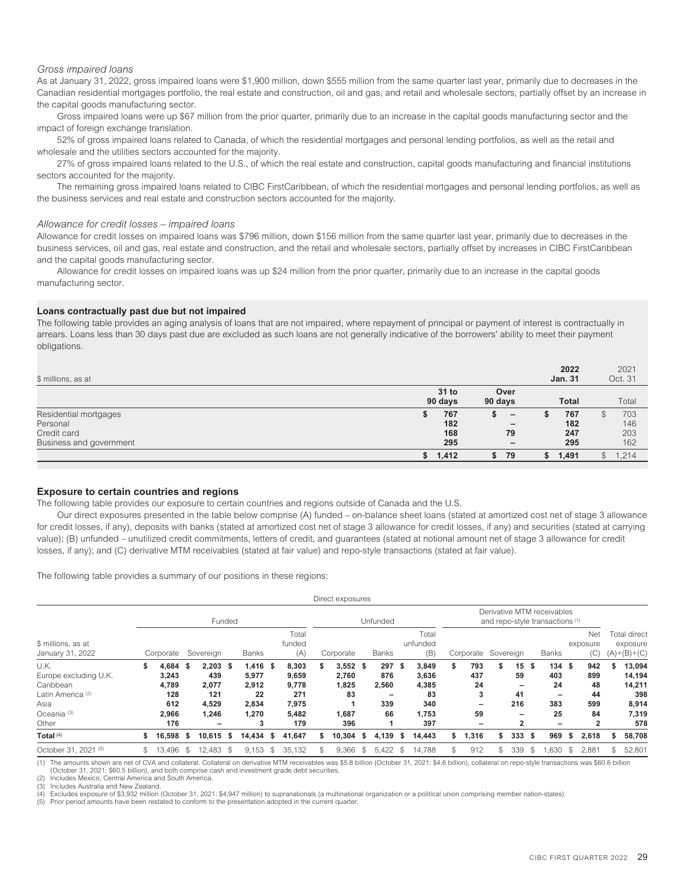### *Gross impaired loans*

As at January 31, 2022, gross impaired loans were $1,900 million, down $555 million from the same quarter last year, primarily due to decreases in the Canadian residential mortgages portfolio, the real estate and construction, oil and gas, and retail and wholesale sectors, partially offset by an increase in the capital goods manufacturing sector.

Gross impaired loans were up $67 million from the prior quarter, primarily due to an increase in the capital goods manufacturing sector and the impact of foreign exchange translation.

52% of gross impaired loans related to Canada, of which the residential mortgages and personal lending portfolios, as well as the retail and wholesale and the utilities sectors accounted for the majority.

27% of gross impaired loans related to the U.S., of which the real estate and construction, capital goods manufacturing and financial institutions sectors accounted for the majority.

The remaining gross impaired loans related to CIBC FirstCaribbean, of which the residential mortgages and personal lending portfolios, as well as the business services and real estate and construction sectors accounted for the majority.

### *Allowance for credit losses – impaired loans*

Allowance for credit losses on impaired loans was $796 million, down $156 million from the same quarter last year, primarily due to decreases in the business services, oil and gas, real estate and construction, and the retail and wholesale sectors, partially offset by increases in CIBC FirstCaribbean and the capital goods manufacturing sector.

Allowance for credit losses on impaired loans was up $24 million from the prior quarter, primarily due to an increase in the capital goods manufacturing sector.

### Loans contractually past due but not impaired

The following table provides an aging analysis of loans that are not impaired, where repayment of principal or payment of interest is contractually in arrears. Loans less than 30 days past due are excluded as such loans are not generally indicative of the borrowers' ability to meet their payment obligations.

| $ millions, as at | | | 2022 Jan. 31 | 2021 Oct. 31 |
|---|---|---|---|---|
| | 31 to 90 days | Over 90 days | Total | Total |
| Residential mortgages | $ 767 | $ – | $ 767 | $ 703 |
| Personal | 182 | – | 182 | 146 |
| Credit card | 168 | 79 | 247 | 203 |
| Business and government | 295 | – | 295 | 162 |
| | $ 1,412 | $ 79 | $ 1,491 | $ 1,214 |

### Exposure to certain countries and regions

The following table provides our exposure to certain countries and regions outside of Canada and the U.S.

Our direct exposures presented in the table below comprise (A) funded – on-balance sheet loans (stated at amortized cost net of stage 3 allowance for credit losses, if any), deposits with banks (stated at amortized cost net of stage 3 allowance for credit losses, if any) and securities (stated at carrying value); (B) unfunded – unutilized credit commitments, letters of credit, and guarantees (stated at notional amount net of stage 3 allowance for credit losses, if any); and (C) derivative MTM receivables (stated at fair value) and repo-style transactions (stated at fair value).

The following table provides a summary of our positions in these regions:

| | Direct exposures | | | | | | | | | | | |
|---|---|---|---|---|---|---|---|---|---|---|---|---|
| | Funded | | | | Unfunded | | | Derivative MTM receivables and repo-style transactions [1] | | | | |
| $ millions, as at January 31, 2022 | Corporate | Sovereign | Banks | Total funded (A) | Corporate | Banks | Total unfunded (B) | Corporate | Sovereign | Banks | Net exposure (C) | Total direct exposure (A)+(B)+(C) |
| U.K. | $ 4,684 | $ 2,203 | $ 1,416 | $ 8,303 | $ 3,552 | $ 297 | $ 3,849 | $ 793 | $ 15 | $ 134 | $ 942 | $ 13,094 |
| Europe excluding U.K. | 3,243 | 439 | 5,977 | 9,659 | 2,760 | 876 | 3,636 | 437 | 59 | 403 | 899 | 14,194 |
| Caribbean | 4,789 | 2,077 | 2,912 | 9,778 | 1,825 | 2,560 | 4,385 | 24 | – | 24 | 48 | 14,211 |
| Latin America [2] | 128 | 121 | 22 | 271 | 83 | – | 83 | 3 | 41 | – | 44 | 398 |
| Asia | 612 | 4,529 | 2,834 | 7,975 | 1 | 339 | 340 | – | 216 | 383 | 599 | 8,914 |
| Oceania [3] | 2,966 | 1,246 | 1,270 | 5,482 | 1,687 | 66 | 1,753 | 59 | – | 25 | 84 | 7,319 |
| Other | 176 | – | 3 | 179 | 396 | 1 | 397 | – | 2 | – | 2 | 578 |
| Total [4] | $ 16,598 | $ 10,615 | $ 14,434 | $ 41,647 | $ 10,304 | $ 4,139 | $ 14,443 | $ 1,316 | $ 333 | $ 969 | $ 2,618 | $ 58,708 |
| October 31, 2021 [5] | $ 13,496 | $ 12,483 | $ 9,153 | $ 35,132 | $ 9,366 | $ 5,422 | $ 14,788 | $ 912 | $ 339 | $ 1,630 | $ 2,881 | $ 52,801 |

(1) The amounts shown are net of CVA and collateral. Collateral on derivative MTM receivables was $5.8 billion (October 31, 2021: $4.6 billion), collateral on repo-style transactions was $60.6 billion (October 31, 2021: $60.5 billion), and both comprise cash and investment grade debt securities.
(2) Includes Mexico, Central America and South America.
(3) Includes Australia and New Zealand.
(4) Excludes exposure of $3,932 million (October 31, 2021: $4,947 million) to supranationals (a multinational organization or a political union comprising member nation-states).
(5) Prior period amounts have been restated to conform to the presentation adopted in the current quarter.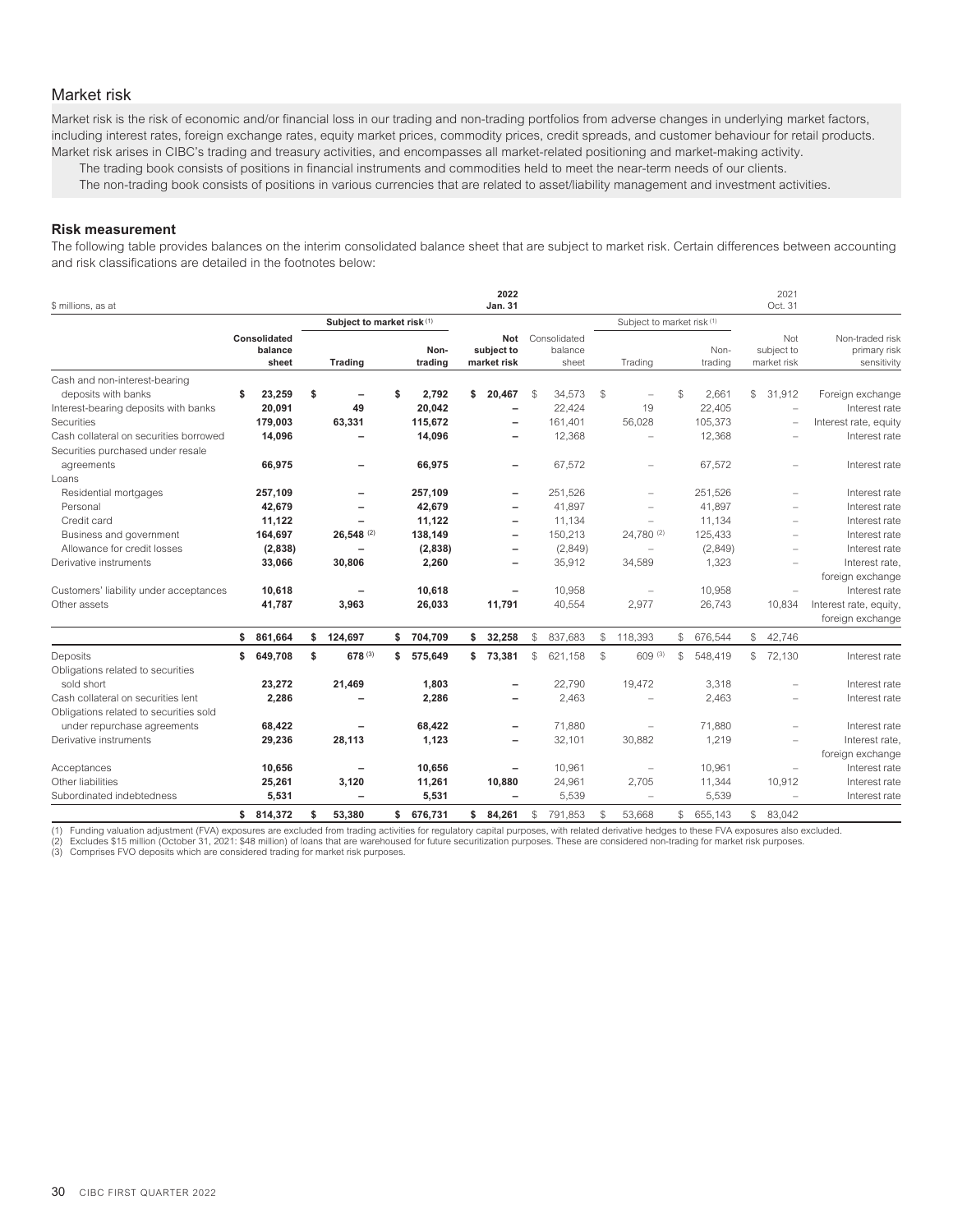## Market risk

Market risk is the risk of economic and/or financial loss in our trading and non-trading portfolios from adverse changes in underlying market factors, including interest rates, foreign exchange rates, equity market prices, commodity prices, credit spreads, and customer behaviour for retail products. Market risk arises in CIBC's trading and treasury activities, and encompasses all market-related positioning and market-making activity.

The trading book consists of positions in financial instruments and commodities held to meet the near-term needs of our clients.

The non-trading book consists of positions in various currencies that are related to asset/liability management and investment activities.

### Risk measurement

The following table provides balances on the interim consolidated balance sheet that are subject to market risk. Certain differences between accounting and risk classifications are detailed in the footnotes below:

| $ millions, as at | 2022 Jan. 31 | | | | 2021 Oct. 31 | | | | |
|---|---|---|---|---|---|---|---|---|---|
| | | Subject to market risk (1) | | | | Subject to market risk (1) | | | |
| | Consolidated balance sheet | Trading | Non-trading | Not subject to market risk | Consolidated balance sheet | Trading | Non-trading | Not subject to market risk | Non-traded risk primary risk sensitivity |
| Cash and non-interest-bearing deposits with banks | $ 23,259 | $ – | $ 2,792 | $ 20,467 | $ 34,573 | $ – | $ 2,661 | $ 31,912 | Foreign exchange |
| Interest-bearing deposits with banks | 20,091 | 49 | 20,042 | – | 22,424 | 19 | 22,405 | – | Interest rate |
| Securities | 179,003 | 63,331 | 115,672 | – | 161,401 | 56,028 | 105,373 | – | Interest rate, equity |
| Cash collateral on securities borrowed | 14,096 | – | 14,096 | – | 12,368 | – | 12,368 | – | Interest rate |
| Securities purchased under resale agreements | 66,975 | – | 66,975 | – | 67,572 | – | 67,572 | – | Interest rate |
| Loans | | | | | | | | | |
| Residential mortgages | 257,109 | – | 257,109 | – | 251,526 | – | 251,526 | – | Interest rate |
| Personal | 42,679 | – | 42,679 | – | 41,897 | – | 41,897 | – | Interest rate |
| Credit card | 11,122 | – | 11,122 | – | 11,134 | – | 11,134 | – | Interest rate |
| Business and government | 164,697 | 26,548 (2) | 138,149 | – | 150,213 | 24,780 (2) | 125,433 | – | Interest rate |
| Allowance for credit losses | (2,838) | – | (2,838) | – | (2,849) | – | (2,849) | – | Interest rate |
| Derivative instruments | 33,066 | 30,806 | 2,260 | – | 35,912 | 34,589 | 1,323 | – | Interest rate, foreign exchange |
| Customers' liability under acceptances | 10,618 | – | 10,618 | – | 10,958 | – | 10,958 | – | Interest rate |
| Other assets | 41,787 | 3,963 | 26,033 | 11,791 | 40,554 | 2,977 | 26,743 | 10,834 | Interest rate, equity, foreign exchange |
| | $ 861,664 | $ 124,697 | $ 704,709 | $ 32,258 | $ 837,683 | $ 118,393 | $ 676,544 | $ 42,746 | |
| Deposits | $ 649,708 | $ 678 (3) | $ 575,649 | $ 73,381 | $ 621,158 | $ 609 (3) | $ 548,419 | $ 72,130 | Interest rate |
| Obligations related to securities sold short | 23,272 | 21,469 | 1,803 | – | 22,790 | 19,472 | 3,318 | – | Interest rate |
| Cash collateral on securities lent | 2,286 | – | 2,286 | – | 2,463 | – | 2,463 | – | Interest rate |
| Obligations related to securities sold under repurchase agreements | 68,422 | – | 68,422 | – | 71,880 | – | 71,880 | – | Interest rate |
| Derivative instruments | 29,236 | 28,113 | 1,123 | – | 32,101 | 30,882 | 1,219 | – | Interest rate, foreign exchange |
| Acceptances | 10,656 | – | 10,656 | – | 10,961 | – | 10,961 | – | Interest rate |
| Other liabilities | 25,261 | 3,120 | 11,261 | 10,880 | 24,961 | 2,705 | 11,344 | 10,912 | Interest rate |
| Subordinated indebtedness | 5,531 | – | 5,531 | – | 5,539 | – | 5,539 | – | Interest rate |
| | $ 814,372 | $ 53,380 | $ 676,731 | $ 84,261 | $ 791,853 | $ 53,668 | $ 655,143 | $ 83,042 | |

(1) Funding valuation adjustment (FVA) exposures are excluded from trading activities for regulatory capital purposes, with related derivative hedges to these FVA exposures also excluded.
(2) Excludes $15 million (October 31, 2021: $48 million) of loans that are warehoused for future securitization purposes. These are considered non-trading for market risk purposes.
(3) Comprises FVO deposits which are considered trading for market risk purposes.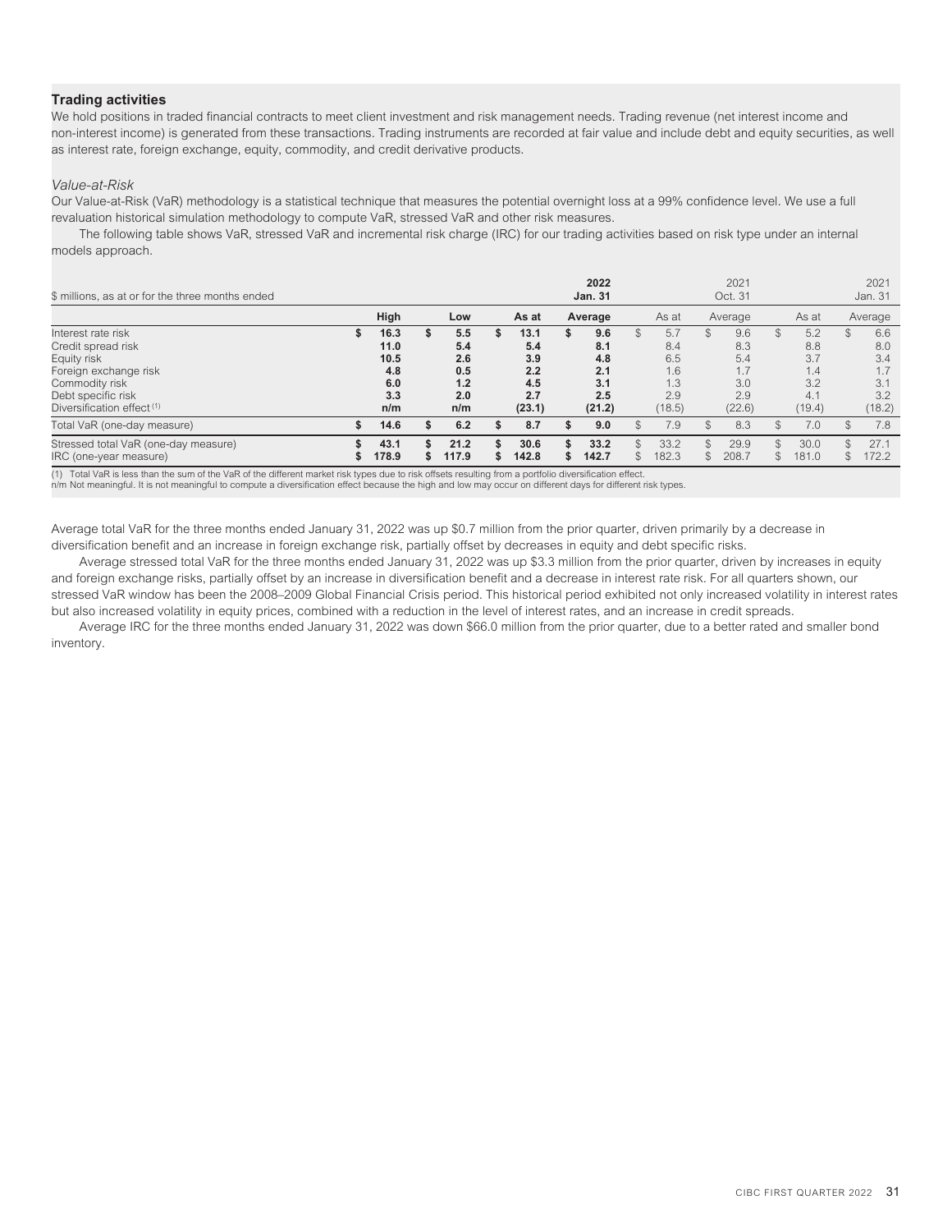### Trading activities

We hold positions in traded financial contracts to meet client investment and risk management needs. Trading revenue (net interest income and non-interest income) is generated from these transactions. Trading instruments are recorded at fair value and include debt and equity securities, as well as interest rate, foreign exchange, equity, commodity, and credit derivative products.

*Value-at-Risk*

Our Value-at-Risk (VaR) methodology is a statistical technique that measures the potential overnight loss at a 99% confidence level. We use a full revaluation historical simulation methodology to compute VaR, stressed VaR and other risk measures.

The following table shows VaR, stressed VaR and incremental risk charge (IRC) for our trading activities based on risk type under an internal models approach.

| $ millions, as at or for the three months ended | | | | **2022 Jan. 31** | | 2021 Oct. 31 | | 2021 Jan. 31 |
|---|---|---|---|---|---|---|---|---|
| | **High** | **Low** | **As at** | **Average** | As at | Average | As at | Average |
| Interest rate risk | **$ 16.3** | **$ 5.5** | **$ 13.1** | **$ 9.6** | $ 5.7 | $ 9.6 | $ 5.2 | $ 6.6 |
| Credit spread risk | **11.0** | **5.4** | **5.4** | **8.1** | 8.4 | 8.3 | 8.8 | 8.0 |
| Equity risk | **10.5** | **2.6** | **3.9** | **4.8** | 6.5 | 5.4 | 3.7 | 3.4 |
| Foreign exchange risk | **4.8** | **0.5** | **2.2** | **2.1** | 1.6 | 1.7 | 1.4 | 1.7 |
| Commodity risk | **6.0** | **1.2** | **4.5** | **3.1** | 1.3 | 3.0 | 3.2 | 3.1 |
| Debt specific risk | **3.3** | **2.0** | **2.7** | **2.5** | 2.9 | 2.9 | 4.1 | 3.2 |
| Diversification effect [1] | **n/m** | **n/m** | **(23.1)** | **(21.2)** | (18.5) | (22.6) | (19.4) | (18.2) |
| Total VaR (one-day measure) | **$ 14.6** | **$ 6.2** | **$ 8.7** | **$ 9.0** | $ 7.9 | $ 8.3 | $ 7.0 | $ 7.8 |
| Stressed total VaR (one-day measure) | **$ 43.1** | **$ 21.2** | **$ 30.6** | **$ 33.2** | $ 33.2 | $ 29.9 | $ 30.0 | $ 27.1 |
| IRC (one-year measure) | **$ 178.9** | **$ 117.9** | **$ 142.8** | **$ 142.7** | $ 182.3 | $ 208.7 | $ 181.0 | $ 172.2 |

(1) Total VaR is less than the sum of the VaR of the different market risk types due to risk offsets resulting from a portfolio diversification effect.
n/m Not meaningful. It is not meaningful to compute a diversification effect because the high and low may occur on different days for different risk types.

Average total VaR for the three months ended January 31, 2022 was up $0.7 million from the prior quarter, driven primarily by a decrease in diversification benefit and an increase in foreign exchange risk, partially offset by decreases in equity and debt specific risks.

Average stressed total VaR for the three months ended January 31, 2022 was up $3.3 million from the prior quarter, driven by increases in equity and foreign exchange risks, partially offset by an increase in diversification benefit and a decrease in interest rate risk. For all quarters shown, our stressed VaR window has been the 2008–2009 Global Financial Crisis period. This historical period exhibited not only increased volatility in interest rates but also increased volatility in equity prices, combined with a reduction in the level of interest rates, and an increase in credit spreads.

Average IRC for the three months ended January 31, 2022 was down $66.0 million from the prior quarter, due to a better rated and smaller bond inventory.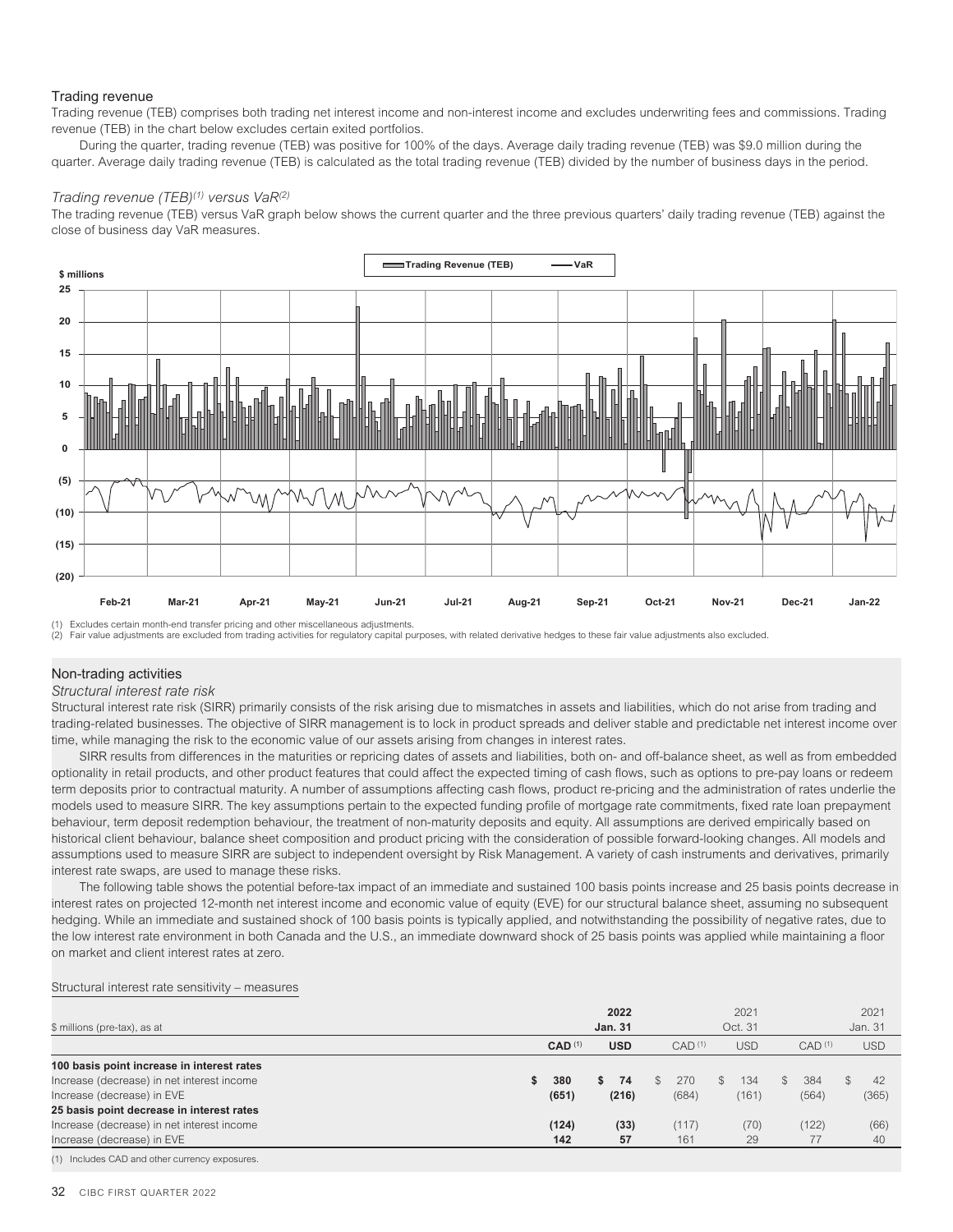### Trading revenue

Trading revenue (TEB) comprises both trading net interest income and non-interest income and excludes underwriting fees and commissions. Trading revenue (TEB) in the chart below excludes certain exited portfolios.

During the quarter, trading revenue (TEB) was positive for 100% of the days. Average daily trading revenue (TEB) was $9.0 million during the quarter. Average daily trading revenue (TEB) is calculated as the total trading revenue (TEB) divided by the number of business days in the period.

*Trading revenue (TEB)[(1)] versus VaR[(2)]*

The trading revenue (TEB) versus VaR graph below shows the current quarter and the three previous quarters' daily trading revenue (TEB) against the close of business day VaR measures.

(1) Excludes certain month-end transfer pricing and other miscellaneous adjustments.
(2) Fair value adjustments are excluded from trading activities for regulatory capital purposes, with related derivative hedges to these fair value adjustments also excluded.

### Non-trading activities

*Structural interest rate risk*

Structural interest rate risk (SIRR) primarily consists of the risk arising due to mismatches in assets and liabilities, which do not arise from trading and trading-related businesses. The objective of SIRR management is to lock in product spreads and deliver stable and predictable net interest income over time, while managing the risk to the economic value of our assets arising from changes in interest rates.

SIRR results from differences in the maturities or repricing dates of assets and liabilities, both on- and off-balance sheet, as well as from embedded optionality in retail products, and other product features that could affect the expected timing of cash flows, such as options to pre-pay loans or redeem term deposits prior to contractual maturity. A number of assumptions affecting cash flows, product re-pricing and the administration of rates underlie the models used to measure SIRR. The key assumptions pertain to the expected funding profile of mortgage rate commitments, fixed rate loan prepayment behaviour, term deposit redemption behaviour, the treatment of non-maturity deposits and equity. All assumptions are derived empirically based on historical client behaviour, balance sheet composition and product pricing with the consideration of possible forward-looking changes. All models and assumptions used to measure SIRR are subject to independent oversight by Risk Management. A variety of cash instruments and derivatives, primarily interest rate swaps, are used to manage these risks.

The following table shows the potential before-tax impact of an immediate and sustained 100 basis points increase and 25 basis points decrease in interest rates on projected 12-month net interest income and economic value of equity (EVE) for our structural balance sheet, assuming no subsequent hedging. While an immediate and sustained shock of 100 basis points is typically applied, and notwithstanding the possibility of negative rates, due to the low interest rate environment in both Canada and the U.S., an immediate downward shock of 25 basis points was applied while maintaining a floor on market and client interest rates at zero.

Structural interest rate sensitivity – measures

| $ millions (pre-tax), as at | **2022 Jan. 31** | | 2021 Oct. 31 | | 2021 Jan. 31 | |
|---|---|---|---|---|---|---|
| | **CAD [(1)]** | **USD** | CAD [(1)] | USD | CAD [(1)] | USD |
| **100 basis point increase in interest rates** | | | | | | |
| Increase (decrease) in net interest income | **$ 380** | **$ 74** | $ 270 | $ 134 | $ 384 | $ 42 |
| Increase (decrease) in EVE | **(651)** | **(216)** | (684) | (161) | (564) | (365) |
| **25 basis point decrease in interest rates** | | | | | | |
| Increase (decrease) in net interest income | **(124)** | **(33)** | (117) | (70) | (122) | (66) |
| Increase (decrease) in EVE | **142** | **57** | 161 | 29 | 77 | 40 |

(1) Includes CAD and other currency exposures.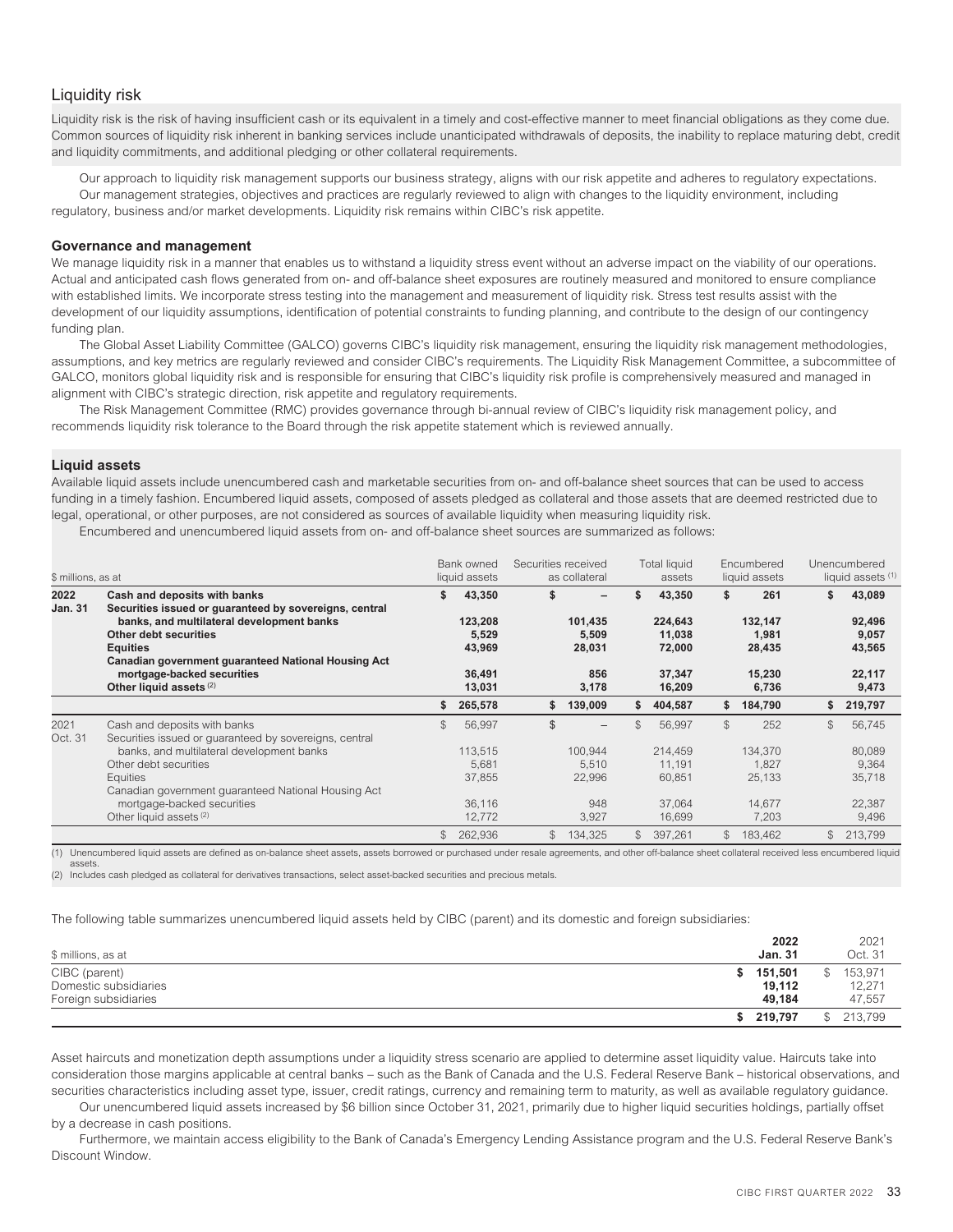## Liquidity risk

Liquidity risk is the risk of having insufficient cash or its equivalent in a timely and cost-effective manner to meet financial obligations as they come due. Common sources of liquidity risk inherent in banking services include unanticipated withdrawals of deposits, the inability to replace maturing debt, credit and liquidity commitments, and additional pledging or other collateral requirements.

Our approach to liquidity risk management supports our business strategy, aligns with our risk appetite and adheres to regulatory expectations.

Our management strategies, objectives and practices are regularly reviewed to align with changes to the liquidity environment, including regulatory, business and/or market developments. Liquidity risk remains within CIBC's risk appetite.

### Governance and management

We manage liquidity risk in a manner that enables us to withstand a liquidity stress event without an adverse impact on the viability of our operations. Actual and anticipated cash flows generated from on- and off-balance sheet exposures are routinely measured and monitored to ensure compliance with established limits. We incorporate stress testing into the management and measurement of liquidity risk. Stress test results assist with the development of our liquidity assumptions, identification of potential constraints to funding planning, and contribute to the design of our contingency funding plan.

The Global Asset Liability Committee (GALCO) governs CIBC's liquidity risk management, ensuring the liquidity risk management methodologies, assumptions, and key metrics are regularly reviewed and consider CIBC's requirements. The Liquidity Risk Management Committee, a subcommittee of GALCO, monitors global liquidity risk and is responsible for ensuring that CIBC's liquidity risk profile is comprehensively measured and managed in alignment with CIBC's strategic direction, risk appetite and regulatory requirements.

The Risk Management Committee (RMC) provides governance through bi-annual review of CIBC's liquidity risk management policy, and recommends liquidity risk tolerance to the Board through the risk appetite statement which is reviewed annually.

### Liquid assets

Available liquid assets include unencumbered cash and marketable securities from on- and off-balance sheet sources that can be used to access funding in a timely fashion. Encumbered liquid assets, composed of assets pledged as collateral and those assets that are deemed restricted due to legal, operational, or other purposes, are not considered as sources of available liquidity when measuring liquidity risk.

Encumbered and unencumbered liquid assets from on- and off-balance sheet sources are summarized as follows:

| $ millions, as at | | Bank owned liquid assets | Securities received as collateral | Total liquid assets | Encumbered liquid assets | Unencumbered liquid assets [1] |
|---|---|---|---|---|---|---|
| **2022 Jan. 31** | **Cash and deposits with banks** | **$ 43,350** | **$ –** | **$ 43,350** | **$ 261** | **$ 43,089** |
| | **Securities issued or guaranteed by sovereigns, central banks, and multilateral development banks** | **123,208** | **101,435** | **224,643** | **132,147** | **92,496** |
| | **Other debt securities** | **5,529** | **5,509** | **11,038** | **1,981** | **9,057** |
| | **Equities** | **43,969** | **28,031** | **72,000** | **28,435** | **43,565** |
| | **Canadian government guaranteed National Housing Act mortgage-backed securities** | **36,491** | **856** | **37,347** | **15,230** | **22,117** |
| | **Other liquid assets [2]** | **13,031** | **3,178** | **16,209** | **6,736** | **9,473** |
| | | **$ 265,578** | **$ 139,009** | **$ 404,587** | **$ 184,790** | **$ 219,797** |
| 2021 Oct. 31 | Cash and deposits with banks | $ 56,997 | $ – | $ 56,997 | $ 252 | $ 56,745 |
| | Securities issued or guaranteed by sovereigns, central banks, and multilateral development banks | 113,515 | 100,944 | 214,459 | 134,370 | 80,089 |
| | Other debt securities | 5,681 | 5,510 | 11,191 | 1,827 | 9,364 |
| | Equities | 37,855 | 22,996 | 60,851 | 25,133 | 35,718 |
| | Canadian government guaranteed National Housing Act mortgage-backed securities | 36,116 | 948 | 37,064 | 14,677 | 22,387 |
| | Other liquid assets [2] | 12,772 | 3,927 | 16,699 | 7,203 | 9,496 |
| | | $ 262,936 | $ 134,325 | $ 397,261 | $ 183,462 | $ 213,799 |

(1) Unencumbered liquid assets are defined as on-balance sheet assets, assets borrowed or purchased under resale agreements, and other off-balance sheet collateral received less encumbered liquid assets.
(2) Includes cash pledged as collateral for derivatives transactions, select asset-backed securities and precious metals.

The following table summarizes unencumbered liquid assets held by CIBC (parent) and its domestic and foreign subsidiaries:

| $ millions, as at | 2022 Jan. 31 | 2021 Oct. 31 |
|---|---|---|
| CIBC (parent) | **$ 151,501** | $ 153,971 |
| Domestic subsidiaries | **19,112** | 12,271 |
| Foreign subsidiaries | **49,184** | 47,557 |
| | **$ 219,797** | $ 213,799 |

Asset haircuts and monetization depth assumptions under a liquidity stress scenario are applied to determine asset liquidity value. Haircuts take into consideration those margins applicable at central banks – such as the Bank of Canada and the U.S. Federal Reserve Bank – historical observations, and securities characteristics including asset type, issuer, credit ratings, currency and remaining term to maturity, as well as available regulatory guidance.

Our unencumbered liquid assets increased by $6 billion since October 31, 2021, primarily due to higher liquid securities holdings, partially offset by a decrease in cash positions.

Furthermore, we maintain access eligibility to the Bank of Canada's Emergency Lending Assistance program and the U.S. Federal Reserve Bank's Discount Window.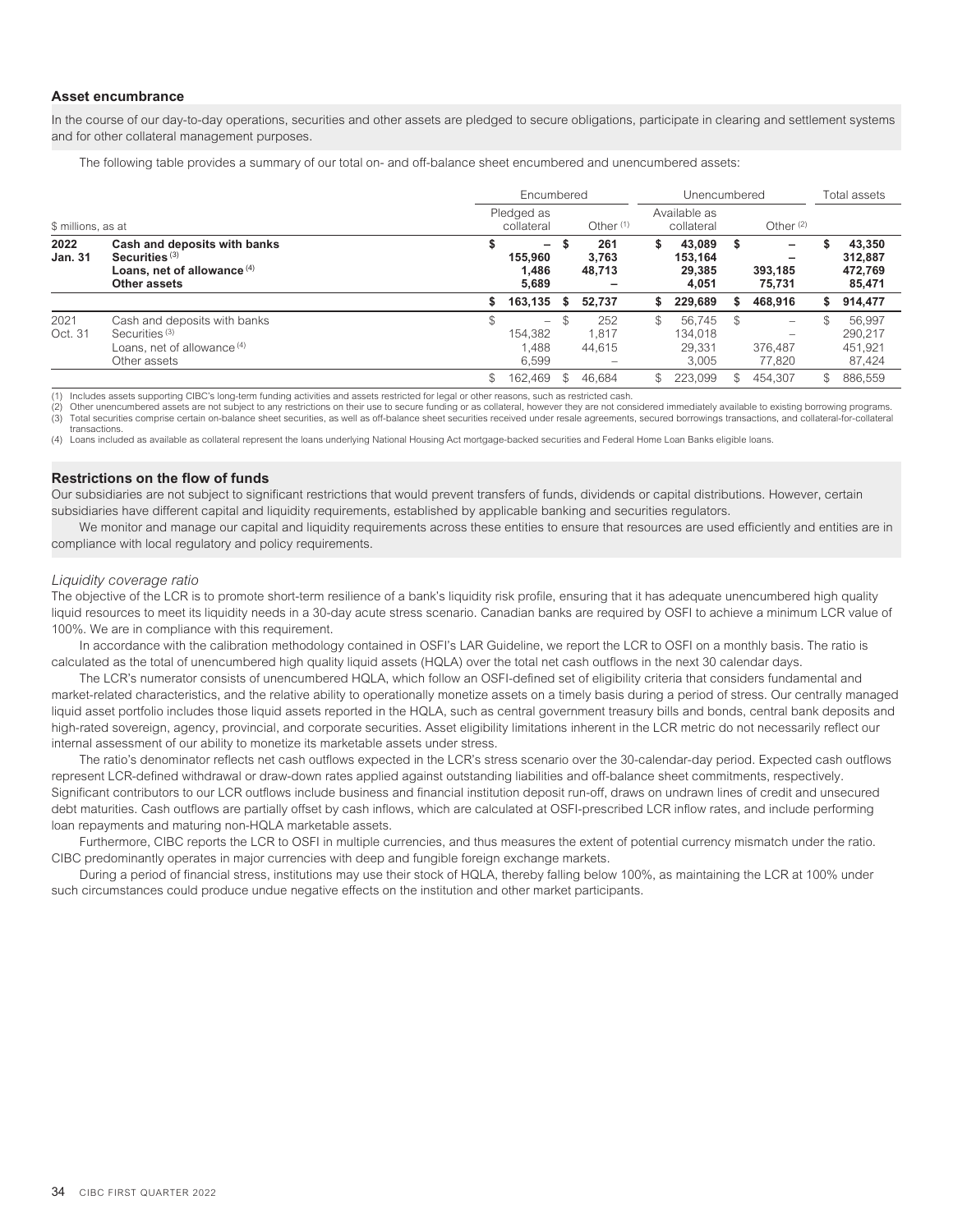## Asset encumbrance

In the course of our day-to-day operations, securities and other assets are pledged to secure obligations, participate in clearing and settlement systems and for other collateral management purposes.

The following table provides a summary of our total on- and off-balance sheet encumbered and unencumbered assets:

| $ millions, as at | | Encumbered | | Unencumbered | | Total assets |
|---|---|---|---|---|---|---|
| | | Pledged as collateral | Other [(1)] | Available as collateral | Other [(2)] | |
| **2022 Jan. 31** | **Cash and deposits with banks** | **$ –** | **$ 261** | **$ 43,089** | **$ –** | **$ 43,350** |
| | **Securities [(3)]** | **155,960** | **3,763** | **153,164** | **–** | **312,887** |
| | **Loans, net of allowance [(4)]** | **1,486** | **48,713** | **29,385** | **393,185** | **472,769** |
| | **Other assets** | **5,689** | **–** | **4,051** | **75,731** | **85,471** |
| | | **$ 163,135** | **$ 52,737** | **$ 229,689** | **$ 468,916** | **$ 914,477** |
| 2021 Oct. 31 | Cash and deposits with banks | $ – | $ 252 | $ 56,745 | $ – | $ 56,997 |
| | Securities [(3)] | 154,382 | 1,817 | 134,018 | – | 290,217 |
| | Loans, net of allowance [(4)] | 1,488 | 44,615 | 29,331 | 376,487 | 451,921 |
| | Other assets | 6,599 | – | 3,005 | 77,820 | 87,424 |
| | | $ 162,469 | $ 46,684 | $ 223,099 | $ 454,307 | $ 886,559 |

(1) Includes assets supporting CIBC's long-term funding activities and assets restricted for legal or other reasons, such as restricted cash.
(2) Other unencumbered assets are not subject to any restrictions on their use to secure funding or as collateral, however they are not considered immediately available to existing borrowing programs.
(3) Total securities comprise certain on-balance sheet securities, as well as off-balance sheet securities received under resale agreements, secured borrowings transactions, and collateral-for-collateral transactions.
(4) Loans included as available as collateral represent the loans underlying National Housing Act mortgage-backed securities and Federal Home Loan Banks eligible loans.

## Restrictions on the flow of funds

Our subsidiaries are not subject to significant restrictions that would prevent transfers of funds, dividends or capital distributions. However, certain subsidiaries have different capital and liquidity requirements, established by applicable banking and securities regulators.

We monitor and manage our capital and liquidity requirements across these entities to ensure that resources are used efficiently and entities are in compliance with local regulatory and policy requirements.

### *Liquidity coverage ratio*

The objective of the LCR is to promote short-term resilience of a bank's liquidity risk profile, ensuring that it has adequate unencumbered high quality liquid resources to meet its liquidity needs in a 30-day acute stress scenario. Canadian banks are required by OSFI to achieve a minimum LCR value of 100%. We are in compliance with this requirement.

In accordance with the calibration methodology contained in OSFI's LAR Guideline, we report the LCR to OSFI on a monthly basis. The ratio is calculated as the total of unencumbered high quality liquid assets (HQLA) over the total net cash outflows in the next 30 calendar days.

The LCR's numerator consists of unencumbered HQLA, which follow an OSFI-defined set of eligibility criteria that considers fundamental and market-related characteristics, and the relative ability to operationally monetize assets on a timely basis during a period of stress. Our centrally managed liquid asset portfolio includes those liquid assets reported in the HQLA, such as central government treasury bills and bonds, central bank deposits and high-rated sovereign, agency, provincial, and corporate securities. Asset eligibility limitations inherent in the LCR metric do not necessarily reflect our internal assessment of our ability to monetize its marketable assets under stress.

The ratio's denominator reflects net cash outflows expected in the LCR's stress scenario over the 30-calendar-day period. Expected cash outflows represent LCR-defined withdrawal or draw-down rates applied against outstanding liabilities and off-balance sheet commitments, respectively. Significant contributors to our LCR outflows include business and financial institution deposit run-off, draws on undrawn lines of credit and unsecured debt maturities. Cash outflows are partially offset by cash inflows, which are calculated at OSFI-prescribed LCR inflow rates, and include performing loan repayments and maturing non-HQLA marketable assets.

Furthermore, CIBC reports the LCR to OSFI in multiple currencies, and thus measures the extent of potential currency mismatch under the ratio. CIBC predominantly operates in major currencies with deep and fungible foreign exchange markets.

During a period of financial stress, institutions may use their stock of HQLA, thereby falling below 100%, as maintaining the LCR at 100% under such circumstances could produce undue negative effects on the institution and other market participants.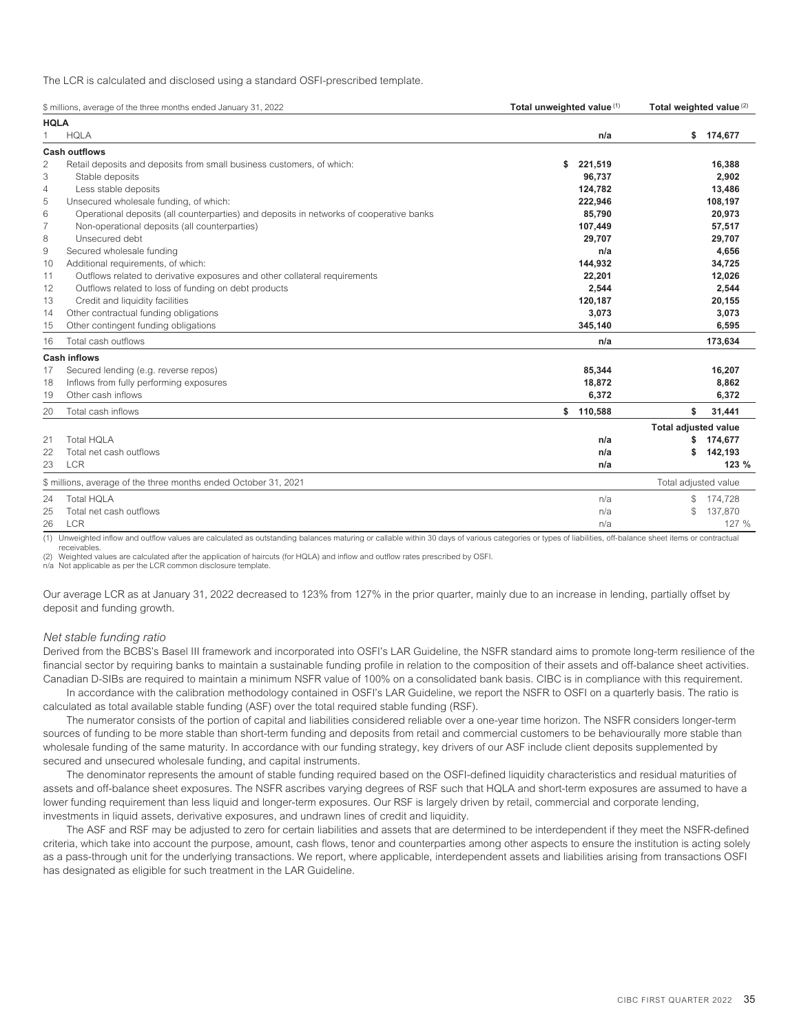The LCR is calculated and disclosed using a standard OSFI-prescribed template.

| | $ millions, average of the three months ended January 31, 2022 | Total unweighted value (1) | Total weighted value (2) |
|---|---|---|---|
| **HQLA** | | | |
| 1 | HQLA | **n/a** | **$ 174,677** |
| **Cash outflows** | | | |
| 2 | Retail deposits and deposits from small business customers, of which: | **$ 221,519** | **16,388** |
| 3 | Stable deposits | **96,737** | **2,902** |
| 4 | Less stable deposits | **124,782** | **13,486** |
| 5 | Unsecured wholesale funding, of which: | **222,946** | **108,197** |
| 6 | Operational deposits (all counterparties) and deposits in networks of cooperative banks | **85,790** | **20,973** |
| 7 | Non-operational deposits (all counterparties) | **107,449** | **57,517** |
| 8 | Unsecured debt | **29,707** | **29,707** |
| 9 | Secured wholesale funding | **n/a** | **4,656** |
| 10 | Additional requirements, of which: | **144,932** | **34,725** |
| 11 | Outflows related to derivative exposures and other collateral requirements | **22,201** | **12,026** |
| 12 | Outflows related to loss of funding on debt products | **2,544** | **2,544** |
| 13 | Credit and liquidity facilities | **120,187** | **20,155** |
| 14 | Other contractual funding obligations | **3,073** | **3,073** |
| 15 | Other contingent funding obligations | **345,140** | **6,595** |
| 16 | Total cash outflows | **n/a** | **173,634** |
| **Cash inflows** | | | |
| 17 | Secured lending (e.g. reverse repos) | **85,344** | **16,207** |
| 18 | Inflows from fully performing exposures | **18,872** | **8,862** |
| 19 | Other cash inflows | **6,372** | **6,372** |
| 20 | Total cash inflows | **$ 110,588** | **$ 31,441** |
| | | | **Total adjusted value** |
| 21 | Total HQLA | **n/a** | **$ 174,677** |
| 22 | Total net cash outflows | **n/a** | **$ 142,193** |
| 23 | LCR | **n/a** | **123 %** |
| | $ millions, average of the three months ended October 31, 2021 | | Total adjusted value |
| 24 | Total HQLA | n/a | $ 174,728 |
| 25 | Total net cash outflows | n/a | $ 137,870 |
| 26 | LCR | n/a | 127 % |

(1) Unweighted inflow and outflow values are calculated as outstanding balances maturing or callable within 30 days of various categories or types of liabilities, off-balance sheet items or contractual receivables.
(2) Weighted values are calculated after the application of haircuts (for HQLA) and inflow and outflow rates prescribed by OSFI.
n/a Not applicable as per the LCR common disclosure template.

Our average LCR as at January 31, 2022 decreased to 123% from 127% in the prior quarter, mainly due to an increase in lending, partially offset by deposit and funding growth.

*Net stable funding ratio*

Derived from the BCBS's Basel III framework and incorporated into OSFI's LAR Guideline, the NSFR standard aims to promote long-term resilience of the financial sector by requiring banks to maintain a sustainable funding profile in relation to the composition of their assets and off-balance sheet activities. Canadian D-SIBs are required to maintain a minimum NSFR value of 100% on a consolidated bank basis. CIBC is in compliance with this requirement.

In accordance with the calibration methodology contained in OSFI's LAR Guideline, we report the NSFR to OSFI on a quarterly basis. The ratio is calculated as total available stable funding (ASF) over the total required stable funding (RSF).

The numerator consists of the portion of capital and liabilities considered reliable over a one-year time horizon. The NSFR considers longer-term sources of funding to be more stable than short-term funding and deposits from retail and commercial customers to be behaviourally more stable than wholesale funding of the same maturity. In accordance with our funding strategy, key drivers of our ASF include client deposits supplemented by secured and unsecured wholesale funding, and capital instruments.

The denominator represents the amount of stable funding required based on the OSFI-defined liquidity characteristics and residual maturities of assets and off-balance sheet exposures. The NSFR ascribes varying degrees of RSF such that HQLA and short-term exposures are assumed to have a lower funding requirement than less liquid and longer-term exposures. Our RSF is largely driven by retail, commercial and corporate lending, investments in liquid assets, derivative exposures, and undrawn lines of credit and liquidity.

The ASF and RSF may be adjusted to zero for certain liabilities and assets that are determined to be interdependent if they meet the NSFR-defined criteria, which take into account the purpose, amount, cash flows, tenor and counterparties among other aspects to ensure the institution is acting solely as a pass-through unit for the underlying transactions. We report, where applicable, interdependent assets and liabilities arising from transactions OSFI has designated as eligible for such treatment in the LAR Guideline.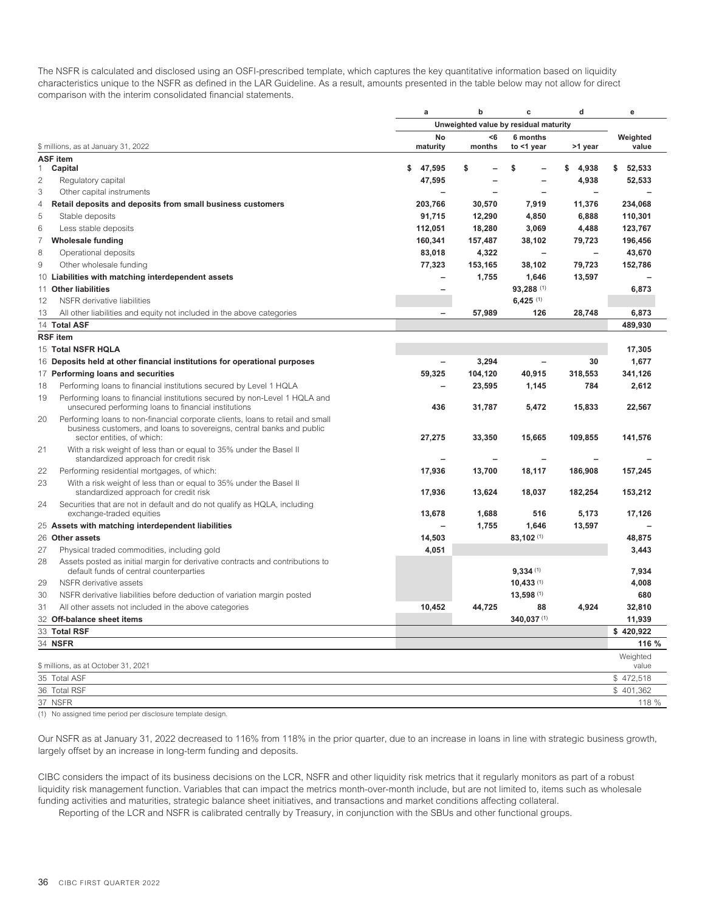The NSFR is calculated and disclosed using an OSFI-prescribed template, which captures the key quantitative information based on liquidity characteristics unique to the NSFR as defined in the LAR Guideline. As a result, amounts presented in the table below may not allow for direct comparison with the interim consolidated financial statements.

| | | a | b | c | d | e |
|---|---|---|---|---|---|---|
| | | Unweighted value by residual maturity | | | | |
| | $ millions, as at January 31, 2022 | No maturity | <6 months | 6 months to <1 year | >1 year | Weighted value |
| | **ASF item** | | | | | |
| 1 | **Capital** | $ 47,595 | $ – | $ – | $ 4,938 | $ 52,533 |
| 2 | Regulatory capital | 47,595 | – | – | 4,938 | 52,533 |
| 3 | Other capital instruments | – | – | – | – | – |
| 4 | **Retail deposits and deposits from small business customers** | 203,766 | 30,570 | 7,919 | 11,376 | 234,068 |
| 5 | Stable deposits | 91,715 | 12,290 | 4,850 | 6,888 | 110,301 |
| 6 | Less stable deposits | 112,051 | 18,280 | 3,069 | 4,488 | 123,767 |
| 7 | **Wholesale funding** | 160,341 | 157,487 | 38,102 | 79,723 | 196,456 |
| 8 | Operational deposits | 83,018 | 4,322 | – | – | 43,670 |
| 9 | Other wholesale funding | 77,323 | 153,165 | 38,102 | 79,723 | 152,786 |
| 10 | **Liabilities with matching interdependent assets** | – | 1,755 | 1,646 | 13,597 | – |
| 11 | **Other liabilities** | – | | 93,288 (1) | | 6,873 |
| 12 | NSFR derivative liabilities | | | 6,425 (1) | | |
| 13 | All other liabilities and equity not included in the above categories | – | 57,989 | 126 | 28,748 | 6,873 |
| 14 | **Total ASF** | | | | | 489,930 |
| | **RSF item** | | | | | |
| 15 | **Total NSFR HQLA** | | | | | 17,305 |
| 16 | **Deposits held at other financial institutions for operational purposes** | – | 3,294 | – | 30 | 1,677 |
| 17 | **Performing loans and securities** | 59,325 | 104,120 | 40,915 | 318,553 | 341,126 |
| 18 | Performing loans to financial institutions secured by Level 1 HQLA | – | 23,595 | 1,145 | 784 | 2,612 |
| 19 | Performing loans to financial institutions secured by non-Level 1 HQLA and unsecured performing loans to financial institutions | 436 | 31,787 | 5,472 | 15,833 | 22,567 |
| 20 | Performing loans to non-financial corporate clients, loans to retail and small business customers, and loans to sovereigns, central banks and public sector entities, of which: | 27,275 | 33,350 | 15,665 | 109,855 | 141,576 |
| 21 | With a risk weight of less than or equal to 35% under the Basel II standardized approach for credit risk | – | – | – | – | – |
| 22 | Performing residential mortgages, of which: | 17,936 | 13,700 | 18,117 | 186,908 | 157,245 |
| 23 | With a risk weight of less than or equal to 35% under the Basel II standardized approach for credit risk | 17,936 | 13,624 | 18,037 | 182,254 | 153,212 |
| 24 | Securities that are not in default and do not qualify as HQLA, including exchange-traded equities | 13,678 | 1,688 | 516 | 5,173 | 17,126 |
| 25 | **Assets with matching interdependent liabilities** | – | 1,755 | 1,646 | 13,597 | – |
| 26 | **Other assets** | 14,503 | | 83,102 (1) | | 48,875 |
| 27 | Physical traded commodities, including gold | 4,051 | | | | 3,443 |
| 28 | Assets posted as initial margin for derivative contracts and contributions to default funds of central counterparties | | | 9,334 (1) | | 7,934 |
| 29 | NSFR derivative assets | | | 10,433 (1) | | 4,008 |
| 30 | NSFR derivative liabilities before deduction of variation margin posted | | | 13,598 (1) | | 680 |
| 31 | All other assets not included in the above categories | 10,452 | 44,725 | 88 | 4,924 | 32,810 |
| 32 | **Off-balance sheet items** | | | 340,037 (1) | | 11,939 |
| 33 | **Total RSF** | | | | | $ 420,922 |
| 34 | **NSFR** | | | | | 116 % |

| | $ millions, as at October 31, 2021 | Weighted value |
|---|---|---|
| 35 | Total ASF | $ 472,518 |
| 36 | Total RSF | $ 401,362 |
| 37 | NSFR | 118 % |

(1) No assigned time period per disclosure template design.

Our NSFR as at January 31, 2022 decreased to 116% from 118% in the prior quarter, due to an increase in loans in line with strategic business growth, largely offset by an increase in long-term funding and deposits.

CIBC considers the impact of its business decisions on the LCR, NSFR and other liquidity risk metrics that it regularly monitors as part of a robust liquidity risk management function. Variables that can impact the metrics month-over-month include, but are not limited to, items such as wholesale funding activities and maturities, strategic balance sheet initiatives, and transactions and market conditions affecting collateral.

Reporting of the LCR and NSFR is calibrated centrally by Treasury, in conjunction with the SBUs and other functional groups.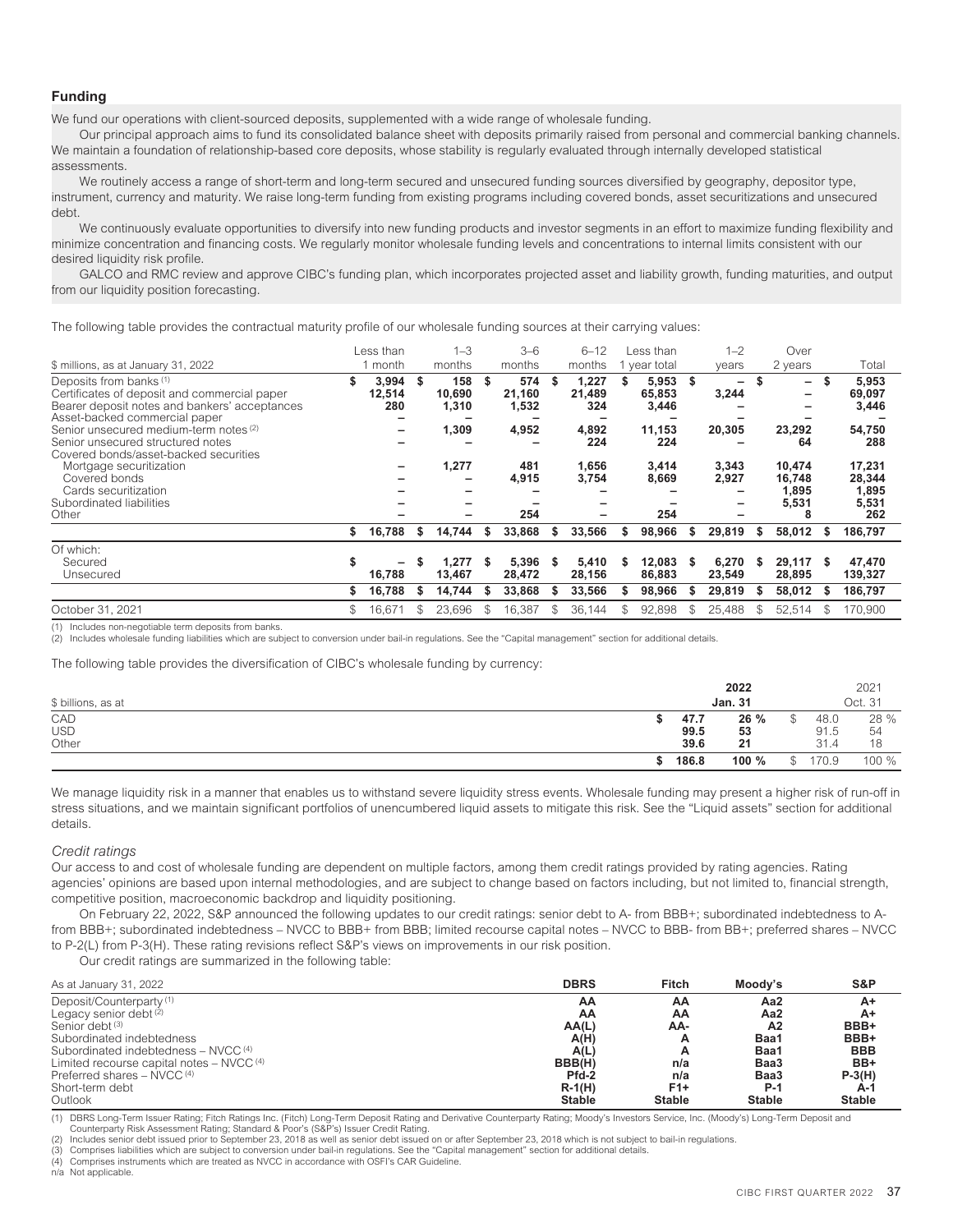## Funding

We fund our operations with client-sourced deposits, supplemented with a wide range of wholesale funding.

Our principal approach aims to fund its consolidated balance sheet with deposits primarily raised from personal and commercial banking channels. We maintain a foundation of relationship-based core deposits, whose stability is regularly evaluated through internally developed statistical assessments.

We routinely access a range of short-term and long-term secured and unsecured funding sources diversified by geography, depositor type, instrument, currency and maturity. We raise long-term funding from existing programs including covered bonds, asset securitizations and unsecured debt.

We continuously evaluate opportunities to diversify into new funding products and investor segments in an effort to maximize funding flexibility and minimize concentration and financing costs. We regularly monitor wholesale funding levels and concentrations to internal limits consistent with our desired liquidity risk profile.

GALCO and RMC review and approve CIBC's funding plan, which incorporates projected asset and liability growth, funding maturities, and output from our liquidity position forecasting.

The following table provides the contractual maturity profile of our wholesale funding sources at their carrying values:

| $ millions, as at January 31, 2022 | Less than 1 month | 1–3 months | 3–6 months | 6–12 months | Less than 1 year total | 1–2 years | Over 2 years | Total |
|---|---|---|---|---|---|---|---|---|
| Deposits from banks [(1)] | $ 3,994 | $ 158 | $ 574 | $ 1,227 | $ 5,953 | $ – | $ – | $ 5,953 |
| Certificates of deposit and commercial paper | 12,514 | 10,690 | 21,160 | 21,489 | 65,853 | 3,244 | – | 69,097 |
| Bearer deposit notes and bankers' acceptances | 280 | 1,310 | 1,532 | 324 | 3,446 | – | – | 3,446 |
| Asset-backed commercial paper | – | – | – | – | – | – | – | – |
| Senior unsecured medium-term notes [(2)] | – | 1,309 | 4,952 | 4,892 | 11,153 | 20,305 | 23,292 | 54,750 |
| Senior unsecured structured notes | – | – | – | 224 | 224 | – | 64 | 288 |
| Covered bonds/asset-backed securities | | | | | | | | |
| Mortgage securitization | – | 1,277 | 481 | 1,656 | 3,414 | 3,343 | 10,474 | 17,231 |
| Covered bonds | – | – | 4,915 | 3,754 | 8,669 | 2,927 | 16,748 | 28,344 |
| Cards securitization | – | – | – | – | – | – | 1,895 | 1,895 |
| Subordinated liabilities | – | – | – | – | – | – | 5,531 | 5,531 |
| Other | – | – | 254 | – | 254 | – | 8 | 262 |
| | $ 16,788 | $ 14,744 | $ 33,868 | $ 33,566 | $ 98,966 | $ 29,819 | $ 58,012 | $ 186,797 |
| Of which: | | | | | | | | |
| Secured | $ – | $ 1,277 | $ 5,396 | $ 5,410 | $ 12,083 | $ 6,270 | $ 29,117 | $ 47,470 |
| Unsecured | 16,788 | 13,467 | 28,472 | 28,156 | 86,883 | 23,549 | 28,895 | 139,327 |
| | $ 16,788 | $ 14,744 | $ 33,868 | $ 33,566 | $ 98,966 | $ 29,819 | $ 58,012 | $ 186,797 |
| October 31, 2021 | $ 16,671 | $ 23,696 | $ 16,387 | $ 36,144 | $ 92,898 | $ 25,488 | $ 52,514 | $ 170,900 |

(1) Includes non-negotiable term deposits from banks.
(2) Includes wholesale funding liabilities which are subject to conversion under bail-in regulations. See the "Capital management" section for additional details.

The following table provides the diversification of CIBC's wholesale funding by currency:

| $ billions, as at | 2022 Jan. 31 | | 2021 Oct. 31 | |
|---|---|---|---|---|
| CAD | $ 47.7 | 26 % | $ 48.0 | 28 % |
| USD | 99.5 | 53 | 91.5 | 54 |
| Other | 39.6 | 21 | 31.4 | 18 |
| | $ 186.8 | 100 % | $ 170.9 | 100 % |

We manage liquidity risk in a manner that enables us to withstand severe liquidity stress events. Wholesale funding may present a higher risk of run-off in stress situations, and we maintain significant portfolios of unencumbered liquid assets to mitigate this risk. See the "Liquid assets" section for additional details.

### *Credit ratings*

Our access to and cost of wholesale funding are dependent on multiple factors, among them credit ratings provided by rating agencies. Rating agencies' opinions are based upon internal methodologies, and are subject to change based on factors including, but not limited to, financial strength, competitive position, macroeconomic backdrop and liquidity positioning.

On February 22, 2022, S&P announced the following updates to our credit ratings: senior debt to A- from BBB+; subordinated indebtedness to A- from BBB+; subordinated indebtedness – NVCC to BBB+ from BBB; limited recourse capital notes – NVCC to BBB- from BB+; preferred shares – NVCC to P-2(L) from P-3(H). These rating revisions reflect S&P's views on improvements in our risk position.

Our credit ratings are summarized in the following table:

| As at January 31, 2022 | DBRS | Fitch | Moody's | S&P |
|---|---|---|---|---|
| Deposit/Counterparty [(1)] | AA | AA | Aa2 | A+ |
| Legacy senior debt [(2)] | AA | AA | Aa2 | A+ |
| Senior debt [(3)] | AA(L) | AA- | A2 | BBB+ |
| Subordinated indebtedness | A(H) | A | Baa1 | BBB+ |
| Subordinated indebtedness – NVCC [(4)] | A(L) | A | Baa1 | BBB |
| Limited recourse capital notes – NVCC [(4)] | BBB(H) | n/a | Baa3 | BB+ |
| Preferred shares – NVCC [(4)] | Pfd-2 | n/a | Baa3 | P-3(H) |
| Short-term debt | R-1(H) | F1+ | P-1 | A-1 |
| Outlook | Stable | Stable | Stable | Stable |

(1) DBRS Long-Term Issuer Rating; Fitch Ratings Inc. (Fitch) Long-Term Deposit Rating and Derivative Counterparty Rating; Moody's Investors Service, Inc. (Moody's) Long-Term Deposit and Counterparty Risk Assessment Rating; Standard & Poor's (S&P's) Issuer Credit Rating.
(2) Includes senior debt issued prior to September 23, 2018 as well as senior debt issued on or after September 23, 2018 which is not subject to bail-in regulations.
(3) Comprises liabilities which are subject to conversion under bail-in regulations. See the "Capital management" section for additional details.
(4) Comprises instruments which are treated as NVCC in accordance with OSFI's CAR Guideline.
n/a Not applicable.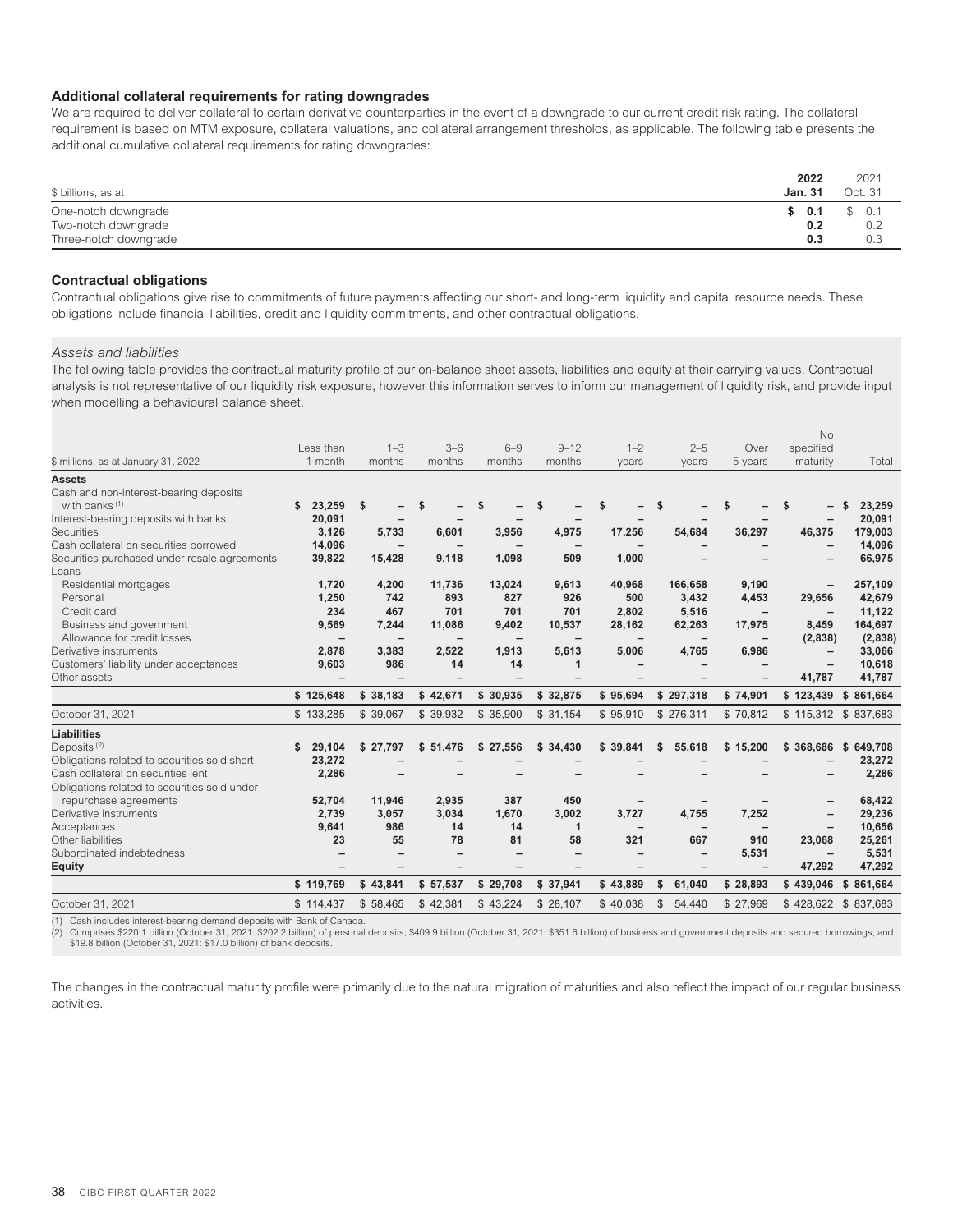### Additional collateral requirements for rating downgrades

We are required to deliver collateral to certain derivative counterparties in the event of a downgrade to our current credit risk rating. The collateral requirement is based on MTM exposure, collateral valuations, and collateral arrangement thresholds, as applicable. The following table presents the additional cumulative collateral requirements for rating downgrades:

| $ billions, as at | 2022 Jan. 31 | 2021 Oct. 31 |
|---|---|---|
| One-notch downgrade | $ 0.1 | $ 0.1 |
| Two-notch downgrade | 0.2 | 0.2 |
| Three-notch downgrade | 0.3 | 0.3 |

### Contractual obligations

Contractual obligations give rise to commitments of future payments affecting our short- and long-term liquidity and capital resource needs. These obligations include financial liabilities, credit and liquidity commitments, and other contractual obligations.

*Assets and liabilities*

The following table provides the contractual maturity profile of our on-balance sheet assets, liabilities and equity at their carrying values. Contractual analysis is not representative of our liquidity risk exposure, however this information serves to inform our management of liquidity risk, and provide input when modelling a behavioural balance sheet.

| $ millions, as at January 31, 2022 | Less than 1 month | 1–3 months | 3–6 months | 6–9 months | 9–12 months | 1–2 years | 2–5 years | Over 5 years | No specified maturity | Total |
|---|---|---|---|---|---|---|---|---|---|---|
| **Assets** | | | | | | | | | | |
| Cash and non-interest-bearing deposits with banks [1] | $ 23,259 | $ – | $ – | $ – | $ – | $ – | $ – | $ – | $ – | $ 23,259 |
| Interest-bearing deposits with banks | 20,091 | – | – | – | – | – | – | – | – | 20,091 |
| Securities | 3,126 | 5,733 | 6,601 | 3,956 | 4,975 | 17,256 | 54,684 | 36,297 | 46,375 | 179,003 |
| Cash collateral on securities borrowed | 14,096 | – | – | – | – | – | – | – | – | 14,096 |
| Securities purchased under resale agreements | 39,822 | 15,428 | 9,118 | 1,098 | 509 | 1,000 | – | – | – | 66,975 |
| Loans | | | | | | | | | | |
| Residential mortgages | 1,720 | 4,200 | 11,736 | 13,024 | 9,613 | 40,968 | 166,658 | 9,190 | – | 257,109 |
| Personal | 1,250 | 742 | 893 | 827 | 926 | 500 | 3,432 | 4,453 | 29,656 | 42,679 |
| Credit card | 234 | 467 | 701 | 701 | 701 | 2,802 | 5,516 | – | – | 11,122 |
| Business and government | 9,569 | 7,244 | 11,086 | 9,402 | 10,537 | 28,162 | 62,263 | 17,975 | 8,459 | 164,697 |
| Allowance for credit losses | – | – | – | – | – | – | – | – | (2,838) | (2,838) |
| Derivative instruments | 2,878 | 3,383 | 2,522 | 1,913 | 5,613 | 5,006 | 4,765 | 6,986 | – | 33,066 |
| Customers' liability under acceptances | 9,603 | 986 | 14 | 14 | 1 | – | – | – | – | 10,618 |
| Other assets | – | – | – | – | – | – | – | – | 41,787 | 41,787 |
| | $ 125,648 | $ 38,183 | $ 42,671 | $ 30,935 | $ 32,875 | $ 95,694 | $ 297,318 | $ 74,901 | $ 123,439 | $ 861,664 |
| October 31, 2021 | $ 133,285 | $ 39,067 | $ 39,932 | $ 35,900 | $ 31,154 | $ 95,910 | $ 276,311 | $ 70,812 | $ 115,312 | $ 837,683 |
| **Liabilities** | | | | | | | | | | |
| Deposits [2] | $ 29,104 | $ 27,797 | $ 51,476 | $ 27,556 | $ 34,430 | $ 39,841 | $ 55,618 | $ 15,200 | $ 368,686 | $ 649,708 |
| Obligations related to securities sold short | 23,272 | – | – | – | – | – | – | – | – | 23,272 |
| Cash collateral on securities lent | 2,286 | – | – | – | – | – | – | – | – | 2,286 |
| Obligations related to securities sold under repurchase agreements | 52,704 | 11,946 | 2,935 | 387 | 450 | – | – | – | – | 68,422 |
| Derivative instruments | 2,739 | 3,057 | 3,034 | 1,670 | 3,002 | 3,727 | 4,755 | 7,252 | – | 29,236 |
| Acceptances | 9,641 | 986 | 14 | 14 | 1 | – | – | – | – | 10,656 |
| Other liabilities | 23 | 55 | 78 | 81 | 58 | 321 | 667 | 910 | 23,068 | 25,261 |
| Subordinated indebtedness | – | – | – | – | – | – | – | 5,531 | – | 5,531 |
| **Equity** | – | – | – | – | – | – | – | – | 47,292 | 47,292 |
| | $ 119,769 | $ 43,841 | $ 57,537 | $ 29,708 | $ 37,941 | $ 43,889 | $ 61,040 | $ 28,893 | $ 439,046 | $ 861,664 |
| October 31, 2021 | $ 114,437 | $ 58,465 | $ 42,381 | $ 43,224 | $ 28,107 | $ 40,038 | $ 54,440 | $ 27,969 | $ 428,622 | $ 837,683 |

(1) Cash includes interest-bearing demand deposits with Bank of Canada.
(2) Comprises $220.1 billion (October 31, 2021: $202.2 billion) of personal deposits; $409.9 billion (October 31, 2021: $351.6 billion) of business and government deposits and secured borrowings; and $19.8 billion (October 31, 2021: $17.0 billion) of bank deposits.

The changes in the contractual maturity profile were primarily due to the natural migration of maturities and also reflect the impact of our regular business activities.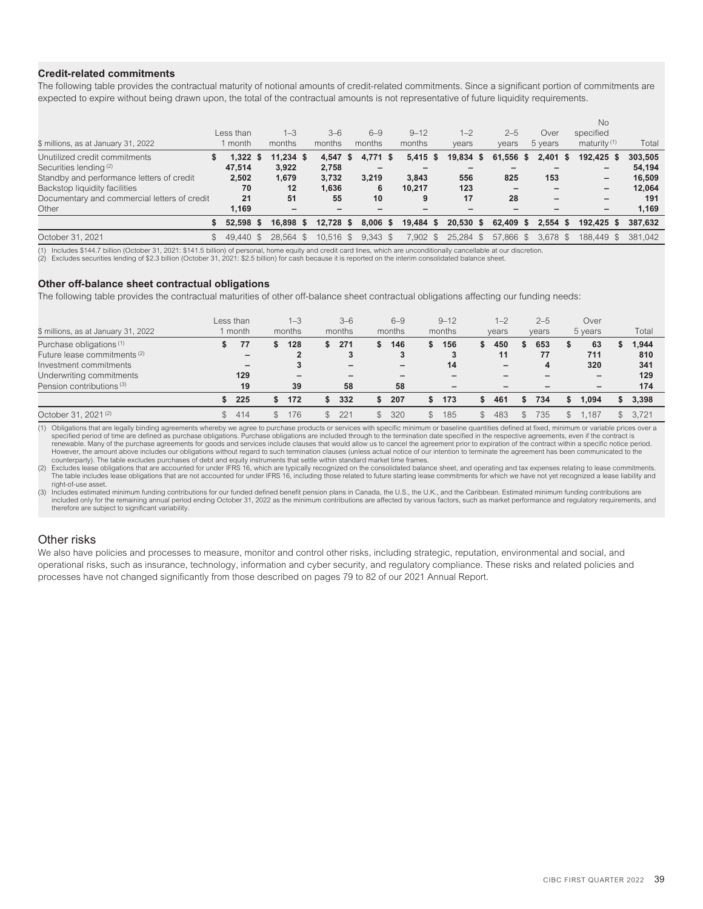### Credit-related commitments

The following table provides the contractual maturity of notional amounts of credit-related commitments. Since a significant portion of commitments are expected to expire without being drawn upon, the total of the contractual amounts is not representative of future liquidity requirements.

| $ millions, as at January 31, 2022 | Less than 1 month | 1–3 months | 3–6 months | 6–9 months | 9–12 months | 1–2 years | 2–5 years | Over 5 years | No specified maturity (1) | Total |
|---|---|---|---|---|---|---|---|---|---|---|
| Unutilized credit commitments | $ 1,322 | $ 11,234 | $ 4,547 | $ 4,771 | $ 5,415 | $ 19,834 | $ 61,556 | $ 2,401 | $ 192,425 | $ 303,505 |
| Securities lending (2) | 47,514 | 3,922 | 2,758 | – | – | – | – | – | – | 54,194 |
| Standby and performance letters of credit | 2,502 | 1,679 | 3,732 | 3,219 | 3,843 | 556 | 825 | 153 | – | 16,509 |
| Backstop liquidity facilities | 70 | 12 | 1,636 | 6 | 10,217 | 123 | – | – | – | 12,064 |
| Documentary and commercial letters of credit | 21 | 51 | 55 | 10 | 9 | 17 | 28 | – | – | 191 |
| Other | 1,169 | – | – | – | – | – | – | – | – | 1,169 |
| | $ 52,598 | $ 16,898 | $ 12,728 | $ 8,006 | $ 19,484 | $ 20,530 | $ 62,409 | $ 2,554 | $ 192,425 | $ 387,632 |
| October 31, 2021 | $ 49,440 | $ 28,564 | $ 10,516 | $ 9,343 | $ 7,902 | $ 25,284 | $ 57,866 | $ 3,678 | $ 188,449 | $ 381,042 |

(1) Includes $144.7 billion (October 31, 2021: $141.5 billion) of personal, home equity and credit card lines, which are unconditionally cancellable at our discretion.
(2) Excludes securities lending of $2.3 billion (October 31, 2021: $2.5 billion) for cash because it is reported on the interim consolidated balance sheet.

### Other off-balance sheet contractual obligations

The following table provides the contractual maturities of other off-balance sheet contractual obligations affecting our funding needs:

| $ millions, as at January 31, 2022 | Less than 1 month | 1–3 months | 3–6 months | 6–9 months | 9–12 months | 1–2 years | 2–5 years | Over 5 years | Total |
|---|---|---|---|---|---|---|---|---|---|
| Purchase obligations (1) | $ 77 | $ 128 | $ 271 | $ 146 | $ 156 | $ 450 | $ 653 | $ 63 | $ 1,944 |
| Future lease commitments (2) | – | 2 | 3 | 3 | 3 | 11 | 77 | 711 | 810 |
| Investment commitments | – | 3 | – | – | 14 | – | 4 | 320 | 341 |
| Underwriting commitments | 129 | – | – | – | – | – | – | – | 129 |
| Pension contributions (3) | 19 | 39 | 58 | 58 | – | – | – | – | 174 |
| | $ 225 | $ 172 | $ 332 | $ 207 | $ 173 | $ 461 | $ 734 | $ 1,094 | $ 3,398 |
| October 31, 2021 (2) | $ 414 | $ 176 | $ 221 | $ 320 | $ 185 | $ 483 | $ 735 | $ 1,187 | $ 3,721 |

(1) Obligations that are legally binding agreements whereby we agree to purchase products or services with specific minimum or baseline quantities defined at fixed, minimum or variable prices over a specified period of time are defined as purchase obligations. Purchase obligations are included through to the termination date specified in the respective agreements, even if the contract is renewable. Many of the purchase agreements for goods and services include clauses that would allow us to cancel the agreement prior to expiration of the contract within a specific notice period. However, the amount above includes our obligations without regard to such termination clauses (unless actual notice of our intention to terminate the agreement has been communicated to the counterparty). The table excludes purchases of debt and equity instruments that settle within standard market time frames.
(2) Excludes lease obligations that are accounted for under IFRS 16, which are typically recognized on the consolidated balance sheet, and operating and tax expenses relating to lease commitments. The table includes lease obligations that are not accounted for under IFRS 16, including those related to future starting lease commitments for which we have not yet recognized a lease liability and right-of-use asset.
(3) Includes estimated minimum funding contributions for our funded defined benefit pension plans in Canada, the U.S., the U.K., and the Caribbean. Estimated minimum funding contributions are included only for the remaining annual period ending October 31, 2022 as the minimum contributions are affected by various factors, such as market performance and regulatory requirements, and therefore are subject to significant variability.

## Other risks

We also have policies and processes to measure, monitor and control other risks, including strategic, reputation, environmental and social, and operational risks, such as insurance, technology, information and cyber security, and regulatory compliance. These risks and related policies and processes have not changed significantly from those described on pages 79 to 82 of our 2021 Annual Report.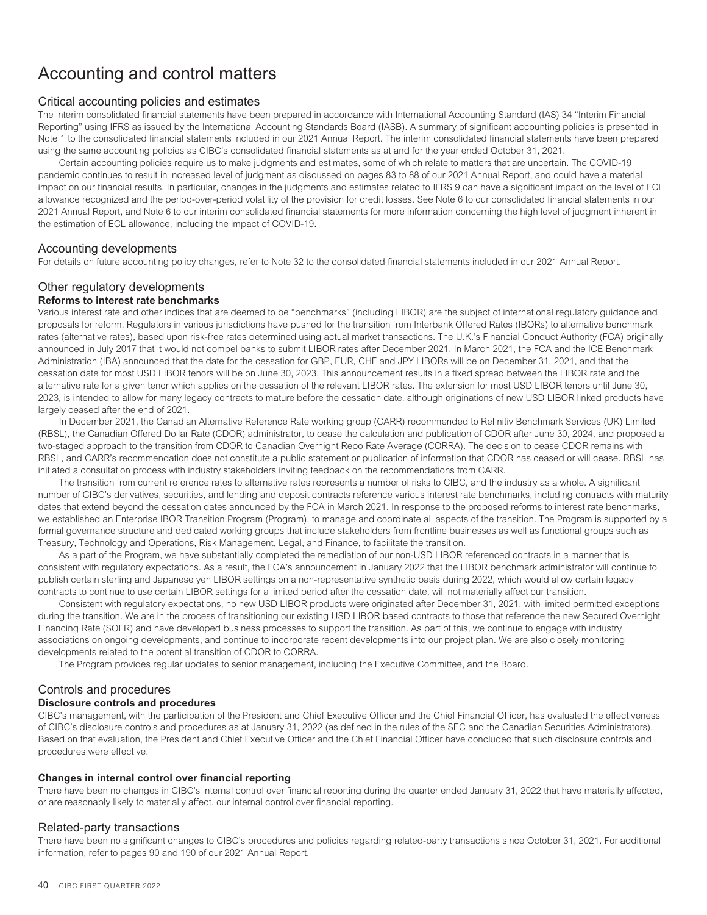# Accounting and control matters

## Critical accounting policies and estimates

The interim consolidated financial statements have been prepared in accordance with International Accounting Standard (IAS) 34 "Interim Financial Reporting" using IFRS as issued by the International Accounting Standards Board (IASB). A summary of significant accounting policies is presented in Note 1 to the consolidated financial statements included in our 2021 Annual Report. The interim consolidated financial statements have been prepared using the same accounting policies as CIBC's consolidated financial statements as at and for the year ended October 31, 2021.

Certain accounting policies require us to make judgments and estimates, some of which relate to matters that are uncertain. The COVID-19 pandemic continues to result in increased level of judgment as discussed on pages 83 to 88 of our 2021 Annual Report, and could have a material impact on our financial results. In particular, changes in the judgments and estimates related to IFRS 9 can have a significant impact on the level of ECL allowance recognized and the period-over-period volatility of the provision for credit losses. See Note 6 to our consolidated financial statements in our 2021 Annual Report, and Note 6 to our interim consolidated financial statements for more information concerning the high level of judgment inherent in the estimation of ECL allowance, including the impact of COVID-19.

## Accounting developments

For details on future accounting policy changes, refer to Note 32 to the consolidated financial statements included in our 2021 Annual Report.

## Other regulatory developments

### Reforms to interest rate benchmarks

Various interest rate and other indices that are deemed to be "benchmarks" (including LIBOR) are the subject of international regulatory guidance and proposals for reform. Regulators in various jurisdictions have pushed for the transition from Interbank Offered Rates (IBORs) to alternative benchmark rates (alternative rates), based upon risk-free rates determined using actual market transactions. The U.K.'s Financial Conduct Authority (FCA) originally announced in July 2017 that it would not compel banks to submit LIBOR rates after December 2021. In March 2021, the FCA and the ICE Benchmark Administration (IBA) announced that the date for the cessation for GBP, EUR, CHF and JPY LIBORs will be on December 31, 2021, and that the cessation date for most USD LIBOR tenors will be on June 30, 2023. This announcement results in a fixed spread between the LIBOR rate and the alternative rate for a given tenor which applies on the cessation of the relevant LIBOR rates. The extension for most USD LIBOR tenors until June 30, 2023, is intended to allow for many legacy contracts to mature before the cessation date, although originations of new USD LIBOR linked products have largely ceased after the end of 2021.

In December 2021, the Canadian Alternative Reference Rate working group (CARR) recommended to Refinitiv Benchmark Services (UK) Limited (RBSL), the Canadian Dollar Offered Rate (CDOR) administrator, to cease the calculation and publication of CDOR after June 30, 2024, and proposed a two-staged approach to the transition from CDOR to Canadian Overnight Repo Rate Average (CORRA). The decision to cease CDOR remains with RBSL, and CARR's recommendation does not constitute a public statement or publication of information that CDOR has ceased or will cease. RBSL has initiated a consultation process with industry stakeholders inviting feedback on the recommendations from CARR.

The transition from current reference rates to alternative rates represents a number of risks to CIBC, and the industry as a whole. A significant number of CIBC's derivatives, securities, and lending and deposit contracts reference various interest rate benchmarks, including contracts with maturity dates that extend beyond the cessation dates announced by the FCA in March 2021. In response to the proposed reforms to interest rate benchmarks, we established an Enterprise IBOR Transition Program (Program), to manage and coordinate all aspects of the transition. The Program is supported by a formal governance structure and dedicated working groups that include stakeholders from frontline businesses as well as functional groups such as Treasury, Technology and Operations, Risk Management, Legal, and Finance, to facilitate the transition.

As a part of the Program, we have substantially completed the remediation of our non-USD LIBOR referenced contracts in a manner that is consistent with regulatory expectations. As a result, the FCA's announcement in January 2022 that the LIBOR benchmark administrator will continue to publish certain sterling and Japanese yen LIBOR settings on a non-representative synthetic basis during 2022, which would allow certain legacy contracts to continue to use certain LIBOR settings for a limited period after the cessation date, will not materially affect our transition.

Consistent with regulatory expectations, no new USD LIBOR products were originated after December 31, 2021, with limited permitted exceptions during the transition. We are in the process of transitioning our existing USD LIBOR based contracts to those that reference the new Secured Overnight Financing Rate (SOFR) and have developed business processes to support the transition. As part of this, we continue to engage with industry associations on ongoing developments, and continue to incorporate recent developments into our project plan. We are also closely monitoring developments related to the potential transition of CDOR to CORRA.

The Program provides regular updates to senior management, including the Executive Committee, and the Board.

## Controls and procedures

### Disclosure controls and procedures

CIBC's management, with the participation of the President and Chief Executive Officer and the Chief Financial Officer, has evaluated the effectiveness of CIBC's disclosure controls and procedures as at January 31, 2022 (as defined in the rules of the SEC and the Canadian Securities Administrators). Based on that evaluation, the President and Chief Executive Officer and the Chief Financial Officer have concluded that such disclosure controls and procedures were effective.

### Changes in internal control over financial reporting

There have been no changes in CIBC's internal control over financial reporting during the quarter ended January 31, 2022 that have materially affected, or are reasonably likely to materially affect, our internal control over financial reporting.

## Related-party transactions

There have been no significant changes to CIBC's procedures and policies regarding related-party transactions since October 31, 2021. For additional information, refer to pages 90 and 190 of our 2021 Annual Report.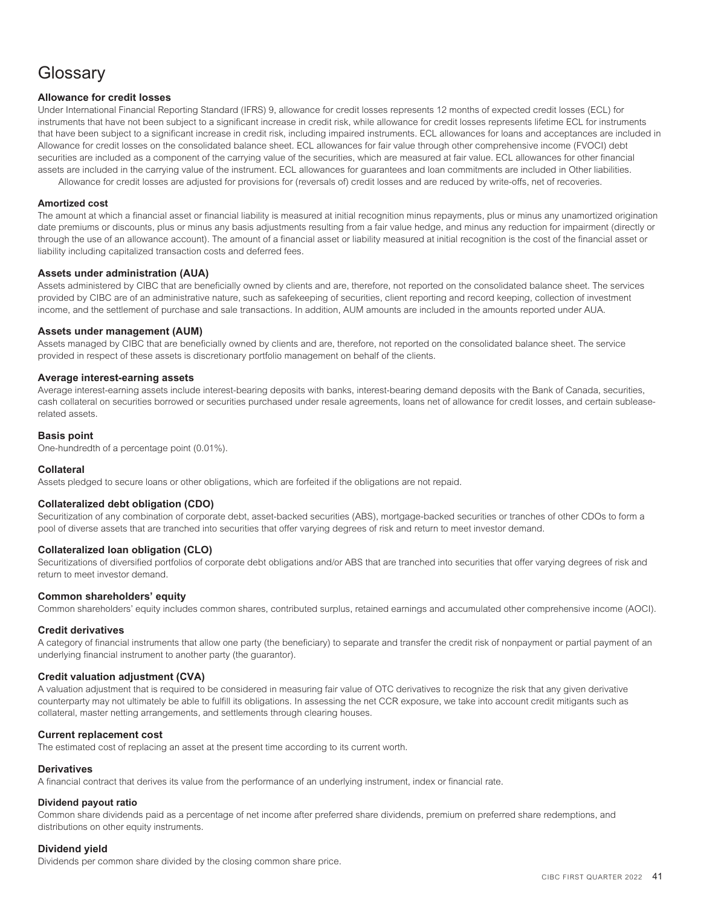# Glossary

### Allowance for credit losses

Under International Financial Reporting Standard (IFRS) 9, allowance for credit losses represents 12 months of expected credit losses (ECL) for instruments that have not been subject to a significant increase in credit risk, while allowance for credit losses represents lifetime ECL for instruments that have been subject to a significant increase in credit risk, including impaired instruments. ECL allowances for loans and acceptances are included in Allowance for credit losses on the consolidated balance sheet. ECL allowances for fair value through other comprehensive income (FVOCI) debt securities are included as a component of the carrying value of the securities, which are measured at fair value. ECL allowances for other financial assets are included in the carrying value of the instrument. ECL allowances for guarantees and loan commitments are included in Other liabilities.

Allowance for credit losses are adjusted for provisions for (reversals of) credit losses and are reduced by write-offs, net of recoveries.

### Amortized cost

The amount at which a financial asset or financial liability is measured at initial recognition minus repayments, plus or minus any unamortized origination date premiums or discounts, plus or minus any basis adjustments resulting from a fair value hedge, and minus any reduction for impairment (directly or through the use of an allowance account). The amount of a financial asset or liability measured at initial recognition is the cost of the financial asset or liability including capitalized transaction costs and deferred fees.

### Assets under administration (AUA)

Assets administered by CIBC that are beneficially owned by clients and are, therefore, not reported on the consolidated balance sheet. The services provided by CIBC are of an administrative nature, such as safekeeping of securities, client reporting and record keeping, collection of investment income, and the settlement of purchase and sale transactions. In addition, AUM amounts are included in the amounts reported under AUA.

### Assets under management (AUM)

Assets managed by CIBC that are beneficially owned by clients and are, therefore, not reported on the consolidated balance sheet. The service provided in respect of these assets is discretionary portfolio management on behalf of the clients.

### Average interest-earning assets

Average interest-earning assets include interest-bearing deposits with banks, interest-bearing demand deposits with the Bank of Canada, securities, cash collateral on securities borrowed or securities purchased under resale agreements, loans net of allowance for credit losses, and certain sublease-related assets.

### Basis point

One-hundredth of a percentage point (0.01%).

### Collateral

Assets pledged to secure loans or other obligations, which are forfeited if the obligations are not repaid.

### Collateralized debt obligation (CDO)

Securitization of any combination of corporate debt, asset-backed securities (ABS), mortgage-backed securities or tranches of other CDOs to form a pool of diverse assets that are tranched into securities that offer varying degrees of risk and return to meet investor demand.

### Collateralized loan obligation (CLO)

Securitizations of diversified portfolios of corporate debt obligations and/or ABS that are tranched into securities that offer varying degrees of risk and return to meet investor demand.

### Common shareholders' equity

Common shareholders' equity includes common shares, contributed surplus, retained earnings and accumulated other comprehensive income (AOCI).

### Credit derivatives

A category of financial instruments that allow one party (the beneficiary) to separate and transfer the credit risk of nonpayment or partial payment of an underlying financial instrument to another party (the guarantor).

### Credit valuation adjustment (CVA)

A valuation adjustment that is required to be considered in measuring fair value of OTC derivatives to recognize the risk that any given derivative counterparty may not ultimately be able to fulfill its obligations. In assessing the net CCR exposure, we take into account credit mitigants such as collateral, master netting arrangements, and settlements through clearing houses.

### Current replacement cost

The estimated cost of replacing an asset at the present time according to its current worth.

### Derivatives

A financial contract that derives its value from the performance of an underlying instrument, index or financial rate.

### Dividend payout ratio

Common share dividends paid as a percentage of net income after preferred share dividends, premium on preferred share redemptions, and distributions on other equity instruments.

### Dividend yield

Dividends per common share divided by the closing common share price.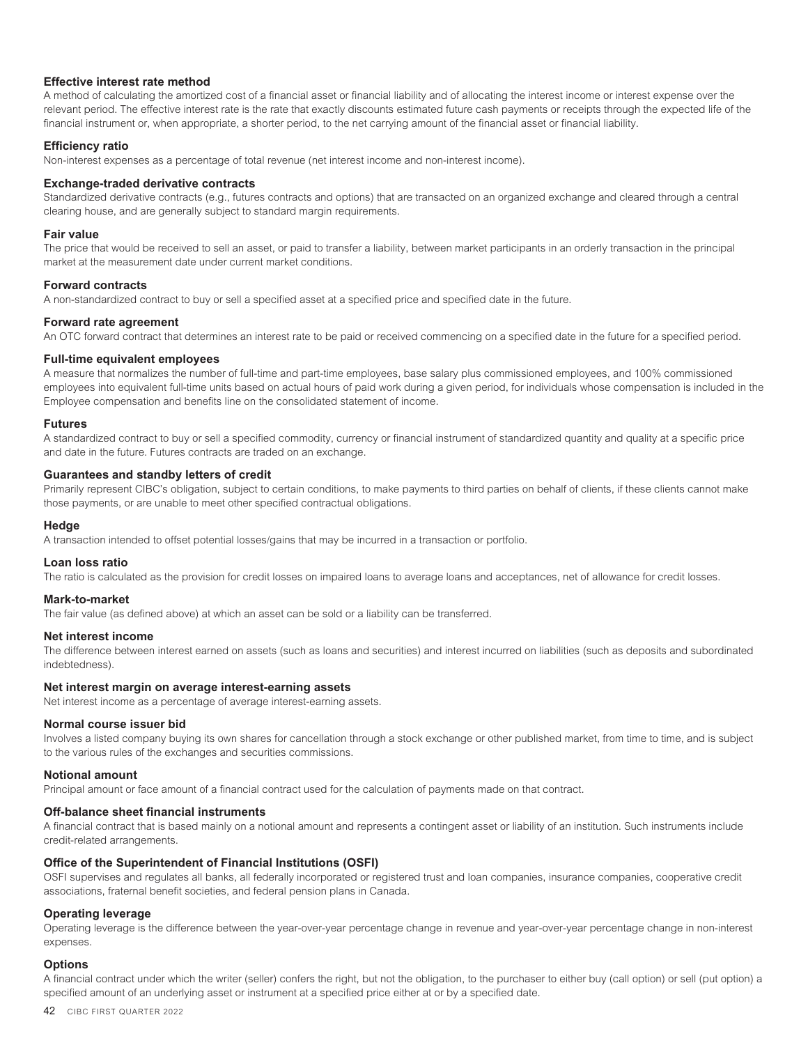**Effective interest rate method**

A method of calculating the amortized cost of a financial asset or financial liability and of allocating the interest income or interest expense over the relevant period. The effective interest rate is the rate that exactly discounts estimated future cash payments or receipts through the expected life of the financial instrument or, when appropriate, a shorter period, to the net carrying amount of the financial asset or financial liability.

**Efficiency ratio**

Non-interest expenses as a percentage of total revenue (net interest income and non-interest income).

**Exchange-traded derivative contracts**

Standardized derivative contracts (e.g., futures contracts and options) that are transacted on an organized exchange and cleared through a central clearing house, and are generally subject to standard margin requirements.

**Fair value**

The price that would be received to sell an asset, or paid to transfer a liability, between market participants in an orderly transaction in the principal market at the measurement date under current market conditions.

**Forward contracts**

A non-standardized contract to buy or sell a specified asset at a specified price and specified date in the future.

**Forward rate agreement**

An OTC forward contract that determines an interest rate to be paid or received commencing on a specified date in the future for a specified period.

**Full-time equivalent employees**

A measure that normalizes the number of full-time and part-time employees, base salary plus commissioned employees, and 100% commissioned employees into equivalent full-time units based on actual hours of paid work during a given period, for individuals whose compensation is included in the Employee compensation and benefits line on the consolidated statement of income.

**Futures**

A standardized contract to buy or sell a specified commodity, currency or financial instrument of standardized quantity and quality at a specific price and date in the future. Futures contracts are traded on an exchange.

**Guarantees and standby letters of credit**

Primarily represent CIBC's obligation, subject to certain conditions, to make payments to third parties on behalf of clients, if these clients cannot make those payments, or are unable to meet other specified contractual obligations.

**Hedge**

A transaction intended to offset potential losses/gains that may be incurred in a transaction or portfolio.

**Loan loss ratio**

The ratio is calculated as the provision for credit losses on impaired loans to average loans and acceptances, net of allowance for credit losses.

**Mark-to-market**

The fair value (as defined above) at which an asset can be sold or a liability can be transferred.

**Net interest income**

The difference between interest earned on assets (such as loans and securities) and interest incurred on liabilities (such as deposits and subordinated indebtedness).

**Net interest margin on average interest-earning assets**

Net interest income as a percentage of average interest-earning assets.

**Normal course issuer bid**

Involves a listed company buying its own shares for cancellation through a stock exchange or other published market, from time to time, and is subject to the various rules of the exchanges and securities commissions.

**Notional amount**

Principal amount or face amount of a financial contract used for the calculation of payments made on that contract.

**Off-balance sheet financial instruments**

A financial contract that is based mainly on a notional amount and represents a contingent asset or liability of an institution. Such instruments include credit-related arrangements.

**Office of the Superintendent of Financial Institutions (OSFI)**

OSFI supervises and regulates all banks, all federally incorporated or registered trust and loan companies, insurance companies, cooperative credit associations, fraternal benefit societies, and federal pension plans in Canada.

**Operating leverage**

Operating leverage is the difference between the year-over-year percentage change in revenue and year-over-year percentage change in non-interest expenses.

**Options**

A financial contract under which the writer (seller) confers the right, but not the obligation, to the purchaser to either buy (call option) or sell (put option) a specified amount of an underlying asset or instrument at a specified price either at or by a specified date.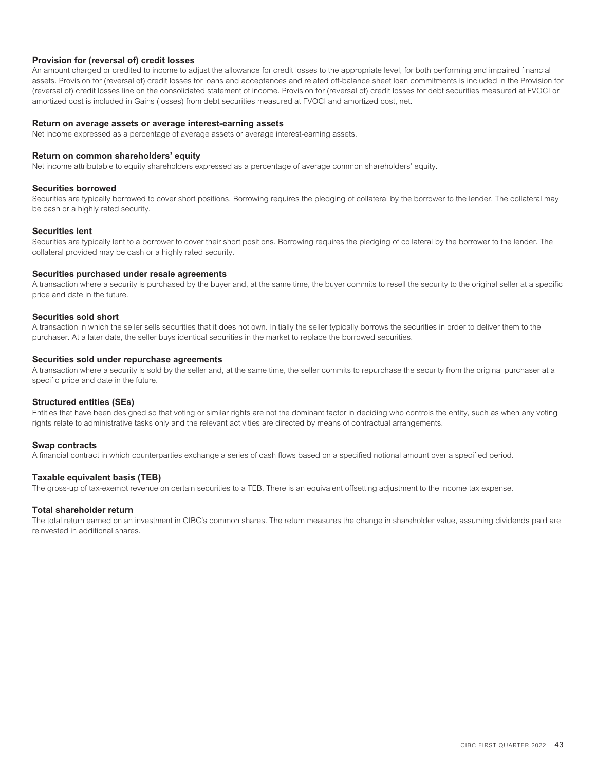### Provision for (reversal of) credit losses

An amount charged or credited to income to adjust the allowance for credit losses to the appropriate level, for both performing and impaired financial assets. Provision for (reversal of) credit losses for loans and acceptances and related off-balance sheet loan commitments is included in the Provision for (reversal of) credit losses line on the consolidated statement of income. Provision for (reversal of) credit losses for debt securities measured at FVOCI or amortized cost is included in Gains (losses) from debt securities measured at FVOCI and amortized cost, net.

### Return on average assets or average interest-earning assets

Net income expressed as a percentage of average assets or average interest-earning assets.

### Return on common shareholders' equity

Net income attributable to equity shareholders expressed as a percentage of average common shareholders' equity.

### Securities borrowed

Securities are typically borrowed to cover short positions. Borrowing requires the pledging of collateral by the borrower to the lender. The collateral may be cash or a highly rated security.

### Securities lent

Securities are typically lent to a borrower to cover their short positions. Borrowing requires the pledging of collateral by the borrower to the lender. The collateral provided may be cash or a highly rated security.

### Securities purchased under resale agreements

A transaction where a security is purchased by the buyer and, at the same time, the buyer commits to resell the security to the original seller at a specific price and date in the future.

### Securities sold short

A transaction in which the seller sells securities that it does not own. Initially the seller typically borrows the securities in order to deliver them to the purchaser. At a later date, the seller buys identical securities in the market to replace the borrowed securities.

### Securities sold under repurchase agreements

A transaction where a security is sold by the seller and, at the same time, the seller commits to repurchase the security from the original purchaser at a specific price and date in the future.

### Structured entities (SEs)

Entities that have been designed so that voting or similar rights are not the dominant factor in deciding who controls the entity, such as when any voting rights relate to administrative tasks only and the relevant activities are directed by means of contractual arrangements.

### Swap contracts

A financial contract in which counterparties exchange a series of cash flows based on a specified notional amount over a specified period.

### Taxable equivalent basis (TEB)

The gross-up of tax-exempt revenue on certain securities to a TEB. There is an equivalent offsetting adjustment to the income tax expense.

### Total shareholder return

The total return earned on an investment in CIBC's common shares. The return measures the change in shareholder value, assuming dividends paid are reinvested in additional shares.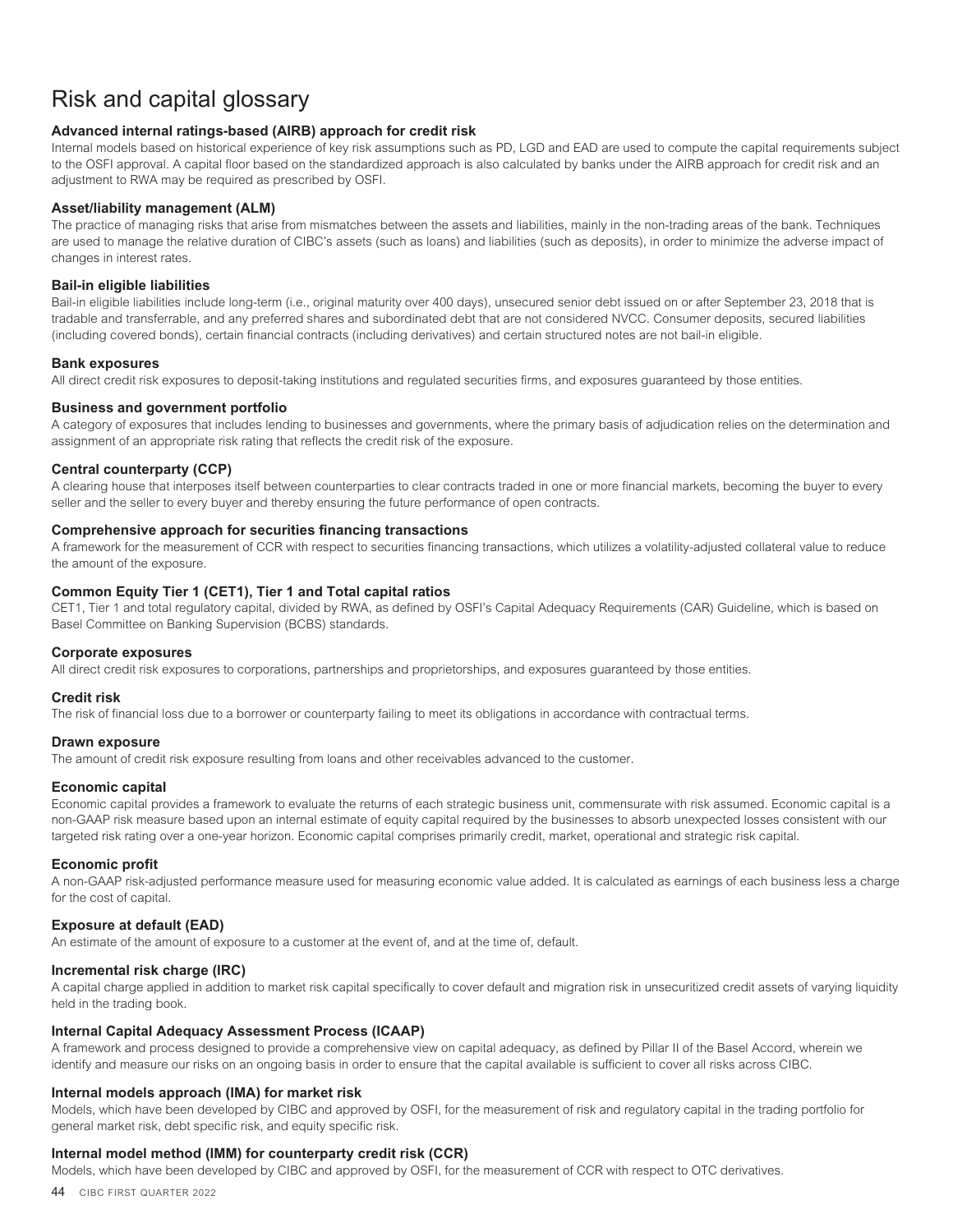# Risk and capital glossary

### Advanced internal ratings-based (AIRB) approach for credit risk

Internal models based on historical experience of key risk assumptions such as PD, LGD and EAD are used to compute the capital requirements subject to the OSFI approval. A capital floor based on the standardized approach is also calculated by banks under the AIRB approach for credit risk and an adjustment to RWA may be required as prescribed by OSFI.

### Asset/liability management (ALM)

The practice of managing risks that arise from mismatches between the assets and liabilities, mainly in the non-trading areas of the bank. Techniques are used to manage the relative duration of CIBC's assets (such as loans) and liabilities (such as deposits), in order to minimize the adverse impact of changes in interest rates.

### Bail-in eligible liabilities

Bail-in eligible liabilities include long-term (i.e., original maturity over 400 days), unsecured senior debt issued on or after September 23, 2018 that is tradable and transferrable, and any preferred shares and subordinated debt that are not considered NVCC. Consumer deposits, secured liabilities (including covered bonds), certain financial contracts (including derivatives) and certain structured notes are not bail-in eligible.

### Bank exposures

All direct credit risk exposures to deposit-taking institutions and regulated securities firms, and exposures guaranteed by those entities.

### Business and government portfolio

A category of exposures that includes lending to businesses and governments, where the primary basis of adjudication relies on the determination and assignment of an appropriate risk rating that reflects the credit risk of the exposure.

### Central counterparty (CCP)

A clearing house that interposes itself between counterparties to clear contracts traded in one or more financial markets, becoming the buyer to every seller and the seller to every buyer and thereby ensuring the future performance of open contracts.

### Comprehensive approach for securities financing transactions

A framework for the measurement of CCR with respect to securities financing transactions, which utilizes a volatility-adjusted collateral value to reduce the amount of the exposure.

### Common Equity Tier 1 (CET1), Tier 1 and Total capital ratios

CET1, Tier 1 and total regulatory capital, divided by RWA, as defined by OSFI's Capital Adequacy Requirements (CAR) Guideline, which is based on Basel Committee on Banking Supervision (BCBS) standards.

### Corporate exposures

All direct credit risk exposures to corporations, partnerships and proprietorships, and exposures guaranteed by those entities.

### Credit risk

The risk of financial loss due to a borrower or counterparty failing to meet its obligations in accordance with contractual terms.

### Drawn exposure

The amount of credit risk exposure resulting from loans and other receivables advanced to the customer.

### Economic capital

Economic capital provides a framework to evaluate the returns of each strategic business unit, commensurate with risk assumed. Economic capital is a non-GAAP risk measure based upon an internal estimate of equity capital required by the businesses to absorb unexpected losses consistent with our targeted risk rating over a one-year horizon. Economic capital comprises primarily credit, market, operational and strategic risk capital.

### Economic profit

A non-GAAP risk-adjusted performance measure used for measuring economic value added. It is calculated as earnings of each business less a charge for the cost of capital.

### Exposure at default (EAD)

An estimate of the amount of exposure to a customer at the event of, and at the time of, default.

### Incremental risk charge (IRC)

A capital charge applied in addition to market risk capital specifically to cover default and migration risk in unsecuritized credit assets of varying liquidity held in the trading book.

### Internal Capital Adequacy Assessment Process (ICAAP)

A framework and process designed to provide a comprehensive view on capital adequacy, as defined by Pillar II of the Basel Accord, wherein we identify and measure our risks on an ongoing basis in order to ensure that the capital available is sufficient to cover all risks across CIBC.

### Internal models approach (IMA) for market risk

Models, which have been developed by CIBC and approved by OSFI, for the measurement of risk and regulatory capital in the trading portfolio for general market risk, debt specific risk, and equity specific risk.

### Internal model method (IMM) for counterparty credit risk (CCR)

Models, which have been developed by CIBC and approved by OSFI, for the measurement of CCR with respect to OTC derivatives.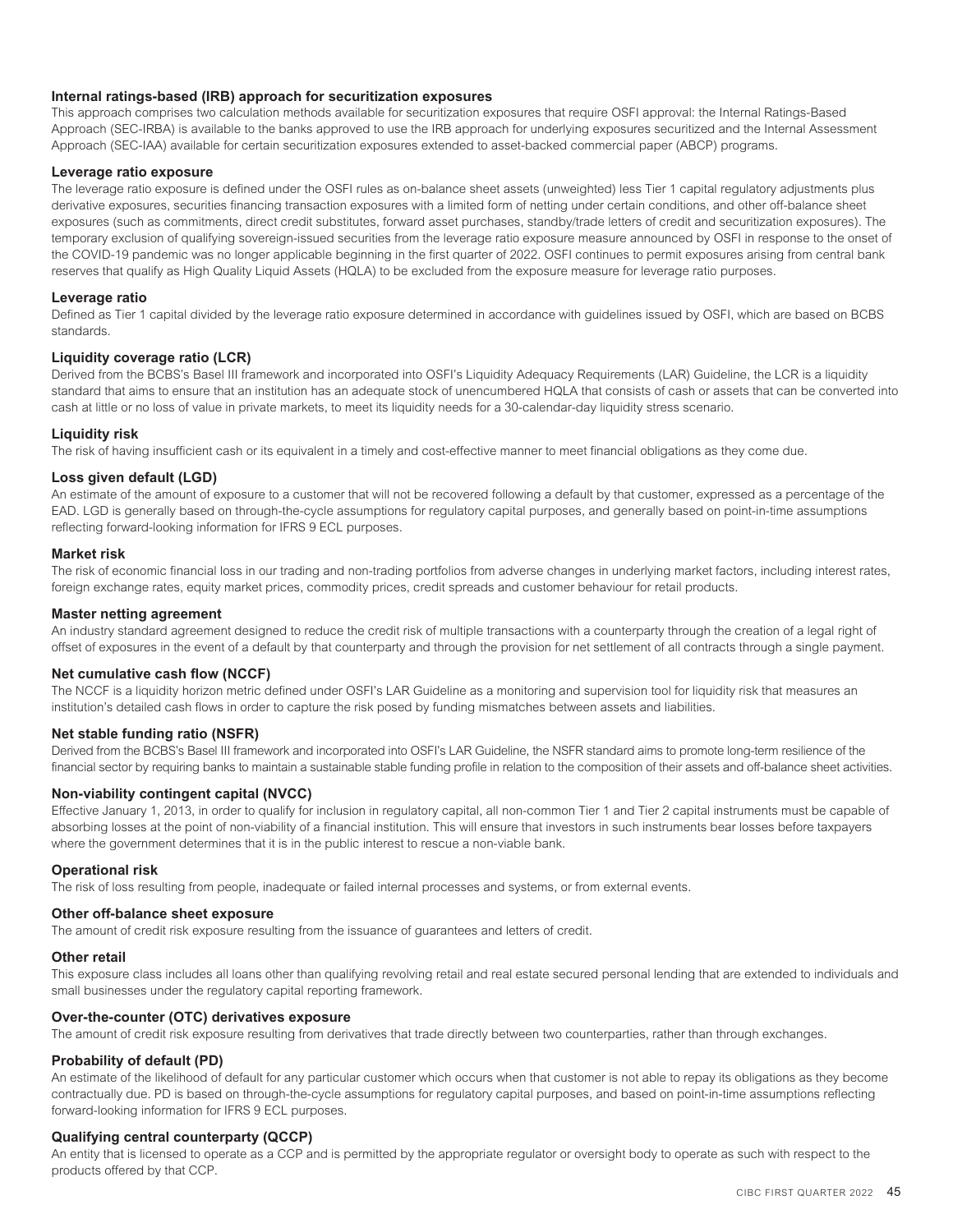**Internal ratings-based (IRB) approach for securitization exposures**

This approach comprises two calculation methods available for securitization exposures that require OSFI approval: the Internal Ratings-Based Approach (SEC-IRBA) is available to the banks approved to use the IRB approach for underlying exposures securitized and the Internal Assessment Approach (SEC-IAA) available for certain securitization exposures extended to asset-backed commercial paper (ABCP) programs.

**Leverage ratio exposure**

The leverage ratio exposure is defined under the OSFI rules as on-balance sheet assets (unweighted) less Tier 1 capital regulatory adjustments plus derivative exposures, securities financing transaction exposures with a limited form of netting under certain conditions, and other off-balance sheet exposures (such as commitments, direct credit substitutes, forward asset purchases, standby/trade letters of credit and securitization exposures). The temporary exclusion of qualifying sovereign-issued securities from the leverage ratio exposure measure announced by OSFI in response to the onset of the COVID-19 pandemic was no longer applicable beginning in the first quarter of 2022. OSFI continues to permit exposures arising from central bank reserves that qualify as High Quality Liquid Assets (HQLA) to be excluded from the exposure measure for leverage ratio purposes.

**Leverage ratio**

Defined as Tier 1 capital divided by the leverage ratio exposure determined in accordance with guidelines issued by OSFI, which are based on BCBS standards.

**Liquidity coverage ratio (LCR)**

Derived from the BCBS's Basel III framework and incorporated into OSFI's Liquidity Adequacy Requirements (LAR) Guideline, the LCR is a liquidity standard that aims to ensure that an institution has an adequate stock of unencumbered HQLA that consists of cash or assets that can be converted into cash at little or no loss of value in private markets, to meet its liquidity needs for a 30-calendar-day liquidity stress scenario.

**Liquidity risk**

The risk of having insufficient cash or its equivalent in a timely and cost-effective manner to meet financial obligations as they come due.

**Loss given default (LGD)**

An estimate of the amount of exposure to a customer that will not be recovered following a default by that customer, expressed as a percentage of the EAD. LGD is generally based on through-the-cycle assumptions for regulatory capital purposes, and generally based on point-in-time assumptions reflecting forward-looking information for IFRS 9 ECL purposes.

**Market risk**

The risk of economic financial loss in our trading and non-trading portfolios from adverse changes in underlying market factors, including interest rates, foreign exchange rates, equity market prices, commodity prices, credit spreads and customer behaviour for retail products.

**Master netting agreement**

An industry standard agreement designed to reduce the credit risk of multiple transactions with a counterparty through the creation of a legal right of offset of exposures in the event of a default by that counterparty and through the provision for net settlement of all contracts through a single payment.

**Net cumulative cash flow (NCCF)**

The NCCF is a liquidity horizon metric defined under OSFI's LAR Guideline as a monitoring and supervision tool for liquidity risk that measures an institution's detailed cash flows in order to capture the risk posed by funding mismatches between assets and liabilities.

**Net stable funding ratio (NSFR)**

Derived from the BCBS's Basel III framework and incorporated into OSFI's LAR Guideline, the NSFR standard aims to promote long-term resilience of the financial sector by requiring banks to maintain a sustainable stable funding profile in relation to the composition of their assets and off-balance sheet activities.

**Non-viability contingent capital (NVCC)**

Effective January 1, 2013, in order to qualify for inclusion in regulatory capital, all non-common Tier 1 and Tier 2 capital instruments must be capable of absorbing losses at the point of non-viability of a financial institution. This will ensure that investors in such instruments bear losses before taxpayers where the government determines that it is in the public interest to rescue a non-viable bank.

**Operational risk**

The risk of loss resulting from people, inadequate or failed internal processes and systems, or from external events.

**Other off-balance sheet exposure**

The amount of credit risk exposure resulting from the issuance of guarantees and letters of credit.

**Other retail**

This exposure class includes all loans other than qualifying revolving retail and real estate secured personal lending that are extended to individuals and small businesses under the regulatory capital reporting framework.

**Over-the-counter (OTC) derivatives exposure**

The amount of credit risk exposure resulting from derivatives that trade directly between two counterparties, rather than through exchanges.

**Probability of default (PD)**

An estimate of the likelihood of default for any particular customer which occurs when that customer is not able to repay its obligations as they become contractually due. PD is based on through-the-cycle assumptions for regulatory capital purposes, and based on point-in-time assumptions reflecting forward-looking information for IFRS 9 ECL purposes.

**Qualifying central counterparty (QCCP)**

An entity that is licensed to operate as a CCP and is permitted by the appropriate regulator or oversight body to operate as such with respect to the products offered by that CCP.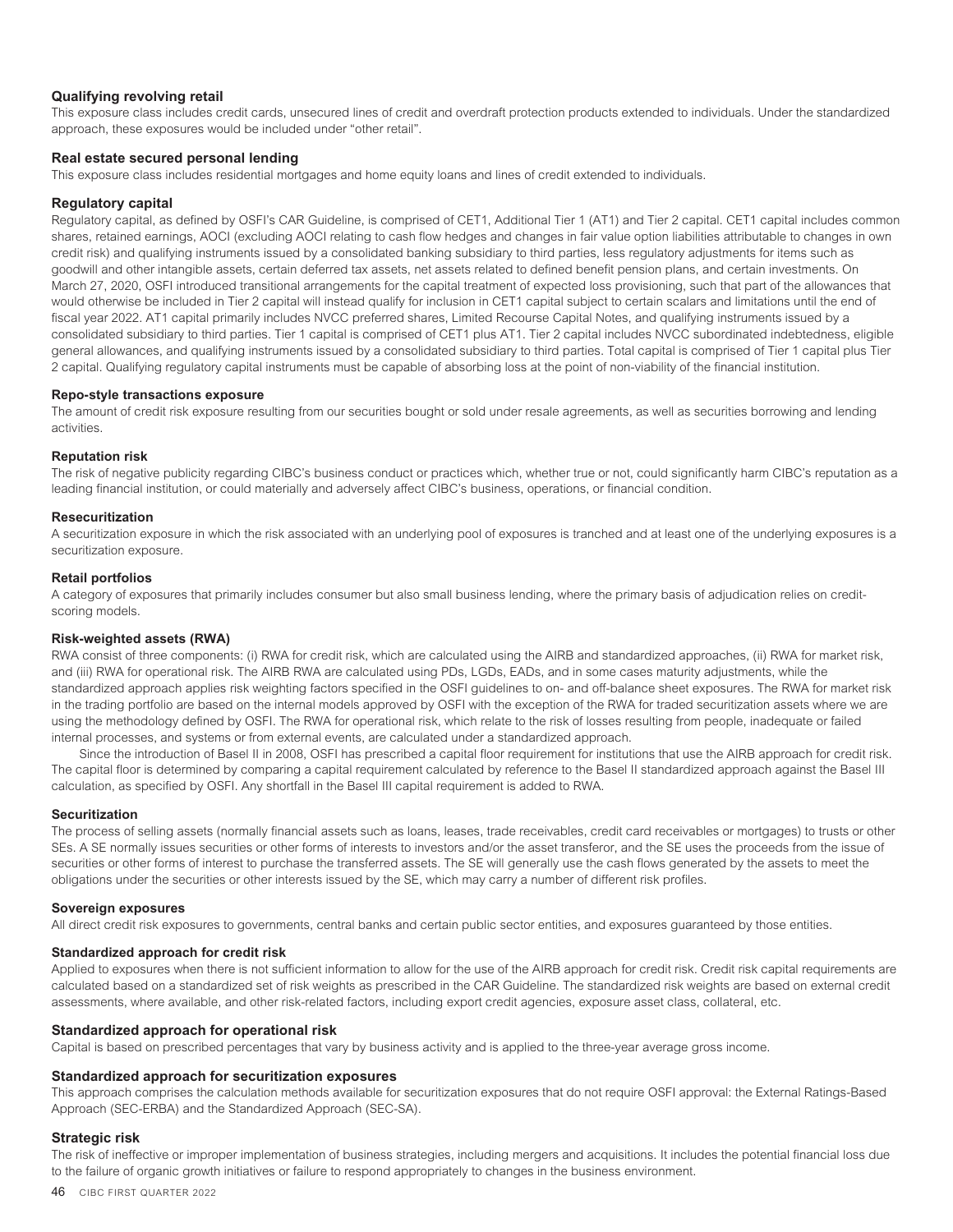### Qualifying revolving retail

This exposure class includes credit cards, unsecured lines of credit and overdraft protection products extended to individuals. Under the standardized approach, these exposures would be included under "other retail".

### Real estate secured personal lending

This exposure class includes residential mortgages and home equity loans and lines of credit extended to individuals.

### Regulatory capital

Regulatory capital, as defined by OSFI's CAR Guideline, is comprised of CET1, Additional Tier 1 (AT1) and Tier 2 capital. CET1 capital includes common shares, retained earnings, AOCI (excluding AOCI relating to cash flow hedges and changes in fair value option liabilities attributable to changes in own credit risk) and qualifying instruments issued by a consolidated banking subsidiary to third parties, less regulatory adjustments for items such as goodwill and other intangible assets, certain deferred tax assets, net assets related to defined benefit pension plans, and certain investments. On March 27, 2020, OSFI introduced transitional arrangements for the capital treatment of expected loss provisioning, such that part of the allowances that would otherwise be included in Tier 2 capital will instead qualify for inclusion in CET1 capital subject to certain scalars and limitations until the end of fiscal year 2022. AT1 capital primarily includes NVCC preferred shares, Limited Recourse Capital Notes, and qualifying instruments issued by a consolidated subsidiary to third parties. Tier 1 capital is comprised of CET1 plus AT1. Tier 2 capital includes NVCC subordinated indebtedness, eligible general allowances, and qualifying instruments issued by a consolidated subsidiary to third parties. Total capital is comprised of Tier 1 capital plus Tier 2 capital. Qualifying regulatory capital instruments must be capable of absorbing loss at the point of non-viability of the financial institution.

### Repo-style transactions exposure

The amount of credit risk exposure resulting from our securities bought or sold under resale agreements, as well as securities borrowing and lending activities.

### Reputation risk

The risk of negative publicity regarding CIBC's business conduct or practices which, whether true or not, could significantly harm CIBC's reputation as a leading financial institution, or could materially and adversely affect CIBC's business, operations, or financial condition.

### Resecuritization

A securitization exposure in which the risk associated with an underlying pool of exposures is tranched and at least one of the underlying exposures is a securitization exposure.

### Retail portfolios

A category of exposures that primarily includes consumer but also small business lending, where the primary basis of adjudication relies on credit-scoring models.

### Risk-weighted assets (RWA)

RWA consist of three components: (i) RWA for credit risk, which are calculated using the AIRB and standardized approaches, (ii) RWA for market risk, and (iii) RWA for operational risk. The AIRB RWA are calculated using PDs, LGDs, EADs, and in some cases maturity adjustments, while the standardized approach applies risk weighting factors specified in the OSFI guidelines to on- and off-balance sheet exposures. The RWA for market risk in the trading portfolio are based on the internal models approved by OSFI with the exception of the RWA for traded securitization assets where we are using the methodology defined by OSFI. The RWA for operational risk, which relate to the risk of losses resulting from people, inadequate or failed internal processes, and systems or from external events, are calculated under a standardized approach.

Since the introduction of Basel II in 2008, OSFI has prescribed a capital floor requirement for institutions that use the AIRB approach for credit risk. The capital floor is determined by comparing a capital requirement calculated by reference to the Basel II standardized approach against the Basel III calculation, as specified by OSFI. Any shortfall in the Basel III capital requirement is added to RWA.

### Securitization

The process of selling assets (normally financial assets such as loans, leases, trade receivables, credit card receivables or mortgages) to trusts or other SEs. A SE normally issues securities or other forms of interests to investors and/or the asset transferor, and the SE uses the proceeds from the issue of securities or other forms of interest to purchase the transferred assets. The SE will generally use the cash flows generated by the assets to meet the obligations under the securities or other interests issued by the SE, which may carry a number of different risk profiles.

### Sovereign exposures

All direct credit risk exposures to governments, central banks and certain public sector entities, and exposures guaranteed by those entities.

### Standardized approach for credit risk

Applied to exposures when there is not sufficient information to allow for the use of the AIRB approach for credit risk. Credit risk capital requirements are calculated based on a standardized set of risk weights as prescribed in the CAR Guideline. The standardized risk weights are based on external credit assessments, where available, and other risk-related factors, including export credit agencies, exposure asset class, collateral, etc.

### Standardized approach for operational risk

Capital is based on prescribed percentages that vary by business activity and is applied to the three-year average gross income.

### Standardized approach for securitization exposures

This approach comprises the calculation methods available for securitization exposures that do not require OSFI approval: the External Ratings-Based Approach (SEC-ERBA) and the Standardized Approach (SEC-SA).

### Strategic risk

The risk of ineffective or improper implementation of business strategies, including mergers and acquisitions. It includes the potential financial loss due to the failure of organic growth initiatives or failure to respond appropriately to changes in the business environment.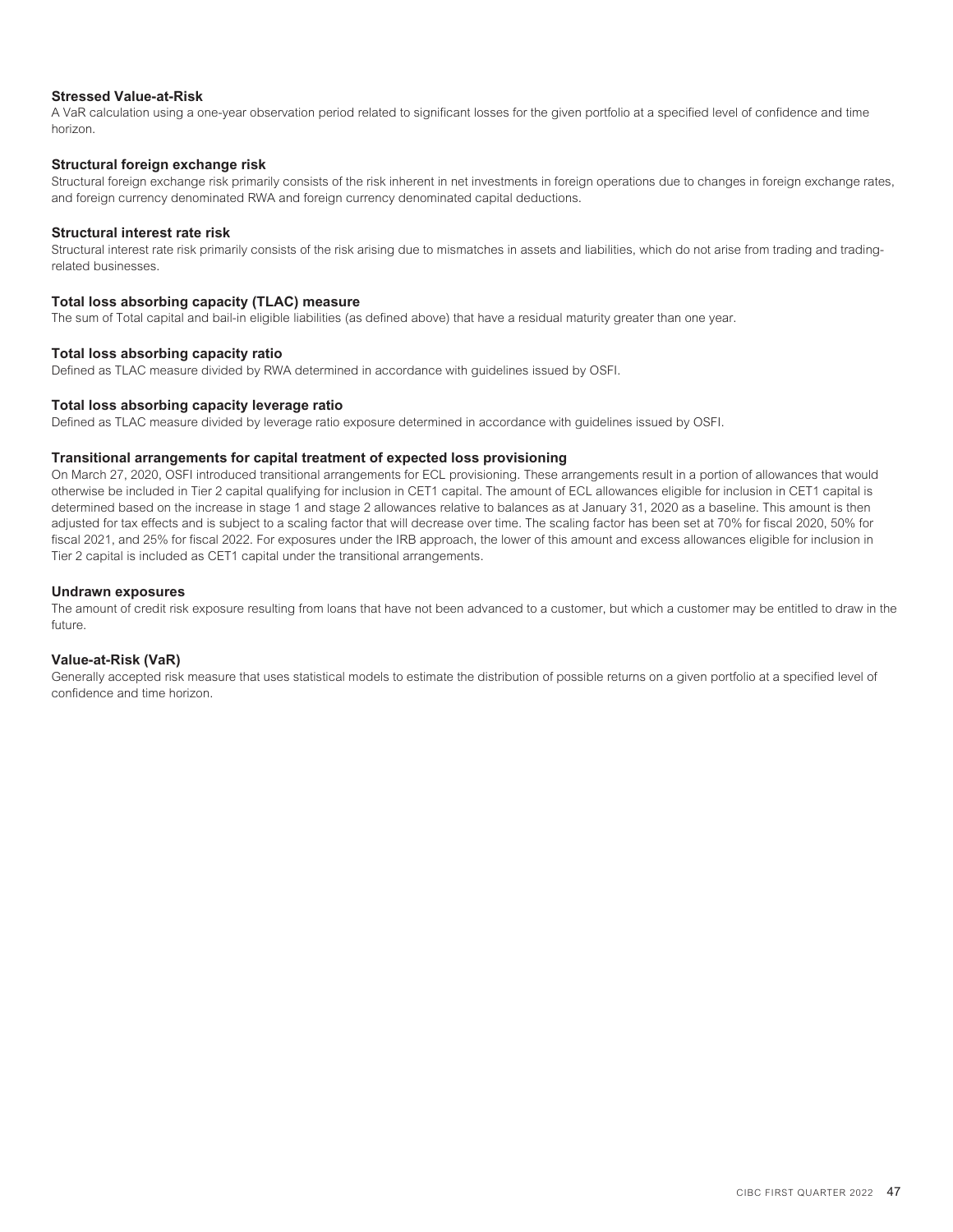### Stressed Value-at-Risk

A VaR calculation using a one-year observation period related to significant losses for the given portfolio at a specified level of confidence and time horizon.

### Structural foreign exchange risk

Structural foreign exchange risk primarily consists of the risk inherent in net investments in foreign operations due to changes in foreign exchange rates, and foreign currency denominated RWA and foreign currency denominated capital deductions.

### Structural interest rate risk

Structural interest rate risk primarily consists of the risk arising due to mismatches in assets and liabilities, which do not arise from trading and trading-related businesses.

### Total loss absorbing capacity (TLAC) measure

The sum of Total capital and bail-in eligible liabilities (as defined above) that have a residual maturity greater than one year.

### Total loss absorbing capacity ratio

Defined as TLAC measure divided by RWA determined in accordance with guidelines issued by OSFI.

### Total loss absorbing capacity leverage ratio

Defined as TLAC measure divided by leverage ratio exposure determined in accordance with guidelines issued by OSFI.

### Transitional arrangements for capital treatment of expected loss provisioning

On March 27, 2020, OSFI introduced transitional arrangements for ECL provisioning. These arrangements result in a portion of allowances that would otherwise be included in Tier 2 capital qualifying for inclusion in CET1 capital. The amount of ECL allowances eligible for inclusion in CET1 capital is determined based on the increase in stage 1 and stage 2 allowances relative to balances as at January 31, 2020 as a baseline. This amount is then adjusted for tax effects and is subject to a scaling factor that will decrease over time. The scaling factor has been set at 70% for fiscal 2020, 50% for fiscal 2021, and 25% for fiscal 2022. For exposures under the IRB approach, the lower of this amount and excess allowances eligible for inclusion in Tier 2 capital is included as CET1 capital under the transitional arrangements.

### Undrawn exposures

The amount of credit risk exposure resulting from loans that have not been advanced to a customer, but which a customer may be entitled to draw in the future.

### Value-at-Risk (VaR)

Generally accepted risk measure that uses statistical models to estimate the distribution of possible returns on a given portfolio at a specified level of confidence and time horizon.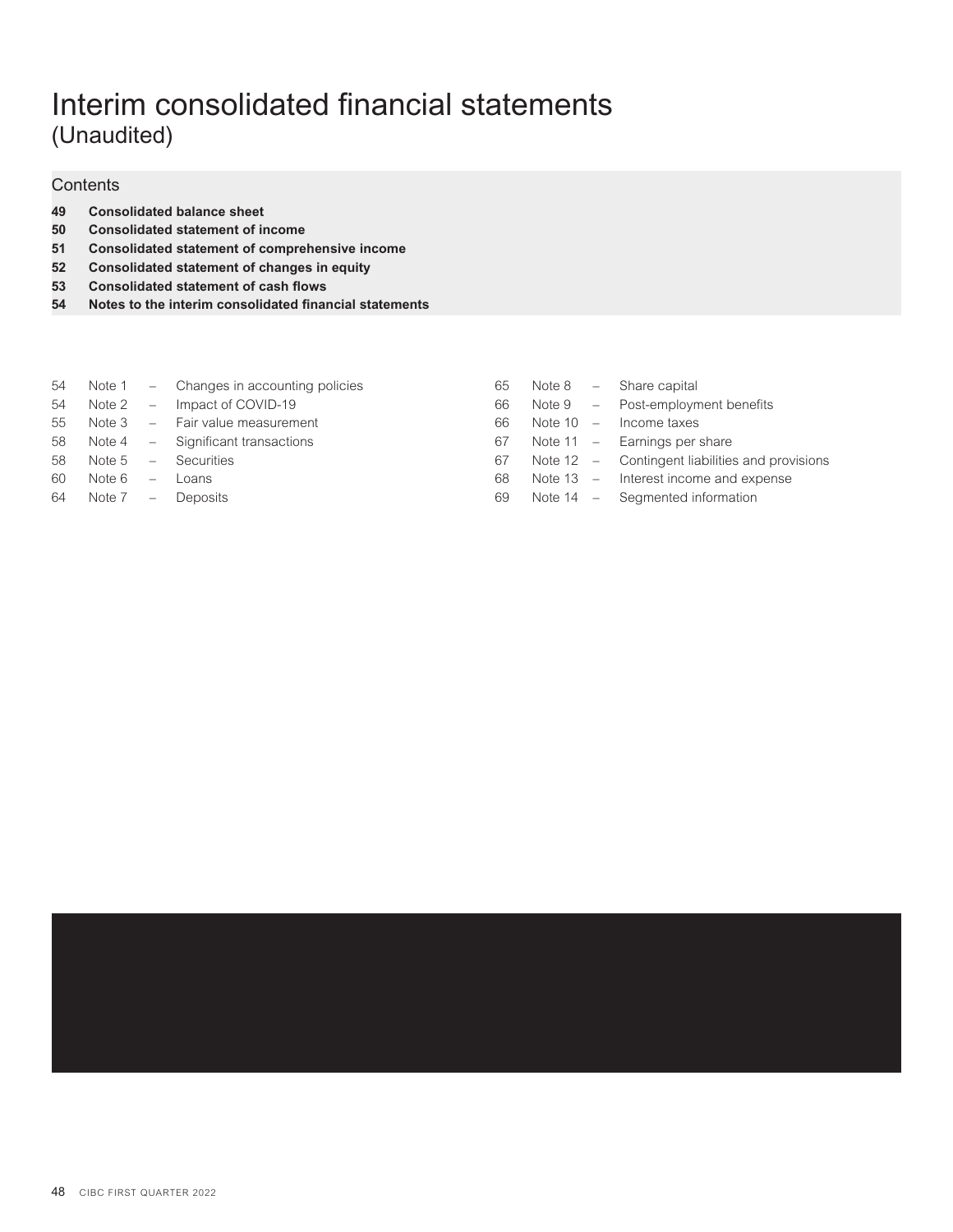# Interim consolidated financial statements

(Unaudited)

## Contents

**49 Consolidated balance sheet**
**50 Consolidated statement of income**
**51 Consolidated statement of comprehensive income**
**52 Consolidated statement of changes in equity**
**53 Consolidated statement of cash flows**
**54 Notes to the interim consolidated financial statements**

| | | | |
|---|---|---|---|
| 54 | Note 1 | – | Changes in accounting policies |
| 54 | Note 2 | – | Impact of COVID-19 |
| 55 | Note 3 | – | Fair value measurement |
| 58 | Note 4 | – | Significant transactions |
| 58 | Note 5 | – | Securities |
| 60 | Note 6 | – | Loans |
| 64 | Note 7 | – | Deposits |
| 65 | Note 8 | – | Share capital |
| 66 | Note 9 | – | Post-employment benefits |
| 66 | Note 10 | – | Income taxes |
| 67 | Note 11 | – | Earnings per share |
| 67 | Note 12 | – | Contingent liabilities and provisions |
| 68 | Note 13 | – | Interest income and expense |
| 69 | Note 14 | – | Segmented information |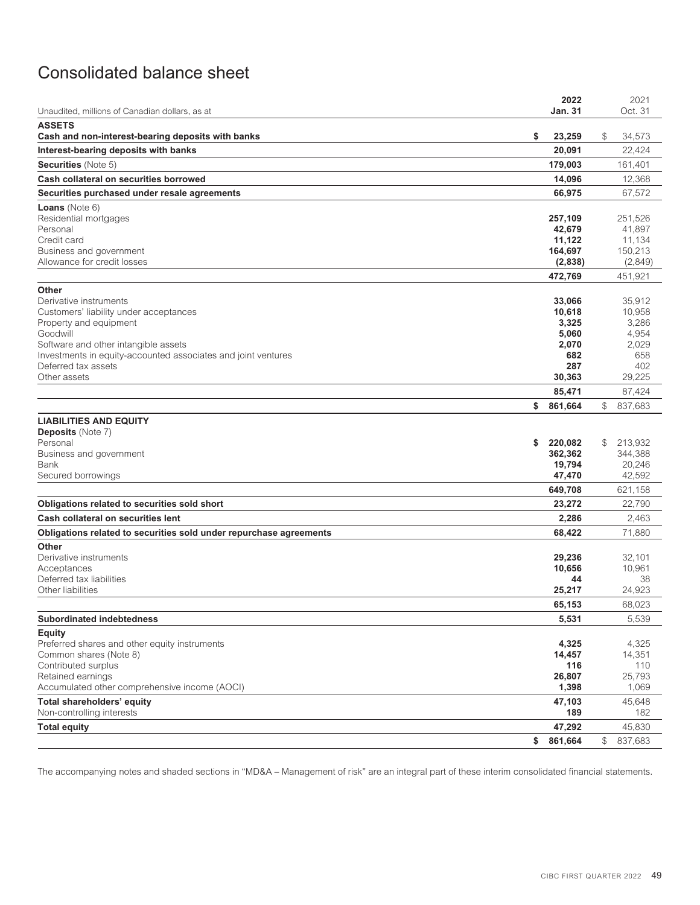# Consolidated balance sheet

| Unaudited, millions of Canadian dollars, as at | 2022 Jan. 31 | 2021 Oct. 31 |
|---|---|---|
| **ASSETS** | | |
| **Cash and non-interest-bearing deposits with banks** | **$ 23,259** | $ 34,573 |
| **Interest-bearing deposits with banks** | **20,091** | 22,424 |
| **Securities** (Note 5) | **179,003** | 161,401 |
| **Cash collateral on securities borrowed** | **14,096** | 12,368 |
| **Securities purchased under resale agreements** | **66,975** | 67,572 |
| **Loans** (Note 6) | | |
| Residential mortgages | **257,109** | 251,526 |
| Personal | **42,679** | 41,897 |
| Credit card | **11,122** | 11,134 |
| Business and government | **164,697** | 150,213 |
| Allowance for credit losses | **(2,838)** | (2,849) |
| | **472,769** | 451,921 |
| **Other** | | |
| Derivative instruments | **33,066** | 35,912 |
| Customers' liability under acceptances | **10,618** | 10,958 |
| Property and equipment | **3,325** | 3,286 |
| Goodwill | **5,060** | 4,954 |
| Software and other intangible assets | **2,070** | 2,029 |
| Investments in equity-accounted associates and joint ventures | **682** | 658 |
| Deferred tax assets | **287** | 402 |
| Other assets | **30,363** | 29,225 |
| | **85,471** | 87,424 |
| | **$ 861,664** | $ 837,683 |
| **LIABILITIES AND EQUITY** | | |
| **Deposits** (Note 7) | | |
| Personal | **$ 220,082** | $ 213,932 |
| Business and government | **362,362** | 344,388 |
| Bank | **19,794** | 20,246 |
| Secured borrowings | **47,470** | 42,592 |
| | **649,708** | 621,158 |
| **Obligations related to securities sold short** | **23,272** | 22,790 |
| **Cash collateral on securities lent** | **2,286** | 2,463 |
| **Obligations related to securities sold under repurchase agreements** | **68,422** | 71,880 |
| **Other** | | |
| Derivative instruments | **29,236** | 32,101 |
| Acceptances | **10,656** | 10,961 |
| Deferred tax liabilities | **44** | 38 |
| Other liabilities | **25,217** | 24,923 |
| | **65,153** | 68,023 |
| **Subordinated indebtedness** | **5,531** | 5,539 |
| **Equity** | | |
| Preferred shares and other equity instruments | **4,325** | 4,325 |
| Common shares (Note 8) | **14,457** | 14,351 |
| Contributed surplus | **116** | 110 |
| Retained earnings | **26,807** | 25,793 |
| Accumulated other comprehensive income (AOCI) | **1,398** | 1,069 |
| **Total shareholders' equity** | **47,103** | 45,648 |
| Non-controlling interests | **189** | 182 |
| **Total equity** | **47,292** | 45,830 |
| | **$ 861,664** | $ 837,683 |

The accompanying notes and shaded sections in "MD&A – Management of risk" are an integral part of these interim consolidated financial statements.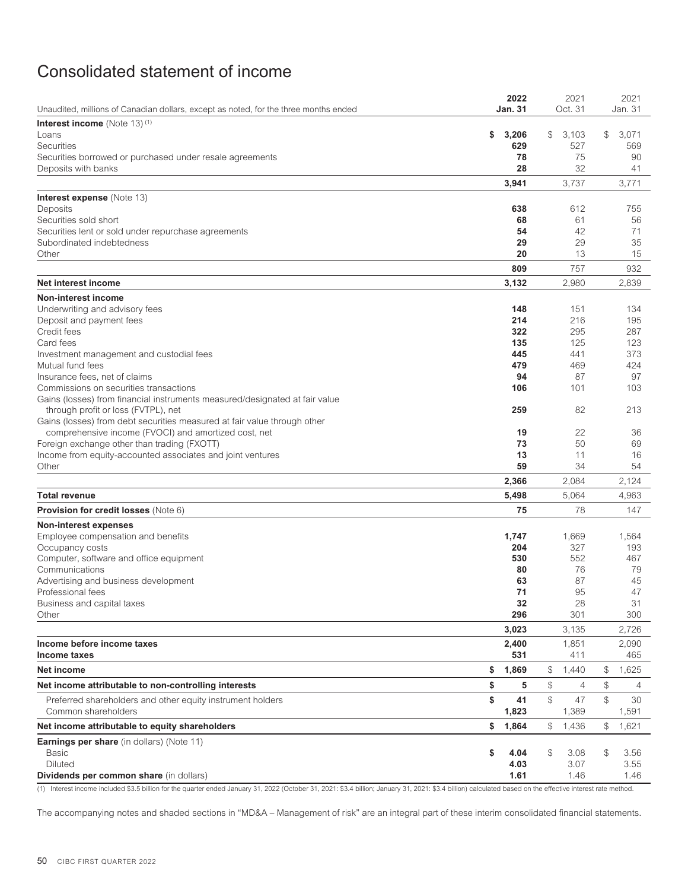# Consolidated statement of income

| Unaudited, millions of Canadian dollars, except as noted, for the three months ended | 2022 Jan. 31 | 2021 Oct. 31 | 2021 Jan. 31 |
|---|---|---|---|
| **Interest income** (Note 13) [1] | | | |
| Loans | **$ 3,206** | $ 3,103 | $ 3,071 |
| Securities | **629** | 527 | 569 |
| Securities borrowed or purchased under resale agreements | **78** | 75 | 90 |
| Deposits with banks | **28** | 32 | 41 |
| | **3,941** | 3,737 | 3,771 |
| **Interest expense** (Note 13) | | | |
| Deposits | **638** | 612 | 755 |
| Securities sold short | **68** | 61 | 56 |
| Securities lent or sold under repurchase agreements | **54** | 42 | 71 |
| Subordinated indebtedness | **29** | 29 | 35 |
| Other | **20** | 13 | 15 |
| | **809** | 757 | 932 |
| **Net interest income** | **3,132** | 2,980 | 2,839 |
| **Non-interest income** | | | |
| Underwriting and advisory fees | **148** | 151 | 134 |
| Deposit and payment fees | **214** | 216 | 195 |
| Credit fees | **322** | 295 | 287 |
| Card fees | **135** | 125 | 123 |
| Investment management and custodial fees | **445** | 441 | 373 |
| Mutual fund fees | **479** | 469 | 424 |
| Insurance fees, net of claims | **94** | 87 | 97 |
| Commissions on securities transactions | **106** | 101 | 103 |
| Gains (losses) from financial instruments measured/designated at fair value through profit or loss (FVTPL), net | **259** | 82 | 213 |
| Gains (losses) from debt securities measured at fair value through other comprehensive income (FVOCI) and amortized cost, net | **19** | 22 | 36 |
| Foreign exchange other than trading (FXOTT) | **73** | 50 | 69 |
| Income from equity-accounted associates and joint ventures | **13** | 11 | 16 |
| Other | **59** | 34 | 54 |
| | **2,366** | 2,084 | 2,124 |
| **Total revenue** | **5,498** | 5,064 | 4,963 |
| **Provision for credit losses** (Note 6) | **75** | 78 | 147 |
| **Non-interest expenses** | | | |
| Employee compensation and benefits | **1,747** | 1,669 | 1,564 |
| Occupancy costs | **204** | 327 | 193 |
| Computer, software and office equipment | **530** | 552 | 467 |
| Communications | **80** | 76 | 79 |
| Advertising and business development | **63** | 87 | 45 |
| Professional fees | **71** | 95 | 47 |
| Business and capital taxes | **32** | 28 | 31 |
| Other | **296** | 301 | 300 |
| | **3,023** | 3,135 | 2,726 |
| **Income before income taxes** | **2,400** | 1,851 | 2,090 |
| **Income taxes** | **531** | 411 | 465 |
| **Net income** | **$ 1,869** | $ 1,440 | $ 1,625 |
| **Net income attributable to non-controlling interests** | **$ 5** | $ 4 | $ 4 |
| Preferred shareholders and other equity instrument holders | **$ 41** | $ 47 | $ 30 |
| Common shareholders | **1,823** | 1,389 | 1,591 |
| **Net income attributable to equity shareholders** | **$ 1,864** | $ 1,436 | $ 1,621 |
| **Earnings per share** (in dollars) (Note 11) | | | |
| Basic | **$ 4.04** | $ 3.08 | $ 3.56 |
| Diluted | **4.03** | 3.07 | 3.55 |
| **Dividends per common share** (in dollars) | **1.61** | 1.46 | 1.46 |

(1) Interest income included $3.5 billion for the quarter ended January 31, 2022 (October 31, 2021: $3.4 billion; January 31, 2021: $3.4 billion) calculated based on the effective interest rate method.

The accompanying notes and shaded sections in "MD&A – Management of risk" are an integral part of these interim consolidated financial statements.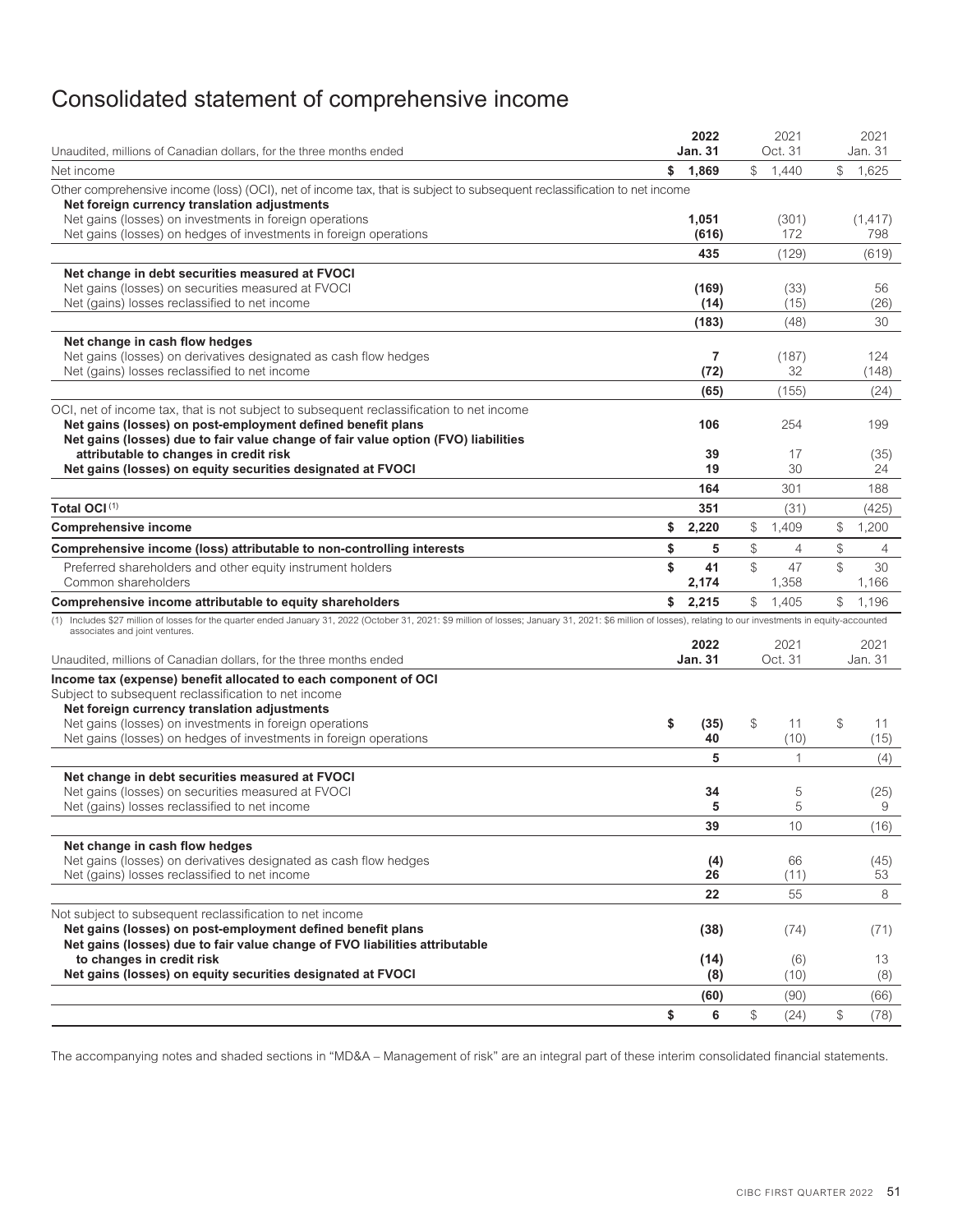# Consolidated statement of comprehensive income

| Unaudited, millions of Canadian dollars, for the three months ended | 2022 Jan. 31 | 2021 Oct. 31 | 2021 Jan. 31 |
|---|---|---|---|
| Net income | $ 1,869 | $ 1,440 | $ 1,625 |
| Other comprehensive income (loss) (OCI), net of income tax, that is subject to subsequent reclassification to net income | | | |
| **Net foreign currency translation adjustments** | | | |
| Net gains (losses) on investments in foreign operations | 1,051 | (301) | (1,417) |
| Net gains (losses) on hedges of investments in foreign operations | (616) | 172 | 798 |
| | 435 | (129) | (619) |
| **Net change in debt securities measured at FVOCI** | | | |
| Net gains (losses) on securities measured at FVOCI | (169) | (33) | 56 |
| Net (gains) losses reclassified to net income | (14) | (15) | (26) |
| | (183) | (48) | 30 |
| **Net change in cash flow hedges** | | | |
| Net gains (losses) on derivatives designated as cash flow hedges | 7 | (187) | 124 |
| Net (gains) losses reclassified to net income | (72) | 32 | (148) |
| | (65) | (155) | (24) |
| OCI, net of income tax, that is not subject to subsequent reclassification to net income | | | |
| **Net gains (losses) on post-employment defined benefit plans** | 106 | 254 | 199 |
| **Net gains (losses) due to fair value change of fair value option (FVO) liabilities attributable to changes in credit risk** | 39 | 17 | (35) |
| **Net gains (losses) on equity securities designated at FVOCI** | 19 | 30 | 24 |
| | 164 | 301 | 188 |
| **Total OCI** [(1)] | 351 | (31) | (425) |
| **Comprehensive income** | $ 2,220 | $ 1,409 | $ 1,200 |
| **Comprehensive income (loss) attributable to non-controlling interests** | $ 5 | $ 4 | $ 4 |
| Preferred shareholders and other equity instrument holders | $ 41 | $ 47 | $ 30 |
| Common shareholders | 2,174 | 1,358 | 1,166 |
| **Comprehensive income attributable to equity shareholders** | $ 2,215 | $ 1,405 | $ 1,196 |

(1) Includes $27 million of losses for the quarter ended January 31, 2022 (October 31, 2021: $9 million of losses; January 31, 2021: $6 million of losses), relating to our investments in equity-accounted associates and joint ventures.

| Unaudited, millions of Canadian dollars, for the three months ended | 2022 Jan. 31 | 2021 Oct. 31 | 2021 Jan. 31 |
|---|---|---|---|
| **Income tax (expense) benefit allocated to each component of OCI** | | | |
| Subject to subsequent reclassification to net income | | | |
| **Net foreign currency translation adjustments** | | | |
| Net gains (losses) on investments in foreign operations | $ (35) | $ 11 | $ 11 |
| Net gains (losses) on hedges of investments in foreign operations | 40 | (10) | (15) |
| | 5 | 1 | (4) |
| **Net change in debt securities measured at FVOCI** | | | |
| Net gains (losses) on securities measured at FVOCI | 34 | 5 | (25) |
| Net (gains) losses reclassified to net income | 5 | 5 | 9 |
| | 39 | 10 | (16) |
| **Net change in cash flow hedges** | | | |
| Net gains (losses) on derivatives designated as cash flow hedges | (4) | 66 | (45) |
| Net (gains) losses reclassified to net income | 26 | (11) | 53 |
| | 22 | 55 | 8 |
| Not subject to subsequent reclassification to net income | | | |
| **Net gains (losses) on post-employment defined benefit plans** | (38) | (74) | (71) |
| **Net gains (losses) due to fair value change of FVO liabilities attributable to changes in credit risk** | (14) | (6) | 13 |
| **Net gains (losses) on equity securities designated at FVOCI** | (8) | (10) | (8) |
| | (60) | (90) | (66) |
| | $ 6 | $ (24) | $ (78) |

The accompanying notes and shaded sections in "MD&A – Management of risk" are an integral part of these interim consolidated financial statements.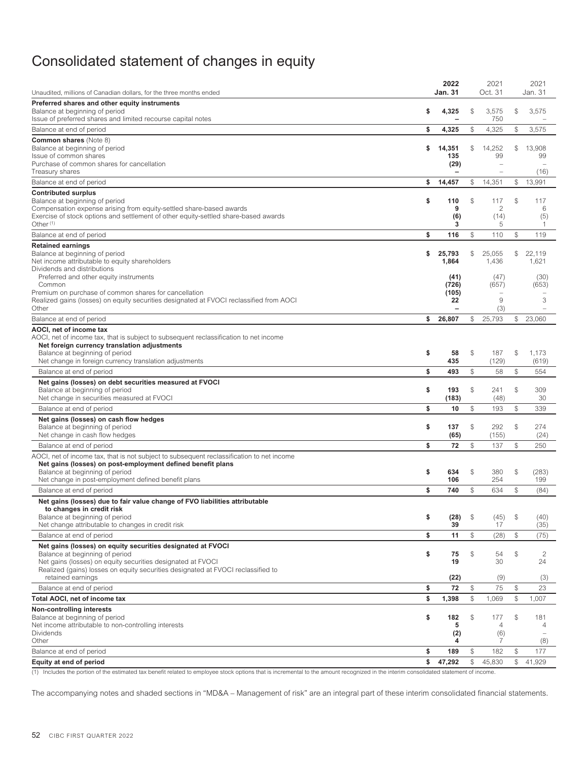# Consolidated statement of changes in equity

| Unaudited, millions of Canadian dollars, for the three months ended | **2022 Jan. 31** | 2021 Oct. 31 | 2021 Jan. 31 |
|---|---|---|---|
| **Preferred shares and other equity instruments** | | | |
| Balance at beginning of period | **$ 4,325** | $ 3,575 | $ 3,575 |
| Issue of preferred shares and limited recourse capital notes | **–** | 750 | – |
| Balance at end of period | **$ 4,325** | $ 4,325 | $ 3,575 |
| **Common shares** (Note 8) | | | |
| Balance at beginning of period | **$ 14,351** | $ 14,252 | $ 13,908 |
| Issue of common shares | **135** | 99 | 99 |
| Purchase of common shares for cancellation | **(29)** | – | – |
| Treasury shares | **–** | – | (16) |
| Balance at end of period | **$ 14,457** | $ 14,351 | $ 13,991 |
| **Contributed surplus** | | | |
| Balance at beginning of period | **$ 110** | $ 117 | $ 117 |
| Compensation expense arising from equity-settled share-based awards | **9** | 2 | 6 |
| Exercise of stock options and settlement of other equity-settled share-based awards | **(6)** | (14) | (5) |
| Other [(1)] | **3** | 5 | 1 |
| Balance at end of period | **$ 116** | $ 110 | $ 119 |
| **Retained earnings** | | | |
| Balance at beginning of period | **$ 25,793** | $ 25,055 | $ 22,119 |
| Net income attributable to equity shareholders | **1,864** | 1,436 | 1,621 |
| Dividends and distributions | | | |
| Preferred and other equity instruments | **(41)** | (47) | (30) |
| Common | **(726)** | (657) | (653) |
| Premium on purchase of common shares for cancellation | **(105)** | – | – |
| Realized gains (losses) on equity securities designated at FVOCI reclassified from AOCI | **22** | 9 | 3 |
| Other | **–** | (3) | – |
| Balance at end of period | **$ 26,807** | $ 25,793 | $ 23,060 |
| **AOCI, net of income tax** | | | |
| AOCI, net of income tax, that is subject to subsequent reclassification to net income | | | |
| **Net foreign currency translation adjustments** | | | |
| Balance at beginning of period | **$ 58** | $ 187 | $ 1,173 |
| Net change in foreign currency translation adjustments | **435** | (129) | (619) |
| Balance at end of period | **$ 493** | $ 58 | $ 554 |
| **Net gains (losses) on debt securities measured at FVOCI** | | | |
| Balance at beginning of period | **$ 193** | $ 241 | $ 309 |
| Net change in securities measured at FVOCI | **(183)** | (48) | 30 |
| Balance at end of period | **$ 10** | $ 193 | $ 339 |
| **Net gains (losses) on cash flow hedges** | | | |
| Balance at beginning of period | **$ 137** | $ 292 | $ 274 |
| Net change in cash flow hedges | **(65)** | (155) | (24) |
| Balance at end of period | **$ 72** | $ 137 | $ 250 |
| AOCI, net of income tax, that is not subject to subsequent reclassification to net income | | | |
| **Net gains (losses) on post-employment defined benefit plans** | | | |
| Balance at beginning of period | **$ 634** | $ 380 | $ (283) |
| Net change in post-employment defined benefit plans | **106** | 254 | 199 |
| Balance at end of period | **$ 740** | $ 634 | $ (84) |
| **Net gains (losses) due to fair value change of FVO liabilities attributable to changes in credit risk** | | | |
| Balance at beginning of period | **$ (28)** | $ (45) | $ (40) |
| Net change attributable to changes in credit risk | **39** | 17 | (35) |
| Balance at end of period | **$ 11** | $ (28) | $ (75) |
| **Net gains (losses) on equity securities designated at FVOCI** | | | |
| Balance at beginning of period | **$ 75** | $ 54 | $ 2 |
| Net gains (losses) on equity securities designated at FVOCI | **19** | 30 | 24 |
| Realized (gains) losses on equity securities designated at FVOCI reclassified to retained earnings | **(22)** | (9) | (3) |
| Balance at end of period | **$ 72** | $ 75 | $ 23 |
| **Total AOCI, net of income tax** | **$ 1,398** | $ 1,069 | $ 1,007 |
| **Non-controlling interests** | | | |
| Balance at beginning of period | **$ 182** | $ 177 | $ 181 |
| Net income attributable to non-controlling interests | **5** | 4 | 4 |
| Dividends | **(2)** | (6) | – |
| Other | **4** | 7 | (8) |
| Balance at end of period | **$ 189** | $ 182 | $ 177 |
| **Equity at end of period** | **$ 47,292** | $ 45,830 | $ 41,929 |

(1) Includes the portion of the estimated tax benefit related to employee stock options that is incremental to the amount recognized in the interim consolidated statement of income.

The accompanying notes and shaded sections in "MD&A – Management of risk" are an integral part of these interim consolidated financial statements.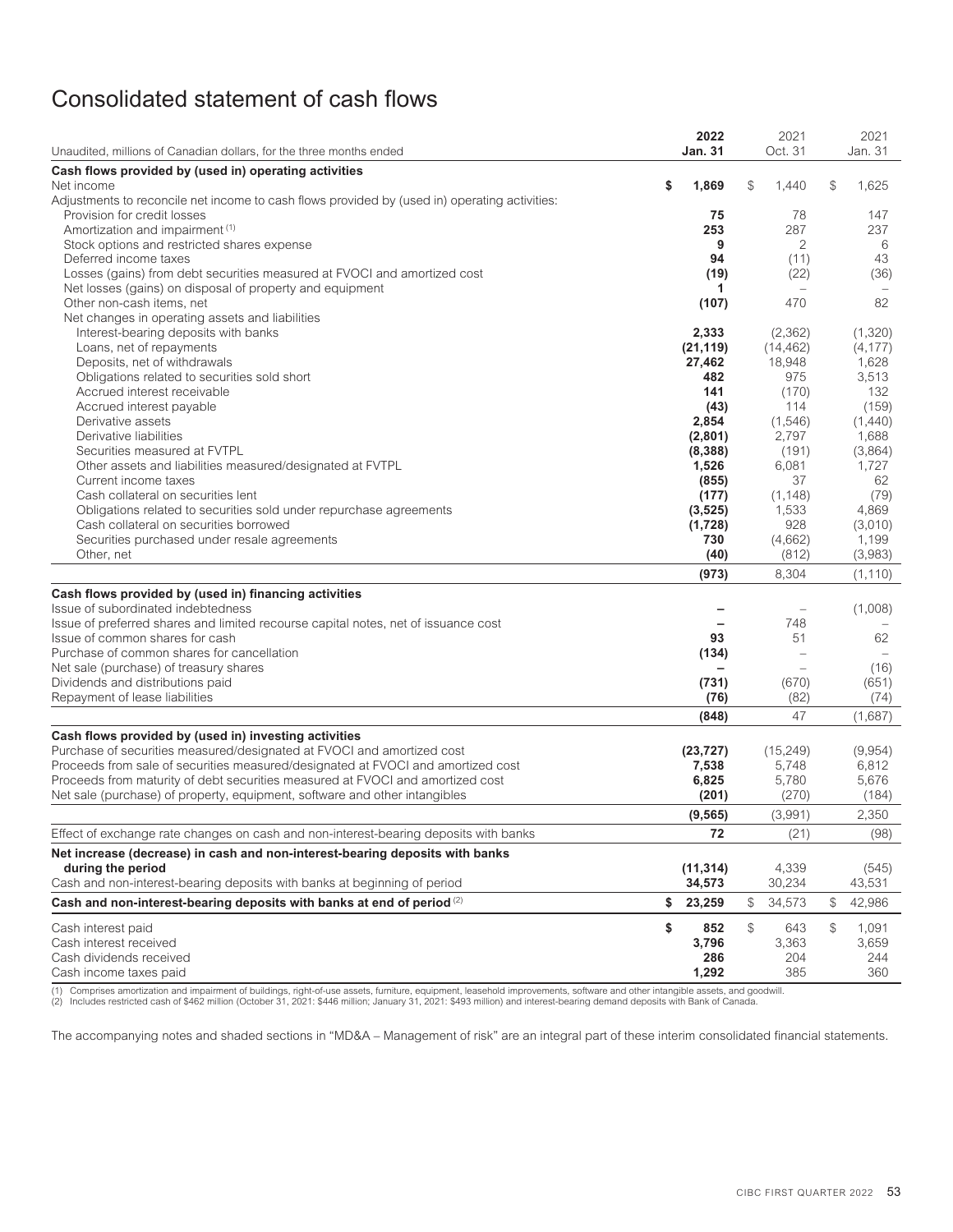# Consolidated statement of cash flows

| Unaudited, millions of Canadian dollars, for the three months ended | **2022 Jan. 31** | 2021 Oct. 31 | 2021 Jan. 31 |
|---|---|---|---|
| **Cash flows provided by (used in) operating activities** | | | |
| Net income | **$ 1,869** | $ 1,440 | $ 1,625 |
| Adjustments to reconcile net income to cash flows provided by (used in) operating activities: | | | |
| Provision for credit losses | **75** | 78 | 147 |
| Amortization and impairment [1] | **253** | 287 | 237 |
| Stock options and restricted shares expense | **9** | 2 | 6 |
| Deferred income taxes | **94** | (11) | 43 |
| Losses (gains) from debt securities measured at FVOCI and amortized cost | **(19)** | (22) | (36) |
| Net losses (gains) on disposal of property and equipment | **1** | – | – |
| Other non-cash items, net | **(107)** | 470 | 82 |
| Net changes in operating assets and liabilities | | | |
| Interest-bearing deposits with banks | **2,333** | (2,362) | (1,320) |
| Loans, net of repayments | **(21,119)** | (14,462) | (4,177) |
| Deposits, net of withdrawals | **27,462** | 18,948 | 1,628 |
| Obligations related to securities sold short | **482** | 975 | 3,513 |
| Accrued interest receivable | **141** | (170) | 132 |
| Accrued interest payable | **(43)** | 114 | (159) |
| Derivative assets | **2,854** | (1,546) | (1,440) |
| Derivative liabilities | **(2,801)** | 2,797 | 1,688 |
| Securities measured at FVTPL | **(8,388)** | (191) | (3,864) |
| Other assets and liabilities measured/designated at FVTPL | **1,526** | 6,081 | 1,727 |
| Current income taxes | **(855)** | 37 | 62 |
| Cash collateral on securities lent | **(177)** | (1,148) | (79) |
| Obligations related to securities sold under repurchase agreements | **(3,525)** | 1,533 | 4,869 |
| Cash collateral on securities borrowed | **(1,728)** | 928 | (3,010) |
| Securities purchased under resale agreements | **730** | (4,662) | 1,199 |
| Other, net | **(40)** | (812) | (3,983) |
| | **(973)** | 8,304 | (1,110) |
| **Cash flows provided by (used in) financing activities** | | | |
| Issue of subordinated indebtedness | **–** | – | (1,008) |
| Issue of preferred shares and limited recourse capital notes, net of issuance cost | **–** | 748 | – |
| Issue of common shares for cash | **93** | 51 | 62 |
| Purchase of common shares for cancellation | **(134)** | – | – |
| Net sale (purchase) of treasury shares | **–** | – | (16) |
| Dividends and distributions paid | **(731)** | (670) | (651) |
| Repayment of lease liabilities | **(76)** | (82) | (74) |
| | **(848)** | 47 | (1,687) |
| **Cash flows provided by (used in) investing activities** | | | |
| Purchase of securities measured/designated at FVOCI and amortized cost | **(23,727)** | (15,249) | (9,954) |
| Proceeds from sale of securities measured/designated at FVOCI and amortized cost | **7,538** | 5,748 | 6,812 |
| Proceeds from maturity of debt securities measured at FVOCI and amortized cost | **6,825** | 5,780 | 5,676 |
| Net sale (purchase) of property, equipment, software and other intangibles | **(201)** | (270) | (184) |
| | **(9,565)** | (3,991) | 2,350 |
| Effect of exchange rate changes on cash and non-interest-bearing deposits with banks | **72** | (21) | (98) |
| **Net increase (decrease) in cash and non-interest-bearing deposits with banks during the period** | **(11,314)** | 4,339 | (545) |
| Cash and non-interest-bearing deposits with banks at beginning of period | **34,573** | 30,234 | 43,531 |
| **Cash and non-interest-bearing deposits with banks at end of period** [2] | **$ 23,259** | $ 34,573 | $ 42,986 |
| Cash interest paid | **$ 852** | $ 643 | $ 1,091 |
| Cash interest received | **3,796** | 3,363 | 3,659 |
| Cash dividends received | **286** | 204 | 244 |
| Cash income taxes paid | **1,292** | 385 | 360 |

(1) Comprises amortization and impairment of buildings, right-of-use assets, furniture, equipment, leasehold improvements, software and other intangible assets, and goodwill.
(2) Includes restricted cash of $462 million (October 31, 2021: $446 million; January 31, 2021: $493 million) and interest-bearing demand deposits with Bank of Canada.

The accompanying notes and shaded sections in "MD&A – Management of risk" are an integral part of these interim consolidated financial statements.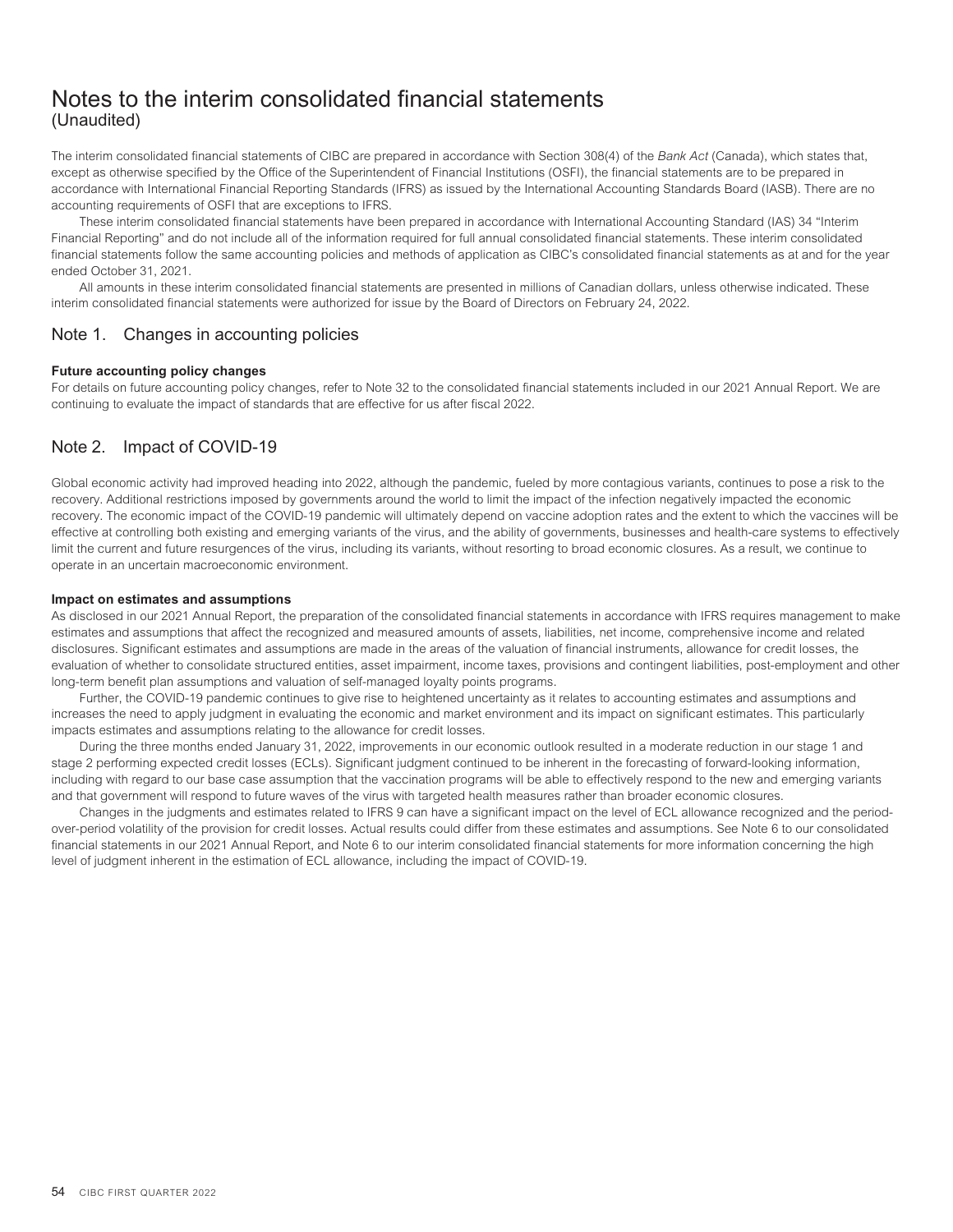# Notes to the interim consolidated financial statements
(Unaudited)

The interim consolidated financial statements of CIBC are prepared in accordance with Section 308(4) of the *Bank Act* (Canada), which states that, except as otherwise specified by the Office of the Superintendent of Financial Institutions (OSFI), the financial statements are to be prepared in accordance with International Financial Reporting Standards (IFRS) as issued by the International Accounting Standards Board (IASB). There are no accounting requirements of OSFI that are exceptions to IFRS.

These interim consolidated financial statements have been prepared in accordance with International Accounting Standard (IAS) 34 "Interim Financial Reporting" and do not include all of the information required for full annual consolidated financial statements. These interim consolidated financial statements follow the same accounting policies and methods of application as CIBC's consolidated financial statements as at and for the year ended October 31, 2021.

All amounts in these interim consolidated financial statements are presented in millions of Canadian dollars, unless otherwise indicated. These interim consolidated financial statements were authorized for issue by the Board of Directors on February 24, 2022.

## Note 1. Changes in accounting policies

**Future accounting policy changes**

For details on future accounting policy changes, refer to Note 32 to the consolidated financial statements included in our 2021 Annual Report. We are continuing to evaluate the impact of standards that are effective for us after fiscal 2022.

## Note 2. Impact of COVID-19

Global economic activity had improved heading into 2022, although the pandemic, fueled by more contagious variants, continues to pose a risk to the recovery. Additional restrictions imposed by governments around the world to limit the impact of the infection negatively impacted the economic recovery. The economic impact of the COVID-19 pandemic will ultimately depend on vaccine adoption rates and the extent to which the vaccines will be effective at controlling both existing and emerging variants of the virus, and the ability of governments, businesses and health-care systems to effectively limit the current and future resurgences of the virus, including its variants, without resorting to broad economic closures. As a result, we continue to operate in an uncertain macroeconomic environment.

**Impact on estimates and assumptions**

As disclosed in our 2021 Annual Report, the preparation of the consolidated financial statements in accordance with IFRS requires management to make estimates and assumptions that affect the recognized and measured amounts of assets, liabilities, net income, comprehensive income and related disclosures. Significant estimates and assumptions are made in the areas of the valuation of financial instruments, allowance for credit losses, the evaluation of whether to consolidate structured entities, asset impairment, income taxes, provisions and contingent liabilities, post-employment and other long-term benefit plan assumptions and valuation of self-managed loyalty points programs.

Further, the COVID-19 pandemic continues to give rise to heightened uncertainty as it relates to accounting estimates and assumptions and increases the need to apply judgment in evaluating the economic and market environment and its impact on significant estimates. This particularly impacts estimates and assumptions relating to the allowance for credit losses.

During the three months ended January 31, 2022, improvements in our economic outlook resulted in a moderate reduction in our stage 1 and stage 2 performing expected credit losses (ECLs). Significant judgment continued to be inherent in the forecasting of forward-looking information, including with regard to our base case assumption that the vaccination programs will be able to effectively respond to the new and emerging variants and that government will respond to future waves of the virus with targeted health measures rather than broader economic closures.

Changes in the judgments and estimates related to IFRS 9 can have a significant impact on the level of ECL allowance recognized and the period-over-period volatility of the provision for credit losses. Actual results could differ from these estimates and assumptions. See Note 6 to our consolidated financial statements in our 2021 Annual Report, and Note 6 to our interim consolidated financial statements for more information concerning the high level of judgment inherent in the estimation of ECL allowance, including the impact of COVID-19.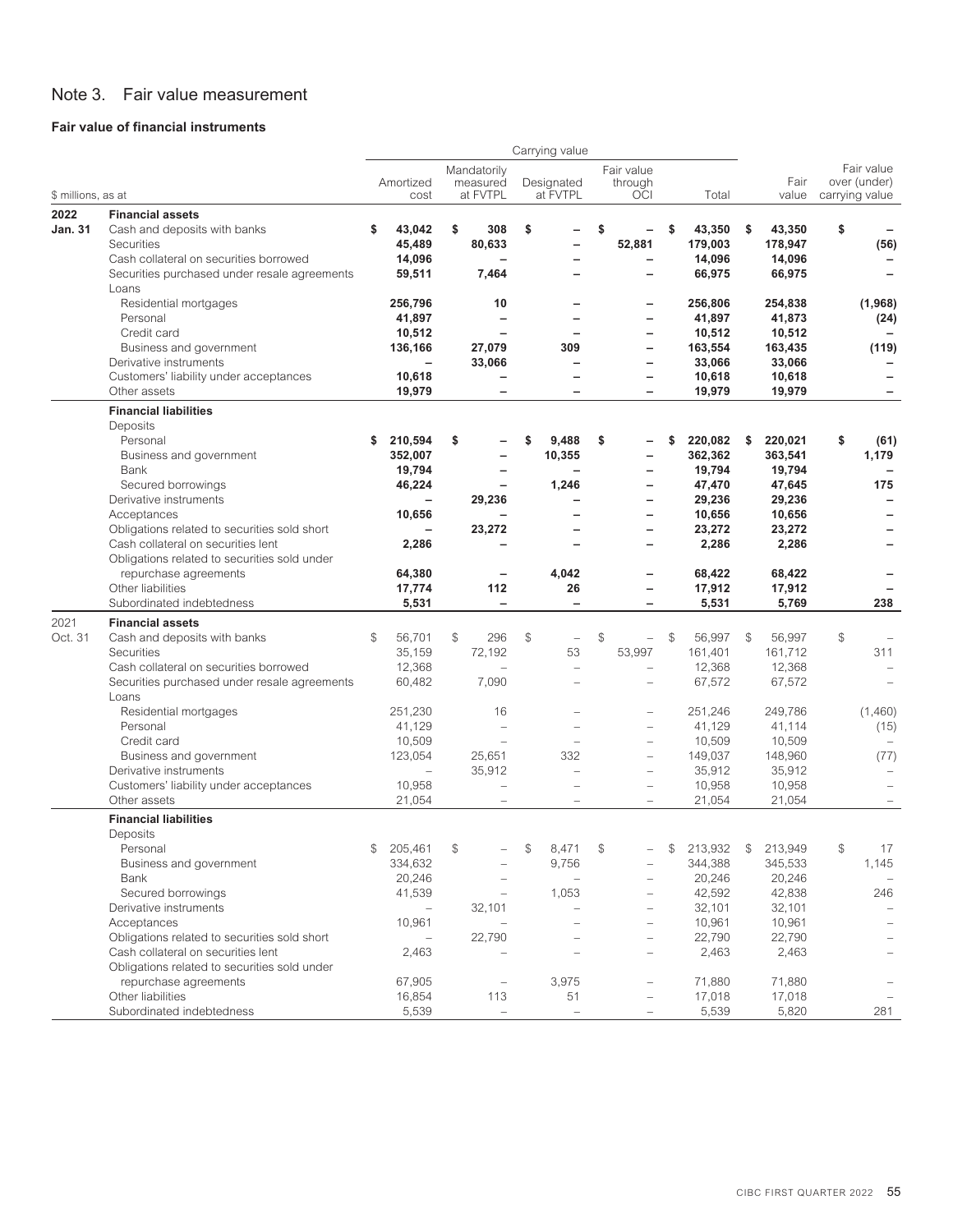# Note 3. Fair value measurement

### Fair value of financial instruments

| $ millions, as at | | Carrying value: Amortized cost | Carrying value: Mandatorily measured at FVTPL | Carrying value: Designated at FVTPL | Carrying value: Fair value through OCI | Carrying value: Total | Fair value | Fair value over (under) carrying value |
|---|---|---|---|---|---|---|---|---|
| **2022 Jan. 31** | **Financial assets** | | | | | | | |
| | Cash and deposits with banks | **$ 43,042** | **$ 308** | **$ –** | **$ –** | **$ 43,350** | **$ 43,350** | **$ –** |
| | Securities | **45,489** | **80,633** | **–** | **52,881** | **179,003** | **178,947** | **(56)** |
| | Cash collateral on securities borrowed | **14,096** | **–** | **–** | **–** | **14,096** | **14,096** | **–** |
| | Securities purchased under resale agreements | **59,511** | **7,464** | **–** | **–** | **66,975** | **66,975** | **–** |
| | Loans | | | | | | | |
| | Residential mortgages | **256,796** | **10** | **–** | **–** | **256,806** | **254,838** | **(1,968)** |
| | Personal | **41,897** | **–** | **–** | **–** | **41,897** | **41,873** | **(24)** |
| | Credit card | **10,512** | **–** | **–** | **–** | **10,512** | **10,512** | **–** |
| | Business and government | **136,166** | **27,079** | **309** | **–** | **163,554** | **163,435** | **(119)** |
| | Derivative instruments | **–** | **33,066** | **–** | **–** | **33,066** | **33,066** | **–** |
| | Customers' liability under acceptances | **10,618** | **–** | **–** | **–** | **10,618** | **10,618** | **–** |
| | Other assets | **19,979** | **–** | **–** | **–** | **19,979** | **19,979** | **–** |
| | **Financial liabilities** | | | | | | | |
| | Deposits | | | | | | | |
| | Personal | **$ 210,594** | **$ –** | **$ 9,488** | **$ –** | **$ 220,082** | **$ 220,021** | **$ (61)** |
| | Business and government | **352,007** | **–** | **10,355** | **–** | **362,362** | **363,541** | **1,179** |
| | Bank | **19,794** | **–** | **–** | **–** | **19,794** | **19,794** | **–** |
| | Secured borrowings | **46,224** | **–** | **1,246** | **–** | **47,470** | **47,645** | **175** |
| | Derivative instruments | **–** | **29,236** | **–** | **–** | **29,236** | **29,236** | **–** |
| | Acceptances | **10,656** | **–** | **–** | **–** | **10,656** | **10,656** | **–** |
| | Obligations related to securities sold short | **–** | **23,272** | **–** | **–** | **23,272** | **23,272** | **–** |
| | Cash collateral on securities lent | **2,286** | **–** | **–** | **–** | **2,286** | **2,286** | **–** |
| | Obligations related to securities sold under repurchase agreements | **64,380** | **–** | **4,042** | **–** | **68,422** | **68,422** | **–** |
| | Other liabilities | **17,774** | **112** | **26** | **–** | **17,912** | **17,912** | **–** |
| | Subordinated indebtedness | **5,531** | **–** | **–** | **–** | **5,531** | **5,769** | **238** |
| 2021 Oct. 31 | **Financial assets** | | | | | | | |
| | Cash and deposits with banks | $ 56,701 | $ 296 | $ – | $ – | $ 56,997 | $ 56,997 | $ – |
| | Securities | 35,159 | 72,192 | 53 | 53,997 | 161,401 | 161,712 | 311 |
| | Cash collateral on securities borrowed | 12,368 | – | – | – | 12,368 | 12,368 | – |
| | Securities purchased under resale agreements | 60,482 | 7,090 | – | – | 67,572 | 67,572 | – |
| | Loans | | | | | | | |
| | Residential mortgages | 251,230 | 16 | – | – | 251,246 | 249,786 | (1,460) |
| | Personal | 41,129 | – | – | – | 41,129 | 41,114 | (15) |
| | Credit card | 10,509 | – | – | – | 10,509 | 10,509 | – |
| | Business and government | 123,054 | 25,651 | 332 | – | 149,037 | 148,960 | (77) |
| | Derivative instruments | – | 35,912 | – | – | 35,912 | 35,912 | – |
| | Customers' liability under acceptances | 10,958 | – | – | – | 10,958 | 10,958 | – |
| | Other assets | 21,054 | – | – | – | 21,054 | 21,054 | – |
| | **Financial liabilities** | | | | | | | |
| | Deposits | | | | | | | |
| | Personal | $ 205,461 | $ – | $ 8,471 | $ – | $ 213,932 | $ 213,949 | $ 17 |
| | Business and government | 334,632 | – | 9,756 | – | 344,388 | 345,533 | 1,145 |
| | Bank | 20,246 | – | – | – | 20,246 | 20,246 | – |
| | Secured borrowings | 41,539 | – | 1,053 | – | 42,592 | 42,838 | 246 |
| | Derivative instruments | – | 32,101 | – | – | 32,101 | 32,101 | – |
| | Acceptances | 10,961 | – | – | – | 10,961 | 10,961 | – |
| | Obligations related to securities sold short | – | 22,790 | – | – | 22,790 | 22,790 | – |
| | Cash collateral on securities lent | 2,463 | – | – | – | 2,463 | 2,463 | – |
| | Obligations related to securities sold under repurchase agreements | 67,905 | – | 3,975 | – | 71,880 | 71,880 | – |
| | Other liabilities | 16,854 | 113 | 51 | – | 17,018 | 17,018 | – |
| | Subordinated indebtedness | 5,539 | – | – | – | 5,539 | 5,820 | 281 |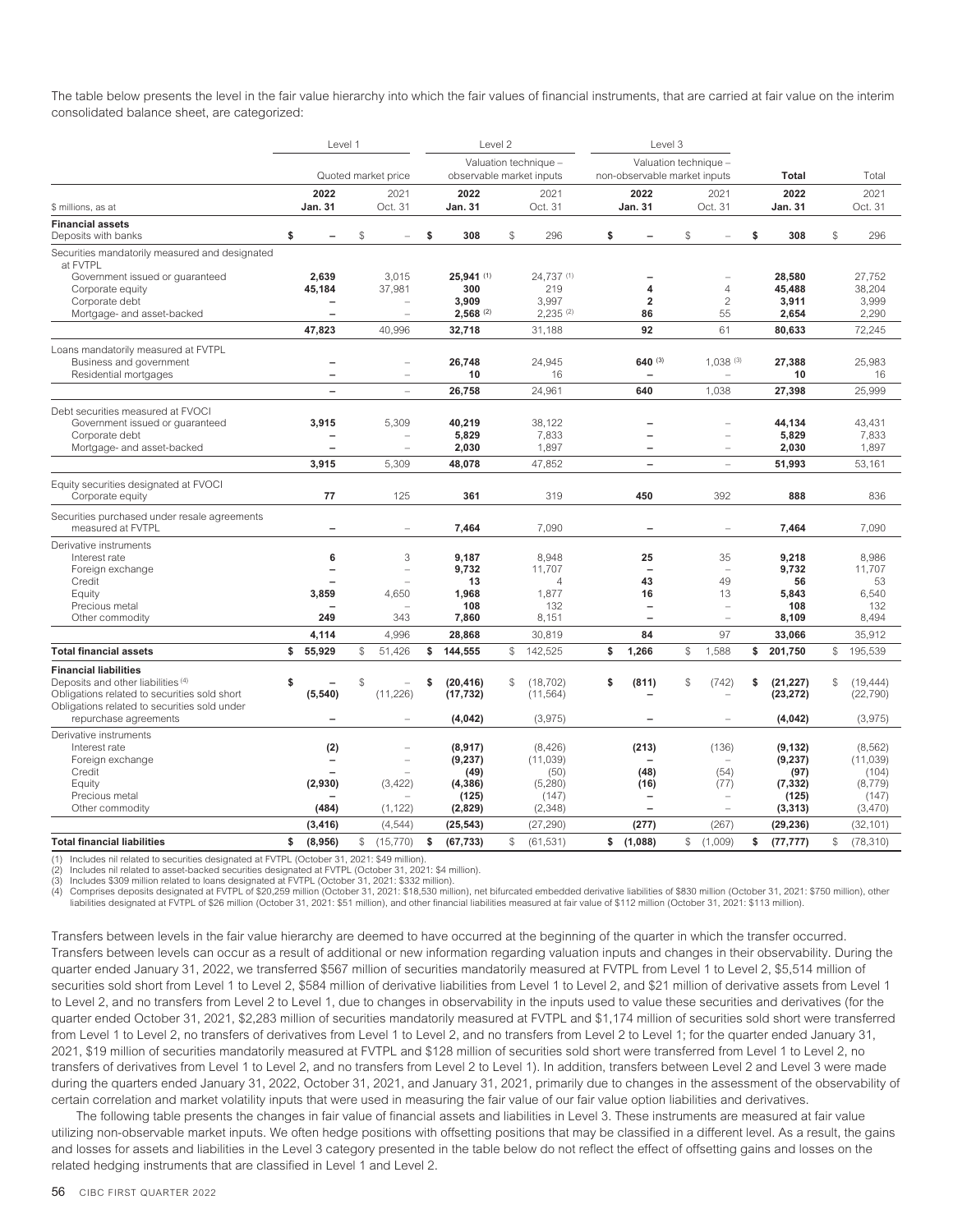The table below presents the level in the fair value hierarchy into which the fair values of financial instruments, that are carried at fair value on the interim consolidated balance sheet, are categorized:

| | Level 1 | | Level 2 | | Level 3 | | | |
|---|---|---|---|---|---|---|---|---|
| | Quoted market price | | Valuation technique – observable market inputs | | Valuation technique – non-observable market inputs | | Total | Total |
| $ millions, as at | 2022 Jan. 31 | 2021 Oct. 31 | 2022 Jan. 31 | 2021 Oct. 31 | 2022 Jan. 31 | 2021 Oct. 31 | 2022 Jan. 31 | 2021 Oct. 31 |
| **Financial assets** | | | | | | | | |
| Deposits with banks | $ – | $ – | $ 308 | $ 296 | $ – | $ – | $ 308 | $ 296 |
| Securities mandatorily measured and designated at FVTPL | | | | | | | | |
| Government issued or guaranteed | 2,639 | 3,015 | 25,941 (1) | 24,737 (1) | – | – | 28,580 | 27,752 |
| Corporate equity | 45,184 | 37,981 | 300 | 219 | 4 | 4 | 45,488 | 38,204 |
| Corporate debt | – | – | 3,909 | 3,997 | 2 | 2 | 3,911 | 3,999 |
| Mortgage- and asset-backed | – | – | 2,568 (2) | 2,235 (2) | 86 | 55 | 2,654 | 2,290 |
| | 47,823 | 40,996 | 32,718 | 31,188 | 92 | 61 | 80,633 | 72,245 |
| Loans mandatorily measured at FVTPL | | | | | | | | |
| Business and government | – | – | 26,748 | 24,945 | 640 (3) | 1,038 (3) | 27,388 | 25,983 |
| Residential mortgages | – | – | 10 | 16 | – | – | 10 | 16 |
| | – | – | 26,758 | 24,961 | 640 | 1,038 | 27,398 | 25,999 |
| Debt securities measured at FVOCI | | | | | | | | |
| Government issued or guaranteed | 3,915 | 5,309 | 40,219 | 38,122 | – | – | 44,134 | 43,431 |
| Corporate debt | – | – | 5,829 | 7,833 | – | – | 5,829 | 7,833 |
| Mortgage- and asset-backed | – | – | 2,030 | 1,897 | – | – | 2,030 | 1,897 |
| | 3,915 | 5,309 | 48,078 | 47,852 | – | – | 51,993 | 53,161 |
| Equity securities designated at FVOCI | | | | | | | | |
| Corporate equity | 77 | 125 | 361 | 319 | 450 | 392 | 888 | 836 |
| Securities purchased under resale agreements measured at FVTPL | – | – | 7,464 | 7,090 | – | – | 7,464 | 7,090 |
| Derivative instruments | | | | | | | | |
| Interest rate | 6 | 3 | 9,187 | 8,948 | 25 | 35 | 9,218 | 8,986 |
| Foreign exchange | – | – | 9,732 | 11,707 | – | – | 9,732 | 11,707 |
| Credit | – | – | 13 | 4 | 43 | 49 | 56 | 53 |
| Equity | 3,859 | 4,650 | 1,968 | 1,877 | 16 | 13 | 5,843 | 6,540 |
| Precious metal | – | – | 108 | 132 | – | – | 108 | 132 |
| Other commodity | 249 | 343 | 7,860 | 8,151 | – | – | 8,109 | 8,494 |
| | 4,114 | 4,996 | 28,868 | 30,819 | 84 | 97 | 33,066 | 35,912 |
| **Total financial assets** | $ 55,929 | $ 51,426 | $ 144,555 | $ 142,525 | $ 1,266 | $ 1,588 | $ 201,750 | $ 195,539 |
| **Financial liabilities** | | | | | | | | |
| Deposits and other liabilities (4) | $ – | $ – | $ (20,416) | $ (18,702) | $ (811) | $ (742) | $ (21,227) | $ (19,444) |
| Obligations related to securities sold short | (5,540) | (11,226) | (17,732) | (11,564) | – | – | (23,272) | (22,790) |
| Obligations related to securities sold under repurchase agreements | – | – | (4,042) | (3,975) | – | – | (4,042) | (3,975) |
| Derivative instruments | | | | | | | | |
| Interest rate | (2) | – | (8,917) | (8,426) | (213) | (136) | (9,132) | (8,562) |
| Foreign exchange | – | – | (9,237) | (11,039) | – | – | (9,237) | (11,039) |
| Credit | – | – | (49) | (50) | (48) | (54) | (97) | (104) |
| Equity | (2,930) | (3,422) | (4,386) | (5,280) | (16) | (77) | (7,332) | (8,779) |
| Precious metal | – | – | (125) | (147) | – | – | (125) | (147) |
| Other commodity | (484) | (1,122) | (2,829) | (2,348) | – | – | (3,313) | (3,470) |
| | (3,416) | (4,544) | (25,543) | (27,290) | (277) | (267) | (29,236) | (32,101) |
| **Total financial liabilities** | $ (8,956) | $ (15,770) | $ (67,733) | $ (61,531) | $ (1,088) | $ (1,009) | $ (77,777) | $ (78,310) |

(1) Includes nil related to securities designated at FVTPL (October 31, 2021: $49 million).
(2) Includes nil related to asset-backed securities designated at FVTPL (October 31, 2021: $4 million).
(3) Includes $309 million related to loans designated at FVTPL (October 31, 2021: $332 million).
(4) Comprises deposits designated at FVTPL of $20,259 million (October 31, 2021: $18,530 million), net bifurcated embedded derivative liabilities of $830 million (October 31, 2021: $750 million), other liabilities designated at FVTPL of $26 million (October 31, 2021: $51 million), and other financial liabilities measured at fair value of $112 million (October 31, 2021: $113 million).

Transfers between levels in the fair value hierarchy are deemed to have occurred at the beginning of the quarter in which the transfer occurred. Transfers between levels can occur as a result of additional or new information regarding valuation inputs and changes in their observability. During the quarter ended January 31, 2022, we transferred $567 million of securities mandatorily measured at FVTPL from Level 1 to Level 2, $5,514 million of securities sold short from Level 1 to Level 2, $584 million of derivative liabilities from Level 1 to Level 2, and $21 million of derivative assets from Level 1 to Level 2, and no transfers from Level 2 to Level 1, due to changes in observability in the inputs used to value these securities and derivatives (for the quarter ended October 31, 2021, $2,283 million of securities mandatorily measured at FVTPL and $1,174 million of securities sold short were transferred from Level 1 to Level 2, no transfers of derivatives from Level 1 to Level 2, and no transfers from Level 2 to Level 1; for the quarter ended January 31, 2021, $19 million of securities mandatorily measured at FVTPL and $128 million of securities sold short were transferred from Level 1 to Level 2, no transfers of derivatives from Level 1 to Level 2, and no transfers from Level 2 to Level 1). In addition, transfers between Level 2 and Level 3 were made during the quarters ended January 31, 2022, October 31, 2021, and January 31, 2021, primarily due to changes in the assessment of the observability of certain correlation and market volatility inputs that were used in measuring the fair value of our fair value option liabilities and derivatives.

The following table presents the changes in fair value of financial assets and liabilities in Level 3. These instruments are measured at fair value utilizing non-observable market inputs. We often hedge positions with offsetting positions that may be classified in a different level. As a result, the gains and losses for assets and liabilities in the Level 3 category presented in the table below do not reflect the effect of offsetting gains and losses on the related hedging instruments that are classified in Level 1 and Level 2.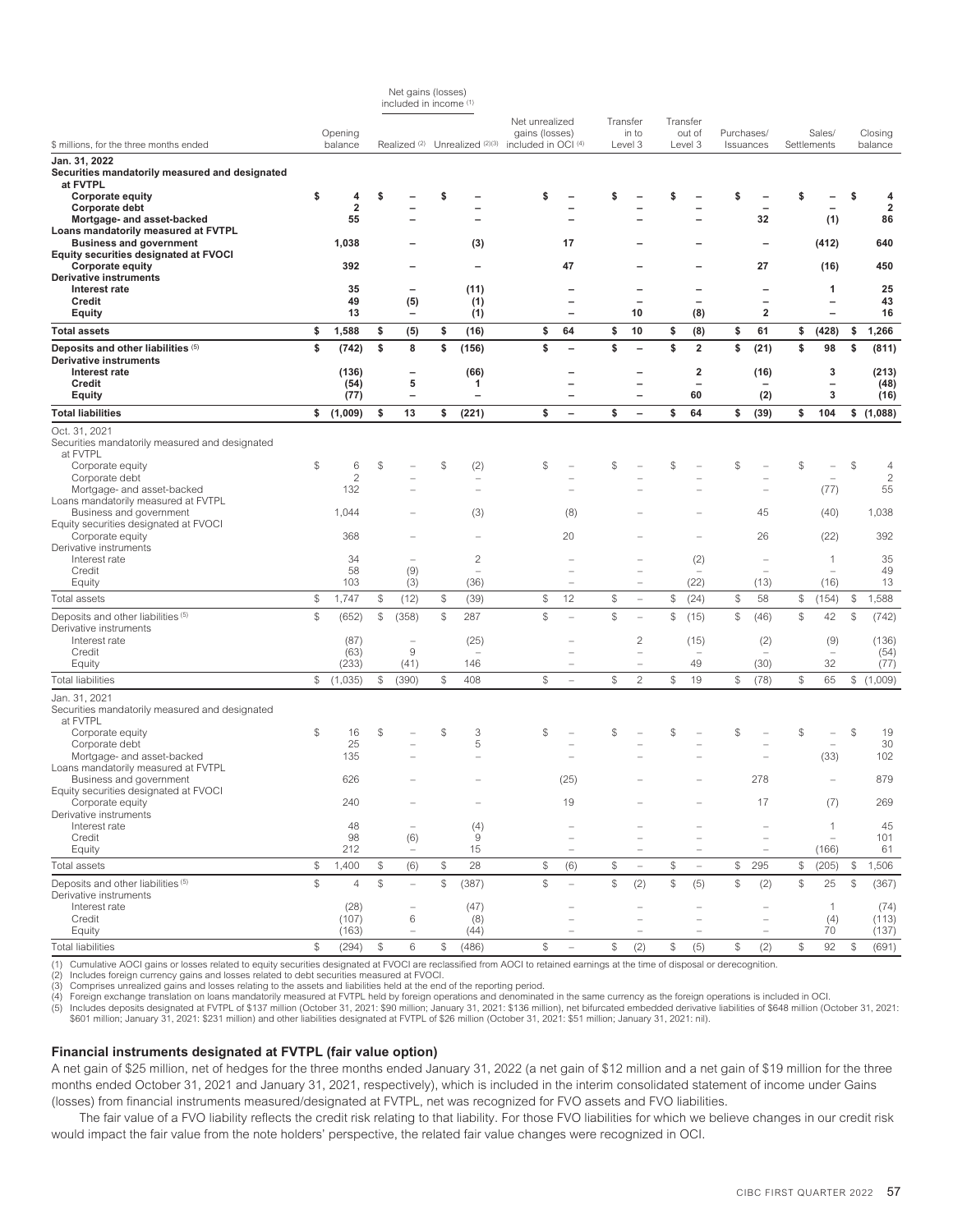| $ millions, for the three months ended | Opening balance | Net gains (losses) included in income [1] | | Net unrealized gains (losses) included in OCI [4] | Transfer in to Level 3 | Transfer out of Level 3 | Purchases/ Issuances | Sales/ Settlements | Closing balance |
|---|---|---|---|---|---|---|---|---|---|
| | | Realized [2] | Unrealized [2][3] | | | | | | |
| **Jan. 31, 2022** | | | | | | | | | |
| **Securities mandatorily measured and designated at FVTPL** | | | | | | | | | |
| **Corporate equity** | **$ 4** | **$ –** | **$ –** | **$ –** | **$ –** | **$ –** | **$ –** | **$ –** | **$ 4** |
| **Corporate debt** | **2** | **–** | **–** | **–** | **–** | **–** | **–** | **–** | **2** |
| **Mortgage- and asset-backed** | **55** | **–** | **–** | **–** | **–** | **–** | **32** | **(1)** | **86** |
| **Loans mandatorily measured at FVTPL** | | | | | | | | | |
| **Business and government** | **1,038** | **–** | **(3)** | **17** | **–** | **–** | **–** | **(412)** | **640** |
| **Equity securities designated at FVOCI** | | | | | | | | | |
| **Corporate equity** | **392** | **–** | **–** | **47** | **–** | **–** | **27** | **(16)** | **450** |
| **Derivative instruments** | | | | | | | | | |
| **Interest rate** | **35** | **–** | **(11)** | **–** | **–** | **–** | **–** | **1** | **25** |
| **Credit** | **49** | **(5)** | **(1)** | **–** | **–** | **–** | **–** | **–** | **43** |
| **Equity** | **13** | **–** | **(1)** | **–** | **10** | **(8)** | **2** | **–** | **16** |
| **Total assets** | **$ 1,588** | **$ (5)** | **$ (16)** | **$ 64** | **$ 10** | **$ (8)** | **$ 61** | **$ (428)** | **$ 1,266** |
| **Deposits and other liabilities [5]** | **$ (742)** | **$ 8** | **$ (156)** | **$ –** | **$ –** | **$ 2** | **$ (21)** | **$ 98** | **$ (811)** |
| **Derivative instruments** | | | | | | | | | |
| **Interest rate** | **(136)** | **–** | **(66)** | **–** | **–** | **2** | **(16)** | **3** | **(213)** |
| **Credit** | **(54)** | **5** | **1** | **–** | **–** | **–** | **–** | **–** | **(48)** |
| **Equity** | **(77)** | **–** | **–** | **–** | **–** | **60** | **(2)** | **3** | **(16)** |
| **Total liabilities** | **$ (1,009)** | **$ 13** | **$ (221)** | **$ –** | **$ –** | **$ 64** | **$ (39)** | **$ 104** | **$ (1,088)** |
| Oct. 31, 2021 | | | | | | | | | |
| Securities mandatorily measured and designated at FVTPL | | | | | | | | | |
| Corporate equity | $ 6 | $ – | $ (2) | $ – | $ – | $ – | $ – | $ – | $ 4 |
| Corporate debt | 2 | – | – | – | – | – | – | – | 2 |
| Mortgage- and asset-backed | 132 | – | – | – | – | – | – | (77) | 55 |
| Loans mandatorily measured at FVTPL | | | | | | | | | |
| Business and government | 1,044 | – | (3) | (8) | – | – | 45 | (40) | 1,038 |
| Equity securities designated at FVOCI | | | | | | | | | |
| Corporate equity | 368 | – | – | 20 | – | – | 26 | (22) | 392 |
| Derivative instruments | | | | | | | | | |
| Interest rate | 34 | – | 2 | – | – | (2) | – | 1 | 35 |
| Credit | 58 | (9) | – | – | – | – | – | – | 49 |
| Equity | 103 | (3) | (36) | – | – | (22) | (13) | (16) | 13 |
| Total assets | $ 1,747 | $ (12) | $ (39) | $ 12 | $ – | $ (24) | $ 58 | $ (154) | $ 1,588 |
| Deposits and other liabilities [5] | $ (652) | $ (358) | $ 287 | $ – | $ – | $ (15) | $ (46) | $ 42 | $ (742) |
| Derivative instruments | | | | | | | | | |
| Interest rate | (87) | – | (25) | – | 2 | (15) | (2) | (9) | (136) |
| Credit | (63) | 9 | – | – | – | – | – | – | (54) |
| Equity | (233) | (41) | 146 | – | – | 49 | (30) | 32 | (77) |
| Total liabilities | $ (1,035) | $ (390) | $ 408 | $ – | $ 2 | $ 19 | $ (78) | $ 65 | $ (1,009) |
| Jan. 31, 2021 | | | | | | | | | |
| Securities mandatorily measured and designated at FVTPL | | | | | | | | | |
| Corporate equity | $ 16 | $ – | $ 3 | $ – | $ – | $ – | $ – | $ – | $ 19 |
| Corporate debt | 25 | – | 5 | – | – | – | – | – | 30 |
| Mortgage- and asset-backed | 135 | – | – | – | – | – | – | (33) | 102 |
| Loans mandatorily measured at FVTPL | | | | | | | | | |
| Business and government | 626 | – | – | (25) | – | – | 278 | – | 879 |
| Equity securities designated at FVOCI | | | | | | | | | |
| Corporate equity | 240 | – | – | 19 | – | – | 17 | (7) | 269 |
| Derivative instruments | | | | | | | | | |
| Interest rate | 48 | – | (4) | – | – | – | – | 1 | 45 |
| Credit | 98 | (6) | 9 | – | – | – | – | – | 101 |
| Equity | 212 | – | 15 | – | – | – | – | (166) | 61 |
| Total assets | $ 1,400 | $ (6) | $ 28 | $ (6) | $ – | $ – | $ 295 | $ (205) | $ 1,506 |
| Deposits and other liabilities [5] | $ 4 | $ – | $ (387) | $ – | $ (2) | $ (5) | $ (2) | $ 25 | $ (367) |
| Derivative instruments | | | | | | | | | |
| Interest rate | (28) | – | (47) | – | – | – | – | 1 | (74) |
| Credit | (107) | 6 | (8) | – | – | – | – | (4) | (113) |
| Equity | (163) | – | (44) | – | – | – | – | 70 | (137) |
| Total liabilities | $ (294) | $ 6 | $ (486) | $ – | $ (2) | $ (5) | $ (2) | $ 92 | $ (691) |

(1) Cumulative AOCI gains or losses related to equity securities designated at FVOCI are reclassified from AOCI to retained earnings at the time of disposal or derecognition.
(2) Includes foreign currency gains and losses related to debt securities measured at FVOCI.
(3) Comprises unrealized gains and losses relating to the assets and liabilities held at the end of the reporting period.
(4) Foreign exchange translation on loans mandatorily measured at FVTPL held by foreign operations and denominated in the same currency as the foreign operations is included in OCI.
(5) Includes deposits designated at FVTPL of $137 million (October 31, 2021: $90 million; January 31, 2021: $136 million), net bifurcated embedded derivative liabilities of $648 million (October 31, 2021: $601 million; January 31, 2021: $231 million) and other liabilities designated at FVTPL of $26 million (October 31, 2021: $51 million; January 31, 2021: nil).

## Financial instruments designated at FVTPL (fair value option)

A net gain of $25 million, net of hedges for the three months ended January 31, 2022 (a net gain of $12 million and a net gain of $19 million for the three months ended October 31, 2021 and January 31, 2021, respectively), which is included in the interim consolidated statement of income under Gains (losses) from financial instruments measured/designated at FVTPL, net was recognized for FVO assets and FVO liabilities.

The fair value of a FVO liability reflects the credit risk relating to that liability. For those FVO liabilities for which we believe changes in our credit risk would impact the fair value from the note holders' perspective, the related fair value changes were recognized in OCI.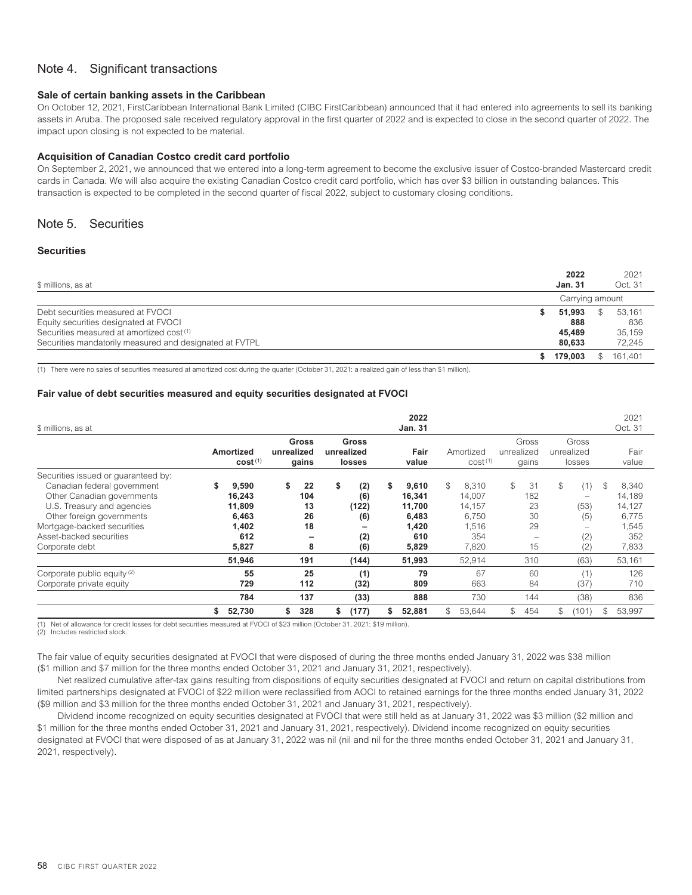## Note 4. Significant transactions

### Sale of certain banking assets in the Caribbean

On October 12, 2021, FirstCaribbean International Bank Limited (CIBC FirstCaribbean) announced that it had entered into agreements to sell its banking assets in Aruba. The proposed sale received regulatory approval in the first quarter of 2022 and is expected to close in the second quarter of 2022. The impact upon closing is not expected to be material.

### Acquisition of Canadian Costco credit card portfolio

On September 2, 2021, we announced that we entered into a long-term agreement to become the exclusive issuer of Costco-branded Mastercard credit cards in Canada. We will also acquire the existing Canadian Costco credit card portfolio, which has over $3 billion in outstanding balances. This transaction is expected to be completed in the second quarter of fiscal 2022, subject to customary closing conditions.

## Note 5. Securities

### Securities

| $ millions, as at | **2022 Jan. 31** | 2021 Oct. 31 |
|---|---|---|
| | Carrying amount | |
| Debt securities measured at FVOCI | **$ 51,993** | $ 53,161 |
| Equity securities designated at FVOCI | **888** | 836 |
| Securities measured at amortized cost [(1)] | **45,489** | 35,159 |
| Securities mandatorily measured and designated at FVTPL | **80,633** | 72,245 |
| | **$ 179,003** | $ 161,401 |

(1) There were no sales of securities measured at amortized cost during the quarter (October 31, 2021: a realized gain of less than $1 million).

### Fair value of debt securities measured and equity securities designated at FVOCI

| $ millions, as at | | | | **2022 Jan. 31** | | | | 2021 Oct. 31 |
|---|---|---|---|---|---|---|---|---|
| | **Amortized cost** [(1)] | **Gross unrealized gains** | **Gross unrealized losses** | **Fair value** | Amortized cost [(1)] | Gross unrealized gains | Gross unrealized losses | Fair value |
| Securities issued or guaranteed by: | | | | | | | | |
| Canadian federal government | **$ 9,590** | **$ 22** | **$ (2)** | **$ 9,610** | $ 8,310 | $ 31 | $ (1) | $ 8,340 |
| Other Canadian governments | **16,243** | **104** | **(6)** | **16,341** | 14,007 | 182 | – | 14,189 |
| U.S. Treasury and agencies | **11,809** | **13** | **(122)** | **11,700** | 14,157 | 23 | (53) | 14,127 |
| Other foreign governments | **6,463** | **26** | **(6)** | **6,483** | 6,750 | 30 | (5) | 6,775 |
| Mortgage-backed securities | **1,402** | **18** | **–** | **1,420** | 1,516 | 29 | – | 1,545 |
| Asset-backed securities | **612** | **–** | **(2)** | **610** | 354 | – | (2) | 352 |
| Corporate debt | **5,827** | **8** | **(6)** | **5,829** | 7,820 | 15 | (2) | 7,833 |
| | **51,946** | **191** | **(144)** | **51,993** | 52,914 | 310 | (63) | 53,161 |
| Corporate public equity [(2)] | **55** | **25** | **(1)** | **79** | 67 | 60 | (1) | 126 |
| Corporate private equity | **729** | **112** | **(32)** | **809** | 663 | 84 | (37) | 710 |
| | **784** | **137** | **(33)** | **888** | 730 | 144 | (38) | 836 |
| | **$ 52,730** | **$ 328** | **$ (177)** | **$ 52,881** | $ 53,644 | $ 454 | $ (101) | $ 53,997 |

(1) Net of allowance for credit losses for debt securities measured at FVOCI of $23 million (October 31, 2021: $19 million).
(2) Includes restricted stock.

The fair value of equity securities designated at FVOCI that were disposed of during the three months ended January 31, 2022 was $38 million ($1 million and $7 million for the three months ended October 31, 2021 and January 31, 2021, respectively).

Net realized cumulative after-tax gains resulting from dispositions of equity securities designated at FVOCI and return on capital distributions from limited partnerships designated at FVOCI of $22 million were reclassified from AOCI to retained earnings for the three months ended January 31, 2022 ($9 million and $3 million for the three months ended October 31, 2021 and January 31, 2021, respectively).

Dividend income recognized on equity securities designated at FVOCI that were still held as at January 31, 2022 was $3 million ($2 million and $1 million for the three months ended October 31, 2021 and January 31, 2021, respectively). Dividend income recognized on equity securities designated at FVOCI that were disposed of as at January 31, 2022 was nil (nil and nil for the three months ended October 31, 2021 and January 31, 2021, respectively).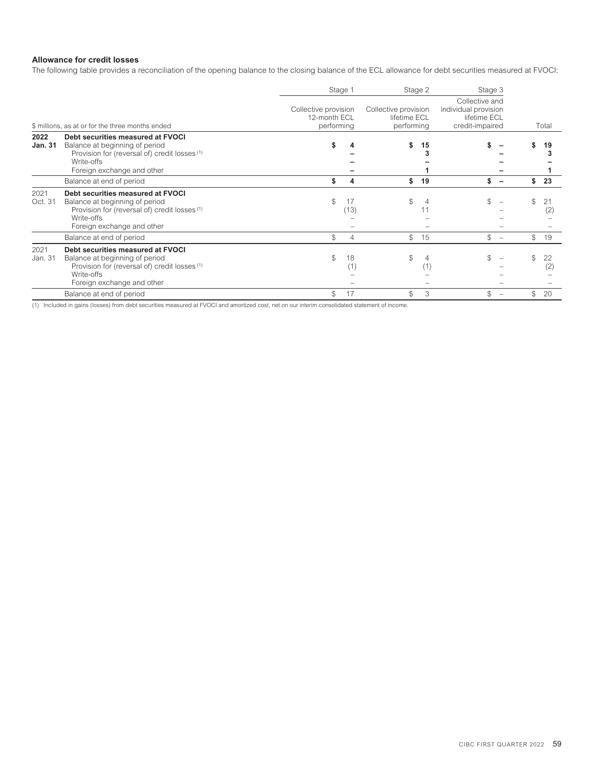## Allowance for credit losses

The following table provides a reconciliation of the opening balance to the closing balance of the ECL allowance for debt securities measured at FVOCI:

| | | Stage 1 | Stage 2 | Stage 3 | |
|---|---|---|---|---|---|
| $ millions, as at or for the three months ended | | Collective provision 12-month ECL performing | Collective provision lifetime ECL performing | Collective and individual provision lifetime ECL credit-impaired | Total |
| **2022 Jan. 31** | **Debt securities measured at FVOCI** | | | | |
| | Balance at beginning of period | **$ 4** | **$ 15** | **$ –** | **$ 19** |
| | Provision for (reversal of) credit losses (1) | **–** | **3** | **–** | **3** |
| | Write-offs | **–** | **–** | **–** | **–** |
| | Foreign exchange and other | **–** | **1** | **–** | **1** |
| | Balance at end of period | **$ 4** | **$ 19** | **$ –** | **$ 23** |
| 2021 Oct. 31 | **Debt securities measured at FVOCI** | | | | |
| | Balance at beginning of period | $ 17 | $ 4 | $ – | $ 21 |
| | Provision for (reversal of) credit losses (1) | (13) | 11 | – | (2) |
| | Write-offs | – | – | – | – |
| | Foreign exchange and other | – | – | – | – |
| | Balance at end of period | $ 4 | $ 15 | $ – | $ 19 |
| 2021 Jan. 31 | **Debt securities measured at FVOCI** | | | | |
| | Balance at beginning of period | $ 18 | $ 4 | $ – | $ 22 |
| | Provision for (reversal of) credit losses (1) | (1) | (1) | – | (2) |
| | Write-offs | – | – | – | – |
| | Foreign exchange and other | – | – | – | – |
| | Balance at end of period | $ 17 | $ 3 | $ – | $ 20 |

(1) Included in gains (losses) from debt securities measured at FVOCI and amortized cost, net on our interim consolidated statement of income.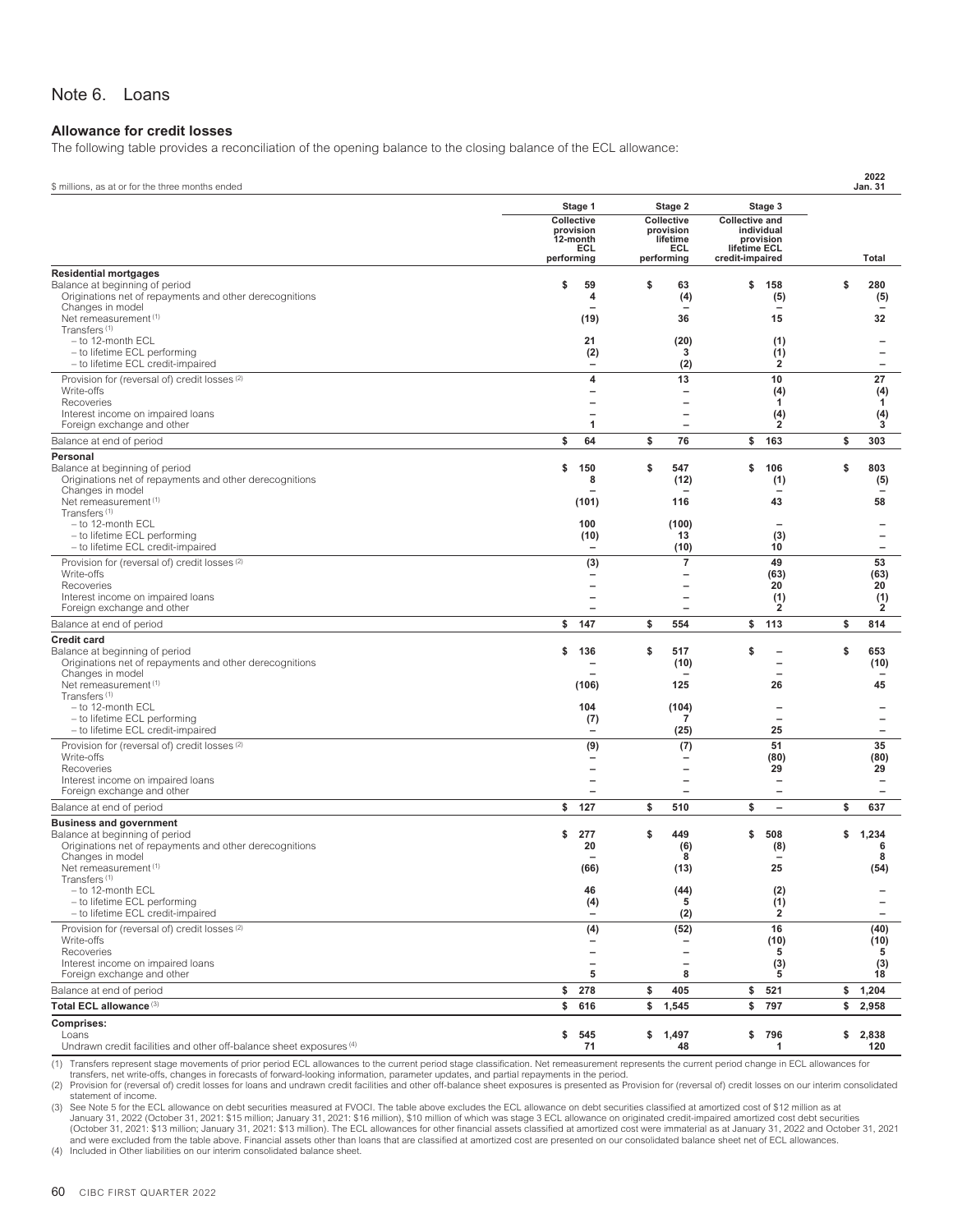# Note 6. Loans

## Allowance for credit losses

The following table provides a reconciliation of the opening balance to the closing balance of the ECL allowance:

| $ millions, as at or for the three months ended | Stage 1 | Stage 2 | Stage 3 | 2022 Jan. 31 |
|---|---|---|---|---|
| | Collective provision 12-month ECL performing | Collective provision lifetime ECL performing | Collective and individual provision lifetime ECL credit-impaired | Total |
| **Residential mortgages** | | | | |
| Balance at beginning of period | $ 59 | $ 63 | $ 158 | $ 280 |
| Originations net of repayments and other derecognitions | 4 | (4) | (5) | (5) |
| Changes in model | – | – | – | – |
| Net remeasurement (1) | (19) | 36 | 15 | 32 |
| Transfers (1) | | | | |
| – to 12-month ECL | 21 | (20) | (1) | – |
| – to lifetime ECL performing | (2) | 3 | (1) | – |
| – to lifetime ECL credit-impaired | – | (2) | 2 | – |
| Provision for (reversal of) credit losses (2) | 4 | 13 | 10 | 27 |
| Write-offs | – | – | (4) | (4) |
| Recoveries | – | – | 1 | 1 |
| Interest income on impaired loans | – | – | (4) | (4) |
| Foreign exchange and other | 1 | – | 2 | 3 |
| Balance at end of period | $ 64 | $ 76 | $ 163 | $ 303 |
| **Personal** | | | | |
| Balance at beginning of period | $ 150 | $ 547 | $ 106 | $ 803 |
| Originations net of repayments and other derecognitions | 8 | (12) | (1) | (5) |
| Changes in model | – | – | – | – |
| Net remeasurement (1) | (101) | 116 | 43 | 58 |
| Transfers (1) | | | | |
| – to 12-month ECL | 100 | (100) | – | – |
| – to lifetime ECL performing | (10) | 13 | (3) | – |
| – to lifetime ECL credit-impaired | – | (10) | 10 | – |
| Provision for (reversal of) credit losses (2) | (3) | 7 | 49 | 53 |
| Write-offs | – | – | (63) | (63) |
| Recoveries | – | – | 20 | 20 |
| Interest income on impaired loans | – | – | (1) | (1) |
| Foreign exchange and other | – | – | 2 | 2 |
| Balance at end of period | $ 147 | $ 554 | $ 113 | $ 814 |
| **Credit card** | | | | |
| Balance at beginning of period | $ 136 | $ 517 | $ – | $ 653 |
| Originations net of repayments and other derecognitions | – | (10) | – | (10) |
| Changes in model | – | – | – | – |
| Net remeasurement (1) | (106) | 125 | 26 | 45 |
| Transfers (1) | | | | |
| – to 12-month ECL | 104 | (104) | – | – |
| – to lifetime ECL performing | (7) | 7 | – | – |
| – to lifetime ECL credit-impaired | – | (25) | 25 | – |
| Provision for (reversal of) credit losses (2) | (9) | (7) | 51 | 35 |
| Write-offs | – | – | (80) | (80) |
| Recoveries | – | – | 29 | 29 |
| Interest income on impaired loans | – | – | – | – |
| Foreign exchange and other | – | – | – | – |
| Balance at end of period | $ 127 | $ 510 | $ – | $ 637 |
| **Business and government** | | | | |
| Balance at beginning of period | $ 277 | $ 449 | $ 508 | $ 1,234 |
| Originations net of repayments and other derecognitions | 20 | (6) | (8) | 6 |
| Changes in model | – | 8 | – | 8 |
| Net remeasurement (1) | (66) | (13) | 25 | (54) |
| Transfers (1) | | | | |
| – to 12-month ECL | 46 | (44) | (2) | – |
| – to lifetime ECL performing | (4) | 5 | (1) | – |
| – to lifetime ECL credit-impaired | – | (2) | 2 | – |
| Provision for (reversal of) credit losses (2) | (4) | (52) | 16 | (40) |
| Write-offs | – | – | (10) | (10) |
| Recoveries | – | – | 5 | 5 |
| Interest income on impaired loans | – | – | (3) | (3) |
| Foreign exchange and other | 5 | 8 | 5 | 18 |
| Balance at end of period | $ 278 | $ 405 | $ 521 | $ 1,204 |
| **Total ECL allowance** (3) | $ 616 | $ 1,545 | $ 797 | $ 2,958 |
| **Comprises:** | | | | |
| Loans | $ 545 | $ 1,497 | $ 796 | $ 2,838 |
| Undrawn credit facilities and other off-balance sheet exposures (4) | 71 | 48 | 1 | 120 |

(1) Transfers represent stage movements of prior period ECL allowances to the current period stage classification. Net remeasurement represents the current period change in ECL allowances for transfers, net write-offs, changes in forecasts of forward-looking information, parameter updates, and partial repayments in the period.

(2) Provision for (reversal of) credit losses for loans and undrawn credit facilities and other off-balance sheet exposures is presented as Provision for (reversal of) credit losses on our interim consolidated statement of income.

(3) See Note 5 for the ECL allowance on debt securities measured at FVOCI. The table above excludes the ECL allowance on debt securities classified at amortized cost of $12 million as at January 31, 2022 (October 31, 2021: $15 million; January 31, 2021: $16 million), $10 million of which was stage 3 ECL allowance on originated credit-impaired amortized cost debt securities (October 31, 2021: $13 million; January 31, 2021: $13 million). The ECL allowances for other financial assets classified at amortized cost were immaterial as at January 31, 2022 and October 31, 2021 and were excluded from the table above. Financial assets other than loans that are classified at amortized cost are presented on our consolidated balance sheet net of ECL allowances.

(4) Included in Other liabilities on our interim consolidated balance sheet.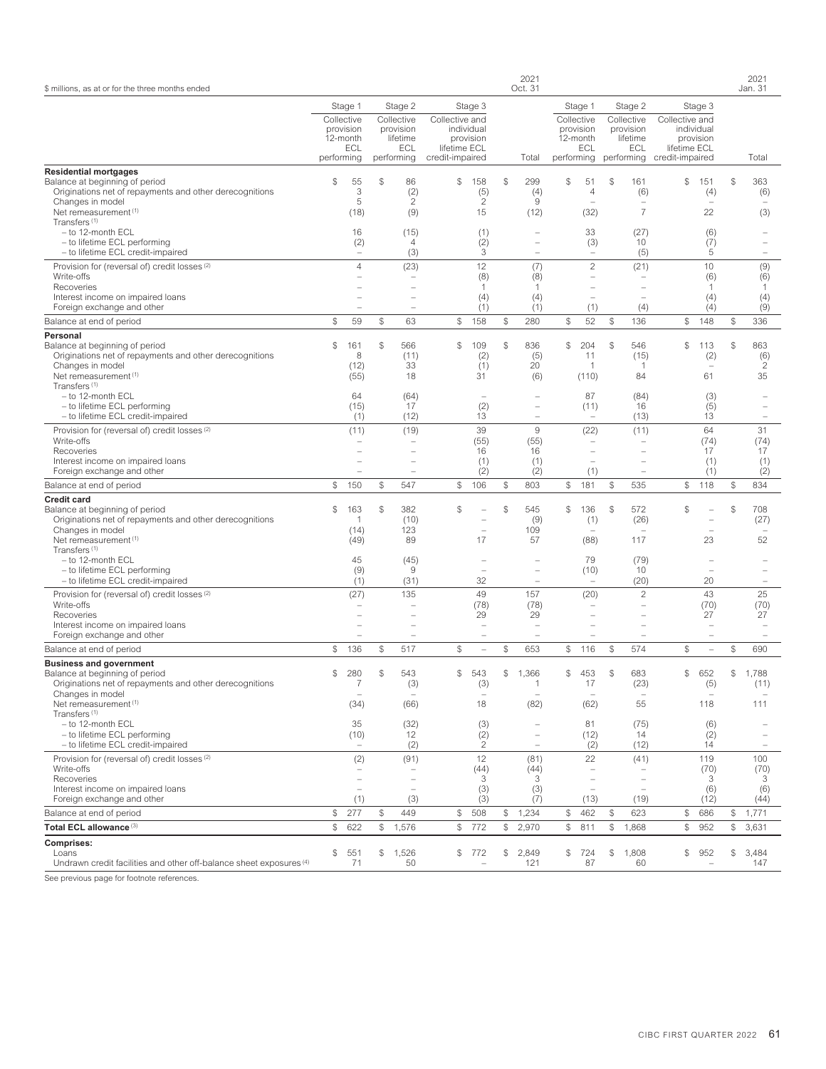| $ millions, as at or for the three months ended | | | | 2021 Oct. 31 | | | | 2021 Jan. 31 |
|---|---|---|---|---|---|---|---|---|
| | Stage 1 | Stage 2 | Stage 3 | | Stage 1 | Stage 2 | Stage 3 | |
| | Collective provision 12-month ECL performing | Collective provision lifetime ECL performing | Collective and individual provision lifetime ECL credit-impaired | Total | Collective provision 12-month ECL performing | Collective provision lifetime ECL performing | Collective and individual provision lifetime ECL credit-impaired | Total |
| **Residential mortgages** | | | | | | | | |
| Balance at beginning of period | $ 55 | $ 86 | $ 158 | $ 299 | $ 51 | $ 161 | $ 151 | $ 363 |
| Originations net of repayments and other derecognitions | 3 | (2) | (5) | (4) | 4 | (6) | (4) | (6) |
| Changes in model | 5 | 2 | 2 | 9 | – | – | – | – |
| Net remeasurement [(1)] | (18) | (9) | 15 | (12) | (32) | 7 | 22 | (3) |
| Transfers [(1)] | | | | | | | | |
| – to 12-month ECL | 16 | (15) | (1) | – | 33 | (27) | (6) | – |
| – to lifetime ECL performing | (2) | 4 | (2) | – | (3) | 10 | (7) | – |
| – to lifetime ECL credit-impaired | – | (3) | 3 | – | – | (5) | 5 | – |
| Provision for (reversal of) credit losses [(2)] | 4 | (23) | 12 | (7) | 2 | (21) | 10 | (9) |
| Write-offs | – | – | (8) | (8) | – | – | (6) | (6) |
| Recoveries | – | – | 1 | 1 | – | – | 1 | 1 |
| Interest income on impaired loans | – | – | (4) | (4) | – | – | (4) | (4) |
| Foreign exchange and other | – | – | (1) | (1) | (1) | (4) | (4) | (9) |
| Balance at end of period | $ 59 | $ 63 | $ 158 | $ 280 | $ 52 | $ 136 | $ 148 | $ 336 |
| **Personal** | | | | | | | | |
| Balance at beginning of period | $ 161 | $ 566 | $ 109 | $ 836 | $ 204 | $ 546 | $ 113 | $ 863 |
| Originations net of repayments and other derecognitions | 8 | (11) | (2) | (5) | 11 | (15) | (2) | (6) |
| Changes in model | (12) | 33 | (1) | 20 | 1 | 1 | – | 2 |
| Net remeasurement [(1)] | (55) | 18 | 31 | (6) | (110) | 84 | 61 | 35 |
| Transfers [(1)] | | | | | | | | |
| – to 12-month ECL | 64 | (64) | – | – | 87 | (84) | (3) | – |
| – to lifetime ECL performing | (15) | 17 | (2) | – | (11) | 16 | (5) | – |
| – to lifetime ECL credit-impaired | (1) | (12) | 13 | – | – | (13) | 13 | – |
| Provision for (reversal of) credit losses [(2)] | (11) | (19) | 39 | 9 | (22) | (11) | 64 | 31 |
| Write-offs | – | – | (55) | (55) | – | – | (74) | (74) |
| Recoveries | – | – | 16 | 16 | – | – | 17 | 17 |
| Interest income on impaired loans | – | – | (1) | (1) | – | – | (1) | (1) |
| Foreign exchange and other | – | – | (2) | (2) | (1) | – | (1) | (2) |
| Balance at end of period | $ 150 | $ 547 | $ 106 | $ 803 | $ 181 | $ 535 | $ 118 | $ 834 |
| **Credit card** | | | | | | | | |
| Balance at beginning of period | $ 163 | $ 382 | $ – | $ 545 | $ 136 | $ 572 | $ – | $ 708 |
| Originations net of repayments and other derecognitions | 1 | (10) | – | (9) | (1) | (26) | – | (27) |
| Changes in model | (14) | 123 | – | 109 | – | – | – | – |
| Net remeasurement [(1)] | (49) | 89 | 17 | 57 | (88) | 117 | 23 | 52 |
| Transfers [(1)] | | | | | | | | |
| – to 12-month ECL | 45 | (45) | – | – | 79 | (79) | – | – |
| – to lifetime ECL performing | (9) | 9 | – | – | (10) | 10 | – | – |
| – to lifetime ECL credit-impaired | (1) | (31) | 32 | – | – | (20) | 20 | – |
| Provision for (reversal of) credit losses [(2)] | (27) | 135 | 49 | 157 | (20) | 2 | 43 | 25 |
| Write-offs | – | – | (78) | (78) | – | – | (70) | (70) |
| Recoveries | – | – | 29 | 29 | – | – | 27 | 27 |
| Interest income on impaired loans | – | – | – | – | – | – | – | – |
| Foreign exchange and other | – | – | – | – | – | – | – | – |
| Balance at end of period | $ 136 | $ 517 | $ – | $ 653 | $ 116 | $ 574 | $ – | $ 690 |
| **Business and government** | | | | | | | | |
| Balance at beginning of period | $ 280 | $ 543 | $ 543 | $ 1,366 | $ 453 | $ 683 | $ 652 | $ 1,788 |
| Originations net of repayments and other derecognitions | 7 | (3) | (3) | 1 | 17 | (23) | (5) | (11) |
| Changes in model | – | – | – | – | – | – | – | – |
| Net remeasurement [(1)] | (34) | (66) | 18 | (82) | (62) | 55 | 118 | 111 |
| Transfers [(1)] | | | | | | | | |
| – to 12-month ECL | 35 | (32) | (3) | – | 81 | (75) | (6) | – |
| – to lifetime ECL performing | (10) | 12 | (2) | – | (12) | 14 | (2) | – |
| – to lifetime ECL credit-impaired | – | (2) | 2 | – | (2) | (12) | 14 | – |
| Provision for (reversal of) credit losses [(2)] | (2) | (91) | 12 | (81) | 22 | (41) | 119 | 100 |
| Write-offs | – | – | (44) | (44) | – | – | (70) | (70) |
| Recoveries | – | – | 3 | 3 | – | – | 3 | 3 |
| Interest income on impaired loans | – | – | (3) | (3) | – | – | (6) | (6) |
| Foreign exchange and other | (1) | (3) | (3) | (7) | (13) | (19) | (12) | (44) |
| Balance at end of period | $ 277 | $ 449 | $ 508 | $ 1,234 | $ 462 | $ 623 | $ 686 | $ 1,771 |
| **Total ECL allowance** [(3)] | $ 622 | $ 1,576 | $ 772 | $ 2,970 | $ 811 | $ 1,868 | $ 952 | $ 3,631 |
| **Comprises:** | | | | | | | | |
| Loans | $ 551 | $ 1,526 | $ 772 | $ 2,849 | $ 724 | $ 1,808 | $ 952 | $ 3,484 |
| Undrawn credit facilities and other off-balance sheet exposures [(4)] | 71 | 50 | – | 121 | 87 | 60 | – | 147 |

See previous page for footnote references.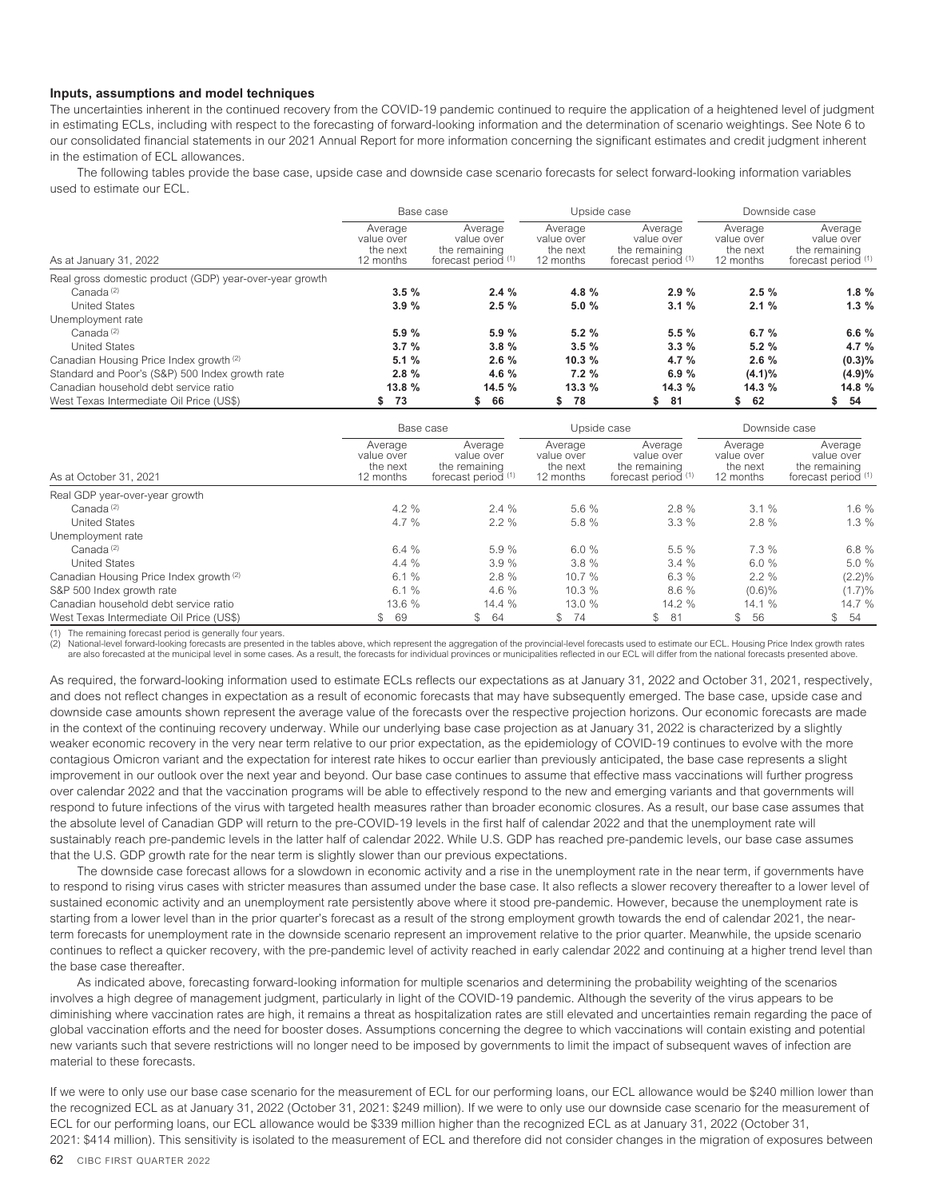**Inputs, assumptions and model techniques**

The uncertainties inherent in the continued recovery from the COVID-19 pandemic continued to require the application of a heightened level of judgment in estimating ECLs, including with respect to the forecasting of forward-looking information and the determination of scenario weightings. See Note 6 to our consolidated financial statements in our 2021 Annual Report for more information concerning the significant estimates and credit judgment inherent in the estimation of ECL allowances.

The following tables provide the base case, upside case and downside case scenario forecasts for select forward-looking information variables used to estimate our ECL.

| | Base case | | Upside case | | Downside case | |
|---|---|---|---|---|---|---|
| As at January 31, 2022 | Average value over the next 12 months | Average value over the remaining forecast period [1] | Average value over the next 12 months | Average value over the remaining forecast period [1] | Average value over the next 12 months | Average value over the remaining forecast period [1] |
| Real gross domestic product (GDP) year-over-year growth | | | | | | |
| Canada [2] | **3.5 %** | **2.4 %** | **4.8 %** | **2.9 %** | **2.5 %** | **1.8 %** |
| United States | **3.9 %** | **2.5 %** | **5.0 %** | **3.1 %** | **2.1 %** | **1.3 %** |
| Unemployment rate | | | | | | |
| Canada [2] | **5.9 %** | **5.9 %** | **5.2 %** | **5.5 %** | **6.7 %** | **6.6 %** |
| United States | **3.7 %** | **3.8 %** | **3.5 %** | **3.3 %** | **5.2 %** | **4.7 %** |
| Canadian Housing Price Index growth [2] | **5.1 %** | **2.6 %** | **10.3 %** | **4.7 %** | **2.6 %** | **(0.3)%** |
| Standard and Poor's (S&P) 500 Index growth rate | **2.8 %** | **4.6 %** | **7.2 %** | **6.9 %** | **(4.1)%** | **(4.9)%** |
| Canadian household debt service ratio | **13.8 %** | **14.5 %** | **13.3 %** | **14.3 %** | **14.3 %** | **14.8 %** |
| West Texas Intermediate Oil Price (US$) | **$ 73** | **$ 66** | **$ 78** | **$ 81** | **$ 62** | **$ 54** |

| | Base case | | Upside case | | Downside case | |
|---|---|---|---|---|---|---|
| As at October 31, 2021 | Average value over the next 12 months | Average value over the remaining forecast period [1] | Average value over the next 12 months | Average value over the remaining forecast period [1] | Average value over the next 12 months | Average value over the remaining forecast period [1] |
| Real GDP year-over-year growth | | | | | | |
| Canada [2] | 4.2 % | 2.4 % | 5.6 % | 2.8 % | 3.1 % | 1.6 % |
| United States | 4.7 % | 2.2 % | 5.8 % | 3.3 % | 2.8 % | 1.3 % |
| Unemployment rate | | | | | | |
| Canada [2] | 6.4 % | 5.9 % | 6.0 % | 5.5 % | 7.3 % | 6.8 % |
| United States | 4.4 % | 3.9 % | 3.8 % | 3.4 % | 6.0 % | 5.0 % |
| Canadian Housing Price Index growth [2] | 6.1 % | 2.8 % | 10.7 % | 6.3 % | 2.2 % | (2.2)% |
| S&P 500 Index growth rate | 6.1 % | 4.6 % | 10.3 % | 8.6 % | (0.6)% | (1.7)% |
| Canadian household debt service ratio | 13.6 % | 14.4 % | 13.0 % | 14.2 % | 14.1 % | 14.7 % |
| West Texas Intermediate Oil Price (US$) | $ 69 | $ 64 | $ 74 | $ 81 | $ 56 | $ 54 |

(1) The remaining forecast period is generally four years.
(2) National-level forward-looking forecasts are presented in the tables above, which represent the aggregation of the provincial-level forecasts used to estimate our ECL. Housing Price Index growth rates are also forecasted at the municipal level in some cases. As a result, the forecasts for individual provinces or municipalities reflected in our ECL will differ from the national forecasts presented above.

As required, the forward-looking information used to estimate ECLs reflects our expectations as at January 31, 2022 and October 31, 2021, respectively, and does not reflect changes in expectation as a result of economic forecasts that may have subsequently emerged. The base case, upside case and downside case amounts shown represent the average value of the forecasts over the respective projection horizons. Our economic forecasts are made in the context of the continuing recovery underway. While our underlying base case projection as at January 31, 2022 is characterized by a slightly weaker economic recovery in the very near term relative to our prior expectation, as the epidemiology of COVID-19 continues to evolve with the more contagious Omicron variant and the expectation for interest rate hikes to occur earlier than previously anticipated, the base case represents a slight improvement in our outlook over the next year and beyond. Our base case continues to assume that effective mass vaccinations will further progress over calendar 2022 and that the vaccination programs will be able to effectively respond to the new and emerging variants and that governments will respond to future infections of the virus with targeted health measures rather than broader economic closures. As a result, our base case assumes that the absolute level of Canadian GDP will return to the pre-COVID-19 levels in the first half of calendar 2022 and that the unemployment rate will sustainably reach pre-pandemic levels in the latter half of calendar 2022. While U.S. GDP has reached pre-pandemic levels, our base case assumes that the U.S. GDP growth rate for the near term is slightly slower than our previous expectations.

The downside case forecast allows for a slowdown in economic activity and a rise in the unemployment rate in the near term, if governments have to respond to rising virus cases with stricter measures than assumed under the base case. It also reflects a slower recovery thereafter to a lower level of sustained economic activity and an unemployment rate persistently above where it stood pre-pandemic. However, because the unemployment rate is starting from a lower level than in the prior quarter's forecast as a result of the strong employment growth towards the end of calendar 2021, the near-term forecasts for unemployment rate in the downside scenario represent an improvement relative to the prior quarter. Meanwhile, the upside scenario continues to reflect a quicker recovery, with the pre-pandemic level of activity reached in early calendar 2022 and continuing at a higher trend level than the base case thereafter.

As indicated above, forecasting forward-looking information for multiple scenarios and determining the probability weighting of the scenarios involves a high degree of management judgment, particularly in light of the COVID-19 pandemic. Although the severity of the virus appears to be diminishing where vaccination rates are high, it remains a threat as hospitalization rates are still elevated and uncertainties remain regarding the pace of global vaccination efforts and the need for booster doses. Assumptions concerning the degree to which vaccinations will contain existing and potential new variants such that severe restrictions will no longer need to be imposed by governments to limit the impact of subsequent waves of infection are material to these forecasts.

If we were to only use our base case scenario for the measurement of ECL for our performing loans, our ECL allowance would be $240 million lower than the recognized ECL as at January 31, 2022 (October 31, 2021: $249 million). If we were to only use our downside case scenario for the measurement of ECL for our performing loans, our ECL allowance would be $339 million higher than the recognized ECL as at January 31, 2022 (October 31, 2021: $414 million). This sensitivity is isolated to the measurement of ECL and therefore did not consider changes in the migration of exposures between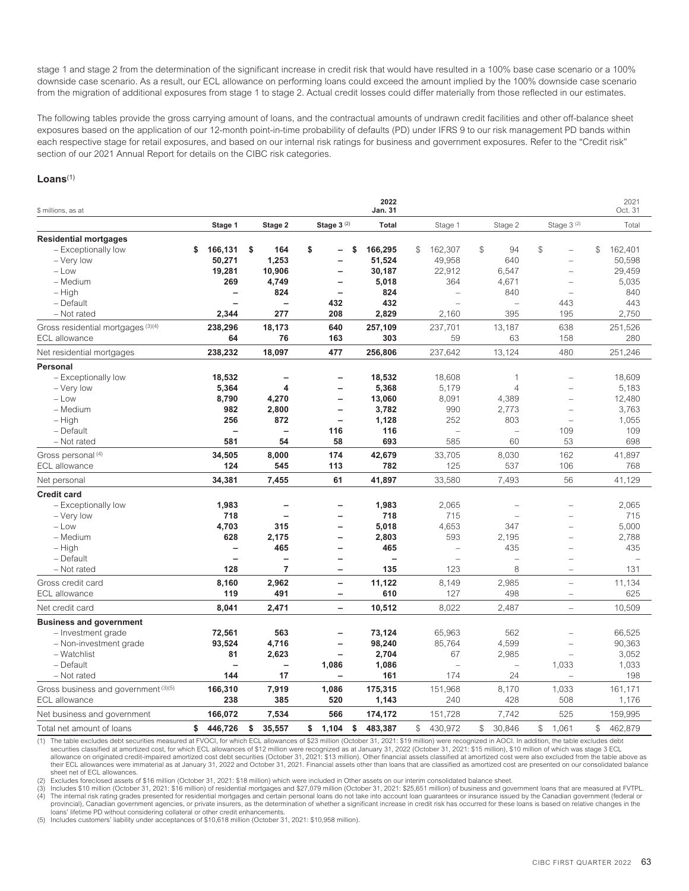stage 1 and stage 2 from the determination of the significant increase in credit risk that would have resulted in a 100% base case scenario or a 100% downside case scenario. As a result, our ECL allowance on performing loans could exceed the amount implied by the 100% downside case scenario from the migration of additional exposures from stage 1 to stage 2. Actual credit losses could differ materially from those reflected in our estimates.

The following tables provide the gross carrying amount of loans, and the contractual amounts of undrawn credit facilities and other off-balance sheet exposures based on the application of our 12-month point-in-time probability of defaults (PD) under IFRS 9 to our risk management PD bands within each respective stage for retail exposures, and based on our internal risk ratings for business and government exposures. Refer to the "Credit risk" section of our 2021 Annual Report for details on the CIBC risk categories.

### Loans(1)

| $ millions, as at | | | | 2022 Jan. 31 | | | | 2021 Oct. 31 |
|---|---|---|---|---|---|---|---|---|
| | Stage 1 | Stage 2 | Stage 3 (2) | Total | Stage 1 | Stage 2 | Stage 3 (2) | Total |
| **Residential mortgages** | | | | | | | | |
| – Exceptionally low | $ 166,131 | $ 164 | $ – | $ 166,295 | $ 162,307 | $ 94 | $ – | $ 162,401 |
| – Very low | 50,271 | 1,253 | – | 51,524 | 49,958 | 640 | – | 50,598 |
| – Low | 19,281 | 10,906 | – | 30,187 | 22,912 | 6,547 | – | 29,459 |
| – Medium | 269 | 4,749 | – | 5,018 | 364 | 4,671 | – | 5,035 |
| – High | – | 824 | – | 824 | – | 840 | – | 840 |
| – Default | – | – | 432 | 432 | – | – | 443 | 443 |
| – Not rated | 2,344 | 277 | 208 | 2,829 | 2,160 | 395 | 195 | 2,750 |
| Gross residential mortgages (3)(4) | 238,296 | 18,173 | 640 | 257,109 | 237,701 | 13,187 | 638 | 251,526 |
| ECL allowance | 64 | 76 | 163 | 303 | 59 | 63 | 158 | 280 |
| Net residential mortgages | 238,232 | 18,097 | 477 | 256,806 | 237,642 | 13,124 | 480 | 251,246 |
| **Personal** | | | | | | | | |
| – Exceptionally low | 18,532 | – | – | 18,532 | 18,608 | 1 | – | 18,609 |
| – Very low | 5,364 | 4 | – | 5,368 | 5,179 | 4 | – | 5,183 |
| – Low | 8,790 | 4,270 | – | 13,060 | 8,091 | 4,389 | – | 12,480 |
| – Medium | 982 | 2,800 | – | 3,782 | 990 | 2,773 | – | 3,763 |
| – High | 256 | 872 | – | 1,128 | 252 | 803 | – | 1,055 |
| – Default | – | – | 116 | 116 | – | – | 109 | 109 |
| – Not rated | 581 | 54 | 58 | 693 | 585 | 60 | 53 | 698 |
| Gross personal (4) | 34,505 | 8,000 | 174 | 42,679 | 33,705 | 8,030 | 162 | 41,897 |
| ECL allowance | 124 | 545 | 113 | 782 | 125 | 537 | 106 | 768 |
| Net personal | 34,381 | 7,455 | 61 | 41,897 | 33,580 | 7,493 | 56 | 41,129 |
| **Credit card** | | | | | | | | |
| – Exceptionally low | 1,983 | – | – | 1,983 | 2,065 | – | – | 2,065 |
| – Very low | 718 | – | – | 718 | 715 | – | – | 715 |
| – Low | 4,703 | 315 | – | 5,018 | 4,653 | 347 | – | 5,000 |
| – Medium | 628 | 2,175 | – | 2,803 | 593 | 2,195 | – | 2,788 |
| – High | – | 465 | – | 465 | – | 435 | – | 435 |
| – Default | – | – | – | – | – | – | – | – |
| – Not rated | 128 | 7 | – | 135 | 123 | 8 | – | 131 |
| Gross credit card | 8,160 | 2,962 | – | 11,122 | 8,149 | 2,985 | – | 11,134 |
| ECL allowance | 119 | 491 | – | 610 | 127 | 498 | – | 625 |
| Net credit card | 8,041 | 2,471 | – | 10,512 | 8,022 | 2,487 | – | 10,509 |
| **Business and government** | | | | | | | | |
| – Investment grade | 72,561 | 563 | – | 73,124 | 65,963 | 562 | – | 66,525 |
| – Non-investment grade | 93,524 | 4,716 | – | 98,240 | 85,764 | 4,599 | – | 90,363 |
| – Watchlist | 81 | 2,623 | – | 2,704 | 67 | 2,985 | – | 3,052 |
| – Default | – | – | 1,086 | 1,086 | – | – | 1,033 | 1,033 |
| – Not rated | 144 | 17 | – | 161 | 174 | 24 | – | 198 |
| Gross business and government (3)(5) | 166,310 | 7,919 | 1,086 | 175,315 | 151,968 | 8,170 | 1,033 | 161,171 |
| ECL allowance | 238 | 385 | 520 | 1,143 | 240 | 428 | 508 | 1,176 |
| Net business and government | 166,072 | 7,534 | 566 | 174,172 | 151,728 | 7,742 | 525 | 159,995 |
| Total net amount of loans | $ 446,726 | $ 35,557 | $ 1,104 | $ 483,387 | $ 430,972 | $ 30,846 | $ 1,061 | $ 462,879 |

(1) The table excludes debt securities measured at FVOCI, for which ECL allowances of $23 million (October 31, 2021: $19 million) were recognized in AOCI. In addition, the table excludes debt securities classified at amortized cost, for which ECL allowances of $12 million were recognized as at January 31, 2022 (October 31, 2021: $15 million), $10 million of which was stage 3 ECL allowance on originated credit-impaired amortized cost debt securities (October 31, 2021: $13 million). Other financial assets classified at amortized cost were also excluded from the table above as their ECL allowances were immaterial as at January 31, 2022 and October 31, 2021. Financial assets other than loans that are classified as amortized cost are presented on our consolidated balance sheet net of ECL allowances.
(2) Excludes foreclosed assets of $16 million (October 31, 2021: $18 million) which were included in Other assets on our interim consolidated balance sheet.
(3) Includes $10 million (October 31, 2021: $16 million) of residential mortgages and $27,079 million (October 31, 2021: $25,651 million) of business and government loans that are measured at FVTPL.
(4) The internal risk rating grades presented for residential mortgages and certain personal loans do not take into account loan guarantees or insurance issued by the Canadian government (federal or provincial), Canadian government agencies, or private insurers, as the determination of whether a significant increase in credit risk has occurred for these loans is based on relative changes in the loans' lifetime PD without considering collateral or other credit enhancements.
(5) Includes customers' liability under acceptances of $10,618 million (October 31, 2021: $10,958 million).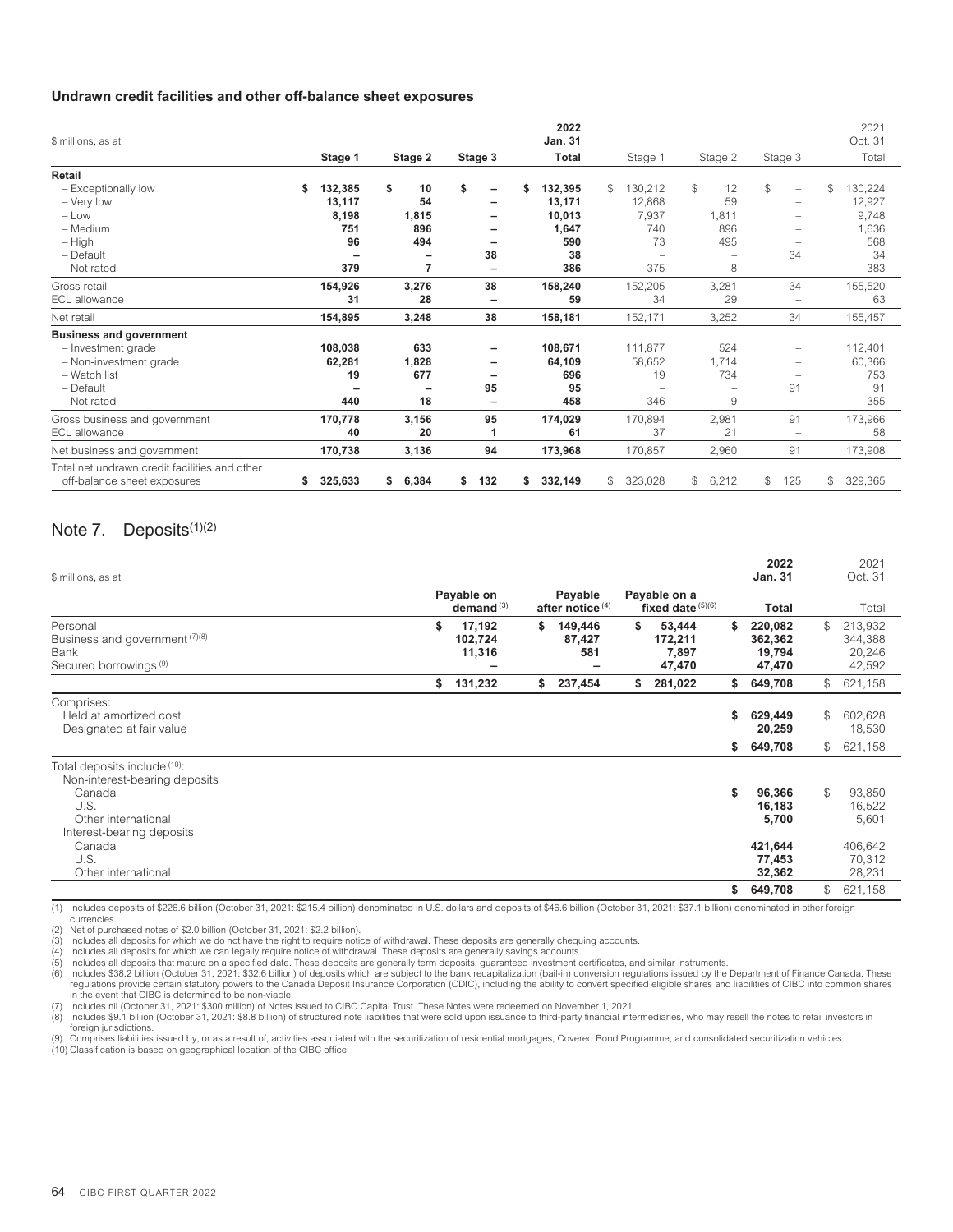**Undrawn credit facilities and other off-balance sheet exposures**

| $ millions, as at | | | | 2022 Jan. 31 | | | | 2021 Oct. 31 |
|---|---|---|---|---|---|---|---|---|
| | Stage 1 | Stage 2 | Stage 3 | Total | Stage 1 | Stage 2 | Stage 3 | Total |
| **Retail** | | | | | | | | |
| – Exceptionally low | $ 132,385 | $ 10 | $ – | $ 132,395 | $ 130,212 | $ 12 | $ – | $ 130,224 |
| – Very low | 13,117 | 54 | – | 13,171 | 12,868 | 59 | – | 12,927 |
| – Low | 8,198 | 1,815 | – | 10,013 | 7,937 | 1,811 | – | 9,748 |
| – Medium | 751 | 896 | – | 1,647 | 740 | 896 | – | 1,636 |
| – High | 96 | 494 | – | 590 | 73 | 495 | – | 568 |
| – Default | – | – | 38 | 38 | – | – | 34 | 34 |
| – Not rated | 379 | 7 | – | 386 | 375 | 8 | – | 383 |
| Gross retail | 154,926 | 3,276 | 38 | 158,240 | 152,205 | 3,281 | 34 | 155,520 |
| ECL allowance | 31 | 28 | – | 59 | 34 | 29 | – | 63 |
| Net retail | 154,895 | 3,248 | 38 | 158,181 | 152,171 | 3,252 | 34 | 155,457 |
| **Business and government** | | | | | | | | |
| – Investment grade | 108,038 | 633 | – | 108,671 | 111,877 | 524 | – | 112,401 |
| – Non-investment grade | 62,281 | 1,828 | – | 64,109 | 58,652 | 1,714 | – | 60,366 |
| – Watch list | 19 | 677 | – | 696 | 19 | 734 | – | 753 |
| – Default | – | – | 95 | 95 | – | – | 91 | 91 |
| – Not rated | 440 | 18 | – | 458 | 346 | 9 | – | 355 |
| Gross business and government | 170,778 | 3,156 | 95 | 174,029 | 170,894 | 2,981 | 91 | 173,966 |
| ECL allowance | 40 | 20 | 1 | 61 | 37 | 21 | – | 58 |
| Net business and government | 170,738 | 3,136 | 94 | 173,968 | 170,857 | 2,960 | 91 | 173,908 |
| Total net undrawn credit facilities and other off-balance sheet exposures | $ 325,633 | $ 6,384 | $ 132 | $ 332,149 | $ 323,028 | $ 6,212 | $ 125 | $ 329,365 |

## Note 7. Deposits[(1)(2)]

| $ millions, as at | | | | 2022 Jan. 31 | 2021 Oct. 31 |
|---|---|---|---|---|---|
| | Payable on demand[(3)] | Payable after notice[(4)] | Payable on a fixed date[(5)(6)] | Total | Total |
| Personal | $ 17,192 | $ 149,446 | $ 53,444 | $ 220,082 | $ 213,932 |
| Business and government[(7)(8)] | 102,724 | 87,427 | 172,211 | 362,362 | 344,388 |
| Bank | 11,316 | 581 | 7,897 | 19,794 | 20,246 |
| Secured borrowings[(9)] | – | – | 47,470 | 47,470 | 42,592 |
| | $ 131,232 | $ 237,454 | $ 281,022 | $ 649,708 | $ 621,158 |
| Comprises: | | | | | |
| Held at amortized cost | | | | $ 629,449 | $ 602,628 |
| Designated at fair value | | | | 20,259 | 18,530 |
| | | | | $ 649,708 | $ 621,158 |
| Total deposits include[(10)]: | | | | | |
| Non-interest-bearing deposits | | | | | |
| Canada | | | | $ 96,366 | $ 93,850 |
| U.S. | | | | 16,183 | 16,522 |
| Other international | | | | 5,700 | 5,601 |
| Interest-bearing deposits | | | | | |
| Canada | | | | 421,644 | 406,642 |
| U.S. | | | | 77,453 | 70,312 |
| Other international | | | | 32,362 | 28,231 |
| | | | | $ 649,708 | $ 621,158 |

(1) Includes deposits of $226.6 billion (October 31, 2021: $215.4 billion) denominated in U.S. dollars and deposits of $46.6 billion (October 31, 2021: $37.1 billion) denominated in other foreign currencies.
(2) Net of purchased notes of $2.0 billion (October 31, 2021: $2.2 billion).
(3) Includes all deposits for which we do not have the right to require notice of withdrawal. These deposits are generally chequing accounts.
(4) Includes all deposits for which we can legally require notice of withdrawal. These deposits are generally savings accounts.
(5) Includes all deposits that mature on a specified date. These deposits are generally term deposits, guaranteed investment certificates, and similar instruments.
(6) Includes $38.2 billion (October 31, 2021: $32.6 billion) of deposits which are subject to the bank recapitalization (bail-in) conversion regulations issued by the Department of Finance Canada. These regulations provide certain statutory powers to the Canada Deposit Insurance Corporation (CDIC), including the ability to convert specified eligible shares and liabilities of CIBC into common shares in the event that CIBC is determined to be non-viable.
(7) Includes nil (October 31, 2021: $300 million) of Notes issued to CIBC Capital Trust. These Notes were redeemed on November 1, 2021.
(8) Includes $9.1 billion (October 31, 2021: $8.8 billion) of structured note liabilities that were sold upon issuance to third-party financial intermediaries, who may resell the notes to retail investors in foreign jurisdictions.
(9) Comprises liabilities issued by, or as a result of, activities associated with the securitization of residential mortgages, Covered Bond Programme, and consolidated securitization vehicles.
(10) Classification is based on geographical location of the CIBC office.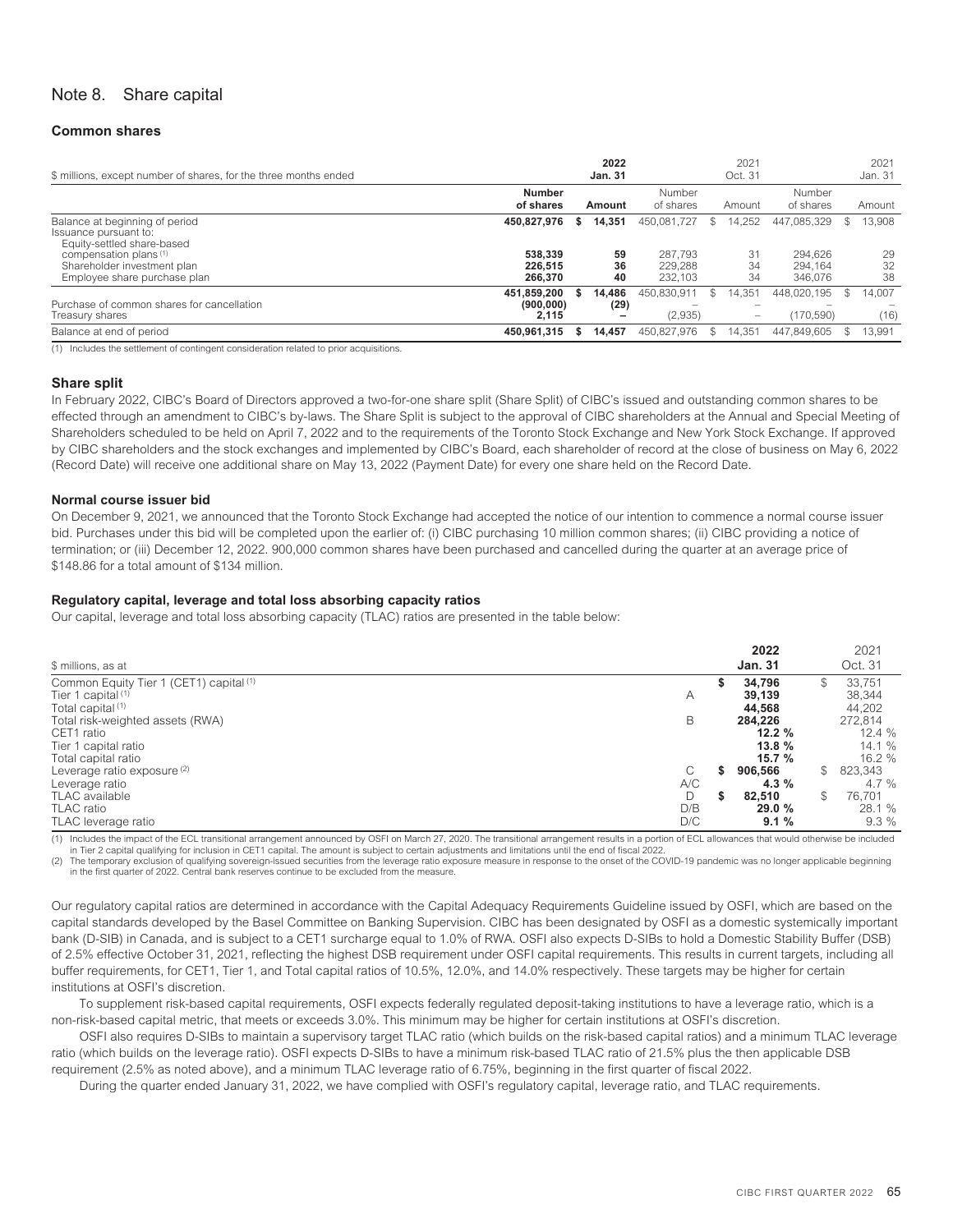# Note 8. Share capital

## Common shares

| $ millions, except number of shares, for the three months ended | 2022 Jan. 31 | | 2021 Oct. 31 | | 2021 Jan. 31 | |
|---|---|---|---|---|---|---|
| | **Number of shares** | **Amount** | Number of shares | Amount | Number of shares | Amount |
| Balance at beginning of period | **450,827,976** | **$ 14,351** | 450,081,727 | $ 14,252 | 447,085,329 | $ 13,908 |
| Issuance pursuant to: | | | | | | |
| Equity-settled share-based compensation plans (1) | **538,339** | **59** | 287,793 | 31 | 294,626 | 29 |
| Shareholder investment plan | **226,515** | **36** | 229,288 | 34 | 294,164 | 32 |
| Employee share purchase plan | **266,370** | **40** | 232,103 | 34 | 346,076 | 38 |
| | **451,859,200** | **$ 14,486** | 450,830,911 | $ 14,351 | 448,020,195 | $ 14,007 |
| Purchase of common shares for cancellation | **(900,000)** | **(29)** | – | – | – | – |
| Treasury shares | **2,115** | **–** | (2,935) | – | (170,590) | (16) |
| Balance at end of period | **450,961,315** | **$ 14,457** | 450,827,976 | $ 14,351 | 447,849,605 | $ 13,991 |

(1) Includes the settlement of contingent consideration related to prior acquisitions.

## Share split

In February 2022, CIBC's Board of Directors approved a two-for-one share split (Share Split) of CIBC's issued and outstanding common shares to be effected through an amendment to CIBC's by-laws. The Share Split is subject to the approval of CIBC shareholders at the Annual and Special Meeting of Shareholders scheduled to be held on April 7, 2022 and to the requirements of the Toronto Stock Exchange and New York Stock Exchange. If approved by CIBC shareholders and the stock exchanges and implemented by CIBC's Board, each shareholder of record at the close of business on May 6, 2022 (Record Date) will receive one additional share on May 13, 2022 (Payment Date) for every one share held on the Record Date.

## Normal course issuer bid

On December 9, 2021, we announced that the Toronto Stock Exchange had accepted the notice of our intention to commence a normal course issuer bid. Purchases under this bid will be completed upon the earlier of: (i) CIBC purchasing 10 million common shares; (ii) CIBC providing a notice of termination; or (iii) December 12, 2022. 900,000 common shares have been purchased and cancelled during the quarter at an average price of $148.86 for a total amount of $134 million.

## Regulatory capital, leverage and total loss absorbing capacity ratios

Our capital, leverage and total loss absorbing capacity (TLAC) ratios are presented in the table below:

| $ millions, as at | | 2022 Jan. 31 | 2021 Oct. 31 |
|---|---|---|---|
| Common Equity Tier 1 (CET1) capital (1) | | **$ 34,796** | $ 33,751 |
| Tier 1 capital (1) | A | **39,139** | 38,344 |
| Total capital (1) | | **44,568** | 44,202 |
| Total risk-weighted assets (RWA) | B | **284,226** | 272,814 |
| CET1 ratio | | **12.2 %** | 12.4 % |
| Tier 1 capital ratio | | **13.8 %** | 14.1 % |
| Total capital ratio | | **15.7 %** | 16.2 % |
| Leverage ratio exposure (2) | C | **$ 906,566** | $ 823,343 |
| Leverage ratio | A/C | **4.3 %** | 4.7 % |
| TLAC available | D | **$ 82,510** | $ 76,701 |
| TLAC ratio | D/B | **29.0 %** | 28.1 % |
| TLAC leverage ratio | D/C | **9.1 %** | 9.3 % |

(1) Includes the impact of the ECL transitional arrangement announced by OSFI on March 27, 2020. The transitional arrangement results in a portion of ECL allowances that would otherwise be included in Tier 2 capital qualifying for inclusion in CET1 capital. The amount is subject to certain adjustments and limitations until the end of fiscal 2022.

(2) The temporary exclusion of qualifying sovereign-issued securities from the leverage ratio exposure measure in response to the onset of the COVID-19 pandemic was no longer applicable beginning in the first quarter of 2022. Central bank reserves continue to be excluded from the measure.

Our regulatory capital ratios are determined in accordance with the Capital Adequacy Requirements Guideline issued by OSFI, which are based on the capital standards developed by the Basel Committee on Banking Supervision. CIBC has been designated by OSFI as a domestic systemically important bank (D-SIB) in Canada, and is subject to a CET1 surcharge equal to 1.0% of RWA. OSFI also expects D-SIBs to hold a Domestic Stability Buffer (DSB) of 2.5% effective October 31, 2021, reflecting the highest DSB requirement under OSFI capital requirements. This results in current targets, including all buffer requirements, for CET1, Tier 1, and Total capital ratios of 10.5%, 12.0%, and 14.0% respectively. These targets may be higher for certain institutions at OSFI's discretion.

To supplement risk-based capital requirements, OSFI expects federally regulated deposit-taking institutions to have a leverage ratio, which is a non-risk-based capital metric, that meets or exceeds 3.0%. This minimum may be higher for certain institutions at OSFI's discretion.

OSFI also requires D-SIBs to maintain a supervisory target TLAC ratio (which builds on the risk-based capital ratios) and a minimum TLAC leverage ratio (which builds on the leverage ratio). OSFI expects D-SIBs to have a minimum risk-based TLAC ratio of 21.5% plus the then applicable DSB requirement (2.5% as noted above), and a minimum TLAC leverage ratio of 6.75%, beginning in the first quarter of fiscal 2022.

During the quarter ended January 31, 2022, we have complied with OSFI's regulatory capital, leverage ratio, and TLAC requirements.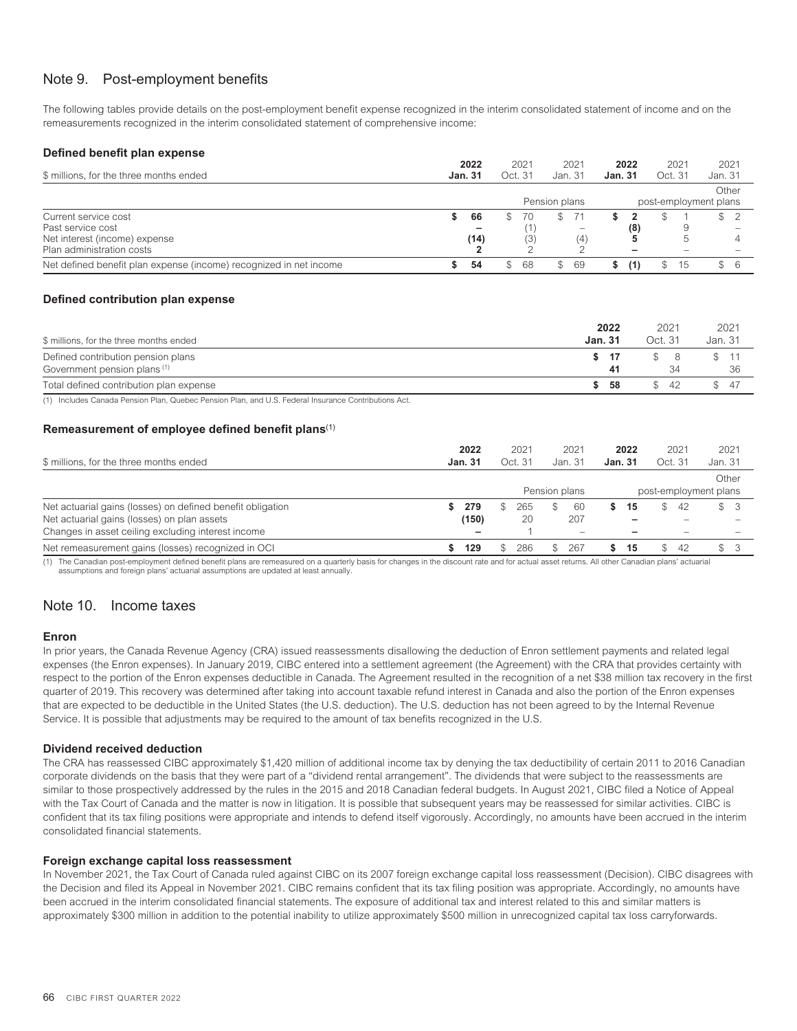## Note 9. Post-employment benefits

The following tables provide details on the post-employment benefit expense recognized in the interim consolidated statement of income and on the remeasurements recognized in the interim consolidated statement of comprehensive income:

### Defined benefit plan expense

| $ millions, for the three months ended | **2022 Jan. 31** | 2021 Oct. 31 | 2021 Jan. 31 | **2022 Jan. 31** | 2021 Oct. 31 | 2021 Jan. 31 |
|---|---|---|---|---|---|---|
| | Pension plans | | | Other post-employment plans | | |
| Current service cost | **$ 66** | $ 70 | $ 71 | **$ 2** | $ 1 | $ 2 |
| Past service cost | **–** | (1) | – | **(8)** | 9 | – |
| Net interest (income) expense | **(14)** | (3) | (4) | **5** | 5 | 4 |
| Plan administration costs | **2** | 2 | 2 | **–** | – | – |
| Net defined benefit plan expense (income) recognized in net income | **$ 54** | $ 68 | $ 69 | **$ (1)** | $ 15 | $ 6 |

### Defined contribution plan expense

| $ millions, for the three months ended | **2022 Jan. 31** | 2021 Oct. 31 | 2021 Jan. 31 |
|---|---|---|---|
| Defined contribution pension plans | **$ 17** | $ 8 | $ 11 |
| Government pension plans [1] | **41** | 34 | 36 |
| Total defined contribution plan expense | **$ 58** | $ 42 | $ 47 |

(1) Includes Canada Pension Plan, Quebec Pension Plan, and U.S. Federal Insurance Contributions Act.

### Remeasurement of employee defined benefit plans[1]

| $ millions, for the three months ended | **2022 Jan. 31** | 2021 Oct. 31 | 2021 Jan. 31 | **2022 Jan. 31** | 2021 Oct. 31 | 2021 Jan. 31 |
|---|---|---|---|---|---|---|
| | Pension plans | | | Other post-employment plans | | |
| Net actuarial gains (losses) on defined benefit obligation | **$ 279** | $ 265 | $ 60 | **$ 15** | $ 42 | $ 3 |
| Net actuarial gains (losses) on plan assets | **(150)** | 20 | 207 | **–** | – | – |
| Changes in asset ceiling excluding interest income | **–** | 1 | – | **–** | – | – |
| Net remeasurement gains (losses) recognized in OCI | **$ 129** | $ 286 | $ 267 | **$ 15** | $ 42 | $ 3 |

(1) The Canadian post-employment defined benefit plans are remeasured on a quarterly basis for changes in the discount rate and for actual asset returns. All other Canadian plans' actuarial assumptions and foreign plans' actuarial assumptions are updated at least annually.

## Note 10. Income taxes

### Enron

In prior years, the Canada Revenue Agency (CRA) issued reassessments disallowing the deduction of Enron settlement payments and related legal expenses (the Enron expenses). In January 2019, CIBC entered into a settlement agreement (the Agreement) with the CRA that provides certainty with respect to the portion of the Enron expenses deductible in Canada. The Agreement resulted in the recognition of a net $38 million tax recovery in the first quarter of 2019. This recovery was determined after taking into account taxable refund interest in Canada and also the portion of the Enron expenses that are expected to be deductible in the United States (the U.S. deduction). The U.S. deduction has not been agreed to by the Internal Revenue Service. It is possible that adjustments may be required to the amount of tax benefits recognized in the U.S.

### Dividend received deduction

The CRA has reassessed CIBC approximately $1,420 million of additional income tax by denying the tax deductibility of certain 2011 to 2016 Canadian corporate dividends on the basis that they were part of a "dividend rental arrangement". The dividends that were subject to the reassessments are similar to those prospectively addressed by the rules in the 2015 and 2018 Canadian federal budgets. In August 2021, CIBC filed a Notice of Appeal with the Tax Court of Canada and the matter is now in litigation. It is possible that subsequent years may be reassessed for similar activities. CIBC is confident that its tax filing positions were appropriate and intends to defend itself vigorously. Accordingly, no amounts have been accrued in the interim consolidated financial statements.

### Foreign exchange capital loss reassessment

In November 2021, the Tax Court of Canada ruled against CIBC on its 2007 foreign exchange capital loss reassessment (Decision). CIBC disagrees with the Decision and filed its Appeal in November 2021. CIBC remains confident that its tax filing position was appropriate. Accordingly, no amounts have been accrued in the interim consolidated financial statements. The exposure of additional tax and interest related to this and similar matters is approximately $300 million in addition to the potential inability to utilize approximately $500 million in unrecognized capital tax loss carryforwards.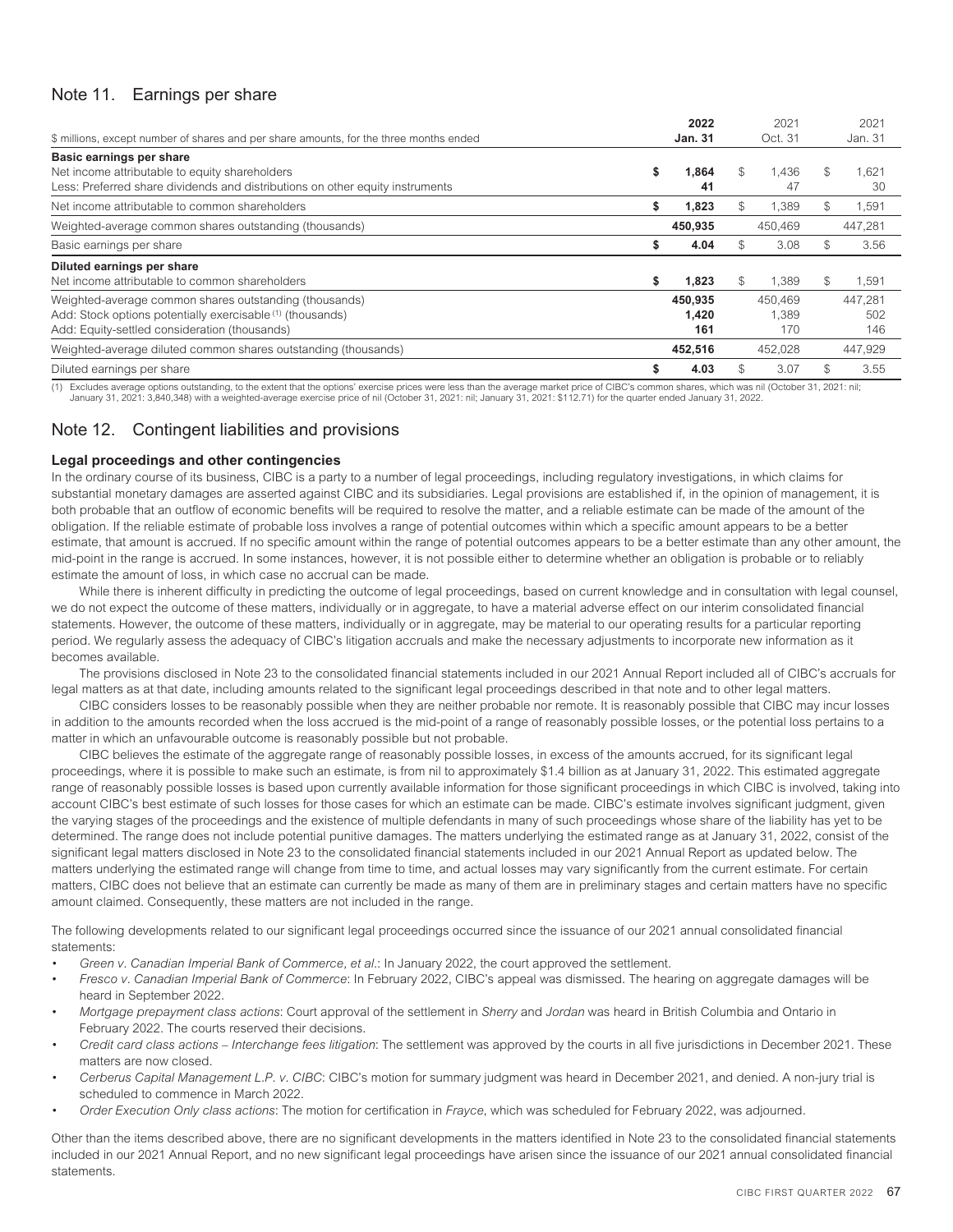## Note 11. Earnings per share

| $ millions, except number of shares and per share amounts, for the three months ended | **2022 Jan. 31** | 2021 Oct. 31 | 2021 Jan. 31 |
|---|---|---|---|
| **Basic earnings per share** | | | |
| Net income attributable to equity shareholders | **$ 1,864** | $ 1,436 | $ 1,621 |
| Less: Preferred share dividends and distributions on other equity instruments | **41** | 47 | 30 |
| Net income attributable to common shareholders | **$ 1,823** | $ 1,389 | $ 1,591 |
| Weighted-average common shares outstanding (thousands) | **450,935** | 450,469 | 447,281 |
| Basic earnings per share | **$ 4.04** | $ 3.08 | $ 3.56 |
| **Diluted earnings per share** | | | |
| Net income attributable to common shareholders | **$ 1,823** | $ 1,389 | $ 1,591 |
| Weighted-average common shares outstanding (thousands) | **450,935** | 450,469 | 447,281 |
| Add: Stock options potentially exercisable [(1)] (thousands) | **1,420** | 1,389 | 502 |
| Add: Equity-settled consideration (thousands) | **161** | 170 | 146 |
| Weighted-average diluted common shares outstanding (thousands) | **452,516** | 452,028 | 447,929 |
| Diluted earnings per share | **$ 4.03** | $ 3.07 | $ 3.55 |

(1) Excludes average options outstanding, to the extent that the options' exercise prices were less than the average market price of CIBC's common shares, which was nil (October 31, 2021: nil; January 31, 2021: 3,840,348) with a weighted-average exercise price of nil (October 31, 2021: nil; January 31, 2021: $112.71) for the quarter ended January 31, 2022.

## Note 12. Contingent liabilities and provisions

### Legal proceedings and other contingencies

In the ordinary course of its business, CIBC is a party to a number of legal proceedings, including regulatory investigations, in which claims for substantial monetary damages are asserted against CIBC and its subsidiaries. Legal provisions are established if, in the opinion of management, it is both probable that an outflow of economic benefits will be required to resolve the matter, and a reliable estimate can be made of the amount of the obligation. If the reliable estimate of probable loss involves a range of potential outcomes within which a specific amount appears to be a better estimate, that amount is accrued. If no specific amount within the range of potential outcomes appears to be a better estimate than any other amount, the mid-point in the range is accrued. In some instances, however, it is not possible either to determine whether an obligation is probable or to reliably estimate the amount of loss, in which case no accrual can be made.

While there is inherent difficulty in predicting the outcome of legal proceedings, based on current knowledge and in consultation with legal counsel, we do not expect the outcome of these matters, individually or in aggregate, to have a material adverse effect on our interim consolidated financial statements. However, the outcome of these matters, individually or in aggregate, may be material to our operating results for a particular reporting period. We regularly assess the adequacy of CIBC's litigation accruals and make the necessary adjustments to incorporate new information as it becomes available.

The provisions disclosed in Note 23 to the consolidated financial statements included in our 2021 Annual Report included all of CIBC's accruals for legal matters as at that date, including amounts related to the significant legal proceedings described in that note and to other legal matters.

CIBC considers losses to be reasonably possible when they are neither probable nor remote. It is reasonably possible that CIBC may incur losses in addition to the amounts recorded when the loss accrued is the mid-point of a range of reasonably possible losses, or the potential loss pertains to a matter in which an unfavourable outcome is reasonably possible but not probable.

CIBC believes the estimate of the aggregate range of reasonably possible losses, in excess of the amounts accrued, for its significant legal proceedings, where it is possible to make such an estimate, is from nil to approximately $1.4 billion as at January 31, 2022. This estimated aggregate range of reasonably possible losses is based upon currently available information for those significant proceedings in which CIBC is involved, taking into account CIBC's best estimate of such losses for those cases for which an estimate can be made. CIBC's estimate involves significant judgment, given the varying stages of the proceedings and the existence of multiple defendants in many of such proceedings whose share of the liability has yet to be determined. The range does not include potential punitive damages. The matters underlying the estimated range as at January 31, 2022, consist of the significant legal matters disclosed in Note 23 to the consolidated financial statements included in our 2021 Annual Report as updated below. The matters underlying the estimated range will change from time to time, and actual losses may vary significantly from the current estimate. For certain matters, CIBC does not believe that an estimate can currently be made as many of them are in preliminary stages and certain matters have no specific amount claimed. Consequently, these matters are not included in the range.

The following developments related to our significant legal proceedings occurred since the issuance of our 2021 annual consolidated financial statements:

- *Green v. Canadian Imperial Bank of Commerce, et al.*: In January 2022, the court approved the settlement.
- *Fresco v. Canadian Imperial Bank of Commerce*: In February 2022, CIBC's appeal was dismissed. The hearing on aggregate damages will be heard in September 2022.
- *Mortgage prepayment class actions*: Court approval of the settlement in *Sherry* and *Jordan* was heard in British Columbia and Ontario in February 2022. The courts reserved their decisions.
- *Credit card class actions – Interchange fees litigation*: The settlement was approved by the courts in all five jurisdictions in December 2021. These matters are now closed.
- *Cerberus Capital Management L.P. v. CIBC*: CIBC's motion for summary judgment was heard in December 2021, and denied. A non-jury trial is scheduled to commence in March 2022.
- *Order Execution Only class actions*: The motion for certification in *Frayce*, which was scheduled for February 2022, was adjourned.

Other than the items described above, there are no significant developments in the matters identified in Note 23 to the consolidated financial statements included in our 2021 Annual Report, and no new significant legal proceedings have arisen since the issuance of our 2021 annual consolidated financial statements.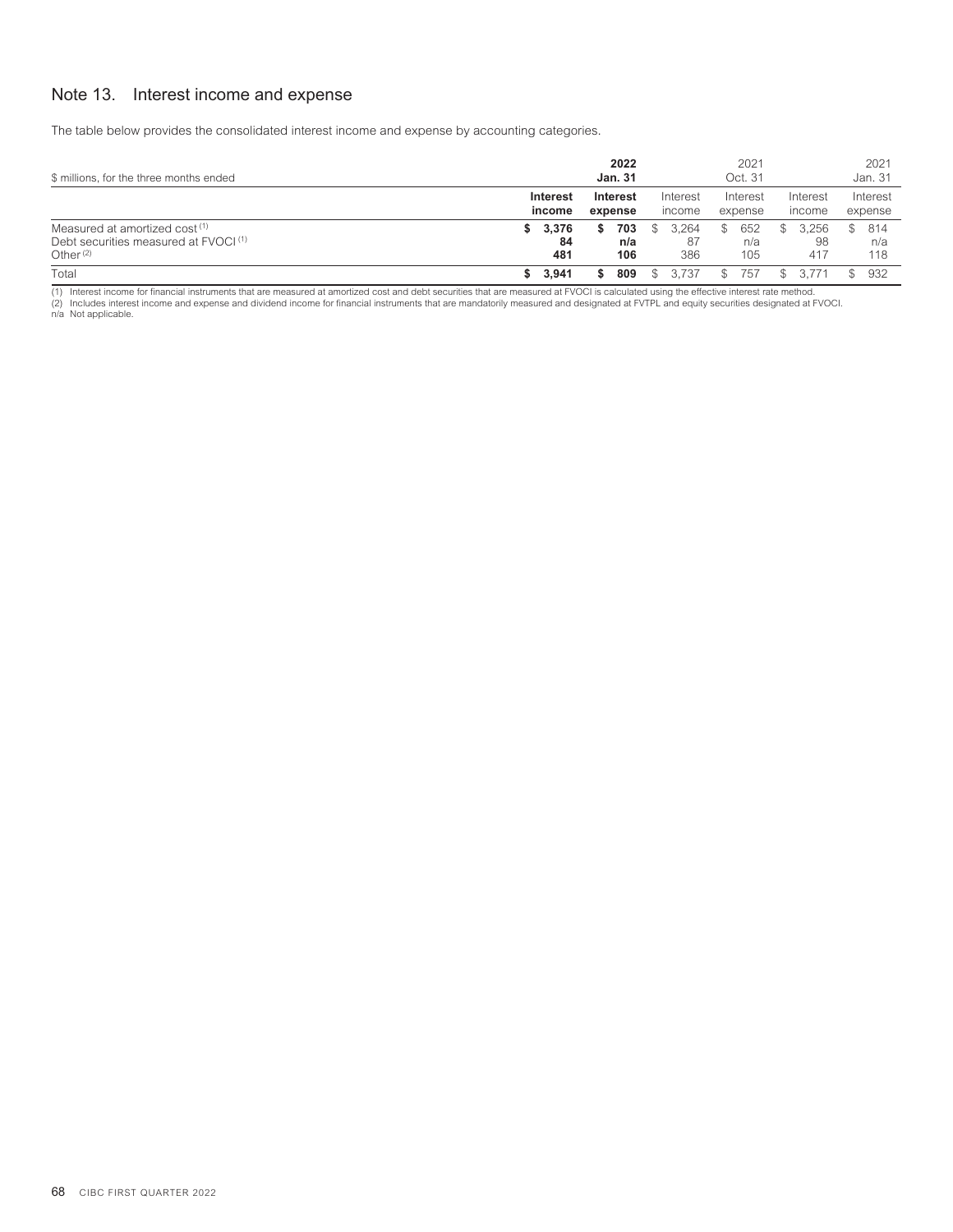# Note 13. Interest income and expense

The table below provides the consolidated interest income and expense by accounting categories.

| $ millions, for the three months ended | 2022 Jan. 31 | | 2021 Oct. 31 | | 2021 Jan. 31 | |
|---|---|---|---|---|---|---|
| | **Interest income** | **Interest expense** | Interest income | Interest expense | Interest income | Interest expense |
| Measured at amortized cost [1] | **$ 3,376** | **$ 703** | $ 3,264 | $ 652 | $ 3,256 | $ 814 |
| Debt securities measured at FVOCI [1] | **84** | **n/a** | 87 | n/a | 98 | n/a |
| Other [2] | **481** | **106** | 386 | 105 | 417 | 118 |
| Total | **$ 3,941** | **$ 809** | $ 3,737 | $ 757 | $ 3,771 | $ 932 |

(1) Interest income for financial instruments that are measured at amortized cost and debt securities that are measured at FVOCI is calculated using the effective interest rate method.
(2) Includes interest income and expense and dividend income for financial instruments that are mandatorily measured and designated at FVTPL and equity securities designated at FVOCI.
n/a Not applicable.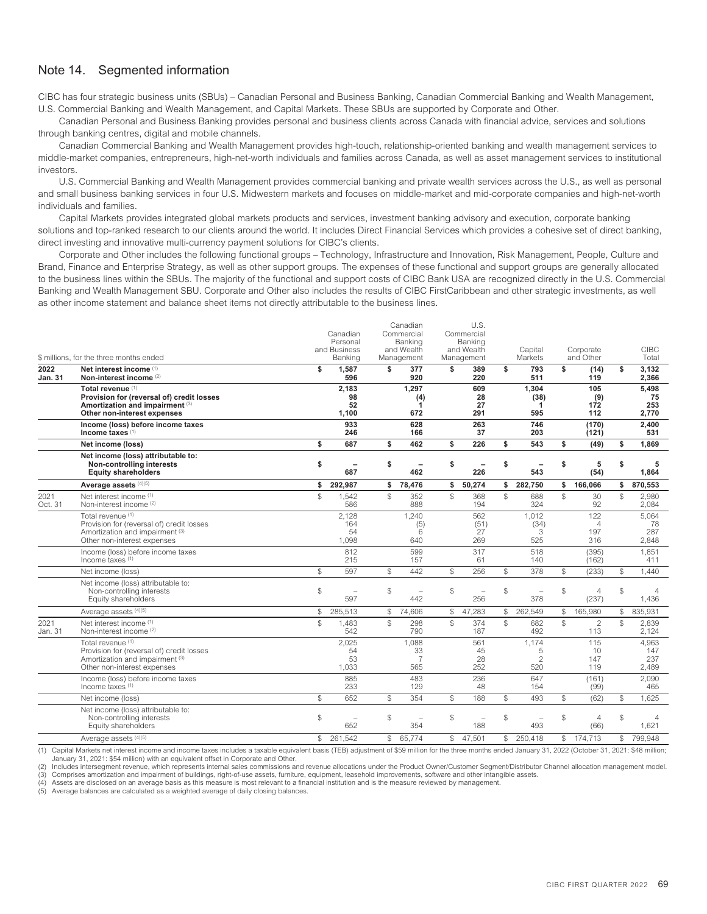# Note 14. Segmented information

CIBC has four strategic business units (SBUs) – Canadian Personal and Business Banking, Canadian Commercial Banking and Wealth Management, U.S. Commercial Banking and Wealth Management, and Capital Markets. These SBUs are supported by Corporate and Other.

Canadian Personal and Business Banking provides personal and business clients across Canada with financial advice, services and solutions through banking centres, digital and mobile channels.

Canadian Commercial Banking and Wealth Management provides high-touch, relationship-oriented banking and wealth management services to middle-market companies, entrepreneurs, high-net-worth individuals and families across Canada, as well as asset management services to institutional investors.

U.S. Commercial Banking and Wealth Management provides commercial banking and private wealth services across the U.S., as well as personal and small business banking services in four U.S. Midwestern markets and focuses on middle-market and mid-corporate companies and high-net-worth individuals and families.

Capital Markets provides integrated global markets products and services, investment banking advisory and execution, corporate banking solutions and top-ranked research to our clients around the world. It includes Direct Financial Services which provides a cohesive set of direct banking, direct investing and innovative multi-currency payment solutions for CIBC's clients.

Corporate and Other includes the following functional groups – Technology, Infrastructure and Innovation, Risk Management, People, Culture and Brand, Finance and Enterprise Strategy, as well as other support groups. The expenses of these functional and support groups are generally allocated to the business lines within the SBUs. The majority of the functional and support costs of CIBC Bank USA are recognized directly in the U.S. Commercial Banking and Wealth Management SBU. Corporate and Other also includes the results of CIBC FirstCaribbean and other strategic investments, as well as other income statement and balance sheet items not directly attributable to the business lines.

| $ millions, for the three months ended | | Canadian Personal and Business Banking | Canadian Commercial Banking and Wealth Management | U.S. Commercial Banking and Wealth Management | Capital Markets | Corporate and Other | CIBC Total |
|---|---|---|---|---|---|---|---|
| **2022 Jan. 31** | **Net interest income** (1) | **$ 1,587** | **$ 377** | **$ 389** | **$ 793** | **$ (14)** | **$ 3,132** |
| | **Non-interest income** (2) | **596** | **920** | **220** | **511** | **119** | **2,366** |
| | **Total revenue** (1) | **2,183** | **1,297** | **609** | **1,304** | **105** | **5,498** |
| | **Provision for (reversal of) credit losses** | **98** | **(4)** | **28** | **(38)** | **(9)** | **75** |
| | **Amortization and impairment** (3) | **52** | **1** | **27** | **1** | **172** | **253** |
| | **Other non-interest expenses** | **1,100** | **672** | **291** | **595** | **112** | **2,770** |
| | **Income (loss) before income taxes** | **933** | **628** | **263** | **746** | **(170)** | **2,400** |
| | **Income taxes** (1) | **246** | **166** | **37** | **203** | **(121)** | **531** |
| | **Net income (loss)** | **$ 687** | **$ 462** | **$ 226** | **$ 543** | **$ (49)** | **$ 1,869** |
| | **Net income (loss) attributable to:** | | | | | | |
| | **Non-controlling interests** | **$ –** | **$ –** | **$ –** | **$ –** | **$ 5** | **$ 5** |
| | **Equity shareholders** | **687** | **462** | **226** | **543** | **(54)** | **1,864** |
| | **Average assets** (4)(5) | **$ 292,987** | **$ 78,476** | **$ 50,274** | **$ 282,750** | **$ 166,066** | **$ 870,553** |
| 2021 Oct. 31 | Net interest income (1) | $ 1,542 | $ 352 | $ 368 | $ 688 | $ 30 | $ 2,980 |
| | Non-interest income (2) | 586 | 888 | 194 | 324 | 92 | 2,084 |
| | Total revenue (1) | 2,128 | 1,240 | 562 | 1,012 | 122 | 5,064 |
| | Provision for (reversal of) credit losses | 164 | (5) | (51) | (34) | 4 | 78 |
| | Amortization and impairment (3) | 54 | 6 | 27 | 3 | 197 | 287 |
| | Other non-interest expenses | 1,098 | 640 | 269 | 525 | 316 | 2,848 |
| | Income (loss) before income taxes | 812 | 599 | 317 | 518 | (395) | 1,851 |
| | Income taxes (1) | 215 | 157 | 61 | 140 | (162) | 411 |
| | Net income (loss) | $ 597 | $ 442 | $ 256 | $ 378 | $ (233) | $ 1,440 |
| | Net income (loss) attributable to: | | | | | | |
| | Non-controlling interests | $ – | $ – | $ – | $ – | $ 4 | $ 4 |
| | Equity shareholders | 597 | 442 | 256 | 378 | (237) | 1,436 |
| | Average assets (4)(5) | $ 285,513 | $ 74,606 | $ 47,283 | $ 262,549 | $ 165,980 | $ 835,931 |
| 2021 Jan. 31 | Net interest income (1) | $ 1,483 | $ 298 | $ 374 | $ 682 | $ 2 | $ 2,839 |
| | Non-interest income (2) | 542 | 790 | 187 | 492 | 113 | 2,124 |
| | Total revenue (1) | 2,025 | 1,088 | 561 | 1,174 | 115 | 4,963 |
| | Provision for (reversal of) credit losses | 54 | 33 | 45 | 5 | 10 | 147 |
| | Amortization and impairment (3) | 53 | 7 | 28 | 2 | 147 | 237 |
| | Other non-interest expenses | 1,033 | 565 | 252 | 520 | 119 | 2,489 |
| | Income (loss) before income taxes | 885 | 483 | 236 | 647 | (161) | 2,090 |
| | Income taxes (1) | 233 | 129 | 48 | 154 | (99) | 465 |
| | Net income (loss) | $ 652 | $ 354 | $ 188 | $ 493 | $ (62) | $ 1,625 |
| | Net income (loss) attributable to: | | | | | | |
| | Non-controlling interests | $ – | $ – | $ – | $ – | $ 4 | $ 4 |
| | Equity shareholders | 652 | 354 | 188 | 493 | (66) | 1,621 |
| | Average assets (4)(5) | $ 261,542 | $ 65,774 | $ 47,501 | $ 250,418 | $ 174,713 | $ 799,948 |

(1) Capital Markets net interest income and income taxes includes a taxable equivalent basis (TEB) adjustment of $59 million for the three months ended January 31, 2022 (October 31, 2021: $48 million; January 31, 2021: $54 million) with an equivalent offset in Corporate and Other.
(2) Includes intersegment revenue, which represents internal sales commissions and revenue allocations under the Product Owner/Customer Segment/Distributor Channel allocation management model.
(3) Comprises amortization and impairment of buildings, right-of-use assets, furniture, equipment, leasehold improvements, software and other intangible assets.
(4) Assets are disclosed on an average basis as this measure is most relevant to a financial institution and is the measure reviewed by management.
(5) Average balances are calculated as a weighted average of daily closing balances.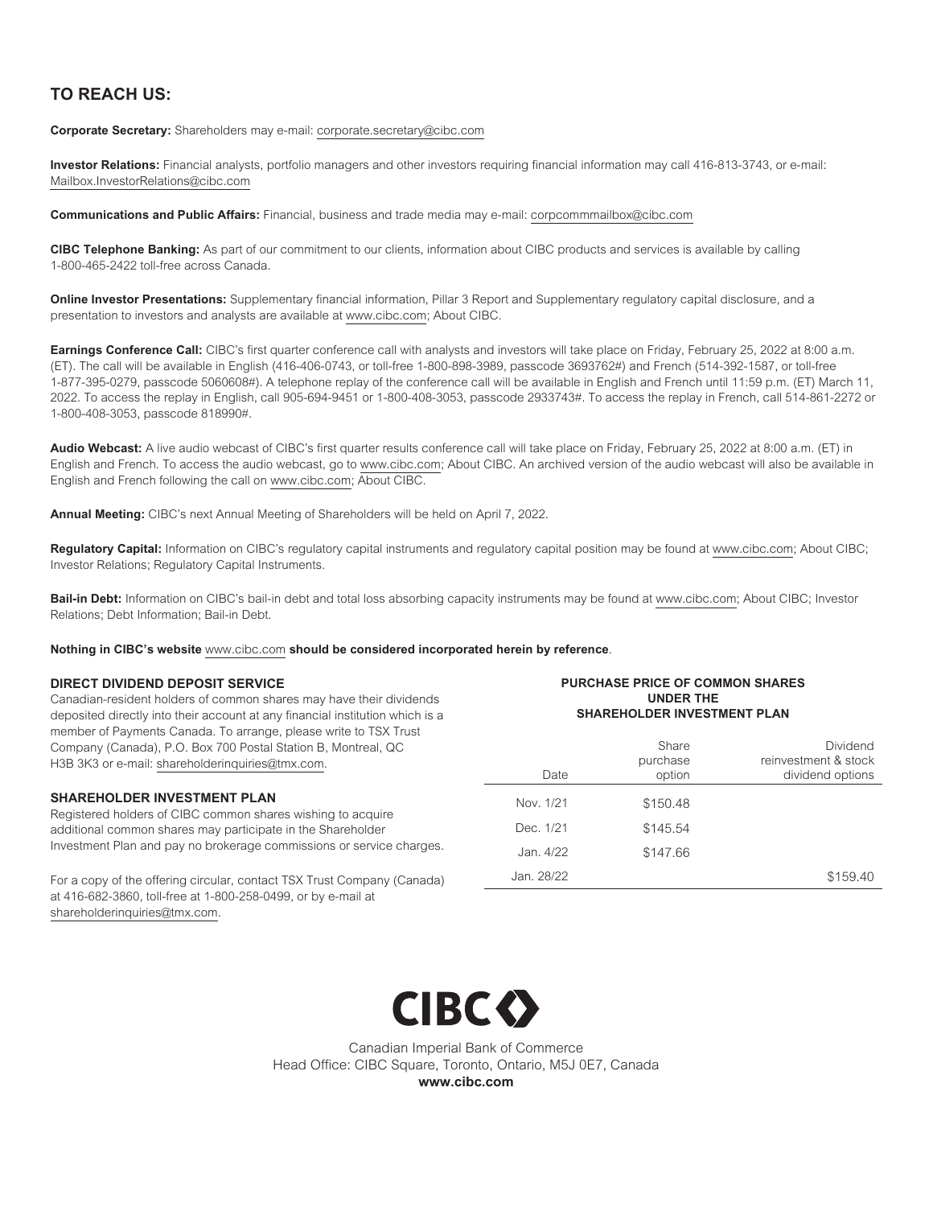## TO REACH US:

**Corporate Secretary:** Shareholders may e-mail: corporate.secretary@cibc.com

**Investor Relations:** Financial analysts, portfolio managers and other investors requiring financial information may call 416-813-3743, or e-mail: Mailbox.InvestorRelations@cibc.com

**Communications and Public Affairs:** Financial, business and trade media may e-mail: corpcommmailbox@cibc.com

**CIBC Telephone Banking:** As part of our commitment to our clients, information about CIBC products and services is available by calling 1-800-465-2422 toll-free across Canada.

**Online Investor Presentations:** Supplementary financial information, Pillar 3 Report and Supplementary regulatory capital disclosure, and a presentation to investors and analysts are available at www.cibc.com; About CIBC.

**Earnings Conference Call:** CIBC's first quarter conference call with analysts and investors will take place on Friday, February 25, 2022 at 8:00 a.m. (ET). The call will be available in English (416-406-0743, or toll-free 1-800-898-3989, passcode 3693762#) and French (514-392-1587, or toll-free 1-877-395-0279, passcode 5060608#). A telephone replay of the conference call will be available in English and French until 11:59 p.m. (ET) March 11, 2022. To access the replay in English, call 905-694-9451 or 1-800-408-3053, passcode 2933743#. To access the replay in French, call 514-861-2272 or 1-800-408-3053, passcode 818990#.

**Audio Webcast:** A live audio webcast of CIBC's first quarter results conference call will take place on Friday, February 25, 2022 at 8:00 a.m. (ET) in English and French. To access the audio webcast, go to www.cibc.com; About CIBC. An archived version of the audio webcast will also be available in English and French following the call on www.cibc.com; About CIBC.

**Annual Meeting:** CIBC's next Annual Meeting of Shareholders will be held on April 7, 2022.

**Regulatory Capital:** Information on CIBC's regulatory capital instruments and regulatory capital position may be found at www.cibc.com; About CIBC; Investor Relations; Regulatory Capital Instruments.

**Bail-in Debt:** Information on CIBC's bail-in debt and total loss absorbing capacity instruments may be found at www.cibc.com; About CIBC; Investor Relations; Debt Information; Bail-in Debt.

**Nothing in CIBC's website** www.cibc.com **should be considered incorporated herein by reference**.

### DIRECT DIVIDEND DEPOSIT SERVICE

Canadian-resident holders of common shares may have their dividends deposited directly into their account at any financial institution which is a member of Payments Canada. To arrange, please write to TSX Trust Company (Canada), P.O. Box 700 Postal Station B, Montreal, QC H3B 3K3 or e-mail: shareholderinquiries@tmx.com.

### SHAREHOLDER INVESTMENT PLAN

Registered holders of CIBC common shares wishing to acquire additional common shares may participate in the Shareholder Investment Plan and pay no brokerage commissions or service charges.

For a copy of the offering circular, contact TSX Trust Company (Canada) at 416-682-3860, toll-free at 1-800-258-0499, or by e-mail at shareholderinquiries@tmx.com.

**PURCHASE PRICE OF COMMON SHARES UNDER THE SHAREHOLDER INVESTMENT PLAN**

| Date | Share purchase option | Dividend reinvestment & stock dividend options |
|---|---|---|
| Nov. 1/21 | $150.48 | |
| Dec. 1/21 | $145.54 | |
| Jan. 4/22 | $147.66 | |
| Jan. 28/22 | | $159.40 |

Canadian Imperial Bank of Commerce
Head Office: CIBC Square, Toronto, Ontario, M5J 0E7, Canada
**www.cibc.com**